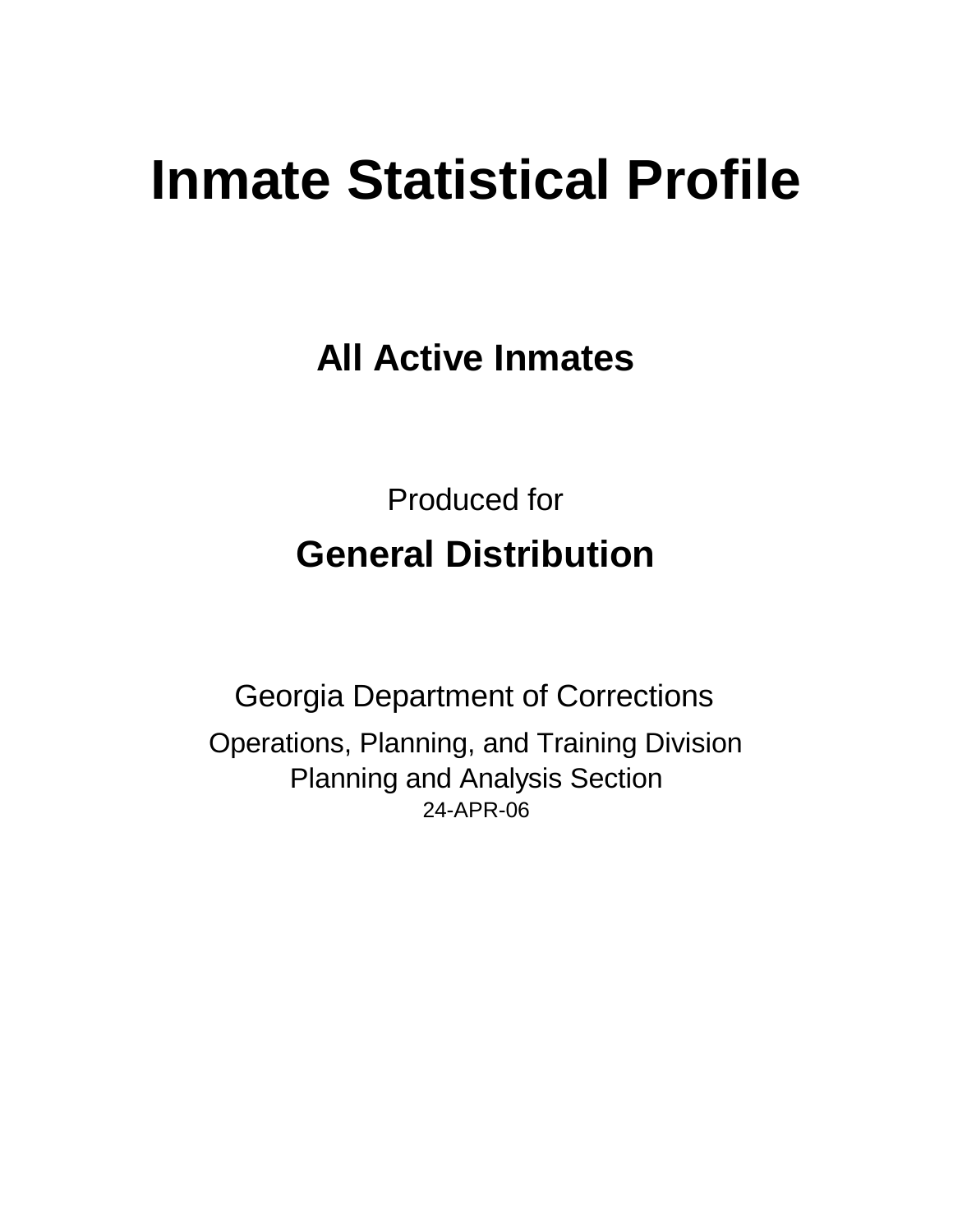# Inmate Statistical Profile

## All Active Inmates

Produced for

**General Distribution**

Georgia Department of Corrections

Operations, Planning, and Training Division
Planning and Analysis Section
24-APR-06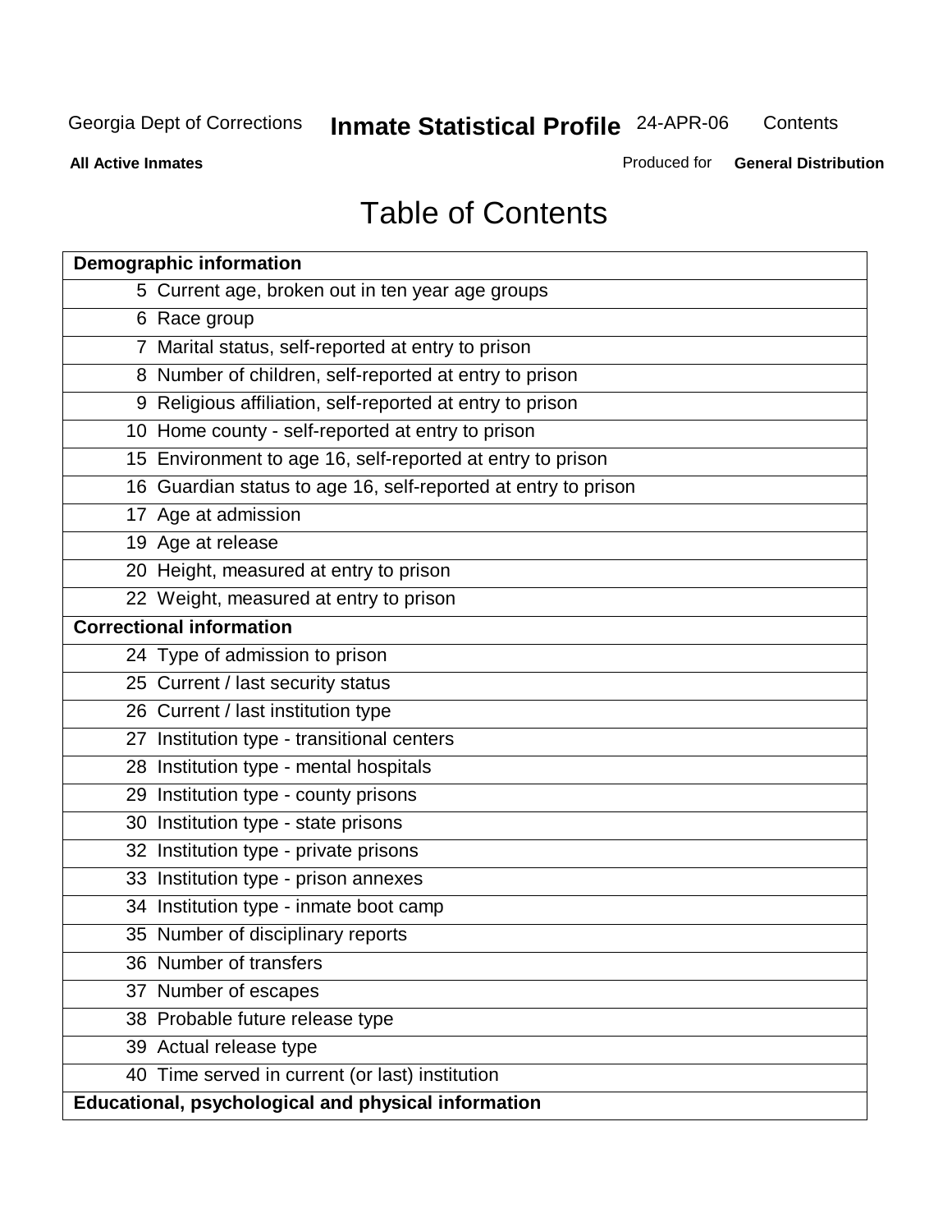# Table of Contents

| Demographic information | |
|---|---|
| 5 | Current age, broken out in ten year age groups |
| 6 | Race group |
| 7 | Marital status, self-reported at entry to prison |
| 8 | Number of children, self-reported at entry to prison |
| 9 | Religious affiliation, self-reported at entry to prison |
| 10 | Home county - self-reported at entry to prison |
| 15 | Environment to age 16, self-reported at entry to prison |
| 16 | Guardian status to age 16, self-reported at entry to prison |
| 17 | Age at admission |
| 19 | Age at release |
| 20 | Height, measured at entry to prison |
| 22 | Weight, measured at entry to prison |
| **Correctional information** | |
| 24 | Type of admission to prison |
| 25 | Current / last security status |
| 26 | Current / last institution type |
| 27 | Institution type - transitional centers |
| 28 | Institution type - mental hospitals |
| 29 | Institution type - county prisons |
| 30 | Institution type - state prisons |
| 32 | Institution type - private prisons |
| 33 | Institution type - prison annexes |
| 34 | Institution type - inmate boot camp |
| 35 | Number of disciplinary reports |
| 36 | Number of transfers |
| 37 | Number of escapes |
| 38 | Probable future release type |
| 39 | Actual release type |
| 40 | Time served in current (or last) institution |
| **Educational, psychological and physical information** | |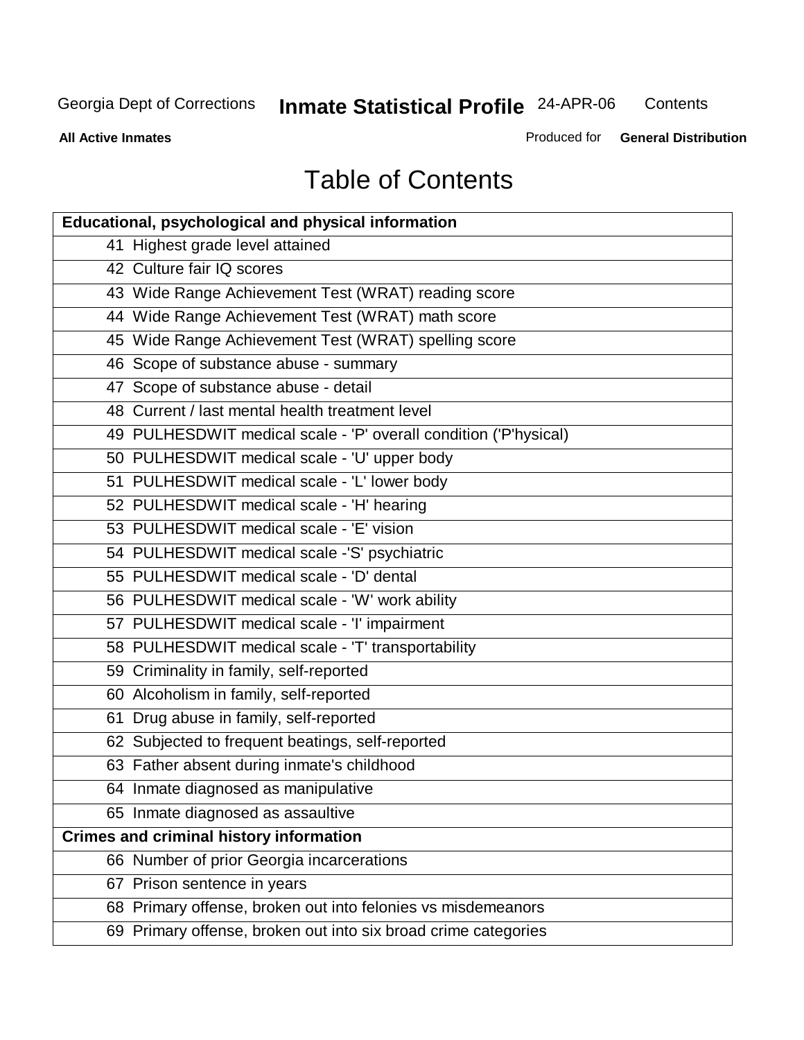# Table of Contents

| Educational, psychological and physical information |
|---|
| 41 Highest grade level attained |
| 42 Culture fair IQ scores |
| 43 Wide Range Achievement Test (WRAT) reading score |
| 44 Wide Range Achievement Test (WRAT) math score |
| 45 Wide Range Achievement Test (WRAT) spelling score |
| 46 Scope of substance abuse - summary |
| 47 Scope of substance abuse - detail |
| 48 Current / last mental health treatment level |
| 49 PULHESDWIT medical scale - 'P' overall condition ('P'hysical) |
| 50 PULHESDWIT medical scale - 'U' upper body |
| 51 PULHESDWIT medical scale - 'L' lower body |
| 52 PULHESDWIT medical scale - 'H' hearing |
| 53 PULHESDWIT medical scale - 'E' vision |
| 54 PULHESDWIT medical scale -'S' psychiatric |
| 55 PULHESDWIT medical scale - 'D' dental |
| 56 PULHESDWIT medical scale - 'W' work ability |
| 57 PULHESDWIT medical scale - 'I' impairment |
| 58 PULHESDWIT medical scale - 'T' transportability |
| 59 Criminality in family, self-reported |
| 60 Alcoholism in family, self-reported |
| 61 Drug abuse in family, self-reported |
| 62 Subjected to frequent beatings, self-reported |
| 63 Father absent during inmate's childhood |
| 64 Inmate diagnosed as manipulative |
| 65 Inmate diagnosed as assaultive |
| **Crimes and criminal history information** |
| 66 Number of prior Georgia incarcerations |
| 67 Prison sentence in years |
| 68 Primary offense, broken out into felonies vs misdemeanors |
| 69 Primary offense, broken out into six broad crime categories |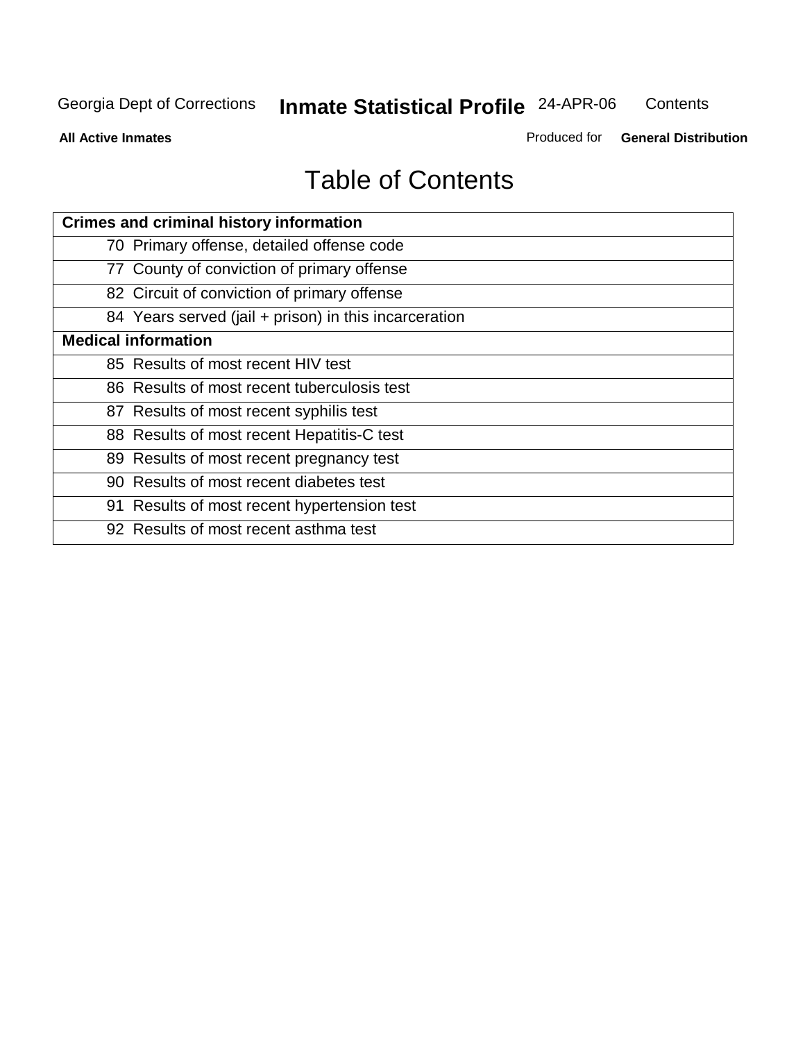# Table of Contents

| Crimes and criminal history information | |
|---|---|
| 70 | Primary offense, detailed offense code |
| 77 | County of conviction of primary offense |
| 82 | Circuit of conviction of primary offense |
| 84 | Years served (jail + prison) in this incarceration |
| **Medical information** | |
| 85 | Results of most recent HIV test |
| 86 | Results of most recent tuberculosis test |
| 87 | Results of most recent syphilis test |
| 88 | Results of most recent Hepatitis-C test |
| 89 | Results of most recent pregnancy test |
| 90 | Results of most recent diabetes test |
| 91 | Results of most recent hypertension test |
| 92 | Results of most recent asthma test |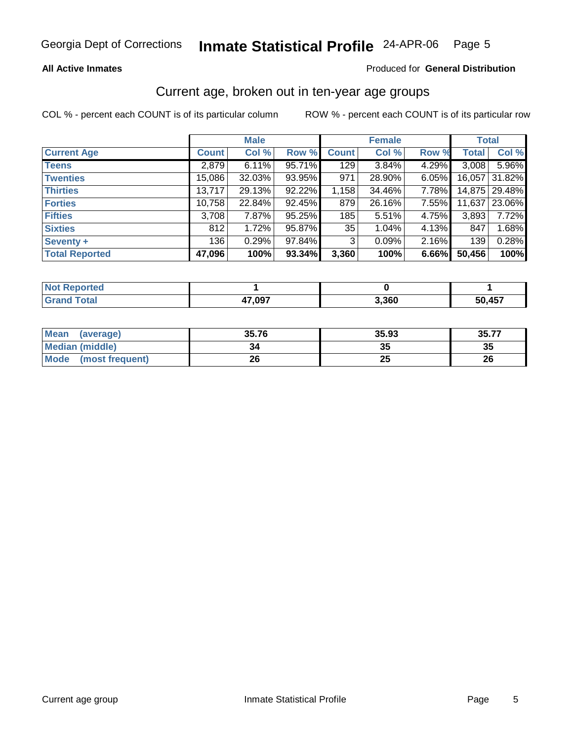Georgia Dept of Corrections **Inmate Statistical Profile** 24-APR-06

**All Active Inmates**

Produced for **General Distribution**

## Current age, broken out in ten-year age groups

COL % - percent each COUNT is of its particular column

ROW % - percent each COUNT is of its particular row

| | Male | | | Female | | | Total | |
|---|---|---|---|---|---|---|---|---|
| Current Age | Count | Col % | Row % | Count | Col % | Row % | Total | Col % |
| Teens | 2,879 | 6.11% | 95.71% | 129 | 3.84% | 4.29% | 3,008 | 5.96% |
| Twenties | 15,086 | 32.03% | 93.95% | 971 | 28.90% | 6.05% | 16,057 | 31.82% |
| Thirties | 13,717 | 29.13% | 92.22% | 1,158 | 34.46% | 7.78% | 14,875 | 29.48% |
| Forties | 10,758 | 22.84% | 92.45% | 879 | 26.16% | 7.55% | 11,637 | 23.06% |
| Fifties | 3,708 | 7.87% | 95.25% | 185 | 5.51% | 4.75% | 3,893 | 7.72% |
| Sixties | 812 | 1.72% | 95.87% | 35 | 1.04% | 4.13% | 847 | 1.68% |
| Seventy + | 136 | 0.29% | 97.84% | 3 | 0.09% | 2.16% | 139 | 0.28% |
| **Total Reported** | **47,096** | **100%** | **93.34%** | **3,360** | **100%** | **6.66%** | **50,456** | **100%** |

| | Male | Female | Total |
|---|---|---|---|
| Not Reported | **1** | **0** | **1** |
| Grand Total | **47,097** | **3,360** | **50,457** |

| | Male | Female | Total |
|---|---|---|---|
| Mean (average) | **35.76** | **35.93** | **35.77** |
| Median (middle) | **34** | **35** | **35** |
| Mode (most frequent) | **26** | **25** | **26** |

Current age group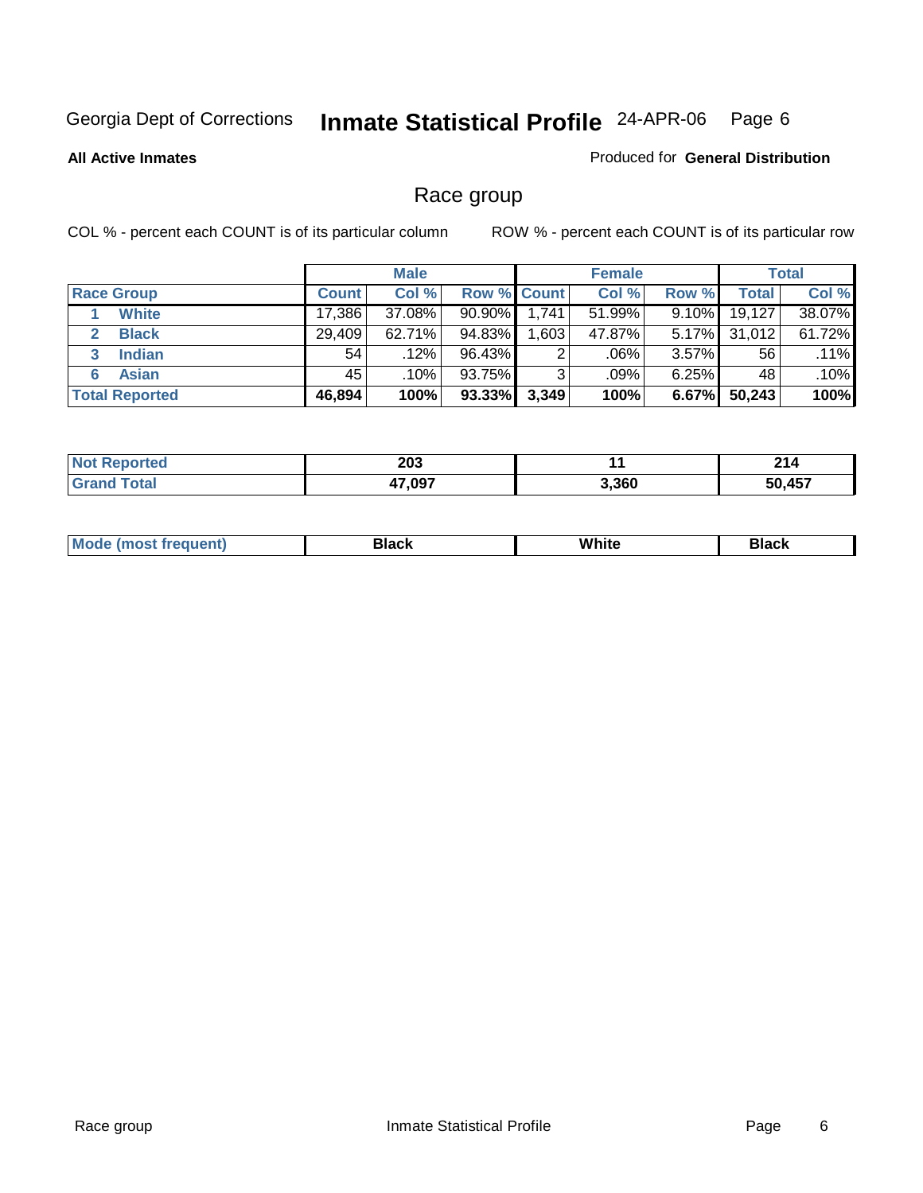Georgia Dept of Corrections **Inmate Statistical Profile** 24-APR-06

**All Active Inmates**

Produced for **General Distribution**

## Race group

COL % - percent each COUNT is of its particular column

ROW % - percent each COUNT is of its particular row

| | | Male | | | Female | | | Total | |
|---|---|---|---|---|---|---|---|---|---|
| | **Race Group** | **Count** | **Col %** | **Row %** | **Count** | **Col %** | **Row %** | **Total** | **Col %** |
| 1 | **White** | 17,386 | 37.08% | 90.90% | 1,741 | 51.99% | 9.10% | 19,127 | 38.07% |
| 2 | **Black** | 29,409 | 62.71% | 94.83% | 1,603 | 47.87% | 5.17% | 31,012 | 61.72% |
| 3 | **Indian** | 54 | .12% | 96.43% | 2 | .06% | 3.57% | 56 | .11% |
| 6 | **Asian** | 45 | .10% | 93.75% | 3 | .09% | 6.25% | 48 | .10% |
| **Total Reported** | | **46,894** | **100%** | **93.33%** | **3,349** | **100%** | **6.67%** | **50,243** | **100%** |

| | Male | Female | Total |
|---|---|---|---|
| **Not Reported** | **203** | **11** | **214** |
| **Grand Total** | **47,097** | **3,360** | **50,457** |

| | Male | Female | Total |
|---|---|---|---|
| **Mode (most frequent)** | **Black** | **White** | **Black** |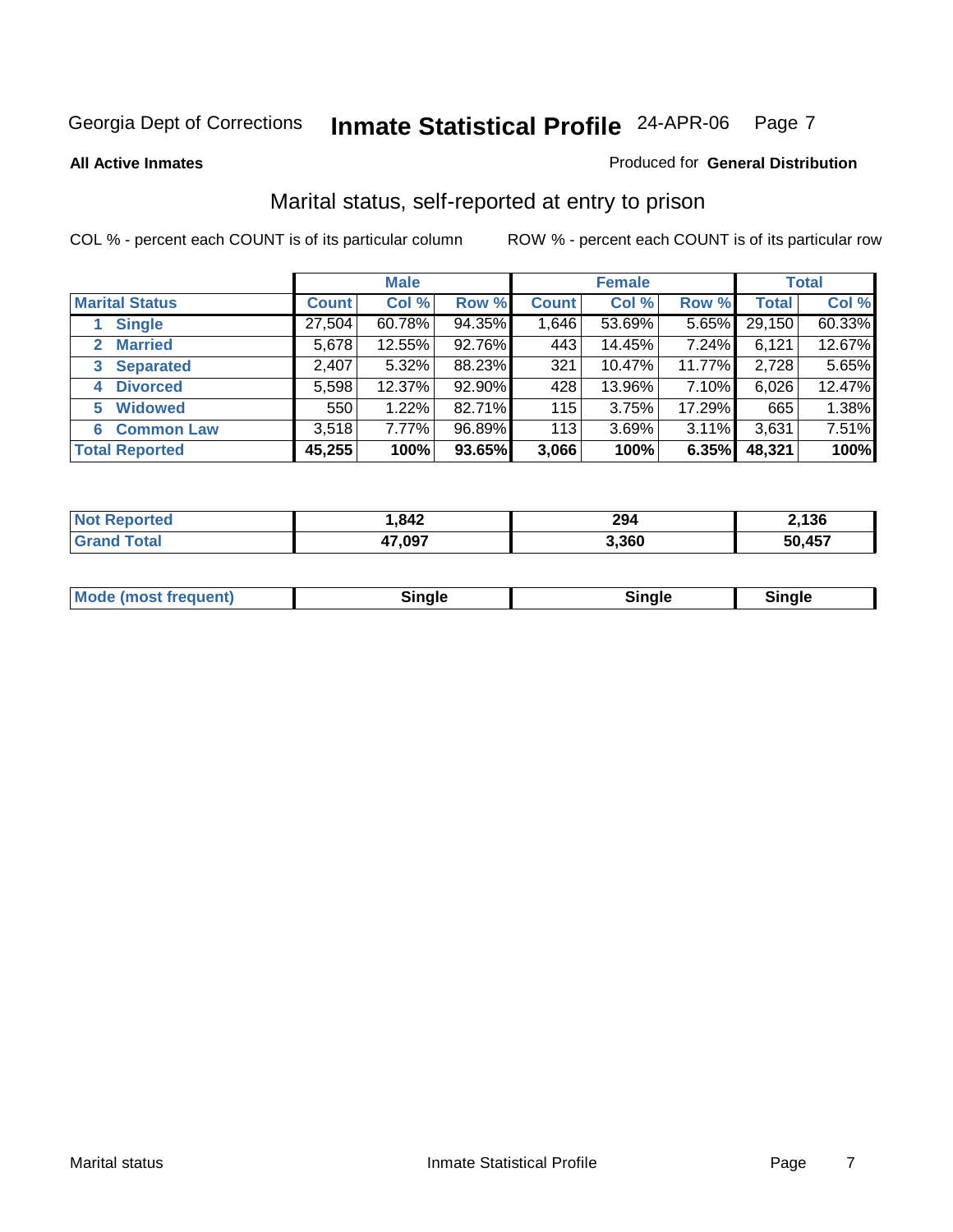Georgia Dept of Corrections **Inmate Statistical Profile** 24-APR-06

**All Active Inmates**

Produced for **General Distribution**

## Marital status, self-reported at entry to prison

COL % - percent each COUNT is of its particular column ROW % - percent each COUNT is of its particular row

| | Male | | | Female | | | Total | |
|---|---|---|---|---|---|---|---|---|
| **Marital Status** | **Count** | **Col %** | **Row %** | **Count** | **Col %** | **Row %** | **Total** | **Col %** |
| 1 **Single** | 27,504 | 60.78% | 94.35% | 1,646 | 53.69% | 5.65% | 29,150 | 60.33% |
| 2 **Married** | 5,678 | 12.55% | 92.76% | 443 | 14.45% | 7.24% | 6,121 | 12.67% |
| 3 **Separated** | 2,407 | 5.32% | 88.23% | 321 | 10.47% | 11.77% | 2,728 | 5.65% |
| 4 **Divorced** | 5,598 | 12.37% | 92.90% | 428 | 13.96% | 7.10% | 6,026 | 12.47% |
| 5 **Widowed** | 550 | 1.22% | 82.71% | 115 | 3.75% | 17.29% | 665 | 1.38% |
| 6 **Common Law** | 3,518 | 7.77% | 96.89% | 113 | 3.69% | 3.11% | 3,631 | 7.51% |
| **Total Reported** | **45,255** | **100%** | **93.65%** | **3,066** | **100%** | **6.35%** | **48,321** | **100%** |

| | Male | Female | Total |
|---|---|---|---|
| **Not Reported** | **1,842** | **294** | **2,136** |
| **Grand Total** | **47,097** | **3,360** | **50,457** |

| | Male | Female | Total |
|---|---|---|---|
| **Mode (most frequent)** | **Single** | **Single** | **Single** |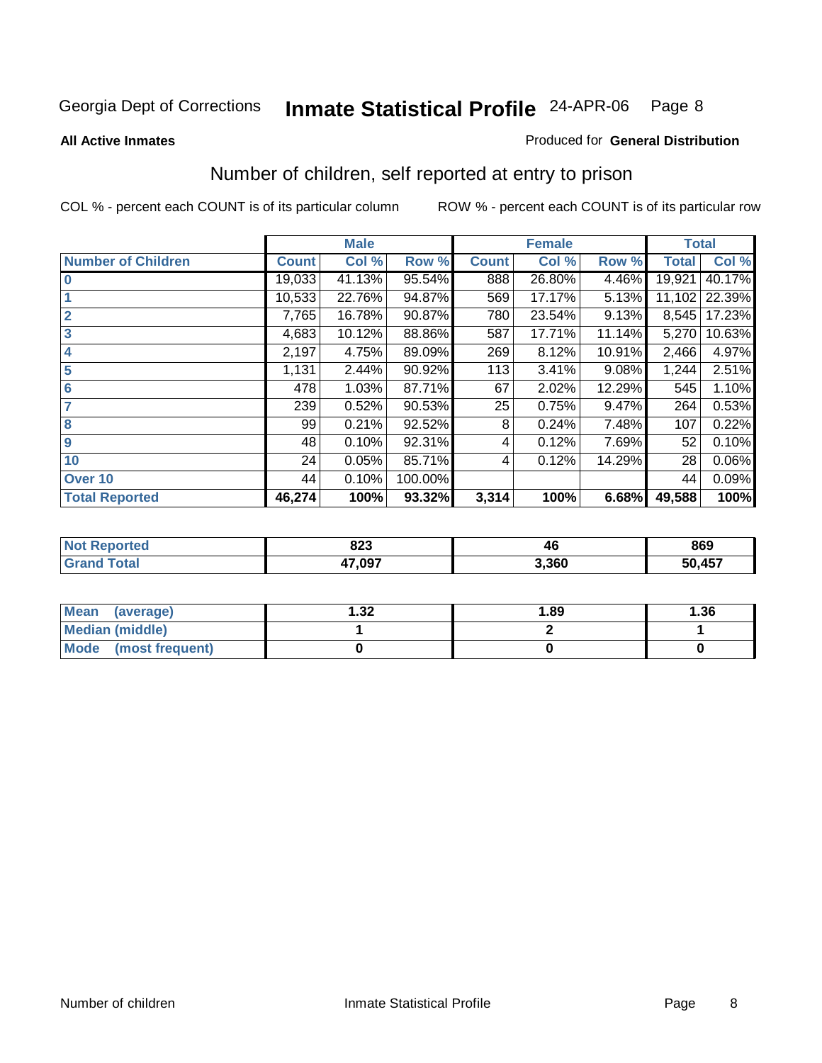Georgia Dept of Corrections **Inmate Statistical Profile** 24-APR-06

**All Active Inmates**

Produced for **General Distribution**

## Number of children, self reported at entry to prison

COL % - percent each COUNT is of its particular column    ROW % - percent each COUNT is of its particular row

| | Male | | | Female | | | Total | |
|---|---|---|---|---|---|---|---|---|
| **Number of Children** | **Count** | **Col %** | **Row %** | **Count** | **Col %** | **Row %** | **Total** | **Col %** |
| **0** | 19,033 | 41.13% | 95.54% | 888 | 26.80% | 4.46% | 19,921 | 40.17% |
| **1** | 10,533 | 22.76% | 94.87% | 569 | 17.17% | 5.13% | 11,102 | 22.39% |
| **2** | 7,765 | 16.78% | 90.87% | 780 | 23.54% | 9.13% | 8,545 | 17.23% |
| **3** | 4,683 | 10.12% | 88.86% | 587 | 17.71% | 11.14% | 5,270 | 10.63% |
| **4** | 2,197 | 4.75% | 89.09% | 269 | 8.12% | 10.91% | 2,466 | 4.97% |
| **5** | 1,131 | 2.44% | 90.92% | 113 | 3.41% | 9.08% | 1,244 | 2.51% |
| **6** | 478 | 1.03% | 87.71% | 67 | 2.02% | 12.29% | 545 | 1.10% |
| **7** | 239 | 0.52% | 90.53% | 25 | 0.75% | 9.47% | 264 | 0.53% |
| **8** | 99 | 0.21% | 92.52% | 8 | 0.24% | 7.48% | 107 | 0.22% |
| **9** | 48 | 0.10% | 92.31% | 4 | 0.12% | 7.69% | 52 | 0.10% |
| **10** | 24 | 0.05% | 85.71% | 4 | 0.12% | 14.29% | 28 | 0.06% |
| **Over 10** | 44 | 0.10% | 100.00% | | | | 44 | 0.09% |
| **Total Reported** | **46,274** | **100%** | **93.32%** | **3,314** | **100%** | **6.68%** | **49,588** | **100%** |

| | Male | Female | Total |
|---|---|---|---|
| **Not Reported** | **823** | **46** | **869** |
| **Grand Total** | **47,097** | **3,360** | **50,457** |

| | Male | Female | Total |
|---|---|---|---|
| **Mean (average)** | **1.32** | **1.89** | **1.36** |
| **Median (middle)** | **1** | **2** | **1** |
| **Mode (most frequent)** | **0** | **0** | **0** |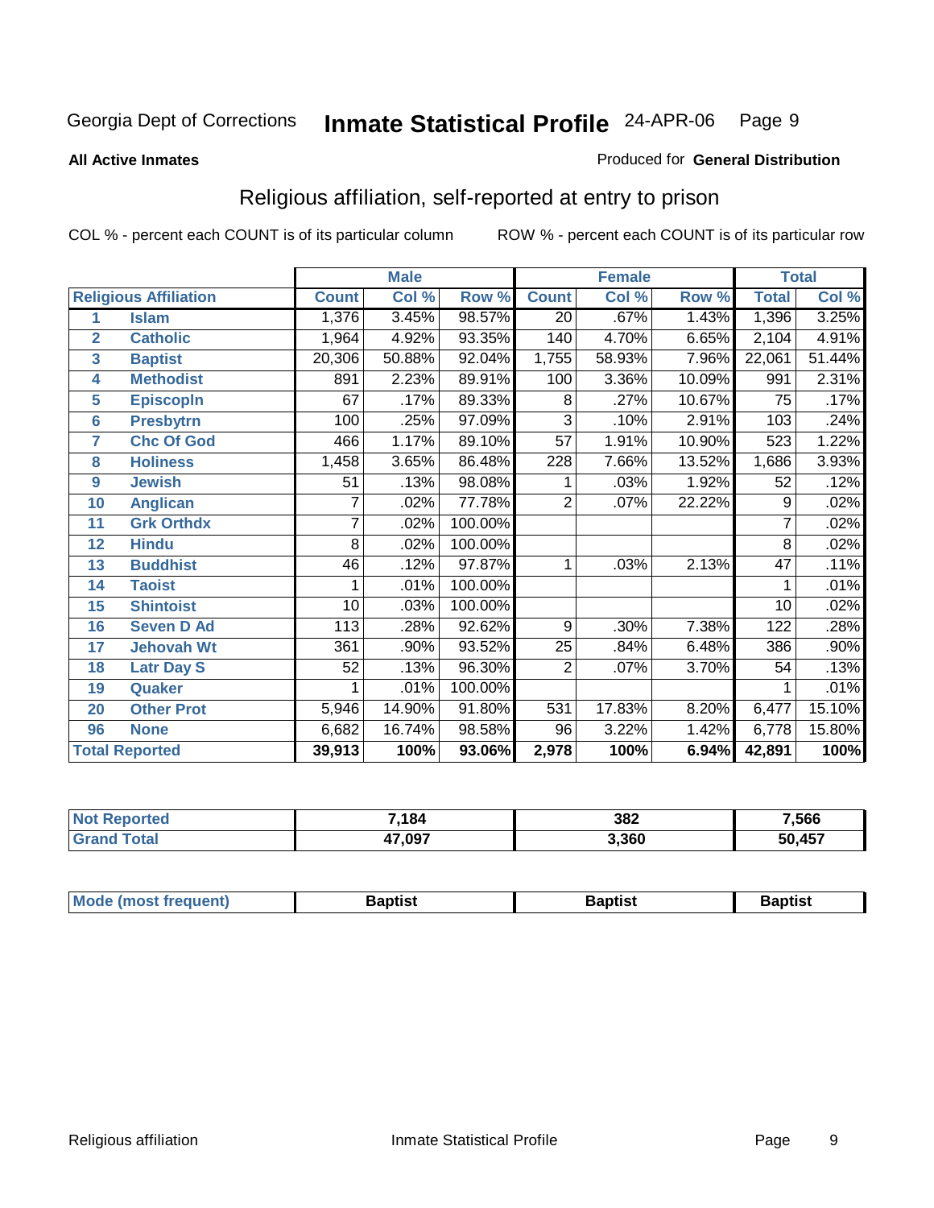Georgia Dept of Corrections **Inmate Statistical Profile** 24-APR-06

**All Active Inmates**

Produced for **General Distribution**

## Religious affiliation, self-reported at entry to prison

COL % - percent each COUNT is of its particular column

ROW % - percent each COUNT is of its particular row

| | | Male | | | Female | | | Total | |
|---|---|---|---|---|---|---|---|---|---|
| **Religious Affiliation** | | **Count** | **Col %** | **Row %** | **Count** | **Col %** | **Row %** | **Total** | **Col %** |
| 1 | Islam | 1,376 | 3.45% | 98.57% | 20 | .67% | 1.43% | 1,396 | 3.25% |
| 2 | Catholic | 1,964 | 4.92% | 93.35% | 140 | 4.70% | 6.65% | 2,104 | 4.91% |
| 3 | Baptist | 20,306 | 50.88% | 92.04% | 1,755 | 58.93% | 7.96% | 22,061 | 51.44% |
| 4 | Methodist | 891 | 2.23% | 89.91% | 100 | 3.36% | 10.09% | 991 | 2.31% |
| 5 | Episcopln | 67 | .17% | 89.33% | 8 | .27% | 10.67% | 75 | .17% |
| 6 | Presbytrn | 100 | .25% | 97.09% | 3 | .10% | 2.91% | 103 | .24% |
| 7 | Chc Of God | 466 | 1.17% | 89.10% | 57 | 1.91% | 10.90% | 523 | 1.22% |
| 8 | Holiness | 1,458 | 3.65% | 86.48% | 228 | 7.66% | 13.52% | 1,686 | 3.93% |
| 9 | Jewish | 51 | .13% | 98.08% | 1 | .03% | 1.92% | 52 | .12% |
| 10 | Anglican | 7 | .02% | 77.78% | 2 | .07% | 22.22% | 9 | .02% |
| 11 | Grk Orthdx | 7 | .02% | 100.00% | | | | 7 | .02% |
| 12 | Hindu | 8 | .02% | 100.00% | | | | 8 | .02% |
| 13 | Buddhist | 46 | .12% | 97.87% | 1 | .03% | 2.13% | 47 | .11% |
| 14 | Taoist | 1 | .01% | 100.00% | | | | 1 | .01% |
| 15 | Shintoist | 10 | .03% | 100.00% | | | | 10 | .02% |
| 16 | Seven D Ad | 113 | .28% | 92.62% | 9 | .30% | 7.38% | 122 | .28% |
| 17 | Jehovah Wt | 361 | .90% | 93.52% | 25 | .84% | 6.48% | 386 | .90% |
| 18 | Latr Day S | 52 | .13% | 96.30% | 2 | .07% | 3.70% | 54 | .13% |
| 19 | Quaker | 1 | .01% | 100.00% | | | | 1 | .01% |
| 20 | Other Prot | 5,946 | 14.90% | 91.80% | 531 | 17.83% | 8.20% | 6,477 | 15.10% |
| 96 | None | 6,682 | 16.74% | 98.58% | 96 | 3.22% | 1.42% | 6,778 | 15.80% |
| **Total Reported** | | **39,913** | **100%** | **93.06%** | **2,978** | **100%** | **6.94%** | **42,891** | **100%** |

| | Male | Female | Total |
|---|---|---|---|
| Not Reported | 7,184 | 382 | 7,566 |
| Grand Total | 47,097 | 3,360 | 50,457 |

| | Male | Female | Total |
|---|---|---|---|
| Mode (most frequent) | Baptist | Baptist | Baptist |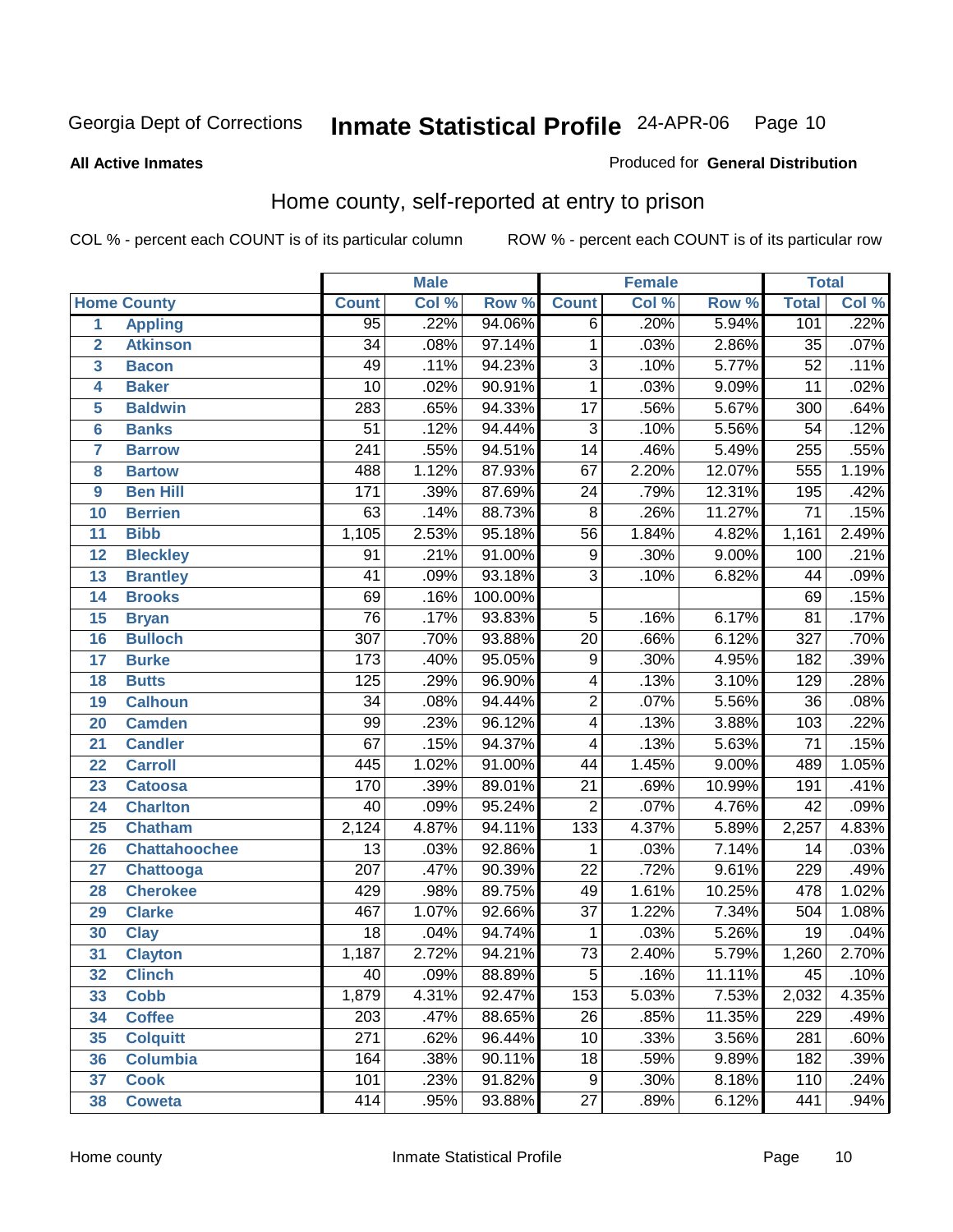Georgia Dept of Corrections **Inmate Statistical Profile** 24-APR-06

**All Active Inmates**

Produced for **General Distribution**

## Home county, self-reported at entry to prison

COL % - percent each COUNT is of its particular column   ROW % - percent each COUNT is of its particular row

| | | Male | | | Female | | | Total | |
|---|---|---|---|---|---|---|---|---|---|
| | **Home County** | **Count** | **Col %** | **Row %** | **Count** | **Col %** | **Row %** | **Total** | **Col %** |
| 1 | Appling | 95 | .22% | 94.06% | 6 | .20% | 5.94% | 101 | .22% |
| 2 | Atkinson | 34 | .08% | 97.14% | 1 | .03% | 2.86% | 35 | .07% |
| 3 | Bacon | 49 | .11% | 94.23% | 3 | .10% | 5.77% | 52 | .11% |
| 4 | Baker | 10 | .02% | 90.91% | 1 | .03% | 9.09% | 11 | .02% |
| 5 | Baldwin | 283 | .65% | 94.33% | 17 | .56% | 5.67% | 300 | .64% |
| 6 | Banks | 51 | .12% | 94.44% | 3 | .10% | 5.56% | 54 | .12% |
| 7 | Barrow | 241 | .55% | 94.51% | 14 | .46% | 5.49% | 255 | .55% |
| 8 | Bartow | 488 | 1.12% | 87.93% | 67 | 2.20% | 12.07% | 555 | 1.19% |
| 9 | Ben Hill | 171 | .39% | 87.69% | 24 | .79% | 12.31% | 195 | .42% |
| 10 | Berrien | 63 | .14% | 88.73% | 8 | .26% | 11.27% | 71 | .15% |
| 11 | Bibb | 1,105 | 2.53% | 95.18% | 56 | 1.84% | 4.82% | 1,161 | 2.49% |
| 12 | Bleckley | 91 | .21% | 91.00% | 9 | .30% | 9.00% | 100 | .21% |
| 13 | Brantley | 41 | .09% | 93.18% | 3 | .10% | 6.82% | 44 | .09% |
| 14 | Brooks | 69 | .16% | 100.00% | | | | 69 | .15% |
| 15 | Bryan | 76 | .17% | 93.83% | 5 | .16% | 6.17% | 81 | .17% |
| 16 | Bulloch | 307 | .70% | 93.88% | 20 | .66% | 6.12% | 327 | .70% |
| 17 | Burke | 173 | .40% | 95.05% | 9 | .30% | 4.95% | 182 | .39% |
| 18 | Butts | 125 | .29% | 96.90% | 4 | .13% | 3.10% | 129 | .28% |
| 19 | Calhoun | 34 | .08% | 94.44% | 2 | .07% | 5.56% | 36 | .08% |
| 20 | Camden | 99 | .23% | 96.12% | 4 | .13% | 3.88% | 103 | .22% |
| 21 | Candler | 67 | .15% | 94.37% | 4 | .13% | 5.63% | 71 | .15% |
| 22 | Carroll | 445 | 1.02% | 91.00% | 44 | 1.45% | 9.00% | 489 | 1.05% |
| 23 | Catoosa | 170 | .39% | 89.01% | 21 | .69% | 10.99% | 191 | .41% |
| 24 | Charlton | 40 | .09% | 95.24% | 2 | .07% | 4.76% | 42 | .09% |
| 25 | Chatham | 2,124 | 4.87% | 94.11% | 133 | 4.37% | 5.89% | 2,257 | 4.83% |
| 26 | Chattahoochee | 13 | .03% | 92.86% | 1 | .03% | 7.14% | 14 | .03% |
| 27 | Chattooga | 207 | .47% | 90.39% | 22 | .72% | 9.61% | 229 | .49% |
| 28 | Cherokee | 429 | .98% | 89.75% | 49 | 1.61% | 10.25% | 478 | 1.02% |
| 29 | Clarke | 467 | 1.07% | 92.66% | 37 | 1.22% | 7.34% | 504 | 1.08% |
| 30 | Clay | 18 | .04% | 94.74% | 1 | .03% | 5.26% | 19 | .04% |
| 31 | Clayton | 1,187 | 2.72% | 94.21% | 73 | 2.40% | 5.79% | 1,260 | 2.70% |
| 32 | Clinch | 40 | .09% | 88.89% | 5 | .16% | 11.11% | 45 | .10% |
| 33 | Cobb | 1,879 | 4.31% | 92.47% | 153 | 5.03% | 7.53% | 2,032 | 4.35% |
| 34 | Coffee | 203 | .47% | 88.65% | 26 | .85% | 11.35% | 229 | .49% |
| 35 | Colquitt | 271 | .62% | 96.44% | 10 | .33% | 3.56% | 281 | .60% |
| 36 | Columbia | 164 | .38% | 90.11% | 18 | .59% | 9.89% | 182 | .39% |
| 37 | Cook | 101 | .23% | 91.82% | 9 | .30% | 8.18% | 110 | .24% |
| 38 | Coweta | 414 | .95% | 93.88% | 27 | .89% | 6.12% | 441 | .94% |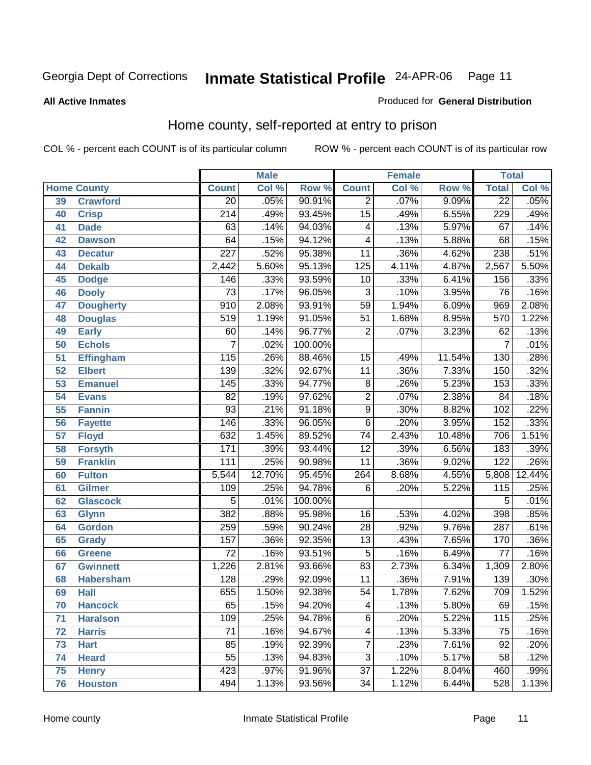Georgia Dept of Corrections **Inmate Statistical Profile** 24-APR-06

**All Active Inmates**

Produced for **General Distribution**

## Home county, self-reported at entry to prison

COL % - percent each COUNT is of its particular column     ROW % - percent each COUNT is of its particular row

| Home County | | Male | | | Female | | | Total | |
|---|---|---|---|---|---|---|---|---|---|
| | | Count | Col % | Row % | Count | Col % | Row % | Total | Col % |
| 39 | Crawford | 20 | .05% | 90.91% | 2 | .07% | 9.09% | 22 | .05% |
| 40 | Crisp | 214 | .49% | 93.45% | 15 | .49% | 6.55% | 229 | .49% |
| 41 | Dade | 63 | .14% | 94.03% | 4 | .13% | 5.97% | 67 | .14% |
| 42 | Dawson | 64 | .15% | 94.12% | 4 | .13% | 5.88% | 68 | .15% |
| 43 | Decatur | 227 | .52% | 95.38% | 11 | .36% | 4.62% | 238 | .51% |
| 44 | Dekalb | 2,442 | 5.60% | 95.13% | 125 | 4.11% | 4.87% | 2,567 | 5.50% |
| 45 | Dodge | 146 | .33% | 93.59% | 10 | .33% | 6.41% | 156 | .33% |
| 46 | Dooly | 73 | .17% | 96.05% | 3 | .10% | 3.95% | 76 | .16% |
| 47 | Dougherty | 910 | 2.08% | 93.91% | 59 | 1.94% | 6.09% | 969 | 2.08% |
| 48 | Douglas | 519 | 1.19% | 91.05% | 51 | 1.68% | 8.95% | 570 | 1.22% |
| 49 | Early | 60 | .14% | 96.77% | 2 | .07% | 3.23% | 62 | .13% |
| 50 | Echols | 7 | .02% | 100.00% | | | | 7 | .01% |
| 51 | Effingham | 115 | .26% | 88.46% | 15 | .49% | 11.54% | 130 | .28% |
| 52 | Elbert | 139 | .32% | 92.67% | 11 | .36% | 7.33% | 150 | .32% |
| 53 | Emanuel | 145 | .33% | 94.77% | 8 | .26% | 5.23% | 153 | .33% |
| 54 | Evans | 82 | .19% | 97.62% | 2 | .07% | 2.38% | 84 | .18% |
| 55 | Fannin | 93 | .21% | 91.18% | 9 | .30% | 8.82% | 102 | .22% |
| 56 | Fayette | 146 | .33% | 96.05% | 6 | .20% | 3.95% | 152 | .33% |
| 57 | Floyd | 632 | 1.45% | 89.52% | 74 | 2.43% | 10.48% | 706 | 1.51% |
| 58 | Forsyth | 171 | .39% | 93.44% | 12 | .39% | 6.56% | 183 | .39% |
| 59 | Franklin | 111 | .25% | 90.98% | 11 | .36% | 9.02% | 122 | .26% |
| 60 | Fulton | 5,544 | 12.70% | 95.45% | 264 | 8.68% | 4.55% | 5,808 | 12.44% |
| 61 | Gilmer | 109 | .25% | 94.78% | 6 | .20% | 5.22% | 115 | .25% |
| 62 | Glascock | 5 | .01% | 100.00% | | | | 5 | .01% |
| 63 | Glynn | 382 | .88% | 95.98% | 16 | .53% | 4.02% | 398 | .85% |
| 64 | Gordon | 259 | .59% | 90.24% | 28 | .92% | 9.76% | 287 | .61% |
| 65 | Grady | 157 | .36% | 92.35% | 13 | .43% | 7.65% | 170 | .36% |
| 66 | Greene | 72 | .16% | 93.51% | 5 | .16% | 6.49% | 77 | .16% |
| 67 | Gwinnett | 1,226 | 2.81% | 93.66% | 83 | 2.73% | 6.34% | 1,309 | 2.80% |
| 68 | Habersham | 128 | .29% | 92.09% | 11 | .36% | 7.91% | 139 | .30% |
| 69 | Hall | 655 | 1.50% | 92.38% | 54 | 1.78% | 7.62% | 709 | 1.52% |
| 70 | Hancock | 65 | .15% | 94.20% | 4 | .13% | 5.80% | 69 | .15% |
| 71 | Haralson | 109 | .25% | 94.78% | 6 | .20% | 5.22% | 115 | .25% |
| 72 | Harris | 71 | .16% | 94.67% | 4 | .13% | 5.33% | 75 | .16% |
| 73 | Hart | 85 | .19% | 92.39% | 7 | .23% | 7.61% | 92 | .20% |
| 74 | Heard | 55 | .13% | 94.83% | 3 | .10% | 5.17% | 58 | .12% |
| 75 | Henry | 423 | .97% | 91.96% | 37 | 1.22% | 8.04% | 460 | .99% |
| 76 | Houston | 494 | 1.13% | 93.56% | 34 | 1.12% | 6.44% | 528 | 1.13% |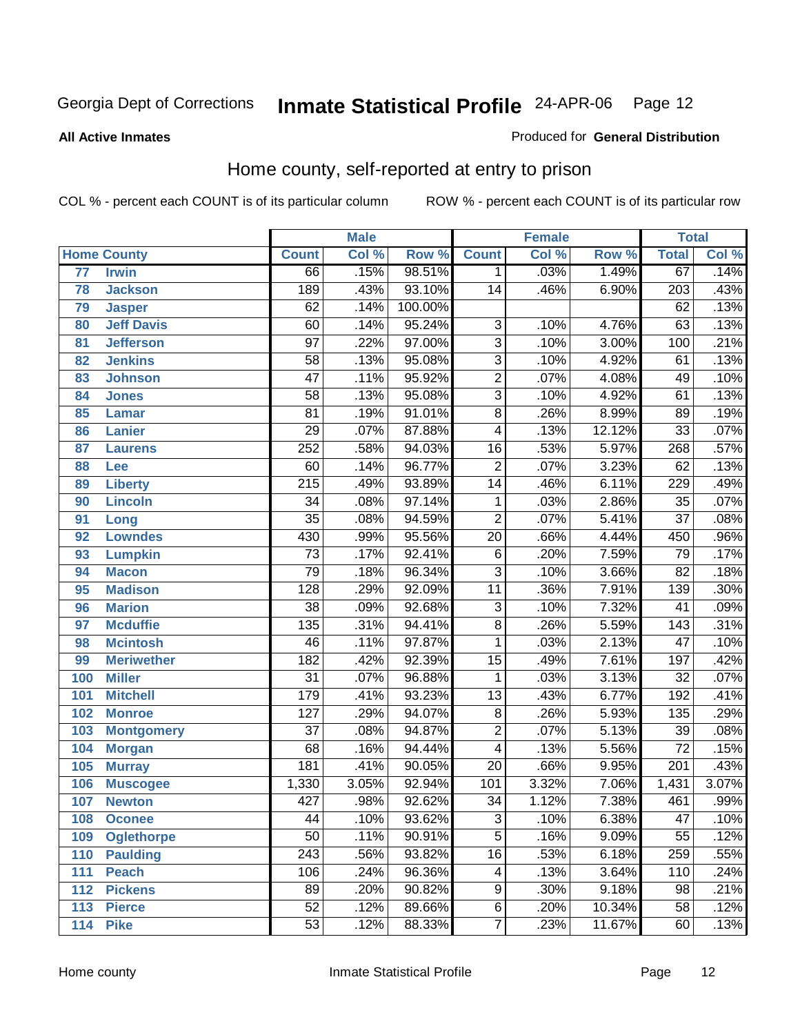Georgia Dept of Corrections **Inmate Statistical Profile** 24-APR-06 Page 12

**All Active Inmates**

Produced for **General Distribution**

## Home county, self-reported at entry to prison

COL % - percent each COUNT is of its particular column ROW % - percent each COUNT is of its particular row

| Home County | | Male | | | Female | | | Total | |
|---|---|---|---|---|---|---|---|---|---|
| | | Count | Col % | Row % | Count | Col % | Row % | Total | Col % |
| 77 | Irwin | 66 | .15% | 98.51% | 1 | .03% | 1.49% | 67 | .14% |
| 78 | Jackson | 189 | .43% | 93.10% | 14 | .46% | 6.90% | 203 | .43% |
| 79 | Jasper | 62 | .14% | 100.00% | | | | 62 | .13% |
| 80 | Jeff Davis | 60 | .14% | 95.24% | 3 | .10% | 4.76% | 63 | .13% |
| 81 | Jefferson | 97 | .22% | 97.00% | 3 | .10% | 3.00% | 100 | .21% |
| 82 | Jenkins | 58 | .13% | 95.08% | 3 | .10% | 4.92% | 61 | .13% |
| 83 | Johnson | 47 | .11% | 95.92% | 2 | .07% | 4.08% | 49 | .10% |
| 84 | Jones | 58 | .13% | 95.08% | 3 | .10% | 4.92% | 61 | .13% |
| 85 | Lamar | 81 | .19% | 91.01% | 8 | .26% | 8.99% | 89 | .19% |
| 86 | Lanier | 29 | .07% | 87.88% | 4 | .13% | 12.12% | 33 | .07% |
| 87 | Laurens | 252 | .58% | 94.03% | 16 | .53% | 5.97% | 268 | .57% |
| 88 | Lee | 60 | .14% | 96.77% | 2 | .07% | 3.23% | 62 | .13% |
| 89 | Liberty | 215 | .49% | 93.89% | 14 | .46% | 6.11% | 229 | .49% |
| 90 | Lincoln | 34 | .08% | 97.14% | 1 | .03% | 2.86% | 35 | .07% |
| 91 | Long | 35 | .08% | 94.59% | 2 | .07% | 5.41% | 37 | .08% |
| 92 | Lowndes | 430 | .99% | 95.56% | 20 | .66% | 4.44% | 450 | .96% |
| 93 | Lumpkin | 73 | .17% | 92.41% | 6 | .20% | 7.59% | 79 | .17% |
| 94 | Macon | 79 | .18% | 96.34% | 3 | .10% | 3.66% | 82 | .18% |
| 95 | Madison | 128 | .29% | 92.09% | 11 | .36% | 7.91% | 139 | .30% |
| 96 | Marion | 38 | .09% | 92.68% | 3 | .10% | 7.32% | 41 | .09% |
| 97 | Mcduffie | 135 | .31% | 94.41% | 8 | .26% | 5.59% | 143 | .31% |
| 98 | Mcintosh | 46 | .11% | 97.87% | 1 | .03% | 2.13% | 47 | .10% |
| 99 | Meriwether | 182 | .42% | 92.39% | 15 | .49% | 7.61% | 197 | .42% |
| 100 | Miller | 31 | .07% | 96.88% | 1 | .03% | 3.13% | 32 | .07% |
| 101 | Mitchell | 179 | .41% | 93.23% | 13 | .43% | 6.77% | 192 | .41% |
| 102 | Monroe | 127 | .29% | 94.07% | 8 | .26% | 5.93% | 135 | .29% |
| 103 | Montgomery | 37 | .08% | 94.87% | 2 | .07% | 5.13% | 39 | .08% |
| 104 | Morgan | 68 | .16% | 94.44% | 4 | .13% | 5.56% | 72 | .15% |
| 105 | Murray | 181 | .41% | 90.05% | 20 | .66% | 9.95% | 201 | .43% |
| 106 | Muscogee | 1,330 | 3.05% | 92.94% | 101 | 3.32% | 7.06% | 1,431 | 3.07% |
| 107 | Newton | 427 | .98% | 92.62% | 34 | 1.12% | 7.38% | 461 | .99% |
| 108 | Oconee | 44 | .10% | 93.62% | 3 | .10% | 6.38% | 47 | .10% |
| 109 | Oglethorpe | 50 | .11% | 90.91% | 5 | .16% | 9.09% | 55 | .12% |
| 110 | Paulding | 243 | .56% | 93.82% | 16 | .53% | 6.18% | 259 | .55% |
| 111 | Peach | 106 | .24% | 96.36% | 4 | .13% | 3.64% | 110 | .24% |
| 112 | Pickens | 89 | .20% | 90.82% | 9 | .30% | 9.18% | 98 | .21% |
| 113 | Pierce | 52 | .12% | 89.66% | 6 | .20% | 10.34% | 58 | .12% |
| 114 | Pike | 53 | .12% | 88.33% | 7 | .23% | 11.67% | 60 | .13% |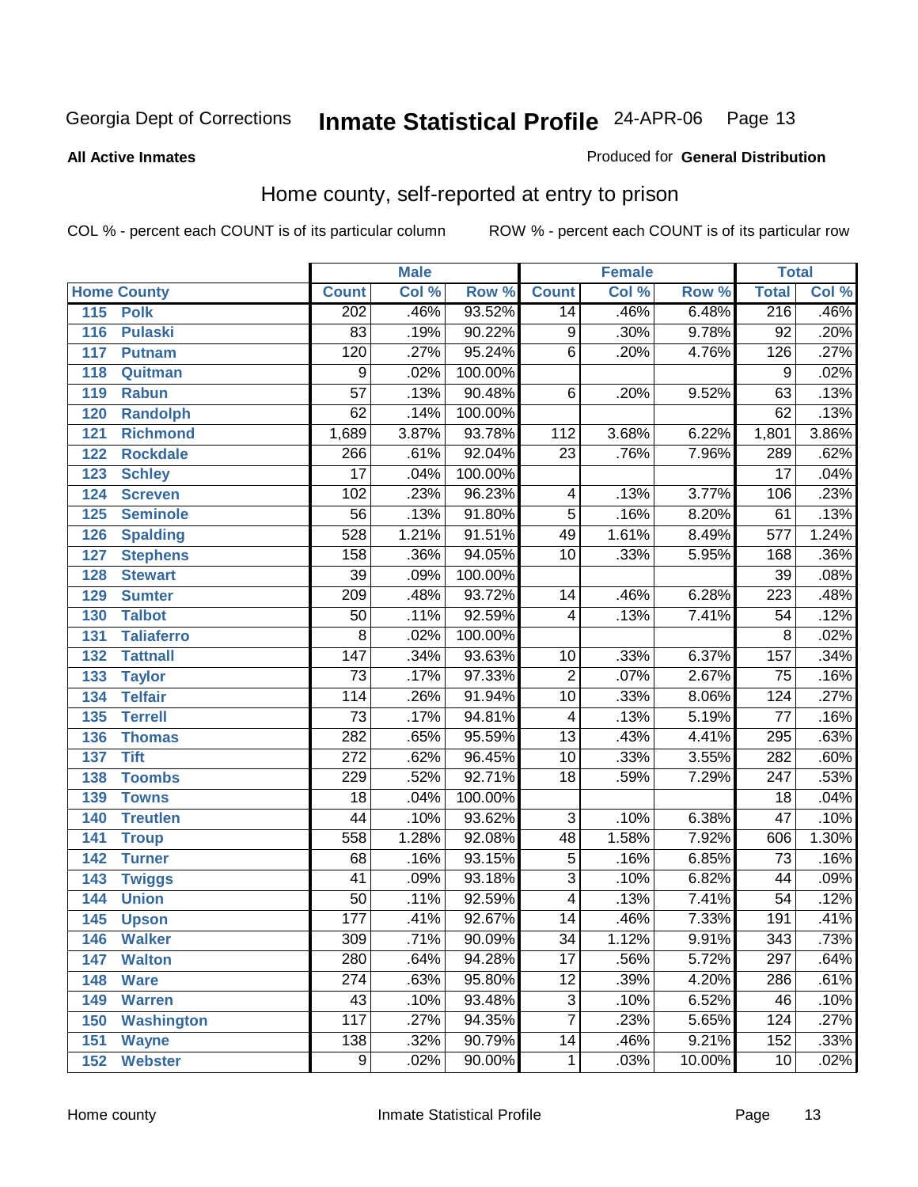Georgia Dept of Corrections **Inmate Statistical Profile** 24-APR-06

**All Active Inmates**

Produced for **General Distribution**

## Home county, self-reported at entry to prison

COL % - percent each COUNT is of its particular column

ROW % - percent each COUNT is of its particular row

| Home County | | Male | | | Female | | | Total | |
|---|---|---|---|---|---|---|---|---|---|
| | | Count | Col % | Row % | Count | Col % | Row % | Total | Col % |
| 115 | Polk | 202 | .46% | 93.52% | 14 | .46% | 6.48% | 216 | .46% |
| 116 | Pulaski | 83 | .19% | 90.22% | 9 | .30% | 9.78% | 92 | .20% |
| 117 | Putnam | 120 | .27% | 95.24% | 6 | .20% | 4.76% | 126 | .27% |
| 118 | Quitman | 9 | .02% | 100.00% | | | | 9 | .02% |
| 119 | Rabun | 57 | .13% | 90.48% | 6 | .20% | 9.52% | 63 | .13% |
| 120 | Randolph | 62 | .14% | 100.00% | | | | 62 | .13% |
| 121 | Richmond | 1,689 | 3.87% | 93.78% | 112 | 3.68% | 6.22% | 1,801 | 3.86% |
| 122 | Rockdale | 266 | .61% | 92.04% | 23 | .76% | 7.96% | 289 | .62% |
| 123 | Schley | 17 | .04% | 100.00% | | | | 17 | .04% |
| 124 | Screven | 102 | .23% | 96.23% | 4 | .13% | 3.77% | 106 | .23% |
| 125 | Seminole | 56 | .13% | 91.80% | 5 | .16% | 8.20% | 61 | .13% |
| 126 | Spalding | 528 | 1.21% | 91.51% | 49 | 1.61% | 8.49% | 577 | 1.24% |
| 127 | Stephens | 158 | .36% | 94.05% | 10 | .33% | 5.95% | 168 | .36% |
| 128 | Stewart | 39 | .09% | 100.00% | | | | 39 | .08% |
| 129 | Sumter | 209 | .48% | 93.72% | 14 | .46% | 6.28% | 223 | .48% |
| 130 | Talbot | 50 | .11% | 92.59% | 4 | .13% | 7.41% | 54 | .12% |
| 131 | Taliaferro | 8 | .02% | 100.00% | | | | 8 | .02% |
| 132 | Tattnall | 147 | .34% | 93.63% | 10 | .33% | 6.37% | 157 | .34% |
| 133 | Taylor | 73 | .17% | 97.33% | 2 | .07% | 2.67% | 75 | .16% |
| 134 | Telfair | 114 | .26% | 91.94% | 10 | .33% | 8.06% | 124 | .27% |
| 135 | Terrell | 73 | .17% | 94.81% | 4 | .13% | 5.19% | 77 | .16% |
| 136 | Thomas | 282 | .65% | 95.59% | 13 | .43% | 4.41% | 295 | .63% |
| 137 | Tift | 272 | .62% | 96.45% | 10 | .33% | 3.55% | 282 | .60% |
| 138 | Toombs | 229 | .52% | 92.71% | 18 | .59% | 7.29% | 247 | .53% |
| 139 | Towns | 18 | .04% | 100.00% | | | | 18 | .04% |
| 140 | Treutlen | 44 | .10% | 93.62% | 3 | .10% | 6.38% | 47 | .10% |
| 141 | Troup | 558 | 1.28% | 92.08% | 48 | 1.58% | 7.92% | 606 | 1.30% |
| 142 | Turner | 68 | .16% | 93.15% | 5 | .16% | 6.85% | 73 | .16% |
| 143 | Twiggs | 41 | .09% | 93.18% | 3 | .10% | 6.82% | 44 | .09% |
| 144 | Union | 50 | .11% | 92.59% | 4 | .13% | 7.41% | 54 | .12% |
| 145 | Upson | 177 | .41% | 92.67% | 14 | .46% | 7.33% | 191 | .41% |
| 146 | Walker | 309 | .71% | 90.09% | 34 | 1.12% | 9.91% | 343 | .73% |
| 147 | Walton | 280 | .64% | 94.28% | 17 | .56% | 5.72% | 297 | .64% |
| 148 | Ware | 274 | .63% | 95.80% | 12 | .39% | 4.20% | 286 | .61% |
| 149 | Warren | 43 | .10% | 93.48% | 3 | .10% | 6.52% | 46 | .10% |
| 150 | Washington | 117 | .27% | 94.35% | 7 | .23% | 5.65% | 124 | .27% |
| 151 | Wayne | 138 | .32% | 90.79% | 14 | .46% | 9.21% | 152 | .33% |
| 152 | Webster | 9 | .02% | 90.00% | 1 | .03% | 10.00% | 10 | .02% |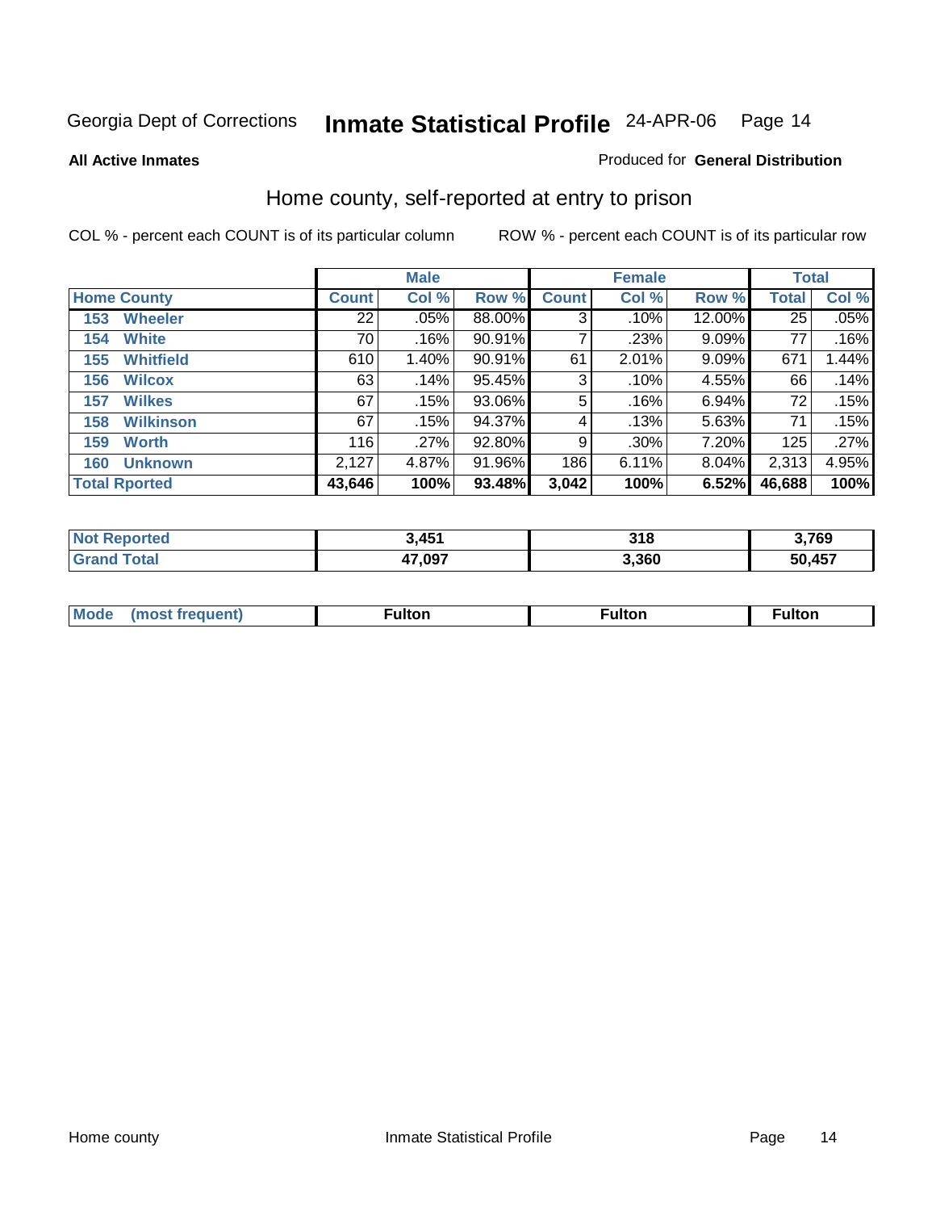Georgia Dept of Corrections **Inmate Statistical Profile** 24-APR-06

**All Active Inmates**

Produced for **General Distribution**

## Home county, self-reported at entry to prison

COL % - percent each COUNT is of its particular column

ROW % - percent each COUNT is of its particular row

| | Male | | | Female | | | Total | |
|---|---|---|---|---|---|---|---|---|
| Home County | Count | Col % | Row % | Count | Col % | Row % | Total | Col % |
| 153 Wheeler | 22 | .05% | 88.00% | 3 | .10% | 12.00% | 25 | .05% |
| 154 White | 70 | .16% | 90.91% | 7 | .23% | 9.09% | 77 | .16% |
| 155 Whitfield | 610 | 1.40% | 90.91% | 61 | 2.01% | 9.09% | 671 | 1.44% |
| 156 Wilcox | 63 | .14% | 95.45% | 3 | .10% | 4.55% | 66 | .14% |
| 157 Wilkes | 67 | .15% | 93.06% | 5 | .16% | 6.94% | 72 | .15% |
| 158 Wilkinson | 67 | .15% | 94.37% | 4 | .13% | 5.63% | 71 | .15% |
| 159 Worth | 116 | .27% | 92.80% | 9 | .30% | 7.20% | 125 | .27% |
| 160 Unknown | 2,127 | 4.87% | 91.96% | 186 | 6.11% | 8.04% | 2,313 | 4.95% |
| **Total Rported** | **43,646** | **100%** | **93.48%** | **3,042** | **100%** | **6.52%** | **46,688** | **100%** |

| | Male | Female | Total |
|---|---|---|---|
| Not Reported | 3,451 | 318 | 3,769 |
| Grand Total | 47,097 | 3,360 | 50,457 |

| | Male | Female | Total |
|---|---|---|---|
| Mode (most frequent) | Fulton | Fulton | Fulton |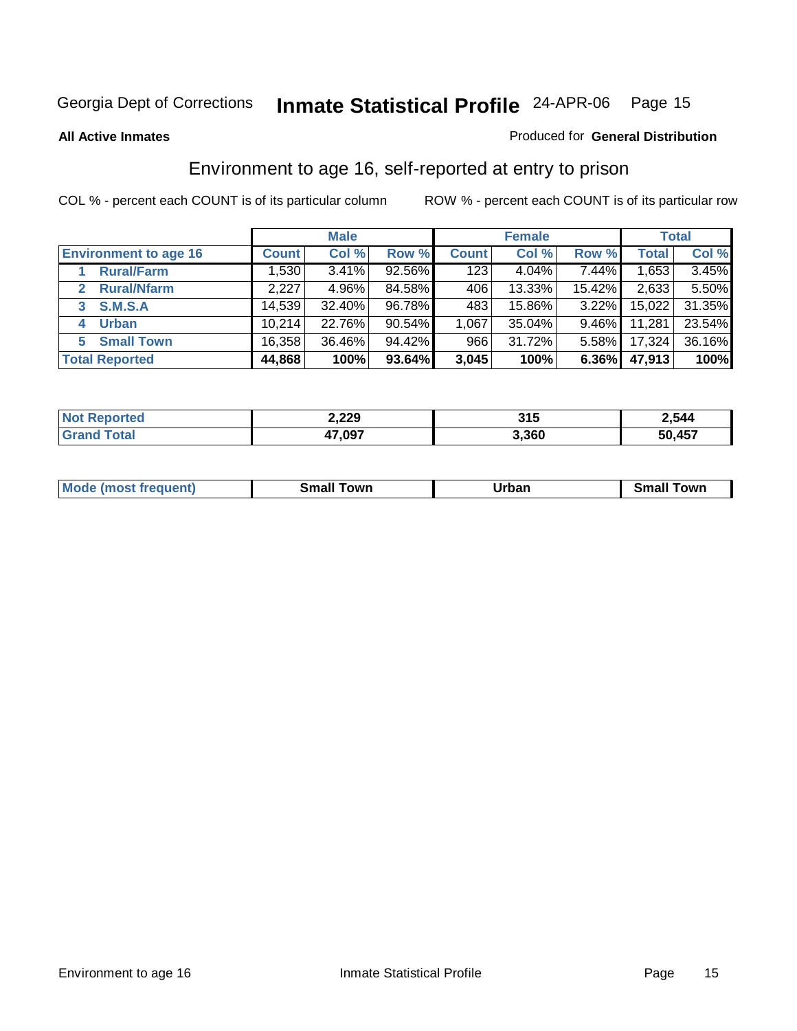Georgia Dept of Corrections **Inmate Statistical Profile** 24-APR-06

**All Active Inmates**

Produced for **General Distribution**

## Environment to age 16, self-reported at entry to prison

COL % - percent each COUNT is of its particular column

ROW % - percent each COUNT is of its particular row

| | Male | | | Female | | | Total | |
|---|---|---|---|---|---|---|---|---|
| **Environment to age 16** | **Count** | **Col %** | **Row %** | **Count** | **Col %** | **Row %** | **Total** | **Col %** |
| 1 Rural/Farm | 1,530 | 3.41% | 92.56% | 123 | 4.04% | 7.44% | 1,653 | 3.45% |
| 2 Rural/Nfarm | 2,227 | 4.96% | 84.58% | 406 | 13.33% | 15.42% | 2,633 | 5.50% |
| 3 S.M.S.A | 14,539 | 32.40% | 96.78% | 483 | 15.86% | 3.22% | 15,022 | 31.35% |
| 4 Urban | 10,214 | 22.76% | 90.54% | 1,067 | 35.04% | 9.46% | 11,281 | 23.54% |
| 5 Small Town | 16,358 | 36.46% | 94.42% | 966 | 31.72% | 5.58% | 17,324 | 36.16% |
| **Total Reported** | **44,868** | **100%** | **93.64%** | **3,045** | **100%** | **6.36%** | **47,913** | **100%** |

| | Male | Female | Total |
|---|---|---|---|
| Not Reported | 2,229 | 315 | 2,544 |
| Grand Total | 47,097 | 3,360 | 50,457 |

| | Male | Female | Total |
|---|---|---|---|
| Mode (most frequent) | Small Town | Urban | Small Town |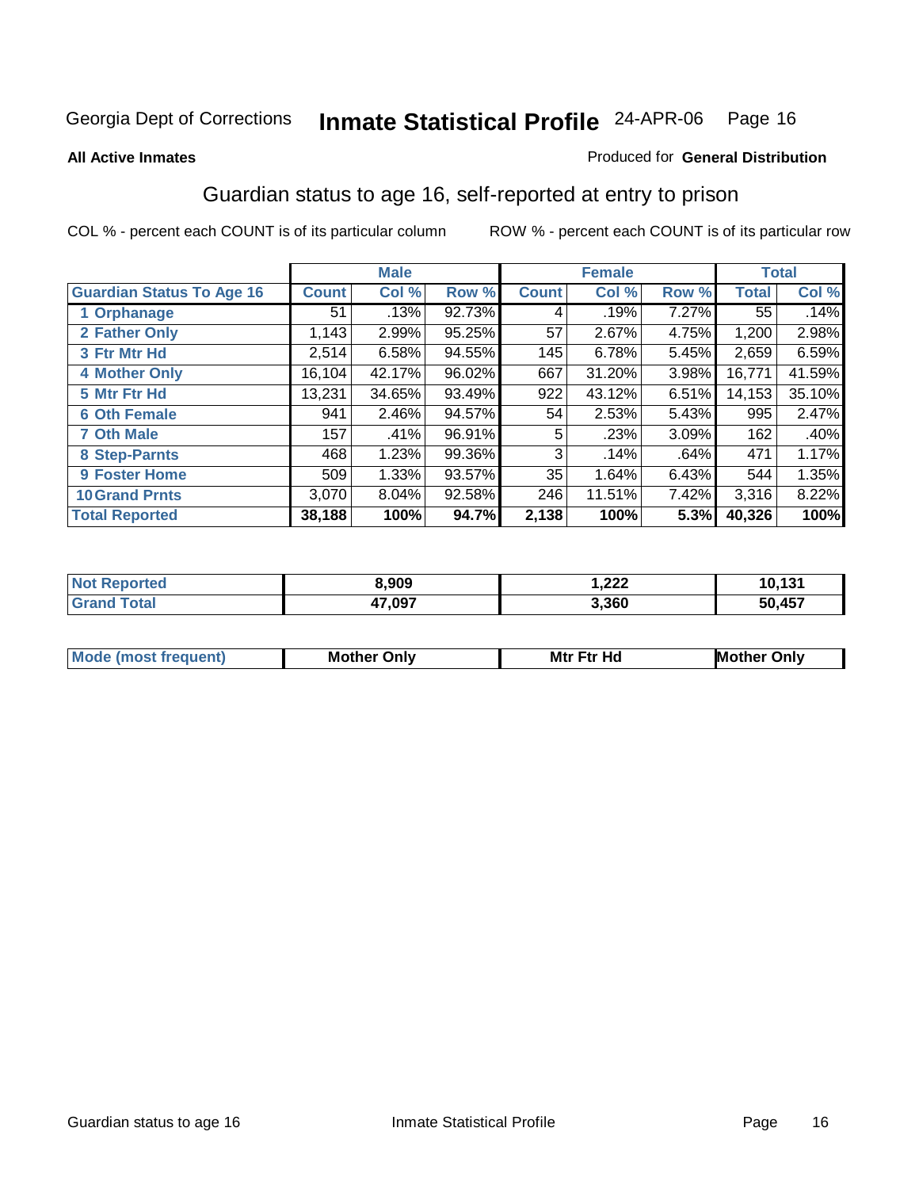Georgia Dept of Corrections **Inmate Statistical Profile** 24-APR-06

**All Active Inmates** Produced for **General Distribution**

## Guardian status to age 16, self-reported at entry to prison

COL % - percent each COUNT is of its particular column ROW % - percent each COUNT is of its particular row

| | Male | | | Female | | | Total | |
|---|---|---|---|---|---|---|---|---|
| Guardian Status To Age 16 | Count | Col % | Row % | Count | Col % | Row % | Total | Col % |
| 1 Orphanage | 51 | .13% | 92.73% | 4 | .19% | 7.27% | 55 | .14% |
| 2 Father Only | 1,143 | 2.99% | 95.25% | 57 | 2.67% | 4.75% | 1,200 | 2.98% |
| 3 Ftr Mtr Hd | 2,514 | 6.58% | 94.55% | 145 | 6.78% | 5.45% | 2,659 | 6.59% |
| 4 Mother Only | 16,104 | 42.17% | 96.02% | 667 | 31.20% | 3.98% | 16,771 | 41.59% |
| 5 Mtr Ftr Hd | 13,231 | 34.65% | 93.49% | 922 | 43.12% | 6.51% | 14,153 | 35.10% |
| 6 Oth Female | 941 | 2.46% | 94.57% | 54 | 2.53% | 5.43% | 995 | 2.47% |
| 7 Oth Male | 157 | .41% | 96.91% | 5 | .23% | 3.09% | 162 | .40% |
| 8 Step-Parnts | 468 | 1.23% | 99.36% | 3 | .14% | .64% | 471 | 1.17% |
| 9 Foster Home | 509 | 1.33% | 93.57% | 35 | 1.64% | 6.43% | 544 | 1.35% |
| 10 Grand Prnts | 3,070 | 8.04% | 92.58% | 246 | 11.51% | 7.42% | 3,316 | 8.22% |
| **Total Reported** | **38,188** | **100%** | **94.7%** | **2,138** | **100%** | **5.3%** | **40,326** | **100%** |

| | Male | Female | Total |
|---|---|---|---|
| Not Reported | 8,909 | 1,222 | 10,131 |
| Grand Total | 47,097 | 3,360 | 50,457 |

| | Male | Female | Total |
|---|---|---|---|
| Mode (most frequent) | Mother Only | Mtr Ftr Hd | Mother Only |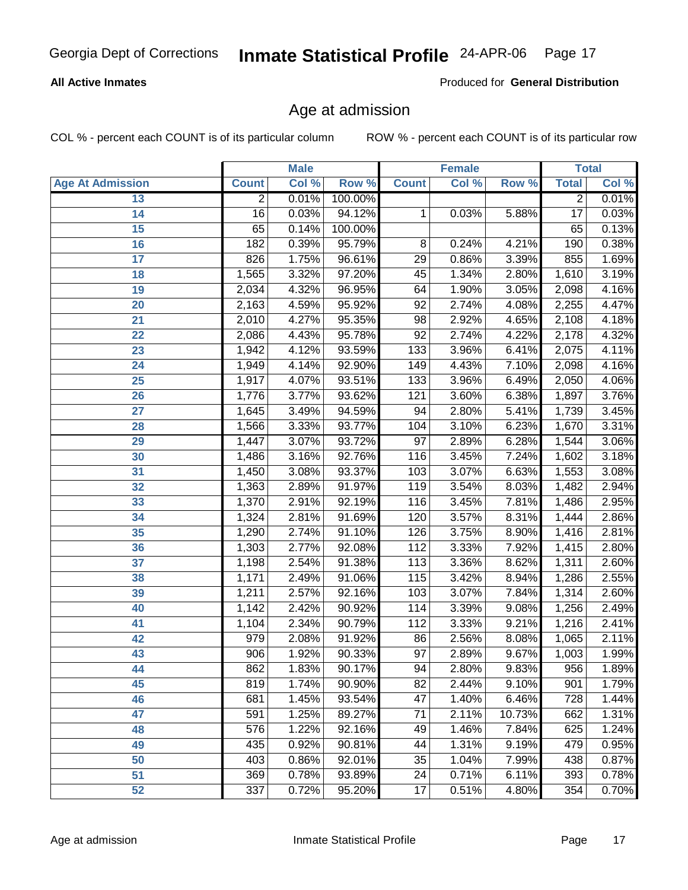Georgia Dept of Corrections **Inmate Statistical Profile** 24-APR-06

**All Active Inmates**

Produced for **General Distribution**

## Age at admission

COL % - percent each COUNT is of its particular column    ROW % - percent each COUNT is of its particular row

| Age At Admission | Male | | | Female | | | Total | |
|---|---|---|---|---|---|---|---|---|
| | Count | Col % | Row % | Count | Col % | Row % | Total | Col % |
| 13 | 2 | 0.01% | 100.00% | | | | 2 | 0.01% |
| 14 | 16 | 0.03% | 94.12% | 1 | 0.03% | 5.88% | 17 | 0.03% |
| 15 | 65 | 0.14% | 100.00% | | | | 65 | 0.13% |
| 16 | 182 | 0.39% | 95.79% | 8 | 0.24% | 4.21% | 190 | 0.38% |
| 17 | 826 | 1.75% | 96.61% | 29 | 0.86% | 3.39% | 855 | 1.69% |
| 18 | 1,565 | 3.32% | 97.20% | 45 | 1.34% | 2.80% | 1,610 | 3.19% |
| 19 | 2,034 | 4.32% | 96.95% | 64 | 1.90% | 3.05% | 2,098 | 4.16% |
| 20 | 2,163 | 4.59% | 95.92% | 92 | 2.74% | 4.08% | 2,255 | 4.47% |
| 21 | 2,010 | 4.27% | 95.35% | 98 | 2.92% | 4.65% | 2,108 | 4.18% |
| 22 | 2,086 | 4.43% | 95.78% | 92 | 2.74% | 4.22% | 2,178 | 4.32% |
| 23 | 1,942 | 4.12% | 93.59% | 133 | 3.96% | 6.41% | 2,075 | 4.11% |
| 24 | 1,949 | 4.14% | 92.90% | 149 | 4.43% | 7.10% | 2,098 | 4.16% |
| 25 | 1,917 | 4.07% | 93.51% | 133 | 3.96% | 6.49% | 2,050 | 4.06% |
| 26 | 1,776 | 3.77% | 93.62% | 121 | 3.60% | 6.38% | 1,897 | 3.76% |
| 27 | 1,645 | 3.49% | 94.59% | 94 | 2.80% | 5.41% | 1,739 | 3.45% |
| 28 | 1,566 | 3.33% | 93.77% | 104 | 3.10% | 6.23% | 1,670 | 3.31% |
| 29 | 1,447 | 3.07% | 93.72% | 97 | 2.89% | 6.28% | 1,544 | 3.06% |
| 30 | 1,486 | 3.16% | 92.76% | 116 | 3.45% | 7.24% | 1,602 | 3.18% |
| 31 | 1,450 | 3.08% | 93.37% | 103 | 3.07% | 6.63% | 1,553 | 3.08% |
| 32 | 1,363 | 2.89% | 91.97% | 119 | 3.54% | 8.03% | 1,482 | 2.94% |
| 33 | 1,370 | 2.91% | 92.19% | 116 | 3.45% | 7.81% | 1,486 | 2.95% |
| 34 | 1,324 | 2.81% | 91.69% | 120 | 3.57% | 8.31% | 1,444 | 2.86% |
| 35 | 1,290 | 2.74% | 91.10% | 126 | 3.75% | 8.90% | 1,416 | 2.81% |
| 36 | 1,303 | 2.77% | 92.08% | 112 | 3.33% | 7.92% | 1,415 | 2.80% |
| 37 | 1,198 | 2.54% | 91.38% | 113 | 3.36% | 8.62% | 1,311 | 2.60% |
| 38 | 1,171 | 2.49% | 91.06% | 115 | 3.42% | 8.94% | 1,286 | 2.55% |
| 39 | 1,211 | 2.57% | 92.16% | 103 | 3.07% | 7.84% | 1,314 | 2.60% |
| 40 | 1,142 | 2.42% | 90.92% | 114 | 3.39% | 9.08% | 1,256 | 2.49% |
| 41 | 1,104 | 2.34% | 90.79% | 112 | 3.33% | 9.21% | 1,216 | 2.41% |
| 42 | 979 | 2.08% | 91.92% | 86 | 2.56% | 8.08% | 1,065 | 2.11% |
| 43 | 906 | 1.92% | 90.33% | 97 | 2.89% | 9.67% | 1,003 | 1.99% |
| 44 | 862 | 1.83% | 90.17% | 94 | 2.80% | 9.83% | 956 | 1.89% |
| 45 | 819 | 1.74% | 90.90% | 82 | 2.44% | 9.10% | 901 | 1.79% |
| 46 | 681 | 1.45% | 93.54% | 47 | 1.40% | 6.46% | 728 | 1.44% |
| 47 | 591 | 1.25% | 89.27% | 71 | 2.11% | 10.73% | 662 | 1.31% |
| 48 | 576 | 1.22% | 92.16% | 49 | 1.46% | 7.84% | 625 | 1.24% |
| 49 | 435 | 0.92% | 90.81% | 44 | 1.31% | 9.19% | 479 | 0.95% |
| 50 | 403 | 0.86% | 92.01% | 35 | 1.04% | 7.99% | 438 | 0.87% |
| 51 | 369 | 0.78% | 93.89% | 24 | 0.71% | 6.11% | 393 | 0.78% |
| 52 | 337 | 0.72% | 95.20% | 17 | 0.51% | 4.80% | 354 | 0.70% |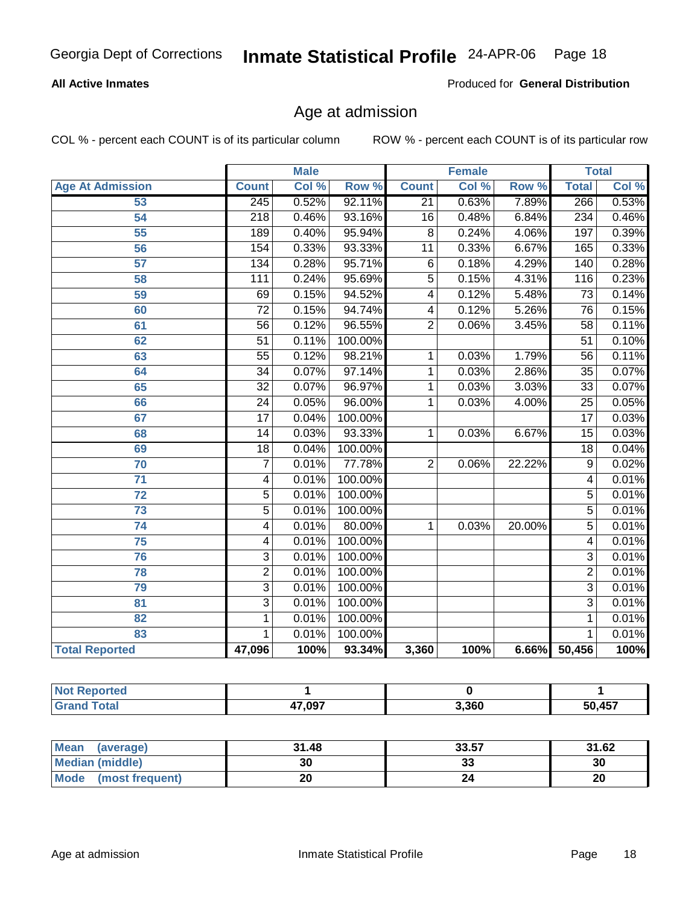# Inmate Statistical Profile

Georgia Dept of Corrections — 24-APR-06

**All Active Inmates** — Produced for **General Distribution**

## Age at admission

COL % - percent each COUNT is of its particular column

ROW % - percent each COUNT is of its particular row

| | Male | | | Female | | | Total | |
|---|---|---|---|---|---|---|---|---|
| **Age At Admission** | **Count** | **Col %** | **Row %** | **Count** | **Col %** | **Row %** | **Total** | **Col %** |
| 53 | 245 | 0.52% | 92.11% | 21 | 0.63% | 7.89% | 266 | 0.53% |
| 54 | 218 | 0.46% | 93.16% | 16 | 0.48% | 6.84% | 234 | 0.46% |
| 55 | 189 | 0.40% | 95.94% | 8 | 0.24% | 4.06% | 197 | 0.39% |
| 56 | 154 | 0.33% | 93.33% | 11 | 0.33% | 6.67% | 165 | 0.33% |
| 57 | 134 | 0.28% | 95.71% | 6 | 0.18% | 4.29% | 140 | 0.28% |
| 58 | 111 | 0.24% | 95.69% | 5 | 0.15% | 4.31% | 116 | 0.23% |
| 59 | 69 | 0.15% | 94.52% | 4 | 0.12% | 5.48% | 73 | 0.14% |
| 60 | 72 | 0.15% | 94.74% | 4 | 0.12% | 5.26% | 76 | 0.15% |
| 61 | 56 | 0.12% | 96.55% | 2 | 0.06% | 3.45% | 58 | 0.11% |
| 62 | 51 | 0.11% | 100.00% | | | | 51 | 0.10% |
| 63 | 55 | 0.12% | 98.21% | 1 | 0.03% | 1.79% | 56 | 0.11% |
| 64 | 34 | 0.07% | 97.14% | 1 | 0.03% | 2.86% | 35 | 0.07% |
| 65 | 32 | 0.07% | 96.97% | 1 | 0.03% | 3.03% | 33 | 0.07% |
| 66 | 24 | 0.05% | 96.00% | 1 | 0.03% | 4.00% | 25 | 0.05% |
| 67 | 17 | 0.04% | 100.00% | | | | 17 | 0.03% |
| 68 | 14 | 0.03% | 93.33% | 1 | 0.03% | 6.67% | 15 | 0.03% |
| 69 | 18 | 0.04% | 100.00% | | | | 18 | 0.04% |
| 70 | 7 | 0.01% | 77.78% | 2 | 0.06% | 22.22% | 9 | 0.02% |
| 71 | 4 | 0.01% | 100.00% | | | | 4 | 0.01% |
| 72 | 5 | 0.01% | 100.00% | | | | 5 | 0.01% |
| 73 | 5 | 0.01% | 100.00% | | | | 5 | 0.01% |
| 74 | 4 | 0.01% | 80.00% | 1 | 0.03% | 20.00% | 5 | 0.01% |
| 75 | 4 | 0.01% | 100.00% | | | | 4 | 0.01% |
| 76 | 3 | 0.01% | 100.00% | | | | 3 | 0.01% |
| 78 | 2 | 0.01% | 100.00% | | | | 2 | 0.01% |
| 79 | 3 | 0.01% | 100.00% | | | | 3 | 0.01% |
| 81 | 3 | 0.01% | 100.00% | | | | 3 | 0.01% |
| 82 | 1 | 0.01% | 100.00% | | | | 1 | 0.01% |
| 83 | 1 | 0.01% | 100.00% | | | | 1 | 0.01% |
| **Total Reported** | **47,096** | **100%** | **93.34%** | **3,360** | **100%** | **6.66%** | **50,456** | **100%** |

| | Male | Female | Total |
|---|---|---|---|
| **Not Reported** | **1** | **0** | **1** |
| **Grand Total** | **47,097** | **3,360** | **50,457** |

| | Male | Female | Total |
|---|---|---|---|
| **Mean (average)** | **31.48** | **33.57** | **31.62** |
| **Median (middle)** | **30** | **33** | **30** |
| **Mode (most frequent)** | **20** | **24** | **20** |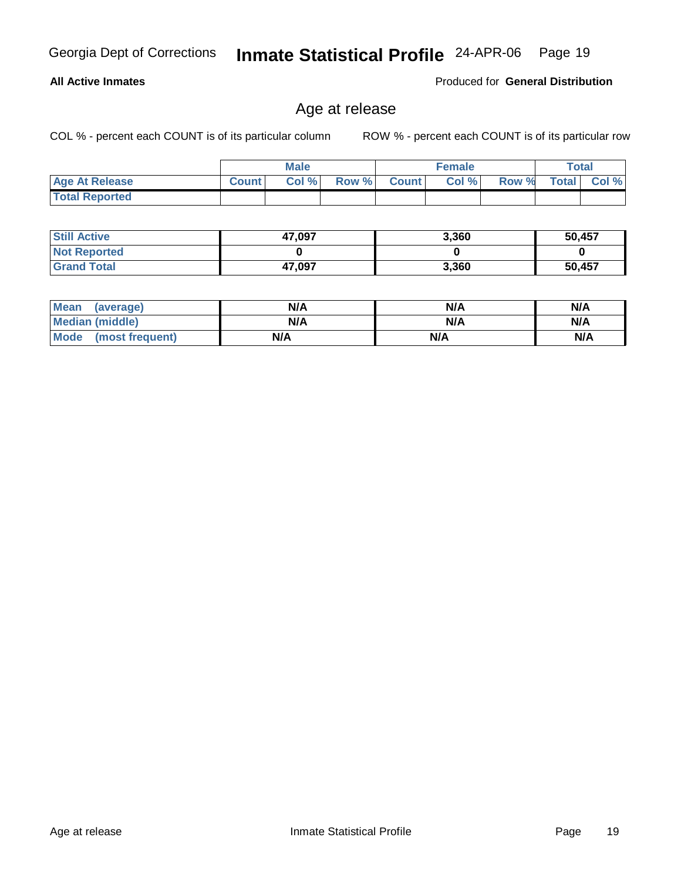**All Active Inmates**

Produced for **General Distribution**

## Age at release

COL % - percent each COUNT is of its particular column

ROW % - percent each COUNT is of its particular row

| | Male | | | Female | | | Total | |
|---|---|---|---|---|---|---|---|---|
| **Age At Release** | Count | Col % | Row % | Count | Col % | Row % | Total | Col % |
| **Total Reported** | | | | | | | | |

| | Male | Female | Total |
|---|---|---|---|
| **Still Active** | 47,097 | 3,360 | 50,457 |
| **Not Reported** | 0 | 0 | 0 |
| **Grand Total** | 47,097 | 3,360 | 50,457 |

| | Male | Female | Total |
|---|---|---|---|
| **Mean (average)** | N/A | N/A | N/A |
| **Median (middle)** | N/A | N/A | N/A |
| **Mode (most frequent)** | N/A | N/A | N/A |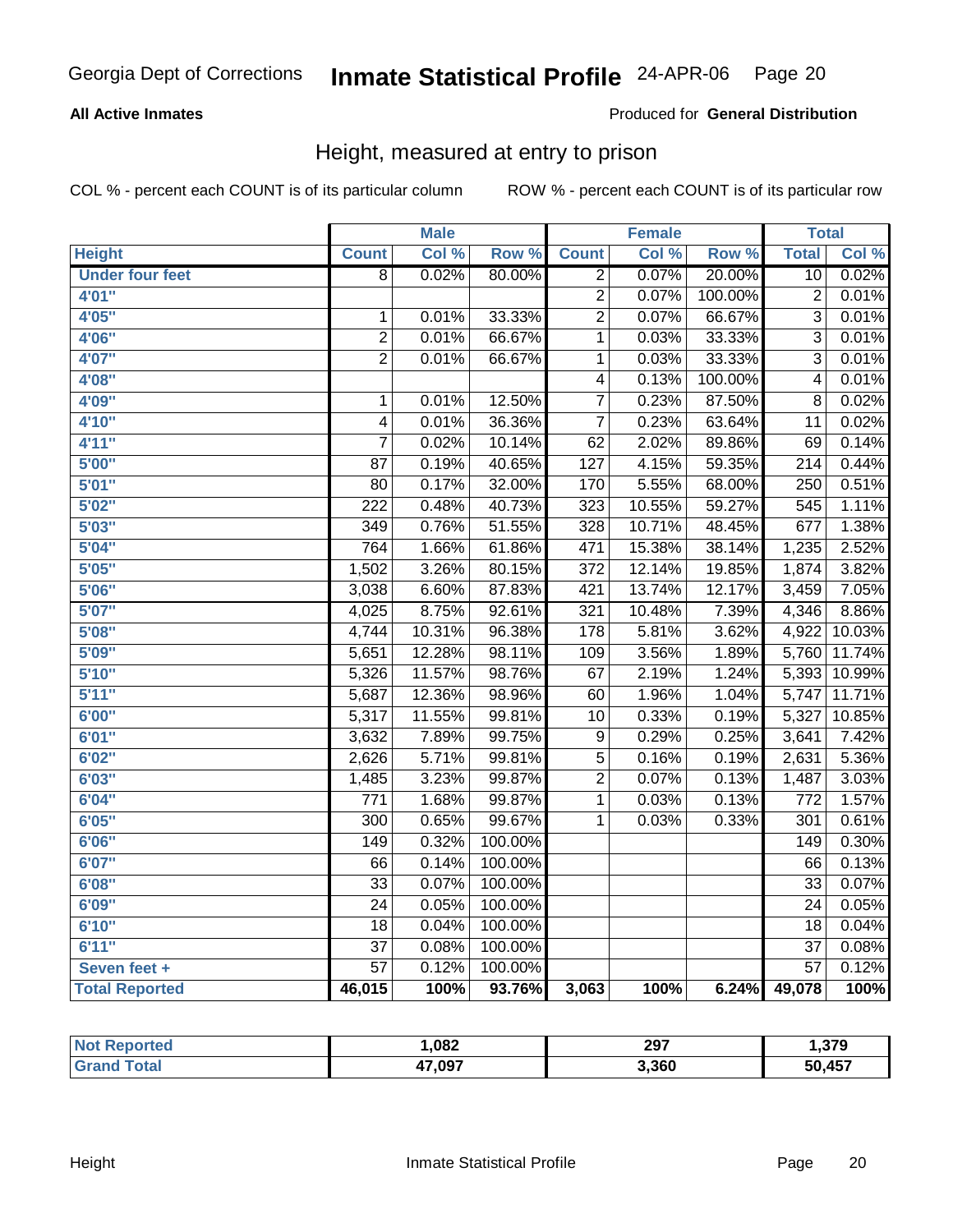Georgia Dept of Corrections **Inmate Statistical Profile** 24-APR-06

**All Active Inmates**

Produced for **General Distribution**

## Height, measured at entry to prison

COL % - percent each COUNT is of its particular column

ROW % - percent each COUNT is of its particular row

| | Male | | | Female | | | Total | |
|---|---|---|---|---|---|---|---|---|
| **Height** | **Count** | **Col %** | **Row %** | **Count** | **Col %** | **Row %** | **Total** | **Col %** |
| **Under four feet** | 8 | 0.02% | 80.00% | 2 | 0.07% | 20.00% | 10 | 0.02% |
| **4'01"** | | | | 2 | 0.07% | 100.00% | 2 | 0.01% |
| **4'05"** | 1 | 0.01% | 33.33% | 2 | 0.07% | 66.67% | 3 | 0.01% |
| **4'06"** | 2 | 0.01% | 66.67% | 1 | 0.03% | 33.33% | 3 | 0.01% |
| **4'07"** | 2 | 0.01% | 66.67% | 1 | 0.03% | 33.33% | 3 | 0.01% |
| **4'08"** | | | | 4 | 0.13% | 100.00% | 4 | 0.01% |
| **4'09"** | 1 | 0.01% | 12.50% | 7 | 0.23% | 87.50% | 8 | 0.02% |
| **4'10"** | 4 | 0.01% | 36.36% | 7 | 0.23% | 63.64% | 11 | 0.02% |
| **4'11"** | 7 | 0.02% | 10.14% | 62 | 2.02% | 89.86% | 69 | 0.14% |
| **5'00"** | 87 | 0.19% | 40.65% | 127 | 4.15% | 59.35% | 214 | 0.44% |
| **5'01"** | 80 | 0.17% | 32.00% | 170 | 5.55% | 68.00% | 250 | 0.51% |
| **5'02"** | 222 | 0.48% | 40.73% | 323 | 10.55% | 59.27% | 545 | 1.11% |
| **5'03"** | 349 | 0.76% | 51.55% | 328 | 10.71% | 48.45% | 677 | 1.38% |
| **5'04"** | 764 | 1.66% | 61.86% | 471 | 15.38% | 38.14% | 1,235 | 2.52% |
| **5'05"** | 1,502 | 3.26% | 80.15% | 372 | 12.14% | 19.85% | 1,874 | 3.82% |
| **5'06"** | 3,038 | 6.60% | 87.83% | 421 | 13.74% | 12.17% | 3,459 | 7.05% |
| **5'07"** | 4,025 | 8.75% | 92.61% | 321 | 10.48% | 7.39% | 4,346 | 8.86% |
| **5'08"** | 4,744 | 10.31% | 96.38% | 178 | 5.81% | 3.62% | 4,922 | 10.03% |
| **5'09"** | 5,651 | 12.28% | 98.11% | 109 | 3.56% | 1.89% | 5,760 | 11.74% |
| **5'10"** | 5,326 | 11.57% | 98.76% | 67 | 2.19% | 1.24% | 5,393 | 10.99% |
| **5'11"** | 5,687 | 12.36% | 98.96% | 60 | 1.96% | 1.04% | 5,747 | 11.71% |
| **6'00"** | 5,317 | 11.55% | 99.81% | 10 | 0.33% | 0.19% | 5,327 | 10.85% |
| **6'01"** | 3,632 | 7.89% | 99.75% | 9 | 0.29% | 0.25% | 3,641 | 7.42% |
| **6'02"** | 2,626 | 5.71% | 99.81% | 5 | 0.16% | 0.19% | 2,631 | 5.36% |
| **6'03"** | 1,485 | 3.23% | 99.87% | 2 | 0.07% | 0.13% | 1,487 | 3.03% |
| **6'04"** | 771 | 1.68% | 99.87% | 1 | 0.03% | 0.13% | 772 | 1.57% |
| **6'05"** | 300 | 0.65% | 99.67% | 1 | 0.03% | 0.33% | 301 | 0.61% |
| **6'06"** | 149 | 0.32% | 100.00% | | | | 149 | 0.30% |
| **6'07"** | 66 | 0.14% | 100.00% | | | | 66 | 0.13% |
| **6'08"** | 33 | 0.07% | 100.00% | | | | 33 | 0.07% |
| **6'09"** | 24 | 0.05% | 100.00% | | | | 24 | 0.05% |
| **6'10"** | 18 | 0.04% | 100.00% | | | | 18 | 0.04% |
| **6'11"** | 37 | 0.08% | 100.00% | | | | 37 | 0.08% |
| **Seven feet +** | 57 | 0.12% | 100.00% | | | | 57 | 0.12% |
| **Total Reported** | **46,015** | **100%** | **93.76%** | **3,063** | **100%** | **6.24%** | **49,078** | **100%** |

| | Male | Female | Total |
|---|---|---|---|
| **Not Reported** | **1,082** | **297** | **1,379** |
| **Grand Total** | **47,097** | **3,360** | **50,457** |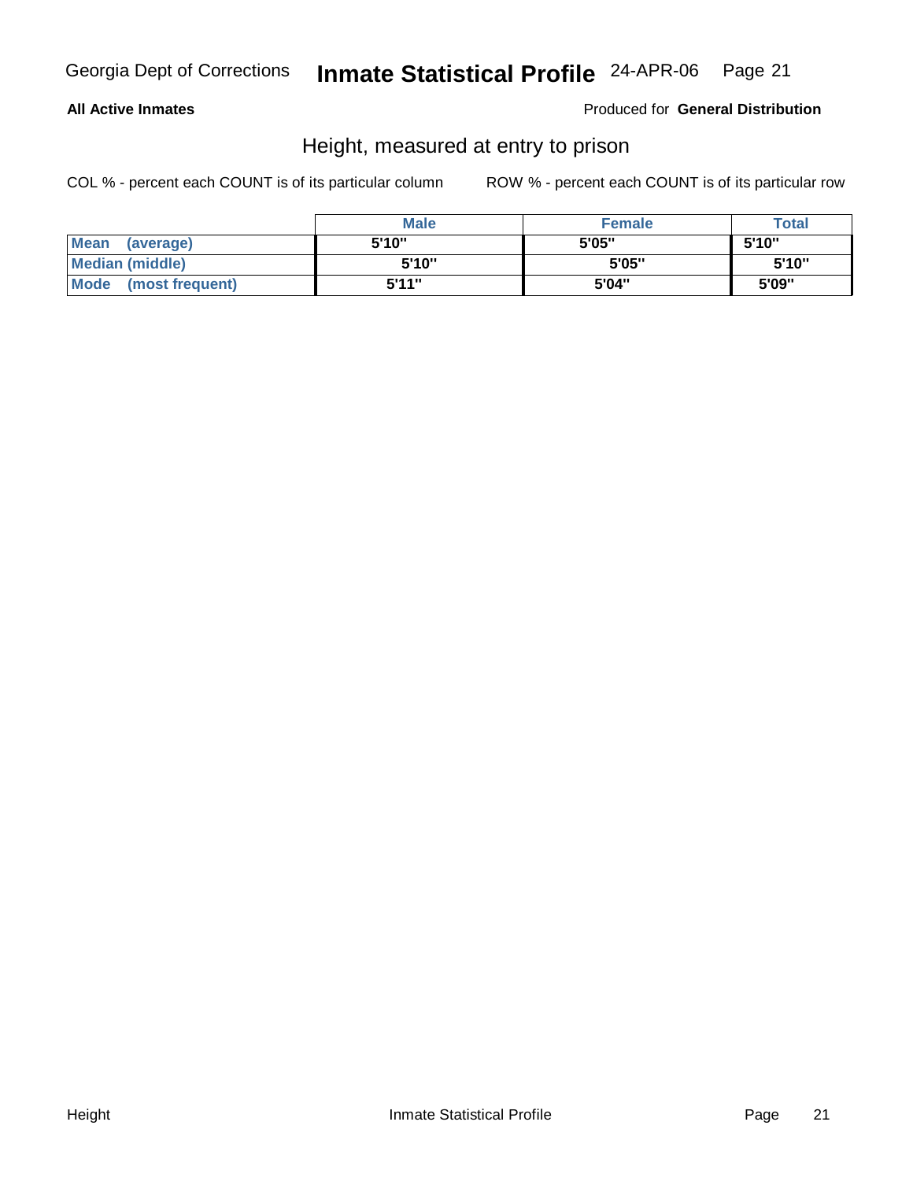**All Active Inmates**

Produced for **General Distribution**

## Height, measured at entry to prison

COL % - percent each COUNT is of its particular column

ROW % - percent each COUNT is of its particular row

| | Male | Female | Total |
|---|---|---|---|
| **Mean (average)** | 5'10" | 5'05" | 5'10" |
| **Median (middle)** | 5'10" | 5'05" | 5'10" |
| **Mode (most frequent)** | 5'11" | 5'04" | 5'09" |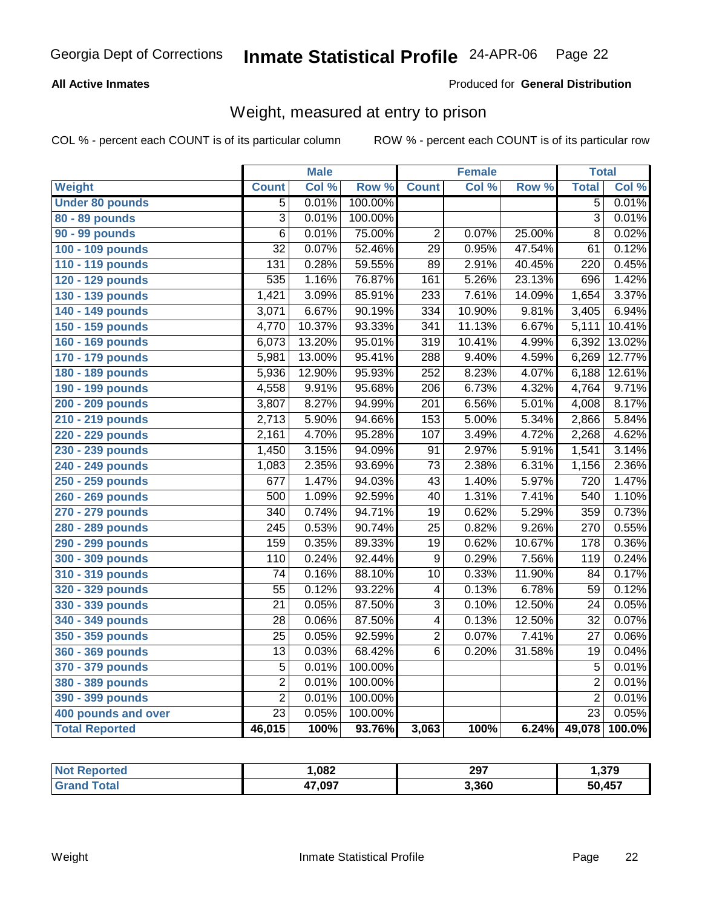# Inmate Statistical Profile

**Georgia Dept of Corrections** — 24-APR-06

**All Active Inmates** — Produced for **General Distribution**

## Weight, measured at entry to prison

COL % - percent each COUNT is of its particular column — ROW % - percent each COUNT is of its particular row

| Weight | Male | | | Female | | | Total | |
|---|---|---|---|---|---|---|---|---|
| | Count | Col % | Row % | Count | Col % | Row % | Total | Col % |
| Under 80 pounds | 5 | 0.01% | 100.00% | | | | 5 | 0.01% |
| 80 - 89 pounds | 3 | 0.01% | 100.00% | | | | 3 | 0.01% |
| 90 - 99 pounds | 6 | 0.01% | 75.00% | 2 | 0.07% | 25.00% | 8 | 0.02% |
| 100 - 109 pounds | 32 | 0.07% | 52.46% | 29 | 0.95% | 47.54% | 61 | 0.12% |
| 110 - 119 pounds | 131 | 0.28% | 59.55% | 89 | 2.91% | 40.45% | 220 | 0.45% |
| 120 - 129 pounds | 535 | 1.16% | 76.87% | 161 | 5.26% | 23.13% | 696 | 1.42% |
| 130 - 139 pounds | 1,421 | 3.09% | 85.91% | 233 | 7.61% | 14.09% | 1,654 | 3.37% |
| 140 - 149 pounds | 3,071 | 6.67% | 90.19% | 334 | 10.90% | 9.81% | 3,405 | 6.94% |
| 150 - 159 pounds | 4,770 | 10.37% | 93.33% | 341 | 11.13% | 6.67% | 5,111 | 10.41% |
| 160 - 169 pounds | 6,073 | 13.20% | 95.01% | 319 | 10.41% | 4.99% | 6,392 | 13.02% |
| 170 - 179 pounds | 5,981 | 13.00% | 95.41% | 288 | 9.40% | 4.59% | 6,269 | 12.77% |
| 180 - 189 pounds | 5,936 | 12.90% | 95.93% | 252 | 8.23% | 4.07% | 6,188 | 12.61% |
| 190 - 199 pounds | 4,558 | 9.91% | 95.68% | 206 | 6.73% | 4.32% | 4,764 | 9.71% |
| 200 - 209 pounds | 3,807 | 8.27% | 94.99% | 201 | 6.56% | 5.01% | 4,008 | 8.17% |
| 210 - 219 pounds | 2,713 | 5.90% | 94.66% | 153 | 5.00% | 5.34% | 2,866 | 5.84% |
| 220 - 229 pounds | 2,161 | 4.70% | 95.28% | 107 | 3.49% | 4.72% | 2,268 | 4.62% |
| 230 - 239 pounds | 1,450 | 3.15% | 94.09% | 91 | 2.97% | 5.91% | 1,541 | 3.14% |
| 240 - 249 pounds | 1,083 | 2.35% | 93.69% | 73 | 2.38% | 6.31% | 1,156 | 2.36% |
| 250 - 259 pounds | 677 | 1.47% | 94.03% | 43 | 1.40% | 5.97% | 720 | 1.47% |
| 260 - 269 pounds | 500 | 1.09% | 92.59% | 40 | 1.31% | 7.41% | 540 | 1.10% |
| 270 - 279 pounds | 340 | 0.74% | 94.71% | 19 | 0.62% | 5.29% | 359 | 0.73% |
| 280 - 289 pounds | 245 | 0.53% | 90.74% | 25 | 0.82% | 9.26% | 270 | 0.55% |
| 290 - 299 pounds | 159 | 0.35% | 89.33% | 19 | 0.62% | 10.67% | 178 | 0.36% |
| 300 - 309 pounds | 110 | 0.24% | 92.44% | 9 | 0.29% | 7.56% | 119 | 0.24% |
| 310 - 319 pounds | 74 | 0.16% | 88.10% | 10 | 0.33% | 11.90% | 84 | 0.17% |
| 320 - 329 pounds | 55 | 0.12% | 93.22% | 4 | 0.13% | 6.78% | 59 | 0.12% |
| 330 - 339 pounds | 21 | 0.05% | 87.50% | 3 | 0.10% | 12.50% | 24 | 0.05% |
| 340 - 349 pounds | 28 | 0.06% | 87.50% | 4 | 0.13% | 12.50% | 32 | 0.07% |
| 350 - 359 pounds | 25 | 0.05% | 92.59% | 2 | 0.07% | 7.41% | 27 | 0.06% |
| 360 - 369 pounds | 13 | 0.03% | 68.42% | 6 | 0.20% | 31.58% | 19 | 0.04% |
| 370 - 379 pounds | 5 | 0.01% | 100.00% | | | | 5 | 0.01% |
| 380 - 389 pounds | 2 | 0.01% | 100.00% | | | | 2 | 0.01% |
| 390 - 399 pounds | 2 | 0.01% | 100.00% | | | | 2 | 0.01% |
| 400 pounds and over | 23 | 0.05% | 100.00% | | | | 23 | 0.05% |
| **Total Reported** | **46,015** | **100%** | **93.76%** | **3,063** | **100%** | **6.24%** | **49,078** | **100.0%** |

| | Male | Female | Total |
|---|---|---|---|
| Not Reported | 1,082 | 297 | 1,379 |
| Grand Total | 47,097 | 3,360 | 50,457 |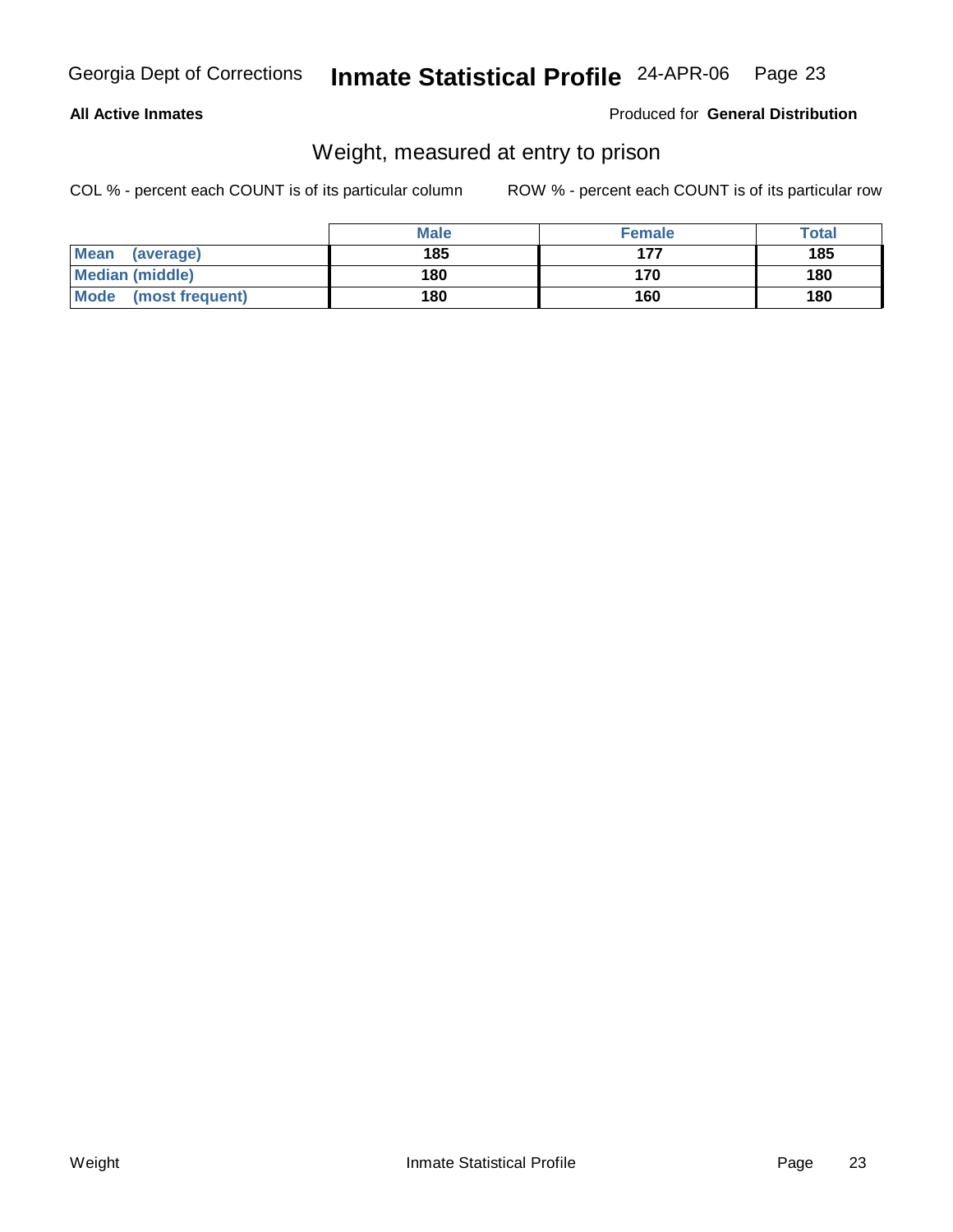**All Active Inmates**

Produced for **General Distribution**

## Weight, measured at entry to prison

COL % - percent each COUNT is of its particular column

ROW % - percent each COUNT is of its particular row

| | Male | Female | Total |
|---|---|---|---|
| **Mean (average)** | 185 | 177 | 185 |
| **Median (middle)** | 180 | 170 | 180 |
| **Mode (most frequent)** | 180 | 160 | 180 |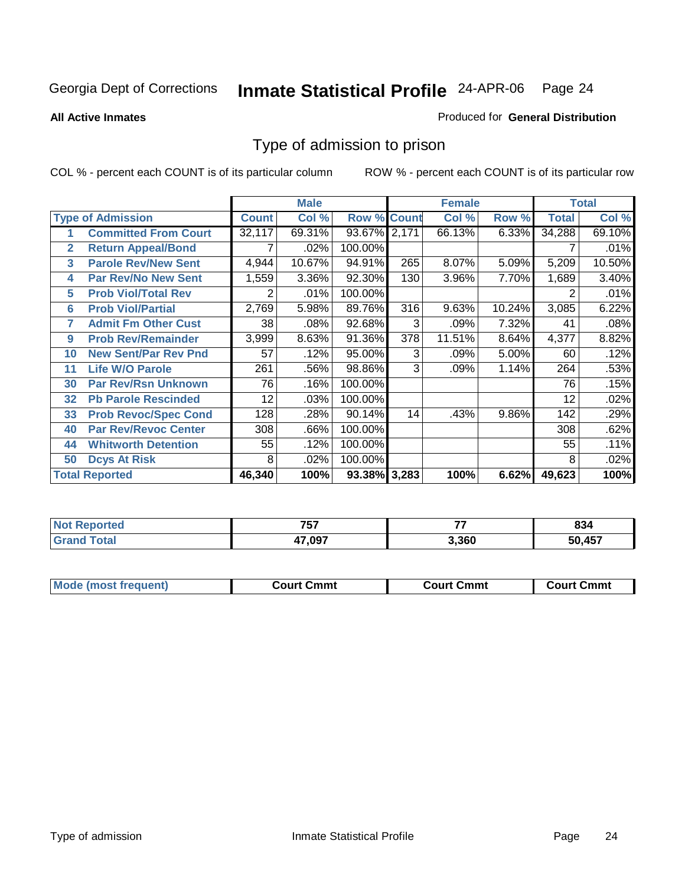Georgia Dept of Corrections **Inmate Statistical Profile** 24-APR-06

**All Active Inmates**

Produced for **General Distribution**

## Type of admission to prison

COL % - percent each COUNT is of its particular column

ROW % - percent each COUNT is of its particular row

| Type of Admission | | Male | | | Female | | | Total | |
|---|---|---|---|---|---|---|---|---|---|
| | | Count | Col % | Row % | Count | Col % | Row % | Total | Col % |
| 1 | Committed From Court | 32,117 | 69.31% | 93.67% | 2,171 | 66.13% | 6.33% | 34,288 | 69.10% |
| 2 | Return Appeal/Bond | 7 | .02% | 100.00% | | | | 7 | .01% |
| 3 | Parole Rev/New Sent | 4,944 | 10.67% | 94.91% | 265 | 8.07% | 5.09% | 5,209 | 10.50% |
| 4 | Par Rev/No New Sent | 1,559 | 3.36% | 92.30% | 130 | 3.96% | 7.70% | 1,689 | 3.40% |
| 5 | Prob Viol/Total Rev | 2 | .01% | 100.00% | | | | 2 | .01% |
| 6 | Prob Viol/Partial | 2,769 | 5.98% | 89.76% | 316 | 9.63% | 10.24% | 3,085 | 6.22% |
| 7 | Admit Fm Other Cust | 38 | .08% | 92.68% | 3 | .09% | 7.32% | 41 | .08% |
| 9 | Prob Rev/Remainder | 3,999 | 8.63% | 91.36% | 378 | 11.51% | 8.64% | 4,377 | 8.82% |
| 10 | New Sent/Par Rev Pnd | 57 | .12% | 95.00% | 3 | .09% | 5.00% | 60 | .12% |
| 11 | Life W/O Parole | 261 | .56% | 98.86% | 3 | .09% | 1.14% | 264 | .53% |
| 30 | Par Rev/Rsn Unknown | 76 | .16% | 100.00% | | | | 76 | .15% |
| 32 | Pb Parole Rescinded | 12 | .03% | 100.00% | | | | 12 | .02% |
| 33 | Prob Revoc/Spec Cond | 128 | .28% | 90.14% | 14 | .43% | 9.86% | 142 | .29% |
| 40 | Par Rev/Revoc Center | 308 | .66% | 100.00% | | | | 308 | .62% |
| 44 | Whitworth Detention | 55 | .12% | 100.00% | | | | 55 | .11% |
| 50 | Dcys At Risk | 8 | .02% | 100.00% | | | | 8 | .02% |
| **Total Reported** | | **46,340** | **100%** | **93.38%** | **3,283** | **100%** | **6.62%** | **49,623** | **100%** |

| | Male | Female | Total |
|---|---|---|---|
| Not Reported | 757 | 77 | 834 |
| Grand Total | 47,097 | 3,360 | 50,457 |

| | Male | Female | Total |
|---|---|---|---|
| Mode (most frequent) | Court Cmmt | Court Cmmt | Court Cmmt |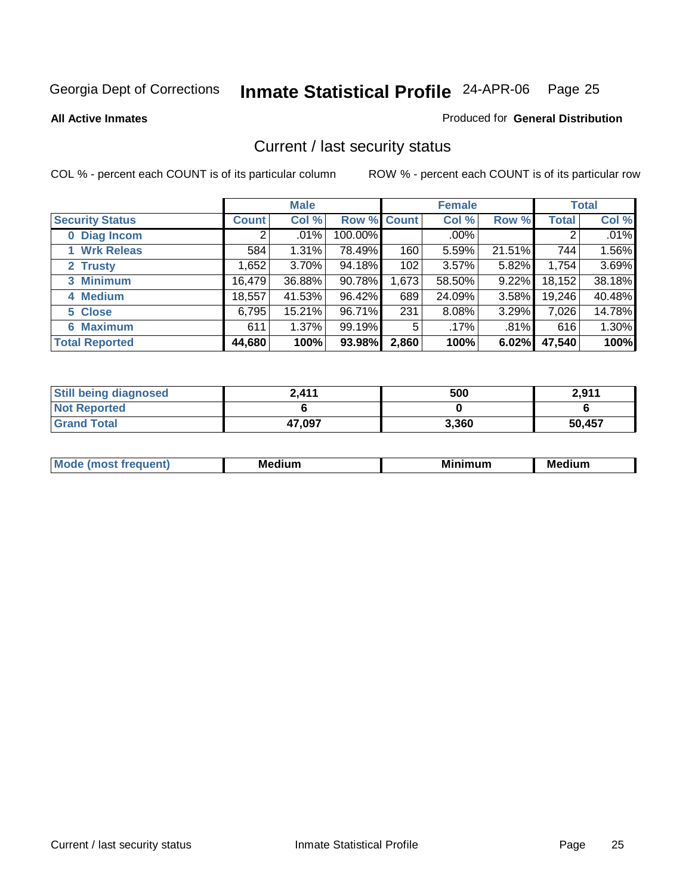Georgia Dept of Corrections **Inmate Statistical Profile** 24-APR-06

**All Active Inmates**

Produced for **General Distribution**

## Current / last security status

COL % - percent each COUNT is of its particular column    ROW % - percent each COUNT is of its particular row

| | Male | | | Female | | | Total | |
|---|---|---|---|---|---|---|---|---|
| **Security Status** | **Count** | **Col %** | **Row %** | **Count** | **Col %** | **Row %** | **Total** | **Col %** |
| 0 Diag Incom | 2 | .01% | 100.00% | | .00% | | 2 | .01% |
| 1 Wrk Releas | 584 | 1.31% | 78.49% | 160 | 5.59% | 21.51% | 744 | 1.56% |
| 2 Trusty | 1,652 | 3.70% | 94.18% | 102 | 3.57% | 5.82% | 1,754 | 3.69% |
| 3 Minimum | 16,479 | 36.88% | 90.78% | 1,673 | 58.50% | 9.22% | 18,152 | 38.18% |
| 4 Medium | 18,557 | 41.53% | 96.42% | 689 | 24.09% | 3.58% | 19,246 | 40.48% |
| 5 Close | 6,795 | 15.21% | 96.71% | 231 | 8.08% | 3.29% | 7,026 | 14.78% |
| 6 Maximum | 611 | 1.37% | 99.19% | 5 | .17% | .81% | 616 | 1.30% |
| **Total Reported** | **44,680** | **100%** | **93.98%** | **2,860** | **100%** | **6.02%** | **47,540** | **100%** |

| | Male | Female | Total |
|---|---|---|---|
| Still being diagnosed | **2,411** | **500** | **2,911** |
| Not Reported | **6** | **0** | **6** |
| Grand Total | **47,097** | **3,360** | **50,457** |

| | Male | Female | Total |
|---|---|---|---|
| Mode (most frequent) | **Medium** | **Minimum** | **Medium** |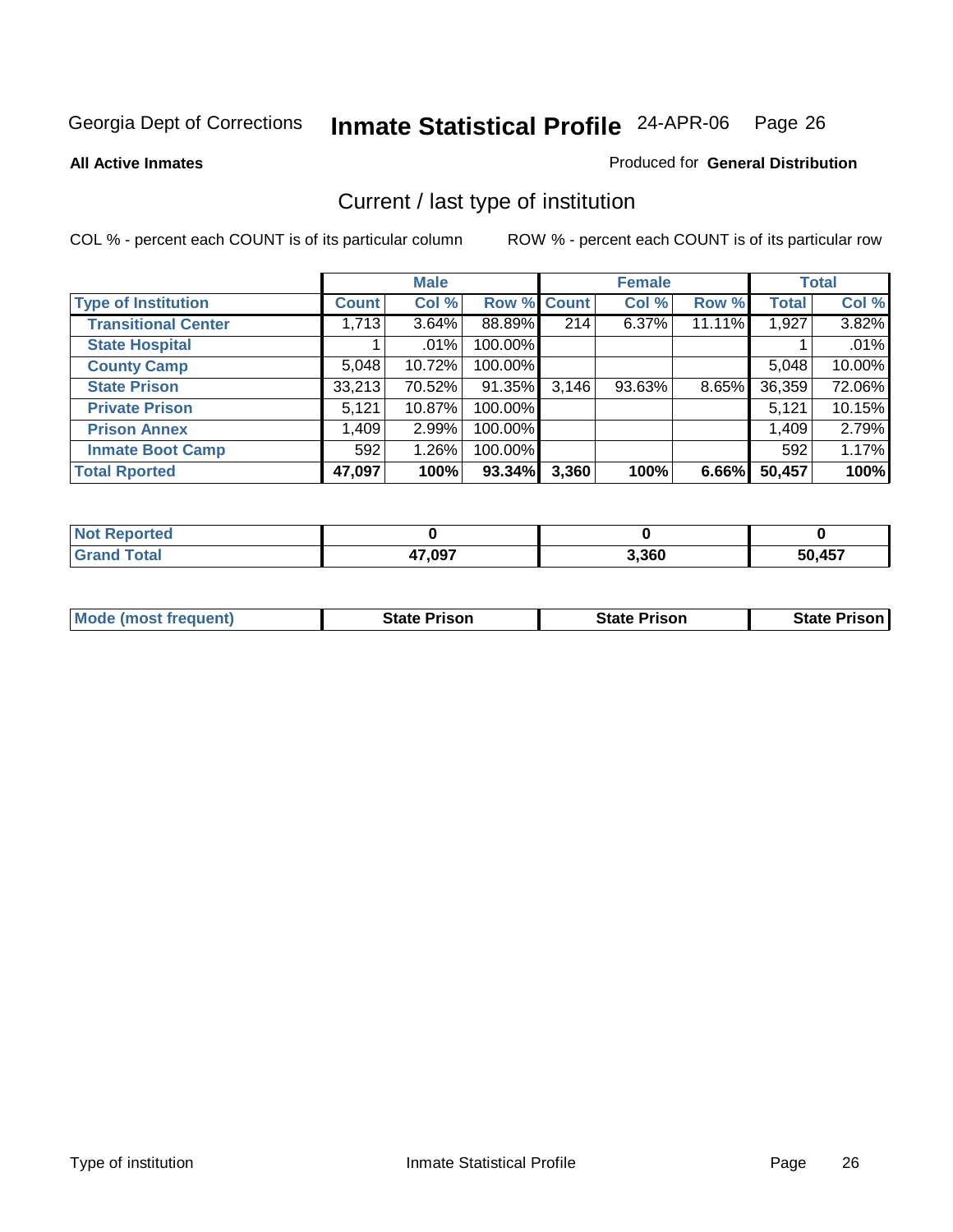Georgia Dept of Corrections **Inmate Statistical Profile** 24-APR-06

**All Active Inmates**

Produced for **General Distribution**

## Current / last type of institution

COL % - percent each COUNT is of its particular column

ROW % - percent each COUNT is of its particular row

| | Male | | | Female | | | Total | |
|---|---|---|---|---|---|---|---|---|
| **Type of Institution** | **Count** | **Col %** | **Row %** | **Count** | **Col %** | **Row %** | **Total** | **Col %** |
| **Transitional Center** | 1,713 | 3.64% | 88.89% | 214 | 6.37% | 11.11% | 1,927 | 3.82% |
| **State Hospital** | 1 | .01% | 100.00% | | | | 1 | .01% |
| **County Camp** | 5,048 | 10.72% | 100.00% | | | | 5,048 | 10.00% |
| **State Prison** | 33,213 | 70.52% | 91.35% | 3,146 | 93.63% | 8.65% | 36,359 | 72.06% |
| **Private Prison** | 5,121 | 10.87% | 100.00% | | | | 5,121 | 10.15% |
| **Prison Annex** | 1,409 | 2.99% | 100.00% | | | | 1,409 | 2.79% |
| **Inmate Boot Camp** | 592 | 1.26% | 100.00% | | | | 592 | 1.17% |
| **Total Rported** | **47,097** | **100%** | **93.34%** | **3,360** | **100%** | **6.66%** | **50,457** | **100%** |

| | Male | Female | Total |
|---|---|---|---|
| **Not Reported** | **0** | **0** | **0** |
| **Grand Total** | **47,097** | **3,360** | **50,457** |

| | Male | Female | Total |
|---|---|---|---|
| **Mode (most frequent)** | **State Prison** | **State Prison** | **State Prison** |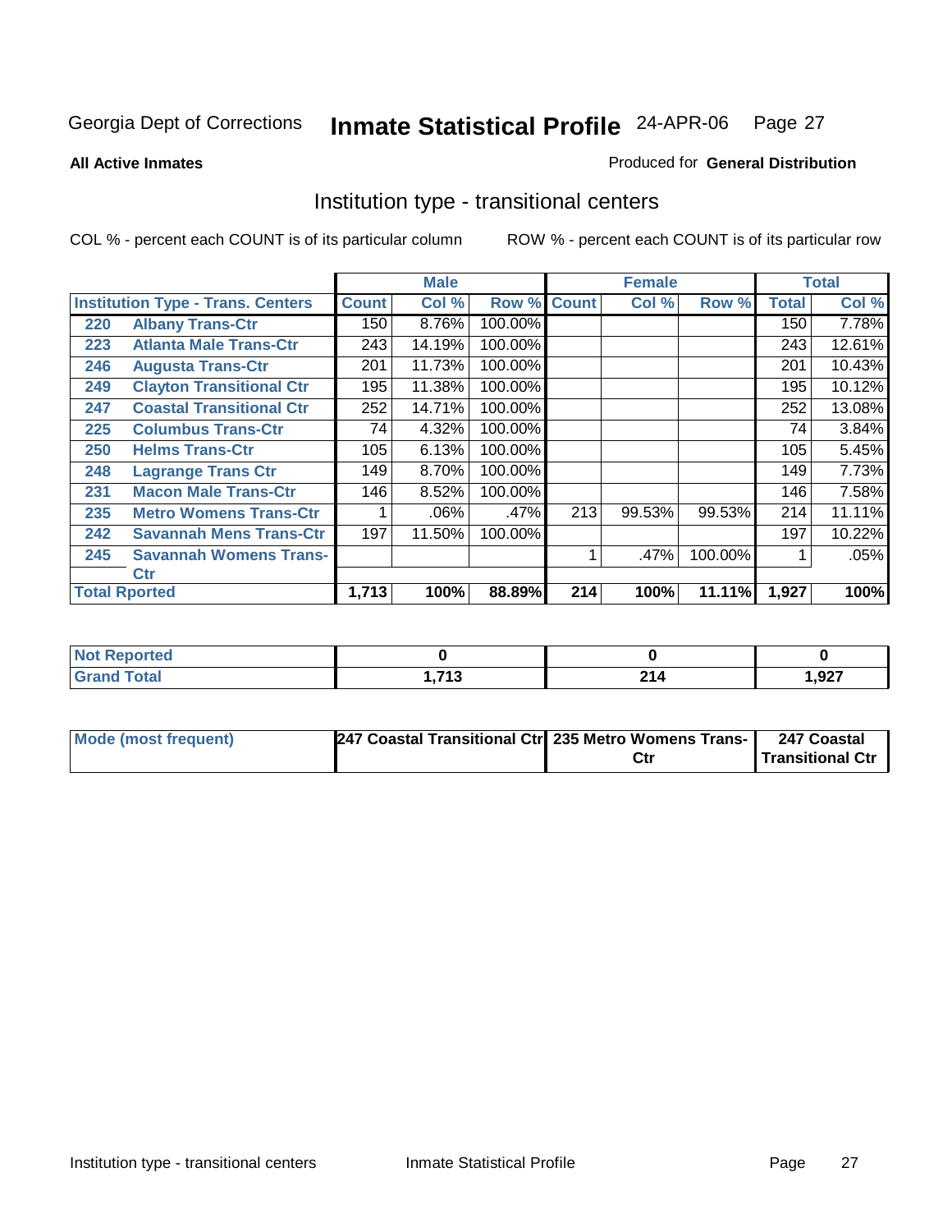Georgia Dept of Corrections **Inmate Statistical Profile** 24-APR-06

**All Active Inmates**

Produced for **General Distribution**

## Institution type - transitional centers

COL % - percent each COUNT is of its particular column

ROW % - percent each COUNT is of its particular row

| | | Male | | | Female | | | Total | |
|---|---|---|---|---|---|---|---|---|---|
| **Institution Type - Trans. Centers** | | **Count** | **Col %** | **Row %** | **Count** | **Col %** | **Row %** | **Total** | **Col %** |
| 220 | Albany Trans-Ctr | 150 | 8.76% | 100.00% | | | | 150 | 7.78% |
| 223 | Atlanta Male Trans-Ctr | 243 | 14.19% | 100.00% | | | | 243 | 12.61% |
| 246 | Augusta Trans-Ctr | 201 | 11.73% | 100.00% | | | | 201 | 10.43% |
| 249 | Clayton Transitional Ctr | 195 | 11.38% | 100.00% | | | | 195 | 10.12% |
| 247 | Coastal Transitional Ctr | 252 | 14.71% | 100.00% | | | | 252 | 13.08% |
| 225 | Columbus Trans-Ctr | 74 | 4.32% | 100.00% | | | | 74 | 3.84% |
| 250 | Helms Trans-Ctr | 105 | 6.13% | 100.00% | | | | 105 | 5.45% |
| 248 | Lagrange Trans Ctr | 149 | 8.70% | 100.00% | | | | 149 | 7.73% |
| 231 | Macon Male Trans-Ctr | 146 | 8.52% | 100.00% | | | | 146 | 7.58% |
| 235 | Metro Womens Trans-Ctr | 1 | .06% | .47% | 213 | 99.53% | 99.53% | 214 | 11.11% |
| 242 | Savannah Mens Trans-Ctr | 197 | 11.50% | 100.00% | | | | 197 | 10.22% |
| 245 | Savannah Womens Trans-Ctr | | | | 1 | .47% | 100.00% | 1 | .05% |
| **Total Rported** | | **1,713** | **100%** | **88.89%** | **214** | **100%** | **11.11%** | **1,927** | **100%** |

| | Male | Female | Total |
|---|---|---|---|
| **Not Reported** | **0** | **0** | **0** |
| **Grand Total** | **1,713** | **214** | **1,927** |

| | Male | Female | Total |
|---|---|---|---|
| **Mode (most frequent)** | **247 Coastal Transitional Ctr** | **235 Metro Womens Trans-Ctr** | **247 Coastal Transitional Ctr** |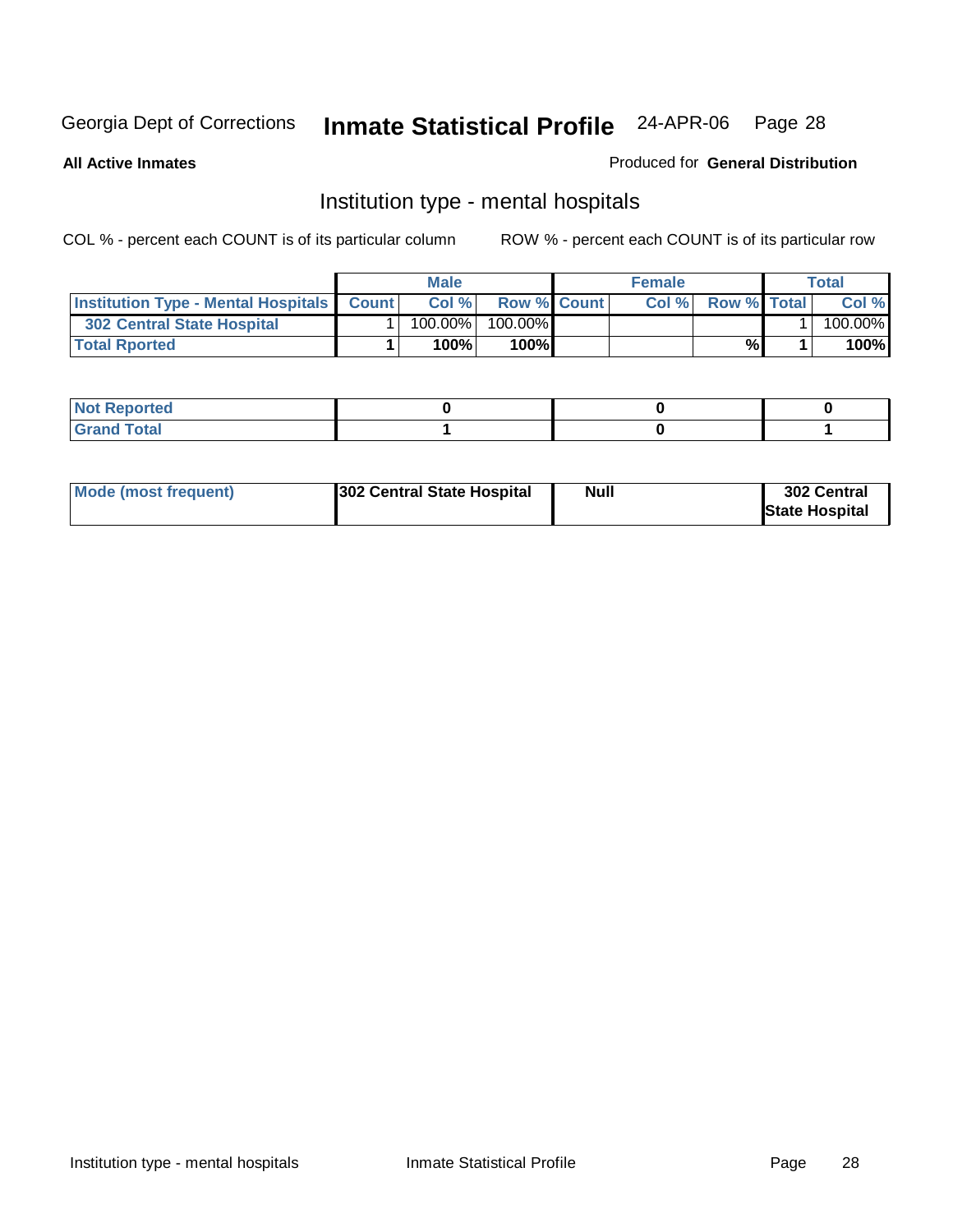Georgia Dept of Corrections **Inammate Statistical Profile** 24-APR-06

**All Active Inmates**

Produced for **General Distribution**

## Institution type - mental hospitals

COL % - percent each COUNT is of its particular column

ROW % - percent each COUNT is of its particular row

| | Male | | | Female | | | Total | |
|---|---|---|---|---|---|---|---|---|
| Institution Type - Mental Hospitals | Count | Col % | Row % | Count | Col % | Row % | Total | Col % |
| 302 Central State Hospital | 1 | 100.00% | 100.00% | | | | 1 | 100.00% |
| **Total Rported** | **1** | **100%** | **100%** | | | **%** | **1** | **100%** |

| | Male | Female | Total |
|---|---|---|---|
| Not Reported | **0** | **0** | **0** |
| Grand Total | **1** | **0** | **1** |

| | Male | Female | Total |
|---|---|---|---|
| Mode (most frequent) | **302 Central State Hospital** | **Null** | **302 Central State Hospital** |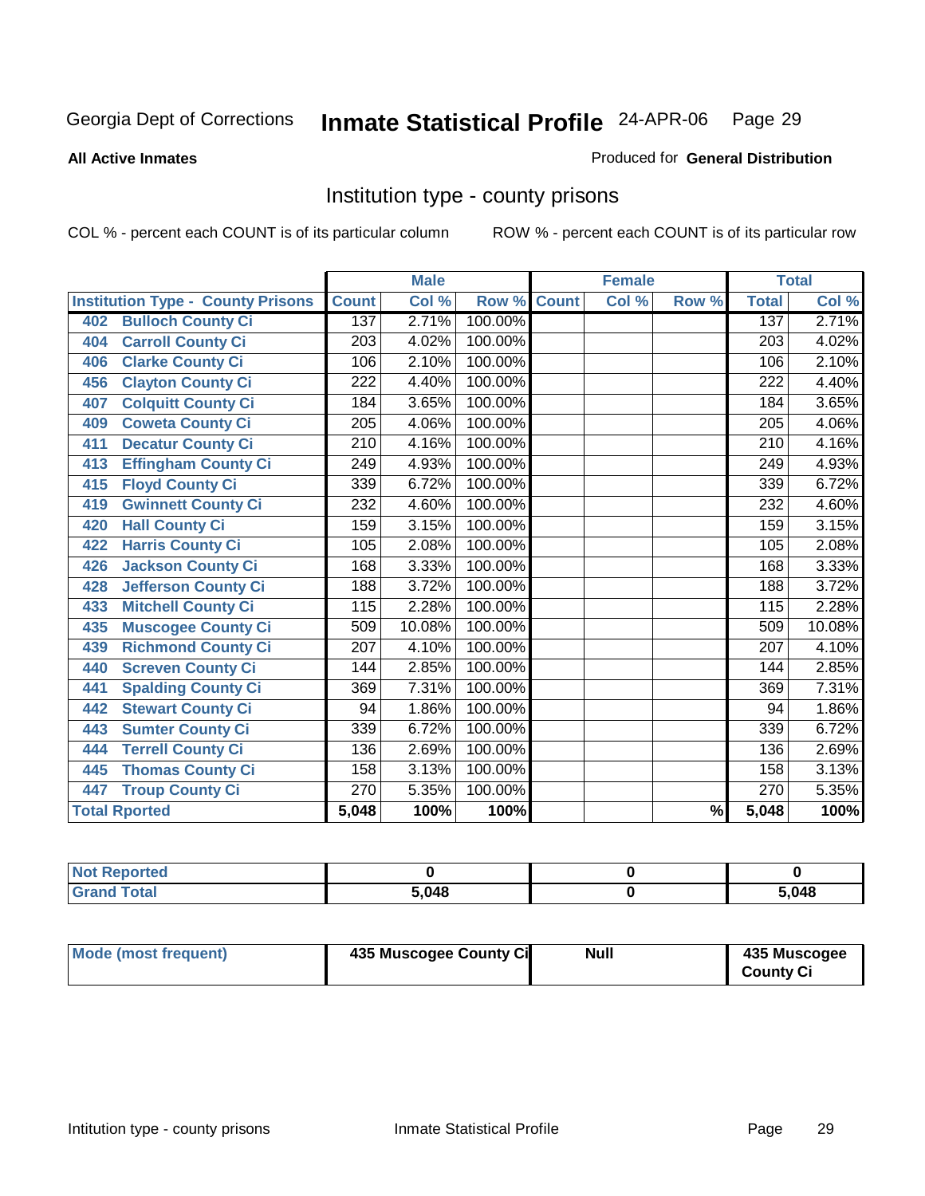Georgia Dept of Corrections **Inmate Statistical Profile** 24-APR-06

**All Active Inmates**

Produced for **General Distribution**

## Institution type - county prisons

COL % - percent each COUNT is of its particular column    ROW % - percent each COUNT is of its particular row

| Institution Type - County Prisons | Male | | | Female | | | Total | |
|---|---|---|---|---|---|---|---|---|
| | Count | Col % | Row % | Count | Col % | Row % | Total | Col % |
| 402 Bulloch County Ci | 137 | 2.71% | 100.00% | | | | 137 | 2.71% |
| 404 Carroll County Ci | 203 | 4.02% | 100.00% | | | | 203 | 4.02% |
| 406 Clarke County Ci | 106 | 2.10% | 100.00% | | | | 106 | 2.10% |
| 456 Clayton County Ci | 222 | 4.40% | 100.00% | | | | 222 | 4.40% |
| 407 Colquitt County Ci | 184 | 3.65% | 100.00% | | | | 184 | 3.65% |
| 409 Coweta County Ci | 205 | 4.06% | 100.00% | | | | 205 | 4.06% |
| 411 Decatur County Ci | 210 | 4.16% | 100.00% | | | | 210 | 4.16% |
| 413 Effingham County Ci | 249 | 4.93% | 100.00% | | | | 249 | 4.93% |
| 415 Floyd County Ci | 339 | 6.72% | 100.00% | | | | 339 | 6.72% |
| 419 Gwinnett County Ci | 232 | 4.60% | 100.00% | | | | 232 | 4.60% |
| 420 Hall County Ci | 159 | 3.15% | 100.00% | | | | 159 | 3.15% |
| 422 Harris County Ci | 105 | 2.08% | 100.00% | | | | 105 | 2.08% |
| 426 Jackson County Ci | 168 | 3.33% | 100.00% | | | | 168 | 3.33% |
| 428 Jefferson County Ci | 188 | 3.72% | 100.00% | | | | 188 | 3.72% |
| 433 Mitchell County Ci | 115 | 2.28% | 100.00% | | | | 115 | 2.28% |
| 435 Muscogee County Ci | 509 | 10.08% | 100.00% | | | | 509 | 10.08% |
| 439 Richmond County Ci | 207 | 4.10% | 100.00% | | | | 207 | 4.10% |
| 440 Screven County Ci | 144 | 2.85% | 100.00% | | | | 144 | 2.85% |
| 441 Spalding County Ci | 369 | 7.31% | 100.00% | | | | 369 | 7.31% |
| 442 Stewart County Ci | 94 | 1.86% | 100.00% | | | | 94 | 1.86% |
| 443 Sumter County Ci | 339 | 6.72% | 100.00% | | | | 339 | 6.72% |
| 444 Terrell County Ci | 136 | 2.69% | 100.00% | | | | 136 | 2.69% |
| 445 Thomas County Ci | 158 | 3.13% | 100.00% | | | | 158 | 3.13% |
| 447 Troup County Ci | 270 | 5.35% | 100.00% | | | | 270 | 5.35% |
| **Total Rported** | **5,048** | **100%** | **100%** | | | **%** | **5,048** | **100%** |

| | Male | Female | Total |
|---|---|---|---|
| Not Reported | 0 | 0 | 0 |
| Grand Total | 5,048 | 0 | 5,048 |

| | Male | Female | Total |
|---|---|---|---|
| Mode (most frequent) | 435 Muscogee County Ci | Null | 435 Muscogee County Ci |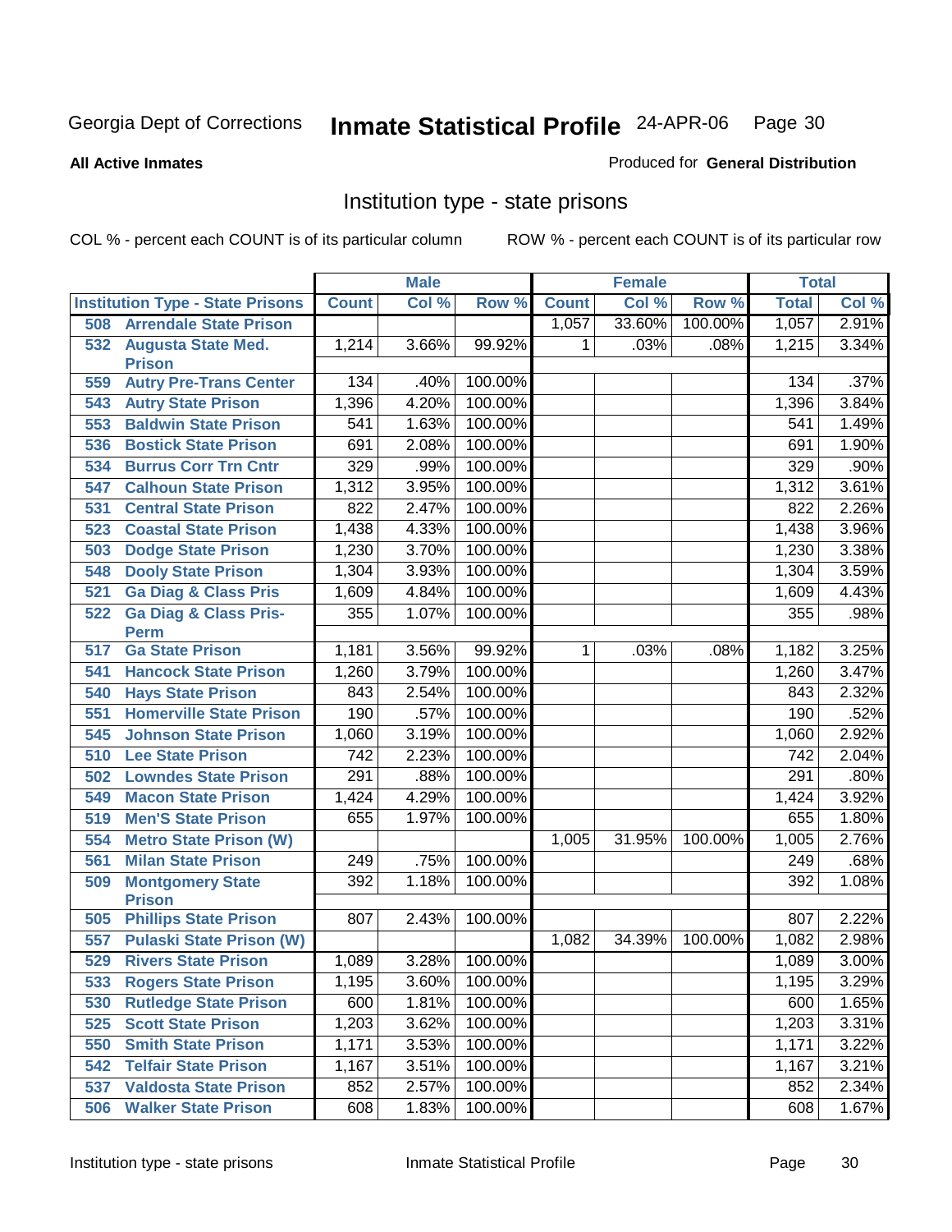Georgia Dept of Corrections **Inmate Statistical Profile** 24-APR-06

**All Active Inmates**

Produced for **General Distribution**

## Institution type - state prisons

COL % - percent each COUNT is of its particular column

ROW % - percent each COUNT is of its particular row

| | Male | | | Female | | | Total | |
|---|---|---|---|---|---|---|---|---|
| **Institution Type - State Prisons** | **Count** | **Col %** | **Row %** | **Count** | **Col %** | **Row %** | **Total** | **Col %** |
| 508 Arrendale State Prison | | | | 1,057 | 33.60% | 100.00% | 1,057 | 2.91% |
| 532 Augusta State Med. Prison | 1,214 | 3.66% | 99.92% | 1 | .03% | .08% | 1,215 | 3.34% |
| 559 Autry Pre-Trans Center | 134 | .40% | 100.00% | | | | 134 | .37% |
| 543 Autry State Prison | 1,396 | 4.20% | 100.00% | | | | 1,396 | 3.84% |
| 553 Baldwin State Prison | 541 | 1.63% | 100.00% | | | | 541 | 1.49% |
| 536 Bostick State Prison | 691 | 2.08% | 100.00% | | | | 691 | 1.90% |
| 534 Burrus Corr Trn Cntr | 329 | .99% | 100.00% | | | | 329 | .90% |
| 547 Calhoun State Prison | 1,312 | 3.95% | 100.00% | | | | 1,312 | 3.61% |
| 531 Central State Prison | 822 | 2.47% | 100.00% | | | | 822 | 2.26% |
| 523 Coastal State Prison | 1,438 | 4.33% | 100.00% | | | | 1,438 | 3.96% |
| 503 Dodge State Prison | 1,230 | 3.70% | 100.00% | | | | 1,230 | 3.38% |
| 548 Dooly State Prison | 1,304 | 3.93% | 100.00% | | | | 1,304 | 3.59% |
| 521 Ga Diag & Class Pris | 1,609 | 4.84% | 100.00% | | | | 1,609 | 4.43% |
| 522 Ga Diag & Class Pris-Perm | 355 | 1.07% | 100.00% | | | | 355 | .98% |
| 517 Ga State Prison | 1,181 | 3.56% | 99.92% | 1 | .03% | .08% | 1,182 | 3.25% |
| 541 Hancock State Prison | 1,260 | 3.79% | 100.00% | | | | 1,260 | 3.47% |
| 540 Hays State Prison | 843 | 2.54% | 100.00% | | | | 843 | 2.32% |
| 551 Homerville State Prison | 190 | .57% | 100.00% | | | | 190 | .52% |
| 545 Johnson State Prison | 1,060 | 3.19% | 100.00% | | | | 1,060 | 2.92% |
| 510 Lee State Prison | 742 | 2.23% | 100.00% | | | | 742 | 2.04% |
| 502 Lowndes State Prison | 291 | .88% | 100.00% | | | | 291 | .80% |
| 549 Macon State Prison | 1,424 | 4.29% | 100.00% | | | | 1,424 | 3.92% |
| 519 Men'S State Prison | 655 | 1.97% | 100.00% | | | | 655 | 1.80% |
| 554 Metro State Prison (W) | | | | 1,005 | 31.95% | 100.00% | 1,005 | 2.76% |
| 561 Milan State Prison | 249 | .75% | 100.00% | | | | 249 | .68% |
| 509 Montgomery State Prison | 392 | 1.18% | 100.00% | | | | 392 | 1.08% |
| 505 Phillips State Prison | 807 | 2.43% | 100.00% | | | | 807 | 2.22% |
| 557 Pulaski State Prison (W) | | | | 1,082 | 34.39% | 100.00% | 1,082 | 2.98% |
| 529 Rivers State Prison | 1,089 | 3.28% | 100.00% | | | | 1,089 | 3.00% |
| 533 Rogers State Prison | 1,195 | 3.60% | 100.00% | | | | 1,195 | 3.29% |
| 530 Rutledge State Prison | 600 | 1.81% | 100.00% | | | | 600 | 1.65% |
| 525 Scott State Prison | 1,203 | 3.62% | 100.00% | | | | 1,203 | 3.31% |
| 550 Smith State Prison | 1,171 | 3.53% | 100.00% | | | | 1,171 | 3.22% |
| 542 Telfair State Prison | 1,167 | 3.51% | 100.00% | | | | 1,167 | 3.21% |
| 537 Valdosta State Prison | 852 | 2.57% | 100.00% | | | | 852 | 2.34% |
| 506 Walker State Prison | 608 | 1.83% | 100.00% | | | | 608 | 1.67% |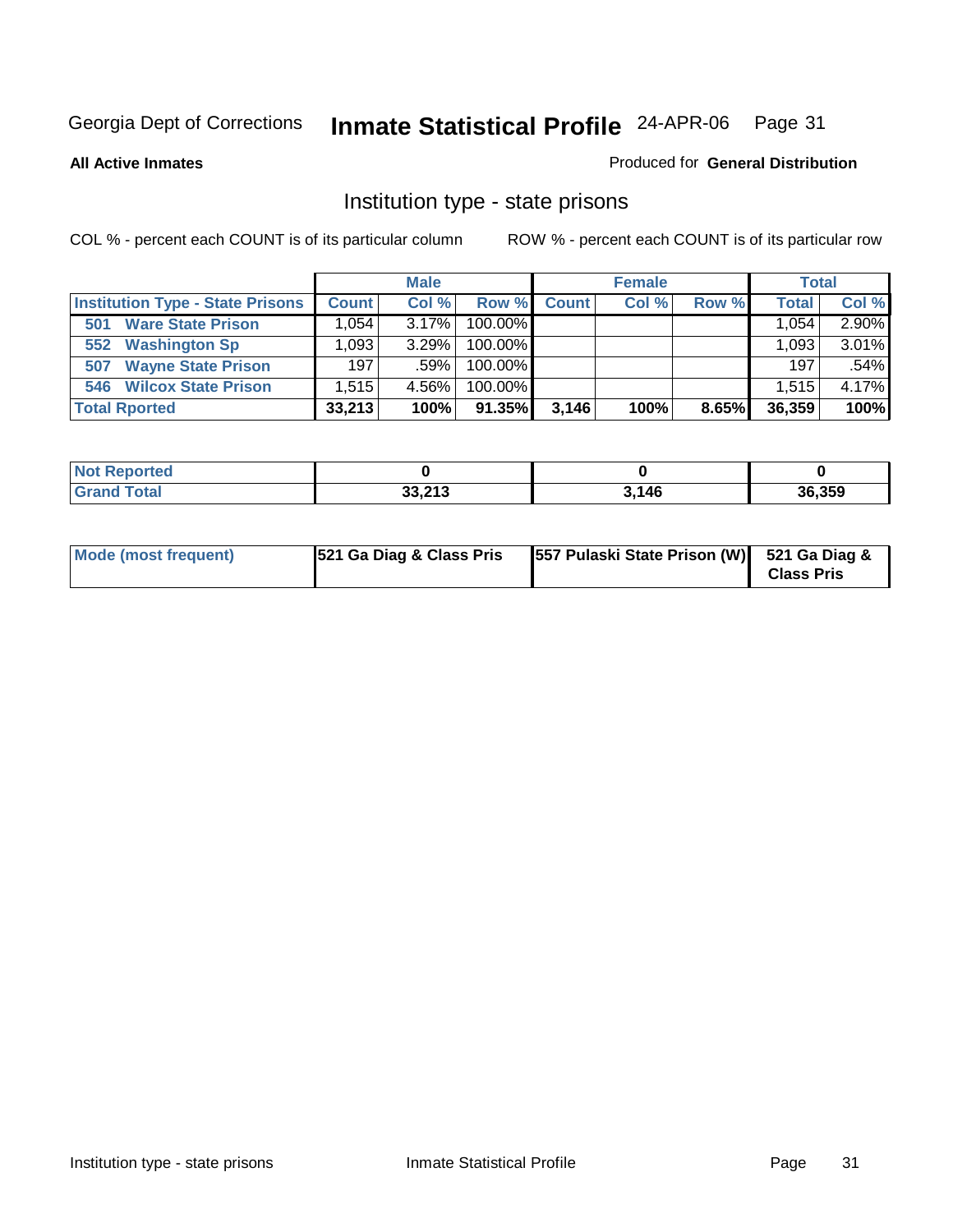Georgia Dept of Corrections **Inmate Statistical Profile** 24-APR-06

**All Active Inmates**

Produced for **General Distribution**

## Institution type - state prisons

COL % - percent each COUNT is of its particular column

ROW % - percent each COUNT is of its particular row

| | Male | | | Female | | | Total | |
|---|---|---|---|---|---|---|---|---|
| **Institution Type - State Prisons** | **Count** | **Col %** | **Row %** | **Count** | **Col %** | **Row %** | **Total** | **Col %** |
| **501 Ware State Prison** | 1,054 | 3.17% | 100.00% | | | | 1,054 | 2.90% |
| **552 Washington Sp** | 1,093 | 3.29% | 100.00% | | | | 1,093 | 3.01% |
| **507 Wayne State Prison** | 197 | .59% | 100.00% | | | | 197 | .54% |
| **546 Wilcox State Prison** | 1,515 | 4.56% | 100.00% | | | | 1,515 | 4.17% |
| **Total Rported** | **33,213** | **100%** | **91.35%** | **3,146** | **100%** | **8.65%** | **36,359** | **100%** |

| | Male | Female | Total |
|---|---|---|---|
| **Not Reported** | **0** | **0** | **0** |
| **Grand Total** | **33,213** | **3,146** | **36,359** |

| | Male | Female | Total |
|---|---|---|---|
| **Mode (most frequent)** | **521 Ga Diag & Class Pris** | **557 Pulaski State Prison (W)** | **521 Ga Diag & Class Pris** |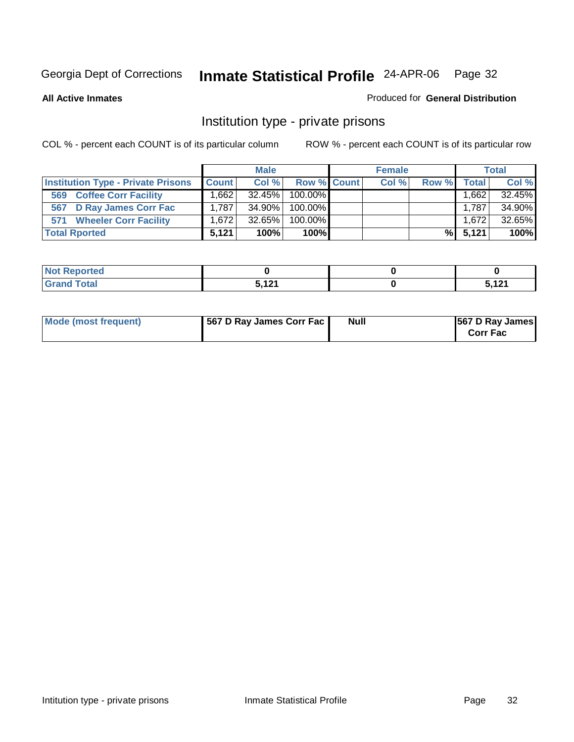Georgia Dept of Corrections **Inmate Statistical Profile** 24-APR-06

**All Active Inmates**

Produced for **General Distribution**

## Institution type - private prisons

COL % - percent each COUNT is of its particular column

ROW % - percent each COUNT is of its particular row

| | Male | | | Female | | | Total | |
|---|---|---|---|---|---|---|---|---|
| Institution Type - Private Prisons | Count | Col % | Row % | Count | Col % | Row % | Total | Col % |
| 569 Coffee Corr Facility | 1,662 | 32.45% | 100.00% | | | | 1,662 | 32.45% |
| 567 D Ray James Corr Fac | 1,787 | 34.90% | 100.00% | | | | 1,787 | 34.90% |
| 571 Wheeler Corr Facility | 1,672 | 32.65% | 100.00% | | | | 1,672 | 32.65% |
| **Total Rported** | **5,121** | **100%** | **100%** | | | **%** | **5,121** | **100%** |

| | Male | Female | Total |
|---|---|---|---|
| Not Reported | **0** | **0** | **0** |
| Grand Total | **5,121** | **0** | **5,121** |

| | Male | Female | Total |
|---|---|---|---|
| Mode (most frequent) | **567 D Ray James Corr Fac** | **Null** | **567 D Ray James Corr Fac** |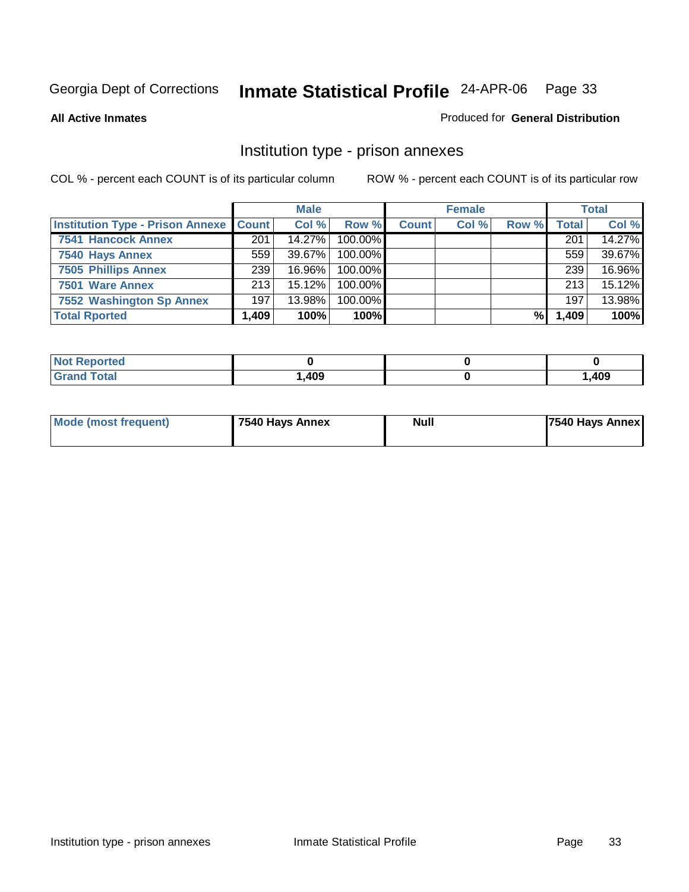Georgia Dept of Corrections **Inmate Statistical Profile** 24-APR-06

**All Active Inmates**

Produced for **General Distribution**

## Institution type - prison annexes

COL % - percent each COUNT is of its particular column

ROW % - percent each COUNT is of its particular row

| | Male | | | Female | | | Total | |
|---|---|---|---|---|---|---|---|---|
| **Institution Type - Prison Annexe** | **Count** | **Col %** | **Row %** | **Count** | **Col %** | **Row %** | **Total** | **Col %** |
| **7541 Hancock Annex** | 201 | 14.27% | 100.00% | | | | 201 | 14.27% |
| **7540 Hays Annex** | 559 | 39.67% | 100.00% | | | | 559 | 39.67% |
| **7505 Phillips Annex** | 239 | 16.96% | 100.00% | | | | 239 | 16.96% |
| **7501 Ware Annex** | 213 | 15.12% | 100.00% | | | | 213 | 15.12% |
| **7552 Washington Sp Annex** | 197 | 13.98% | 100.00% | | | | 197 | 13.98% |
| **Total Rported** | **1,409** | **100%** | **100%** | | | **%** | **1,409** | **100%** |

| | Male | Female | Total |
|---|---|---|---|
| **Not Reported** | **0** | **0** | **0** |
| **Grand Total** | **1,409** | **0** | **1,409** |

| | Male | Female | Total |
|---|---|---|---|
| **Mode (most frequent)** | **7540 Hays Annex** | **Null** | **7540 Hays Annex** |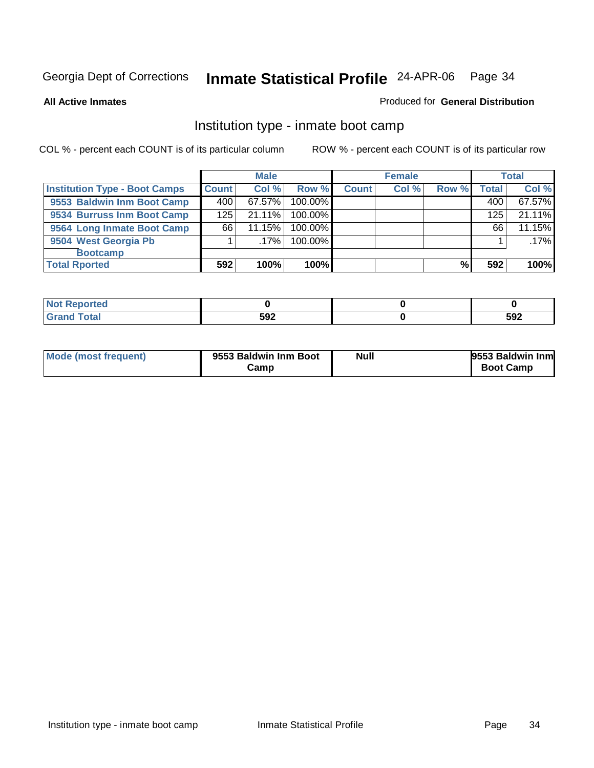Georgia Dept of Corrections **Inmate Statistical Profile** 24-APR-06

**All Active Inmates**

Produced for **General Distribution**

## Institution type - inmate boot camp

COL % - percent each COUNT is of its particular column

ROW % - percent each COUNT is of its particular row

| | Male | | | Female | | | Total | |
|---|---|---|---|---|---|---|---|---|
| **Institution Type - Boot Camps** | **Count** | **Col %** | **Row %** | **Count** | **Col %** | **Row %** | **Total** | **Col %** |
| **9553 Baldwin Inm Boot Camp** | 400 | 67.57% | 100.00% | | | | 400 | 67.57% |
| **9534 Burruss Inm Boot Camp** | 125 | 21.11% | 100.00% | | | | 125 | 21.11% |
| **9564 Long Inmate Boot Camp** | 66 | 11.15% | 100.00% | | | | 66 | 11.15% |
| **9504 West Georgia Pb Bootcamp** | 1 | .17% | 100.00% | | | | 1 | .17% |
| **Total Rported** | **592** | **100%** | **100%** | | | **%** | **592** | **100%** |

| | Male | Female | Total |
|---|---|---|---|
| **Not Reported** | **0** | **0** | **0** |
| **Grand Total** | **592** | **0** | **592** |

| | Male | Female | Total |
|---|---|---|---|
| **Mode (most frequent)** | **9553 Baldwin Inm Boot Camp** | **Null** | **9553 Baldwin Inm Boot Camp** |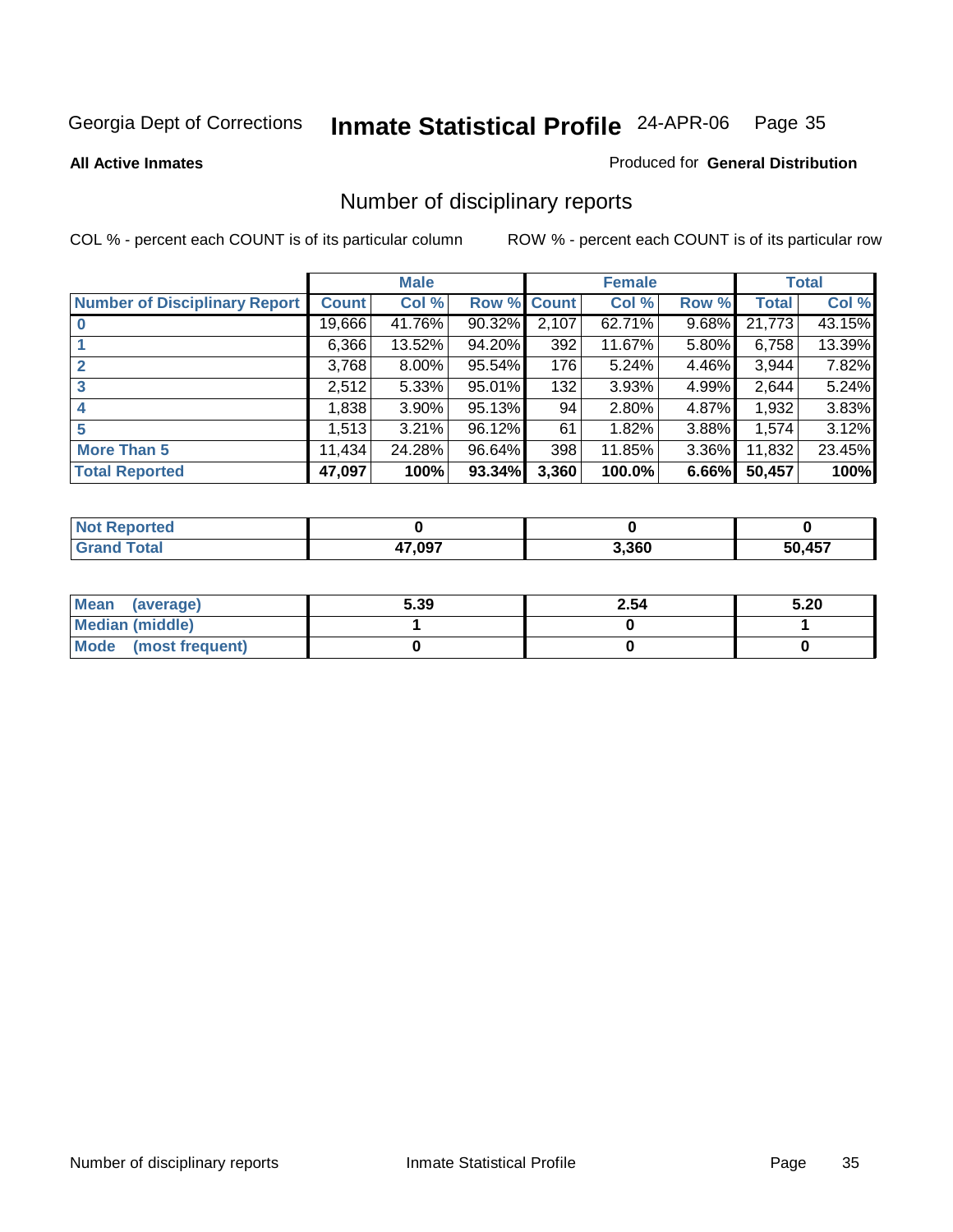Georgia Dept of Corrections **Inmate Statistical Profile** 24-APR-06 Page 35

**All Active Inmates**

Produced for **General Distribution**

## Number of disciplinary reports

COL % - percent each COUNT is of its particular column

ROW % - percent each COUNT is of its particular row

| | Male | | | Female | | | Total | |
|---|---|---|---|---|---|---|---|---|
| **Number of Disciplinary Report** | **Count** | **Col %** | **Row %** | **Count** | **Col %** | **Row %** | **Total** | **Col %** |
| **0** | 19,666 | 41.76% | 90.32% | 2,107 | 62.71% | 9.68% | 21,773 | 43.15% |
| **1** | 6,366 | 13.52% | 94.20% | 392 | 11.67% | 5.80% | 6,758 | 13.39% |
| **2** | 3,768 | 8.00% | 95.54% | 176 | 5.24% | 4.46% | 3,944 | 7.82% |
| **3** | 2,512 | 5.33% | 95.01% | 132 | 3.93% | 4.99% | 2,644 | 5.24% |
| **4** | 1,838 | 3.90% | 95.13% | 94 | 2.80% | 4.87% | 1,932 | 3.83% |
| **5** | 1,513 | 3.21% | 96.12% | 61 | 1.82% | 3.88% | 1,574 | 3.12% |
| **More Than 5** | 11,434 | 24.28% | 96.64% | 398 | 11.85% | 3.36% | 11,832 | 23.45% |
| **Total Reported** | **47,097** | **100%** | **93.34%** | **3,360** | **100.0%** | **6.66%** | **50,457** | **100%** |

| | Male | Female | Total |
|---|---|---|---|
| **Not Reported** | **0** | **0** | **0** |
| **Grand Total** | **47,097** | **3,360** | **50,457** |

| | Male | Female | Total |
|---|---|---|---|
| **Mean (average)** | **5.39** | **2.54** | **5.20** |
| **Median (middle)** | **1** | **0** | **1** |
| **Mode (most frequent)** | **0** | **0** | **0** |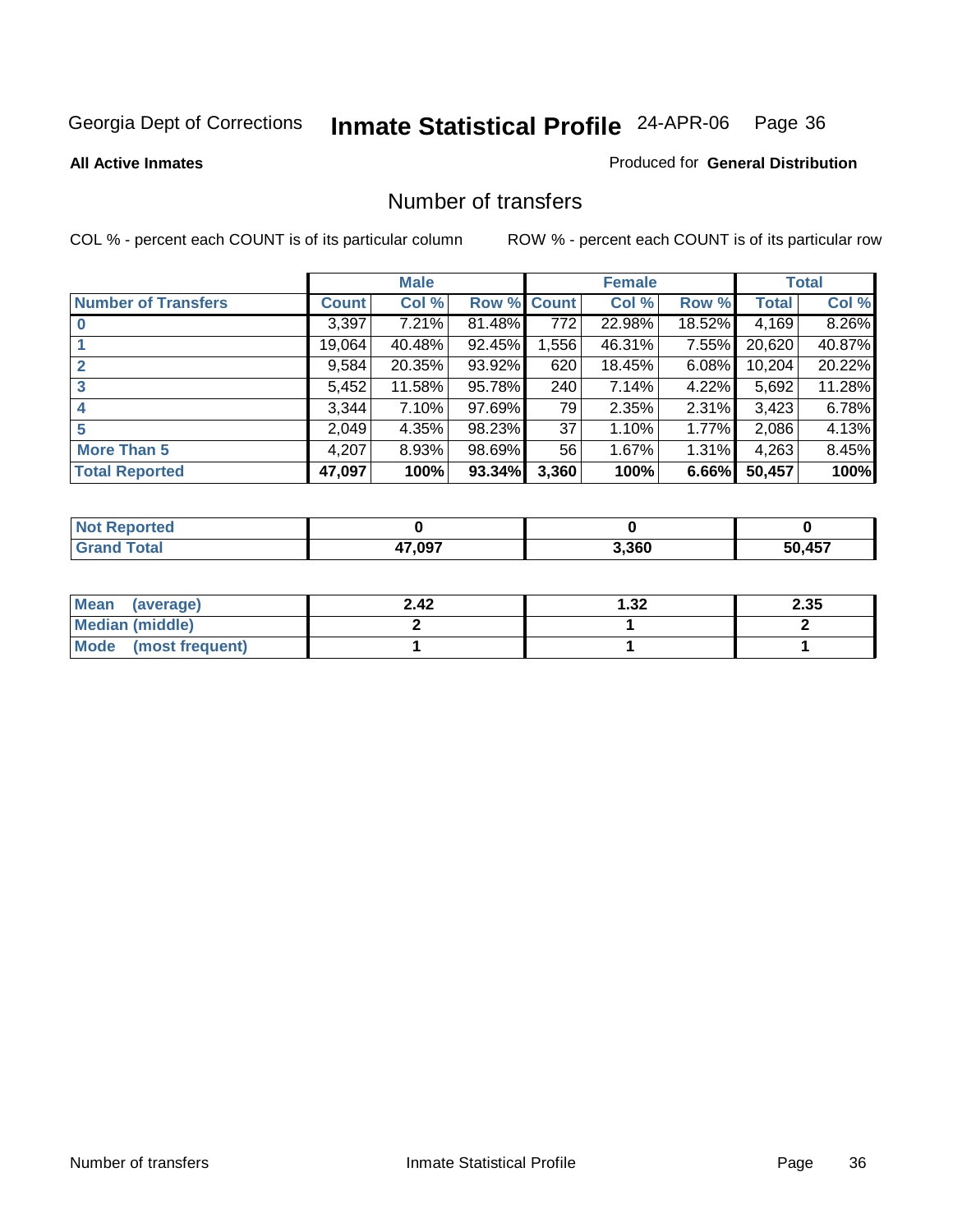Georgia Dept of Corrections **Inmate Statistical Profile** 24-APR-06 Page 36

**All Active Inmates**

Produced for **General Distribution**

## Number of transfers

COL % - percent each COUNT is of its particular column

ROW % - percent each COUNT is of its particular row

| | Male | | | Female | | | Total | |
|---|---|---|---|---|---|---|---|---|
| **Number of Transfers** | **Count** | **Col %** | **Row %** | **Count** | **Col %** | **Row %** | **Total** | **Col %** |
| **0** | 3,397 | 7.21% | 81.48% | 772 | 22.98% | 18.52% | 4,169 | 8.26% |
| **1** | 19,064 | 40.48% | 92.45% | 1,556 | 46.31% | 7.55% | 20,620 | 40.87% |
| **2** | 9,584 | 20.35% | 93.92% | 620 | 18.45% | 6.08% | 10,204 | 20.22% |
| **3** | 5,452 | 11.58% | 95.78% | 240 | 7.14% | 4.22% | 5,692 | 11.28% |
| **4** | 3,344 | 7.10% | 97.69% | 79 | 2.35% | 2.31% | 3,423 | 6.78% |
| **5** | 2,049 | 4.35% | 98.23% | 37 | 1.10% | 1.77% | 2,086 | 4.13% |
| **More Than 5** | 4,207 | 8.93% | 98.69% | 56 | 1.67% | 1.31% | 4,263 | 8.45% |
| **Total Reported** | **47,097** | **100%** | **93.34%** | **3,360** | **100%** | **6.66%** | **50,457** | **100%** |

| | Male | Female | Total |
|---|---|---|---|
| **Not Reported** | **0** | **0** | **0** |
| **Grand Total** | **47,097** | **3,360** | **50,457** |

| | Male | Female | Total |
|---|---|---|---|
| **Mean (average)** | **2.42** | **1.32** | **2.35** |
| **Median (middle)** | **2** | **1** | **2** |
| **Mode (most frequent)** | **1** | **1** | **1** |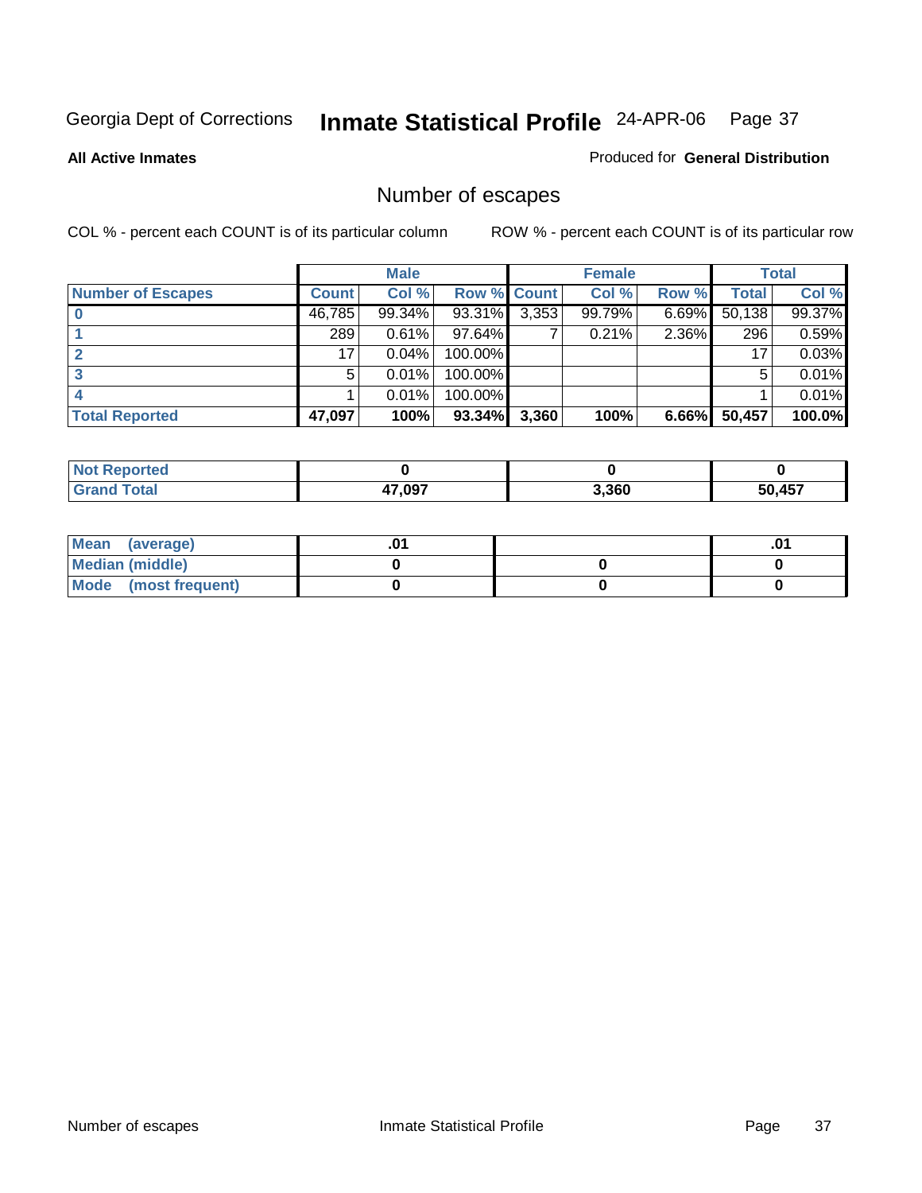Georgia Dept of Corrections **Inmate Statistical Profile** 24-APR-06

**All Active Inmates**

Produced for **General Distribution**

## Number of escapes

COL % - percent each COUNT is of its particular column ROW % - percent each COUNT is of its particular row

| | Male | | | Female | | | Total | |
|---|---|---|---|---|---|---|---|---|
| **Number of Escapes** | **Count** | **Col %** | **Row %** | **Count** | **Col %** | **Row %** | **Total** | **Col %** |
| **0** | 46,785 | 99.34% | 93.31% | 3,353 | 99.79% | 6.69% | 50,138 | 99.37% |
| **1** | 289 | 0.61% | 97.64% | 7 | 0.21% | 2.36% | 296 | 0.59% |
| **2** | 17 | 0.04% | 100.00% | | | | 17 | 0.03% |
| **3** | 5 | 0.01% | 100.00% | | | | 5 | 0.01% |
| **4** | 1 | 0.01% | 100.00% | | | | 1 | 0.01% |
| **Total Reported** | **47,097** | **100%** | **93.34%** | **3,360** | **100%** | **6.66%** | **50,457** | **100.0%** |

| | Male | Female | Total |
|---|---|---|---|
| **Not Reported** | **0** | **0** | **0** |
| **Grand Total** | **47,097** | **3,360** | **50,457** |

| | Male | Female | Total |
|---|---|---|---|
| **Mean (average)** | **.01** | | **.01** |
| **Median (middle)** | **0** | **0** | **0** |
| **Mode (most frequent)** | **0** | **0** | **0** |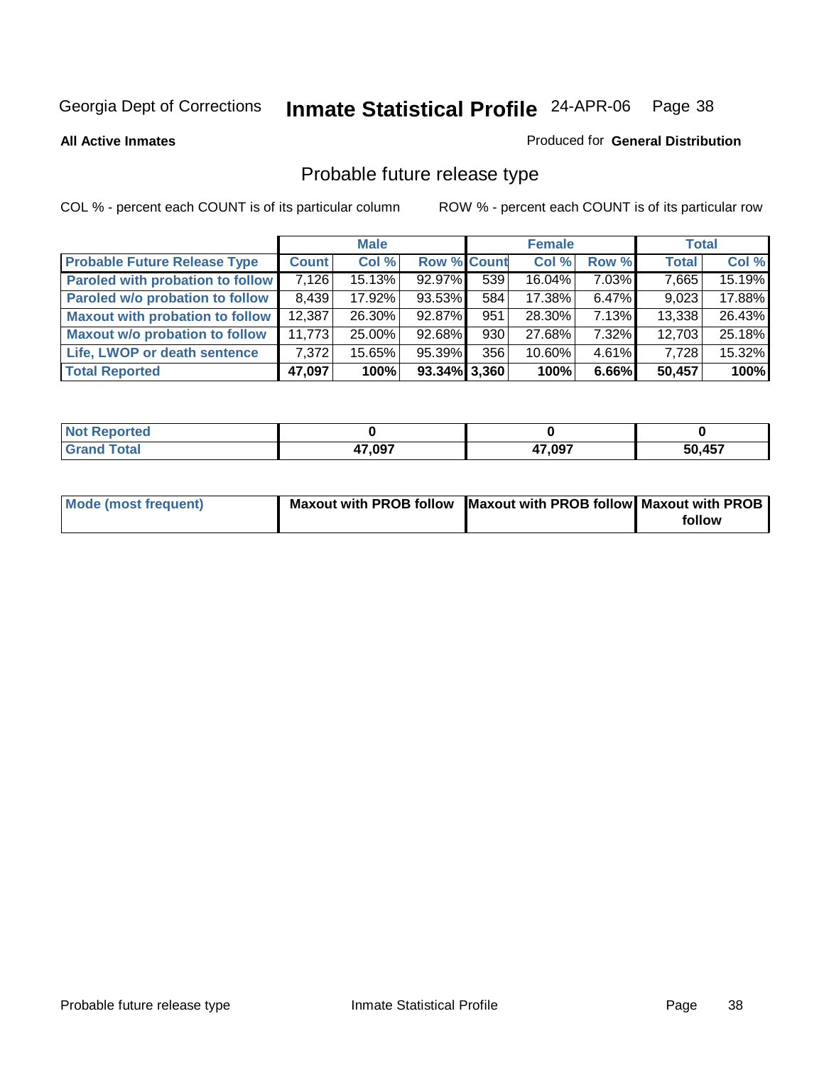Georgia Dept of Corrections **Inmate Statistical Profile** 24-APR-06

**All Active Inmates**

Produced for **General Distribution**

## Probable future release type

COL % - percent each COUNT is of its particular column

ROW % - percent each COUNT is of its particular row

| | Male | | | Female | | | Total | |
|---|---|---|---|---|---|---|---|---|
| **Probable Future Release Type** | **Count** | **Col %** | **Row %** | **Count** | **Col %** | **Row %** | **Total** | **Col %** |
| **Paroled with probation to follow** | 7,126 | 15.13% | 92.97% | 539 | 16.04% | 7.03% | 7,665 | 15.19% |
| **Paroled w/o probation to follow** | 8,439 | 17.92% | 93.53% | 584 | 17.38% | 6.47% | 9,023 | 17.88% |
| **Maxout with probation to follow** | 12,387 | 26.30% | 92.87% | 951 | 28.30% | 7.13% | 13,338 | 26.43% |
| **Maxout w/o probation to follow** | 11,773 | 25.00% | 92.68% | 930 | 27.68% | 7.32% | 12,703 | 25.18% |
| **Life, LWOP or death sentence** | 7,372 | 15.65% | 95.39% | 356 | 10.60% | 4.61% | 7,728 | 15.32% |
| **Total Reported** | **47,097** | **100%** | **93.34%** | **3,360** | **100%** | **6.66%** | **50,457** | **100%** |

| | Male | Female | Total |
|---|---|---|---|
| **Not Reported** | **0** | **0** | **0** |
| **Grand Total** | **47,097** | **47,097** | **50,457** |

| | Male | Female | Total |
|---|---|---|---|
| **Mode (most frequent)** | **Maxout with PROB follow** | **Maxout with PROB follow** | **Maxout with PROB follow** |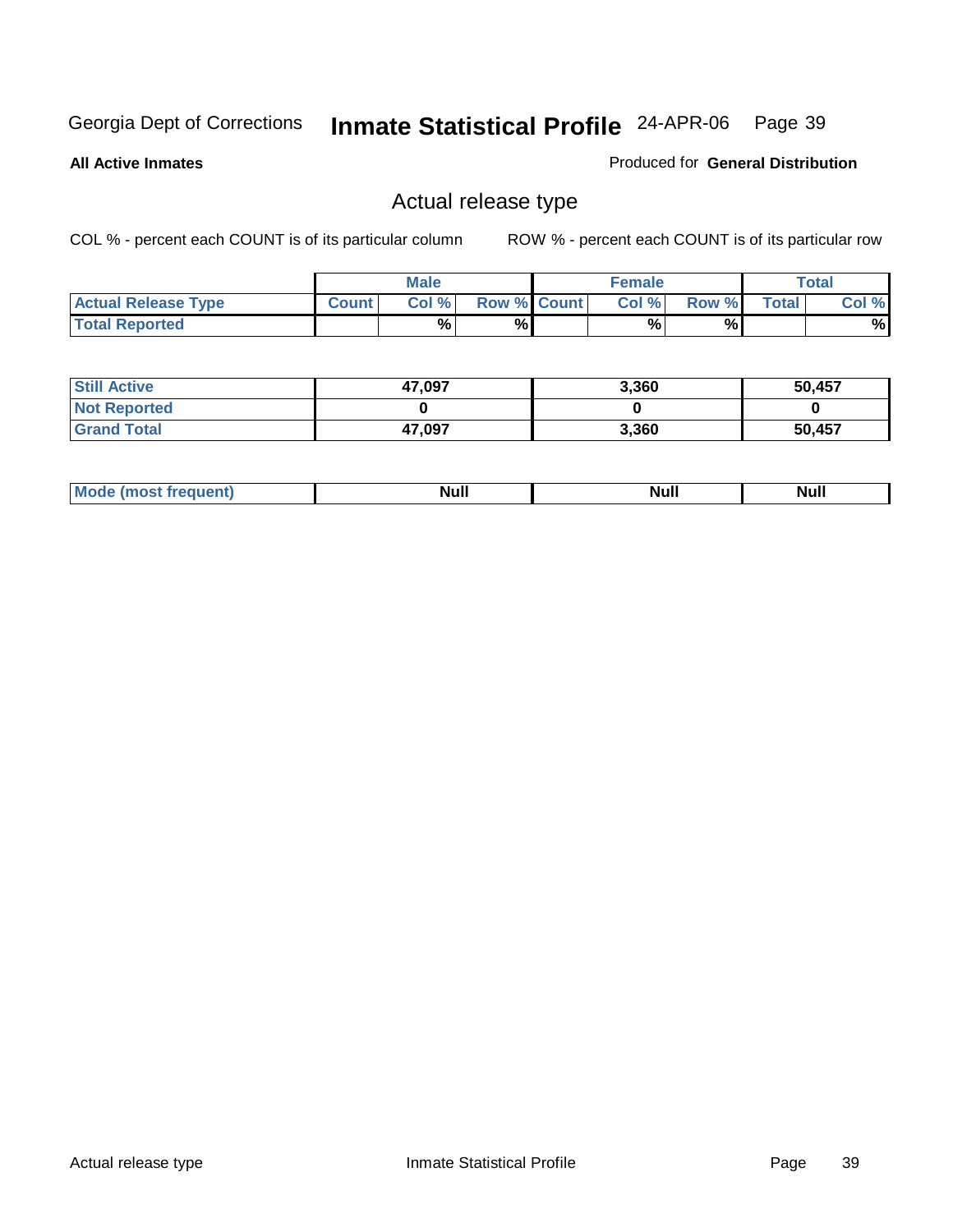Georgia Dept of Corrections **Inmate Statistical Profile** 24-APR-06

**All Active Inmates**

Produced for **General Distribution**

## Actual release type

COL % - percent each COUNT is of its particular column

ROW % - percent each COUNT is of its particular row

| | Male | | | Female | | | Total | |
|---|---|---|---|---|---|---|---|---|
| **Actual Release Type** | **Count** | **Col %** | **Row %** | **Count** | **Col %** | **Row %** | **Total** | **Col %** |
| **Total Reported** | | **%** | **%** | | **%** | **%** | | **%** |

| | Male | Female | Total |
|---|---|---|---|
| **Still Active** | **47,097** | **3,360** | **50,457** |
| **Not Reported** | **0** | **0** | **0** |
| **Grand Total** | **47,097** | **3,360** | **50,457** |

| | Male | Female | Total |
|---|---|---|---|
| **Mode (most frequent)** | **Null** | **Null** | **Null** |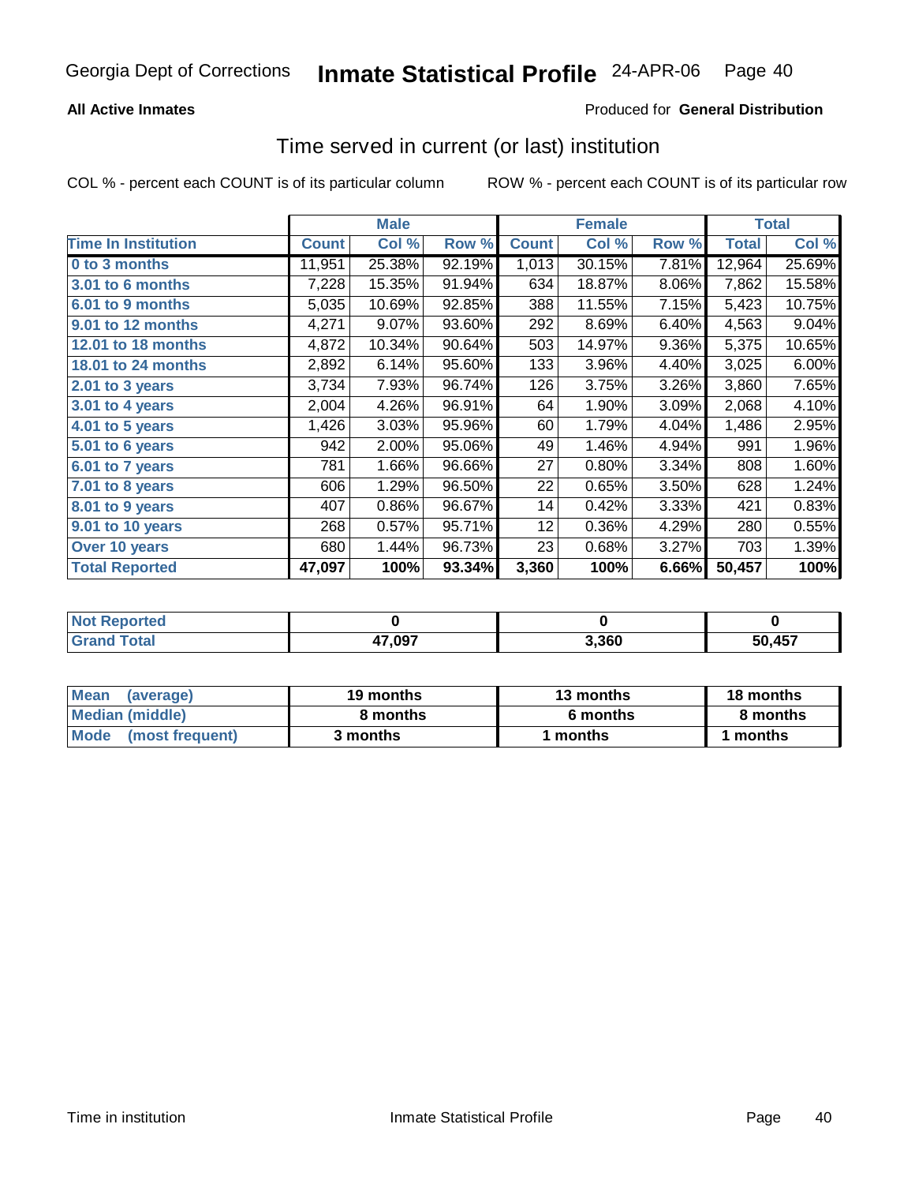Georgia Dept of Corrections **Inmate Statistical Profile** 24-APR-06

**All Active Inmates**

Produced for **General Distribution**

## Time served in current (or last) institution

COL % - percent each COUNT is of its particular column

ROW % - percent each COUNT is of its particular row

| | Male | | | Female | | | Total | |
|---|---|---|---|---|---|---|---|---|
| **Time In Institution** | **Count** | **Col %** | **Row %** | **Count** | **Col %** | **Row %** | **Total** | **Col %** |
| **0 to 3 months** | 11,951 | 25.38% | 92.19% | 1,013 | 30.15% | 7.81% | 12,964 | 25.69% |
| **3.01 to 6 months** | 7,228 | 15.35% | 91.94% | 634 | 18.87% | 8.06% | 7,862 | 15.58% |
| **6.01 to 9 months** | 5,035 | 10.69% | 92.85% | 388 | 11.55% | 7.15% | 5,423 | 10.75% |
| **9.01 to 12 months** | 4,271 | 9.07% | 93.60% | 292 | 8.69% | 6.40% | 4,563 | 9.04% |
| **12.01 to 18 months** | 4,872 | 10.34% | 90.64% | 503 | 14.97% | 9.36% | 5,375 | 10.65% |
| **18.01 to 24 months** | 2,892 | 6.14% | 95.60% | 133 | 3.96% | 4.40% | 3,025 | 6.00% |
| **2.01 to 3 years** | 3,734 | 7.93% | 96.74% | 126 | 3.75% | 3.26% | 3,860 | 7.65% |
| **3.01 to 4 years** | 2,004 | 4.26% | 96.91% | 64 | 1.90% | 3.09% | 2,068 | 4.10% |
| **4.01 to 5 years** | 1,426 | 3.03% | 95.96% | 60 | 1.79% | 4.04% | 1,486 | 2.95% |
| **5.01 to 6 years** | 942 | 2.00% | 95.06% | 49 | 1.46% | 4.94% | 991 | 1.96% |
| **6.01 to 7 years** | 781 | 1.66% | 96.66% | 27 | 0.80% | 3.34% | 808 | 1.60% |
| **7.01 to 8 years** | 606 | 1.29% | 96.50% | 22 | 0.65% | 3.50% | 628 | 1.24% |
| **8.01 to 9 years** | 407 | 0.86% | 96.67% | 14 | 0.42% | 3.33% | 421 | 0.83% |
| **9.01 to 10 years** | 268 | 0.57% | 95.71% | 12 | 0.36% | 4.29% | 280 | 0.55% |
| **Over 10 years** | 680 | 1.44% | 96.73% | 23 | 0.68% | 3.27% | 703 | 1.39% |
| **Total Reported** | **47,097** | **100%** | **93.34%** | **3,360** | **100%** | **6.66%** | **50,457** | **100%** |

| | Male | Female | Total |
|---|---|---|---|
| **Not Reported** | **0** | **0** | **0** |
| **Grand Total** | **47,097** | **3,360** | **50,457** |

| | Male | Female | Total |
|---|---|---|---|
| **Mean (average)** | **19 months** | **13 months** | **18 months** |
| **Median (middle)** | **8 months** | **6 months** | **8 months** |
| **Mode (most frequent)** | **3 months** | **1 months** | **1 months** |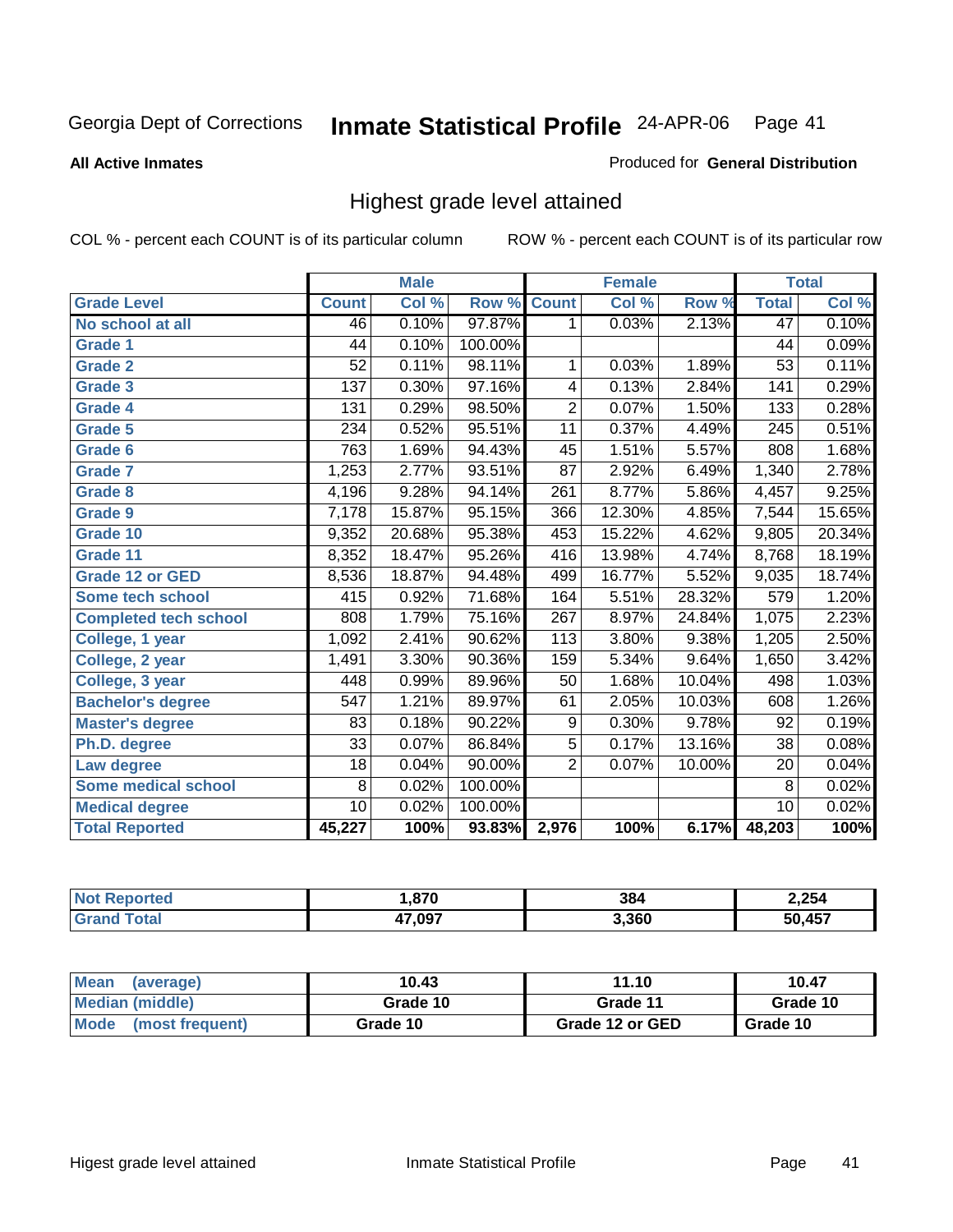# Georgia Dept of Corrections — Inmate Statistical Profile — 24-APR-06

**All Active Inmates**

Produced for **General Distribution**

## Highest grade level attained

COL % - percent each COUNT is of its particular column

ROW % - percent each COUNT is of its particular row

| | Male | | | Female | | | Total | |
|---|---|---|---|---|---|---|---|---|
| **Grade Level** | **Count** | **Col %** | **Row %** | **Count** | **Col %** | **Row %** | **Total** | **Col %** |
| No school at all | 46 | 0.10% | 97.87% | 1 | 0.03% | 2.13% | 47 | 0.10% |
| Grade 1 | 44 | 0.10% | 100.00% | | | | 44 | 0.09% |
| Grade 2 | 52 | 0.11% | 98.11% | 1 | 0.03% | 1.89% | 53 | 0.11% |
| Grade 3 | 137 | 0.30% | 97.16% | 4 | 0.13% | 2.84% | 141 | 0.29% |
| Grade 4 | 131 | 0.29% | 98.50% | 2 | 0.07% | 1.50% | 133 | 0.28% |
| Grade 5 | 234 | 0.52% | 95.51% | 11 | 0.37% | 4.49% | 245 | 0.51% |
| Grade 6 | 763 | 1.69% | 94.43% | 45 | 1.51% | 5.57% | 808 | 1.68% |
| Grade 7 | 1,253 | 2.77% | 93.51% | 87 | 2.92% | 6.49% | 1,340 | 2.78% |
| Grade 8 | 4,196 | 9.28% | 94.14% | 261 | 8.77% | 5.86% | 4,457 | 9.25% |
| Grade 9 | 7,178 | 15.87% | 95.15% | 366 | 12.30% | 4.85% | 7,544 | 15.65% |
| Grade 10 | 9,352 | 20.68% | 95.38% | 453 | 15.22% | 4.62% | 9,805 | 20.34% |
| Grade 11 | 8,352 | 18.47% | 95.26% | 416 | 13.98% | 4.74% | 8,768 | 18.19% |
| Grade 12 or GED | 8,536 | 18.87% | 94.48% | 499 | 16.77% | 5.52% | 9,035 | 18.74% |
| Some tech school | 415 | 0.92% | 71.68% | 164 | 5.51% | 28.32% | 579 | 1.20% |
| Completed tech school | 808 | 1.79% | 75.16% | 267 | 8.97% | 24.84% | 1,075 | 2.23% |
| College, 1 year | 1,092 | 2.41% | 90.62% | 113 | 3.80% | 9.38% | 1,205 | 2.50% |
| College, 2 year | 1,491 | 3.30% | 90.36% | 159 | 5.34% | 9.64% | 1,650 | 3.42% |
| College, 3 year | 448 | 0.99% | 89.96% | 50 | 1.68% | 10.04% | 498 | 1.03% |
| Bachelor's degree | 547 | 1.21% | 89.97% | 61 | 2.05% | 10.03% | 608 | 1.26% |
| Master's degree | 83 | 0.18% | 90.22% | 9 | 0.30% | 9.78% | 92 | 0.19% |
| Ph.D. degree | 33 | 0.07% | 86.84% | 5 | 0.17% | 13.16% | 38 | 0.08% |
| Law degree | 18 | 0.04% | 90.00% | 2 | 0.07% | 10.00% | 20 | 0.04% |
| Some medical school | 8 | 0.02% | 100.00% | | | | 8 | 0.02% |
| Medical degree | 10 | 0.02% | 100.00% | | | | 10 | 0.02% |
| **Total Reported** | **45,227** | **100%** | **93.83%** | **2,976** | **100%** | **6.17%** | **48,203** | **100%** |

| | Male | Female | Total |
|---|---|---|---|
| Not Reported | 1,870 | 384 | 2,254 |
| Grand Total | 47,097 | 3,360 | 50,457 |

| | Male | Female | Total |
|---|---|---|---|
| Mean (average) | 10.43 | 11.10 | 10.47 |
| Median (middle) | Grade 10 | Grade 11 | Grade 10 |
| Mode (most frequent) | Grade 10 | Grade 12 or GED | Grade 10 |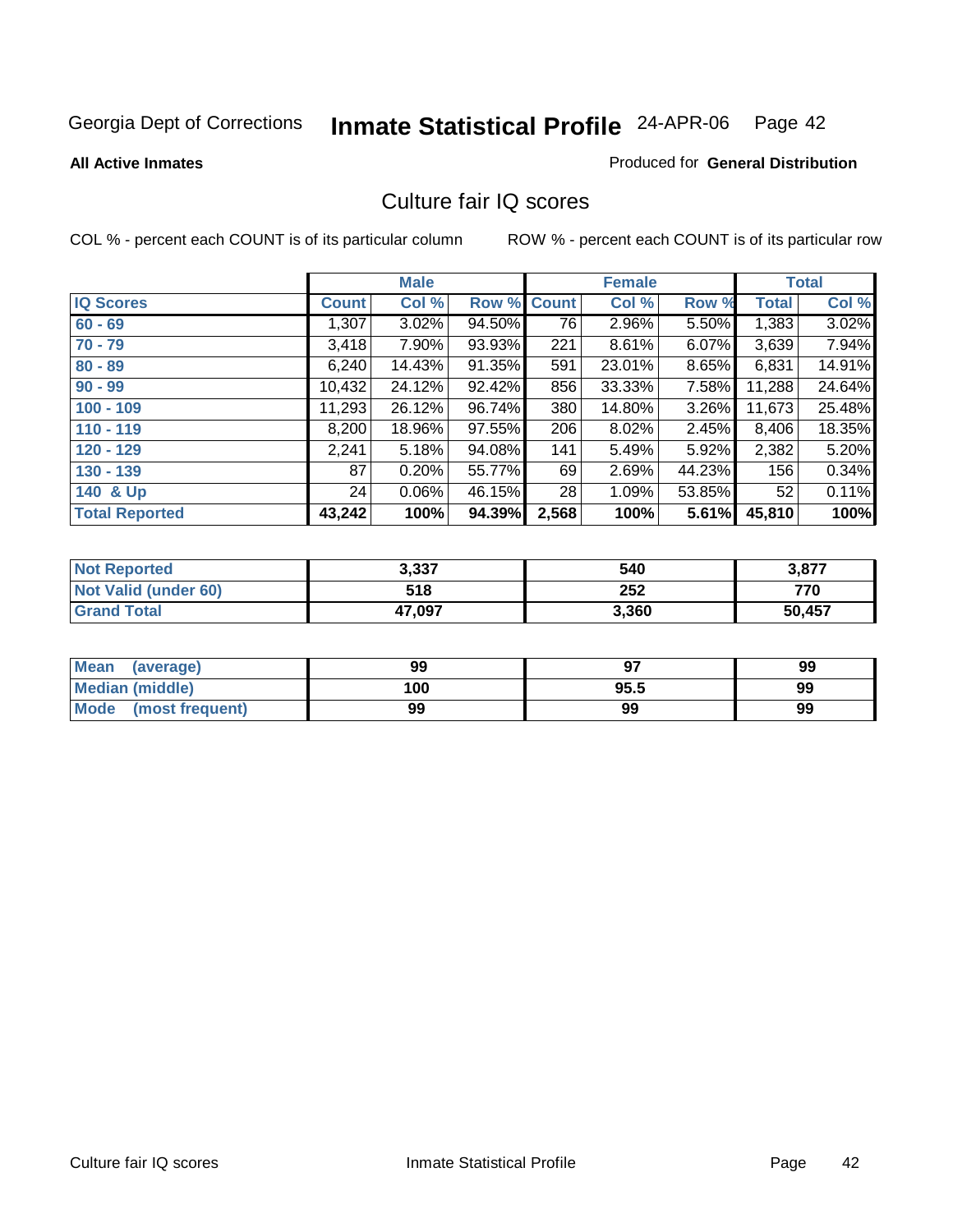Georgia Dept of Corrections **Inmate Statistical Profile** 24-APR-06

**All Active Inmates**

Produced for **General Distribution**

## Culture fair IQ scores

COL % - percent each COUNT is of its particular column     ROW % - percent each COUNT is of its particular row

| | Male | | | Female | | | Total | |
|---|---|---|---|---|---|---|---|---|
| **IQ Scores** | **Count** | **Col %** | **Row %** | **Count** | **Col %** | **Row %** | **Total** | **Col %** |
| 60 - 69 | 1,307 | 3.02% | 94.50% | 76 | 2.96% | 5.50% | 1,383 | 3.02% |
| 70 - 79 | 3,418 | 7.90% | 93.93% | 221 | 8.61% | 6.07% | 3,639 | 7.94% |
| 80 - 89 | 6,240 | 14.43% | 91.35% | 591 | 23.01% | 8.65% | 6,831 | 14.91% |
| 90 - 99 | 10,432 | 24.12% | 92.42% | 856 | 33.33% | 7.58% | 11,288 | 24.64% |
| 100 - 109 | 11,293 | 26.12% | 96.74% | 380 | 14.80% | 3.26% | 11,673 | 25.48% |
| 110 - 119 | 8,200 | 18.96% | 97.55% | 206 | 8.02% | 2.45% | 8,406 | 18.35% |
| 120 - 129 | 2,241 | 5.18% | 94.08% | 141 | 5.49% | 5.92% | 2,382 | 5.20% |
| 130 - 139 | 87 | 0.20% | 55.77% | 69 | 2.69% | 44.23% | 156 | 0.34% |
| 140 & Up | 24 | 0.06% | 46.15% | 28 | 1.09% | 53.85% | 52 | 0.11% |
| **Total Reported** | **43,242** | **100%** | **94.39%** | **2,568** | **100%** | **5.61%** | **45,810** | **100%** |

| | Male | Female | Total |
|---|---|---|---|
| Not Reported | 3,337 | 540 | 3,877 |
| Not Valid (under 60) | 518 | 252 | 770 |
| Grand Total | 47,097 | 3,360 | 50,457 |

| | Male | Female | Total |
|---|---|---|---|
| Mean (average) | 99 | 97 | 99 |
| Median (middle) | 100 | 95.5 | 99 |
| Mode (most frequent) | 99 | 99 | 99 |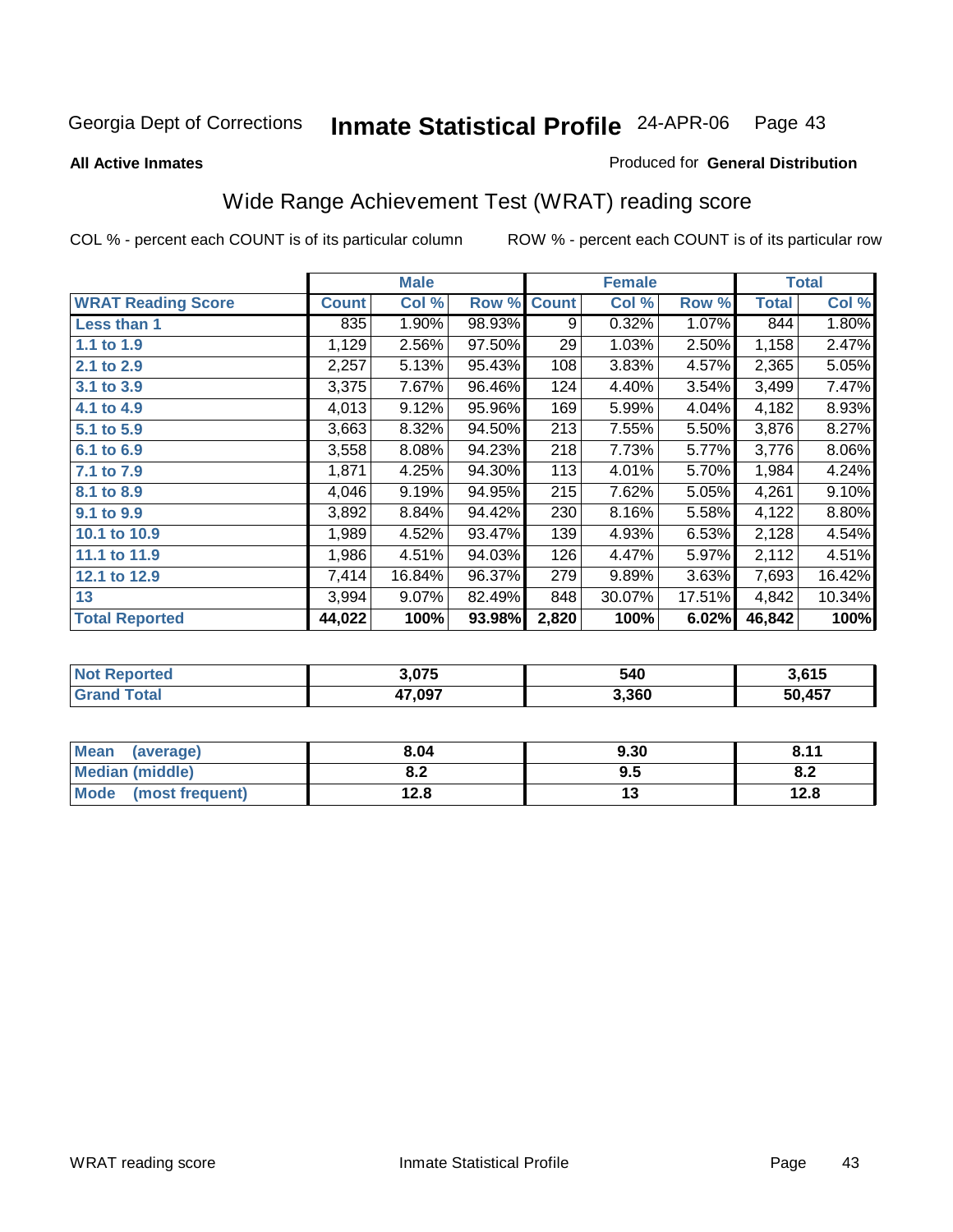Georgia Dept of Corrections **Inmate Statistical Profile** 24-APR-06

**All Active Inmates**

Produced for **General Distribution**

## Wide Range Achievement Test (WRAT) reading score

COL % - percent each COUNT is of its particular column

ROW % - percent each COUNT is of its particular row

| | Male | | | Female | | | Total | |
|---|---|---|---|---|---|---|---|---|
| **WRAT Reading Score** | **Count** | **Col %** | **Row %** | **Count** | **Col %** | **Row %** | **Total** | **Col %** |
| **Less than 1** | 835 | 1.90% | 98.93% | 9 | 0.32% | 1.07% | 844 | 1.80% |
| **1.1 to 1.9** | 1,129 | 2.56% | 97.50% | 29 | 1.03% | 2.50% | 1,158 | 2.47% |
| **2.1 to 2.9** | 2,257 | 5.13% | 95.43% | 108 | 3.83% | 4.57% | 2,365 | 5.05% |
| **3.1 to 3.9** | 3,375 | 7.67% | 96.46% | 124 | 4.40% | 3.54% | 3,499 | 7.47% |
| **4.1 to 4.9** | 4,013 | 9.12% | 95.96% | 169 | 5.99% | 4.04% | 4,182 | 8.93% |
| **5.1 to 5.9** | 3,663 | 8.32% | 94.50% | 213 | 7.55% | 5.50% | 3,876 | 8.27% |
| **6.1 to 6.9** | 3,558 | 8.08% | 94.23% | 218 | 7.73% | 5.77% | 3,776 | 8.06% |
| **7.1 to 7.9** | 1,871 | 4.25% | 94.30% | 113 | 4.01% | 5.70% | 1,984 | 4.24% |
| **8.1 to 8.9** | 4,046 | 9.19% | 94.95% | 215 | 7.62% | 5.05% | 4,261 | 9.10% |
| **9.1 to 9.9** | 3,892 | 8.84% | 94.42% | 230 | 8.16% | 5.58% | 4,122 | 8.80% |
| **10.1 to 10.9** | 1,989 | 4.52% | 93.47% | 139 | 4.93% | 6.53% | 2,128 | 4.54% |
| **11.1 to 11.9** | 1,986 | 4.51% | 94.03% | 126 | 4.47% | 5.97% | 2,112 | 4.51% |
| **12.1 to 12.9** | 7,414 | 16.84% | 96.37% | 279 | 9.89% | 3.63% | 7,693 | 16.42% |
| **13** | 3,994 | 9.07% | 82.49% | 848 | 30.07% | 17.51% | 4,842 | 10.34% |
| **Total Reported** | **44,022** | **100%** | **93.98%** | **2,820** | **100%** | **6.02%** | **46,842** | **100%** |

| | Male | Female | Total |
|---|---|---|---|
| **Not Reported** | **3,075** | **540** | **3,615** |
| **Grand Total** | **47,097** | **3,360** | **50,457** |

| | Male | Female | Total |
|---|---|---|---|
| **Mean (average)** | **8.04** | **9.30** | **8.11** |
| **Median (middle)** | **8.2** | **9.5** | **8.2** |
| **Mode (most frequent)** | **12.8** | **13** | **12.8** |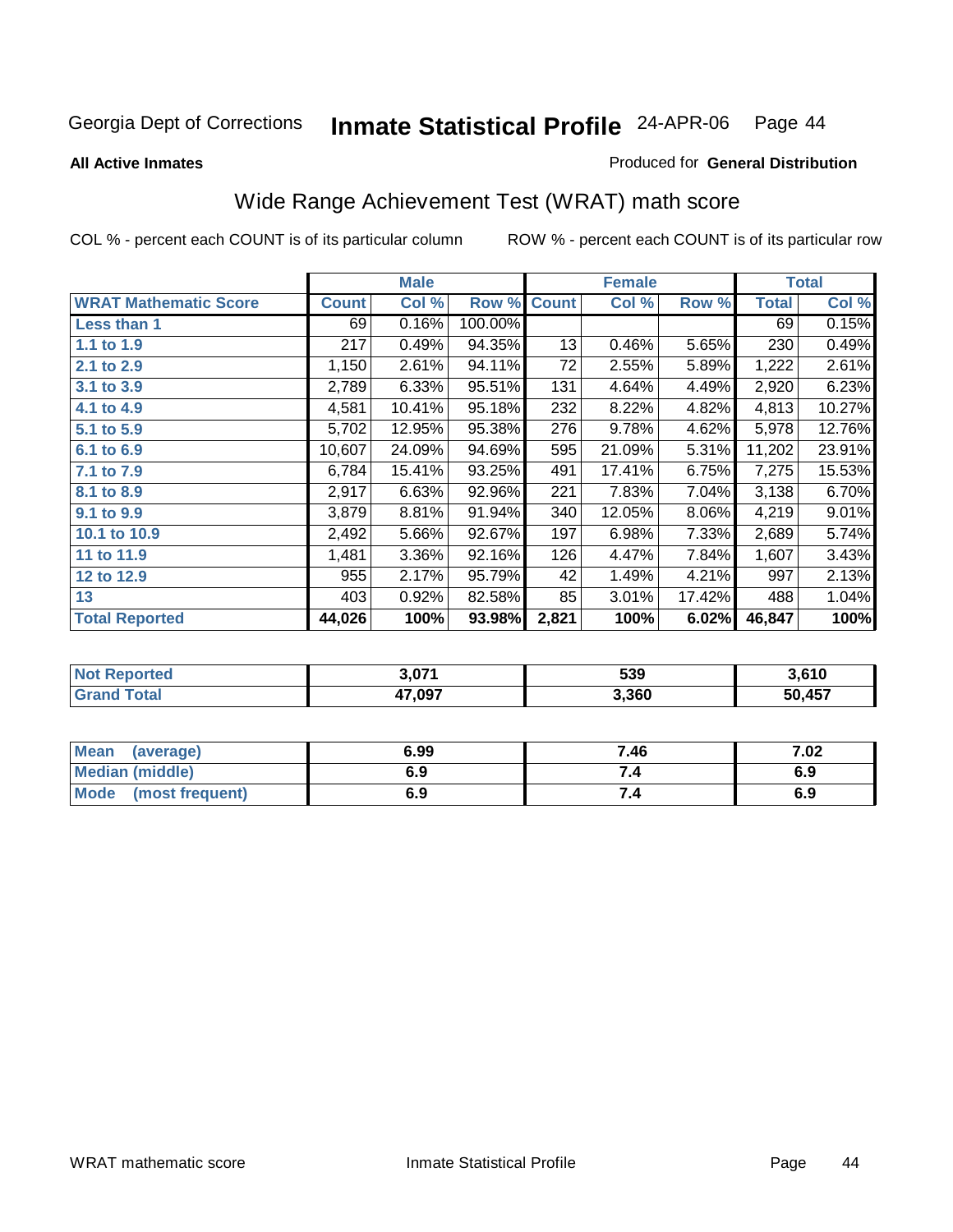Georgia Dept of Corrections **Inmate Statistical Profile** 24-APR-06 Page 44

**All Active Inmates**

Produced for **General Distribution**

## Wide Range Achievement Test (WRAT) math score

COL % - percent each COUNT is of its particular column ROW % - percent each COUNT is of its particular row

| | Male | | | Female | | | Total | |
|---|---|---|---|---|---|---|---|---|
| **WRAT Mathematic Score** | **Count** | **Col %** | **Row %** | **Count** | **Col %** | **Row %** | **Total** | **Col %** |
| **Less than 1** | 69 | 0.16% | 100.00% | | | | 69 | 0.15% |
| **1.1 to 1.9** | 217 | 0.49% | 94.35% | 13 | 0.46% | 5.65% | 230 | 0.49% |
| **2.1 to 2.9** | 1,150 | 2.61% | 94.11% | 72 | 2.55% | 5.89% | 1,222 | 2.61% |
| **3.1 to 3.9** | 2,789 | 6.33% | 95.51% | 131 | 4.64% | 4.49% | 2,920 | 6.23% |
| **4.1 to 4.9** | 4,581 | 10.41% | 95.18% | 232 | 8.22% | 4.82% | 4,813 | 10.27% |
| **5.1 to 5.9** | 5,702 | 12.95% | 95.38% | 276 | 9.78% | 4.62% | 5,978 | 12.76% |
| **6.1 to 6.9** | 10,607 | 24.09% | 94.69% | 595 | 21.09% | 5.31% | 11,202 | 23.91% |
| **7.1 to 7.9** | 6,784 | 15.41% | 93.25% | 491 | 17.41% | 6.75% | 7,275 | 15.53% |
| **8.1 to 8.9** | 2,917 | 6.63% | 92.96% | 221 | 7.83% | 7.04% | 3,138 | 6.70% |
| **9.1 to 9.9** | 3,879 | 8.81% | 91.94% | 340 | 12.05% | 8.06% | 4,219 | 9.01% |
| **10.1 to 10.9** | 2,492 | 5.66% | 92.67% | 197 | 6.98% | 7.33% | 2,689 | 5.74% |
| **11 to 11.9** | 1,481 | 3.36% | 92.16% | 126 | 4.47% | 7.84% | 1,607 | 3.43% |
| **12 to 12.9** | 955 | 2.17% | 95.79% | 42 | 1.49% | 4.21% | 997 | 2.13% |
| **13** | 403 | 0.92% | 82.58% | 85 | 3.01% | 17.42% | 488 | 1.04% |
| **Total Reported** | **44,026** | **100%** | **93.98%** | **2,821** | **100%** | **6.02%** | **46,847** | **100%** |

| | Male | Female | Total |
|---|---|---|---|
| **Not Reported** | **3,071** | **539** | **3,610** |
| **Grand Total** | **47,097** | **3,360** | **50,457** |

| | Male | Female | Total |
|---|---|---|---|
| **Mean (average)** | **6.99** | **7.46** | **7.02** |
| **Median (middle)** | **6.9** | **7.4** | **6.9** |
| **Mode (most frequent)** | **6.9** | **7.4** | **6.9** |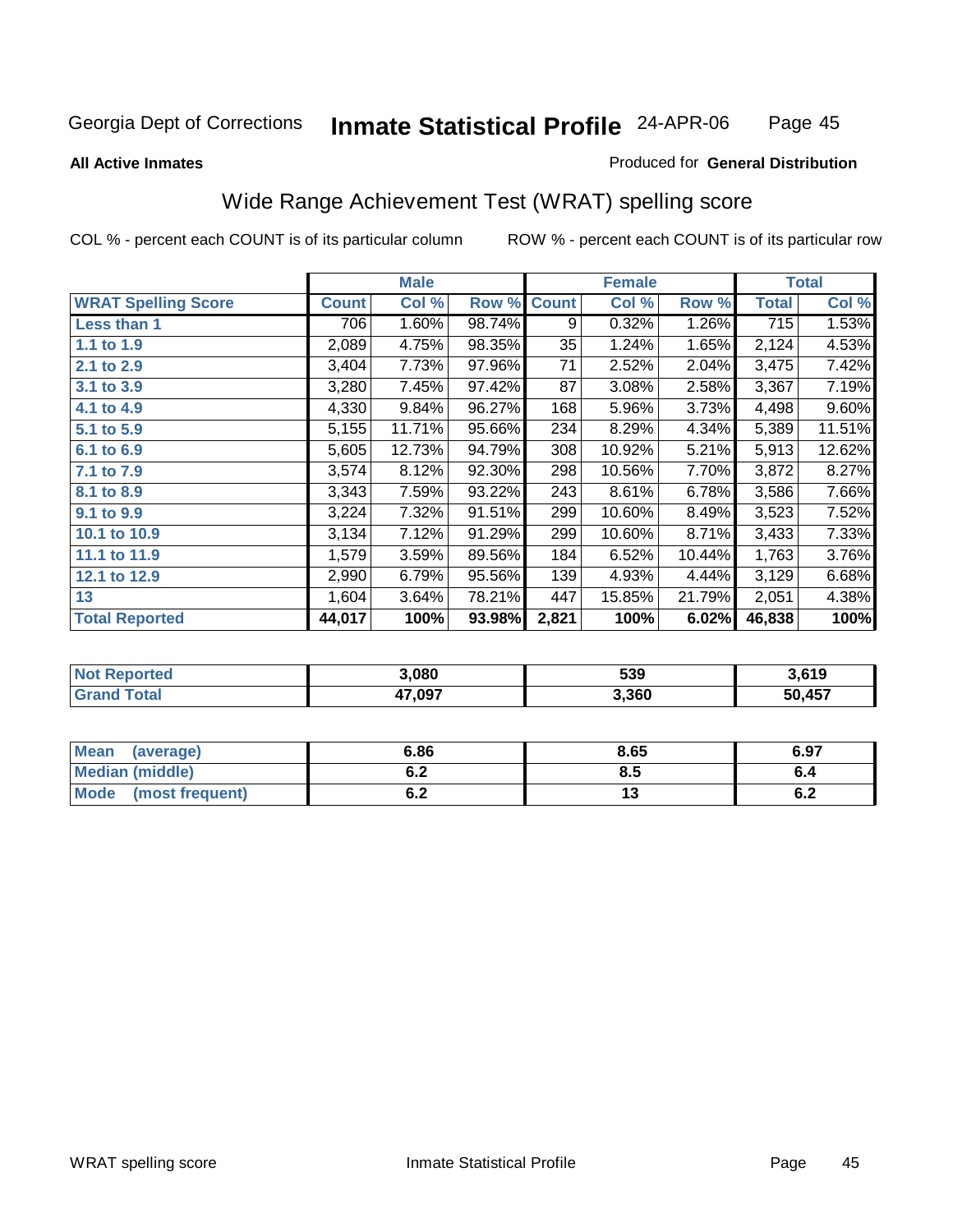Georgia Dept of Corrections **Inmate Statistical Profile** 24-APR-06

**All Active Inmates**

Produced for **General Distribution**

## Wide Range Achievement Test (WRAT) spelling score

COL % - percent each COUNT is of its particular column

ROW % - percent each COUNT is of its particular row

| | Male | | | Female | | | Total | |
|---|---|---|---|---|---|---|---|---|
| **WRAT Spelling Score** | **Count** | **Col %** | **Row %** | **Count** | **Col %** | **Row %** | **Total** | **Col %** |
| **Less than 1** | 706 | 1.60% | 98.74% | 9 | 0.32% | 1.26% | 715 | 1.53% |
| **1.1 to 1.9** | 2,089 | 4.75% | 98.35% | 35 | 1.24% | 1.65% | 2,124 | 4.53% |
| **2.1 to 2.9** | 3,404 | 7.73% | 97.96% | 71 | 2.52% | 2.04% | 3,475 | 7.42% |
| **3.1 to 3.9** | 3,280 | 7.45% | 97.42% | 87 | 3.08% | 2.58% | 3,367 | 7.19% |
| **4.1 to 4.9** | 4,330 | 9.84% | 96.27% | 168 | 5.96% | 3.73% | 4,498 | 9.60% |
| **5.1 to 5.9** | 5,155 | 11.71% | 95.66% | 234 | 8.29% | 4.34% | 5,389 | 11.51% |
| **6.1 to 6.9** | 5,605 | 12.73% | 94.79% | 308 | 10.92% | 5.21% | 5,913 | 12.62% |
| **7.1 to 7.9** | 3,574 | 8.12% | 92.30% | 298 | 10.56% | 7.70% | 3,872 | 8.27% |
| **8.1 to 8.9** | 3,343 | 7.59% | 93.22% | 243 | 8.61% | 6.78% | 3,586 | 7.66% |
| **9.1 to 9.9** | 3,224 | 7.32% | 91.51% | 299 | 10.60% | 8.49% | 3,523 | 7.52% |
| **10.1 to 10.9** | 3,134 | 7.12% | 91.29% | 299 | 10.60% | 8.71% | 3,433 | 7.33% |
| **11.1 to 11.9** | 1,579 | 3.59% | 89.56% | 184 | 6.52% | 10.44% | 1,763 | 3.76% |
| **12.1 to 12.9** | 2,990 | 6.79% | 95.56% | 139 | 4.93% | 4.44% | 3,129 | 6.68% |
| **13** | 1,604 | 3.64% | 78.21% | 447 | 15.85% | 21.79% | 2,051 | 4.38% |
| **Total Reported** | **44,017** | **100%** | **93.98%** | **2,821** | **100%** | **6.02%** | **46,838** | **100%** |

| | Male | Female | Total |
|---|---|---|---|
| **Not Reported** | **3,080** | **539** | **3,619** |
| **Grand Total** | **47,097** | **3,360** | **50,457** |

| | Male | Female | Total |
|---|---|---|---|
| **Mean (average)** | **6.86** | **8.65** | **6.97** |
| **Median (middle)** | **6.2** | **8.5** | **6.4** |
| **Mode (most frequent)** | **6.2** | **13** | **6.2** |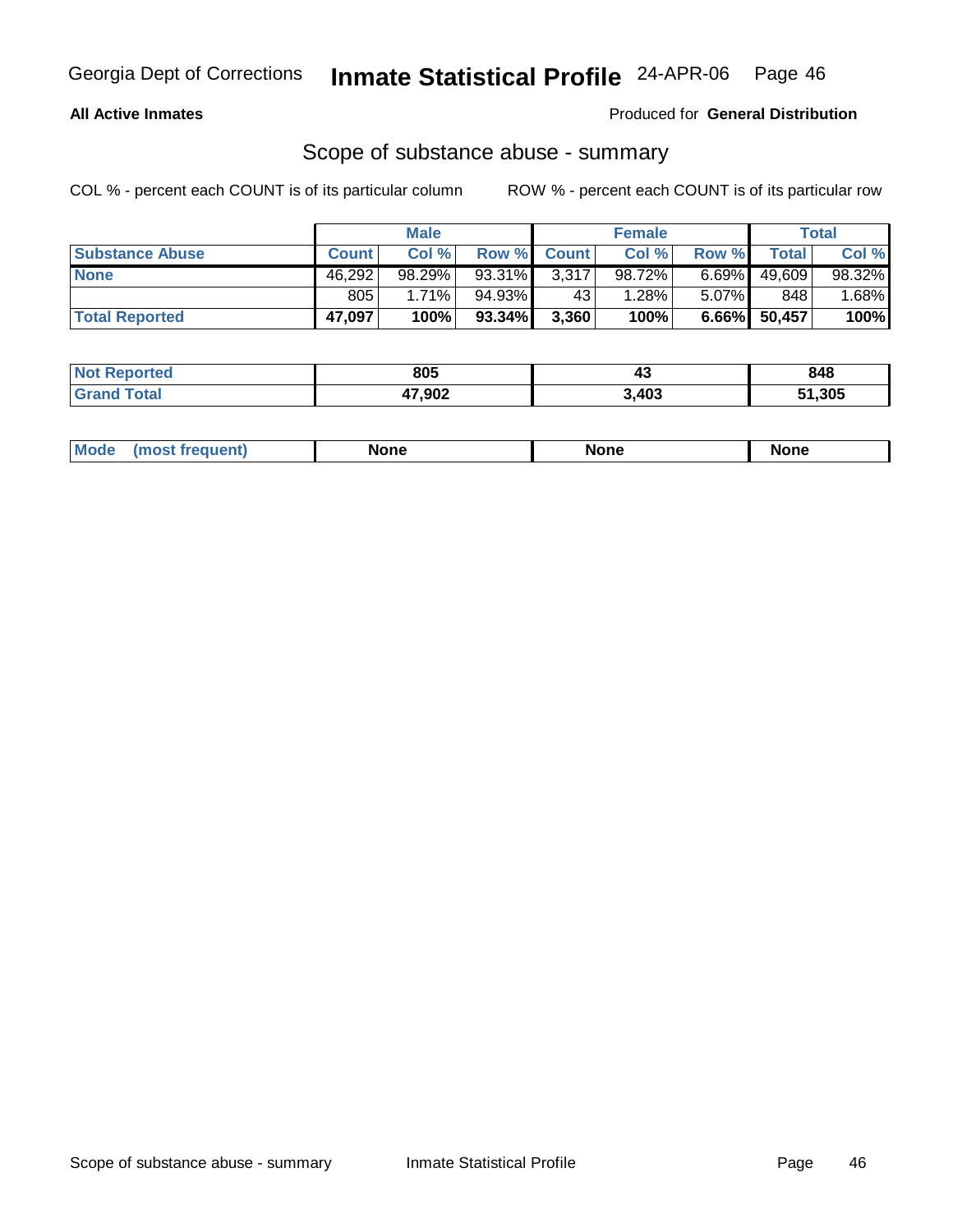**All Active Inmates**

Produced for **General Distribution**

## Scope of substance abuse - summary

COL % - percent each COUNT is of its particular column

ROW % - percent each COUNT is of its particular row

| | Male | | | Female | | | Total | |
|---|---|---|---|---|---|---|---|---|
| **Substance Abuse** | **Count** | **Col %** | **Row %** | **Count** | **Col %** | **Row %** | **Total** | **Col %** |
| **None** | 46,292 | 98.29% | 93.31% | 3,317 | 98.72% | 6.69% | 49,609 | 98.32% |
| | 805 | 1.71% | 94.93% | 43 | 1.28% | 5.07% | 848 | 1.68% |
| **Total Reported** | **47,097** | **100%** | **93.34%** | **3,360** | **100%** | **6.66%** | **50,457** | **100%** |

| | Male | Female | Total |
|---|---|---|---|
| **Not Reported** | **805** | **43** | **848** |
| **Grand Total** | **47,902** | **3,403** | **51,305** |

| | Male | Female | Total |
|---|---|---|---|
| **Mode (most frequent)** | **None** | **None** | **None** |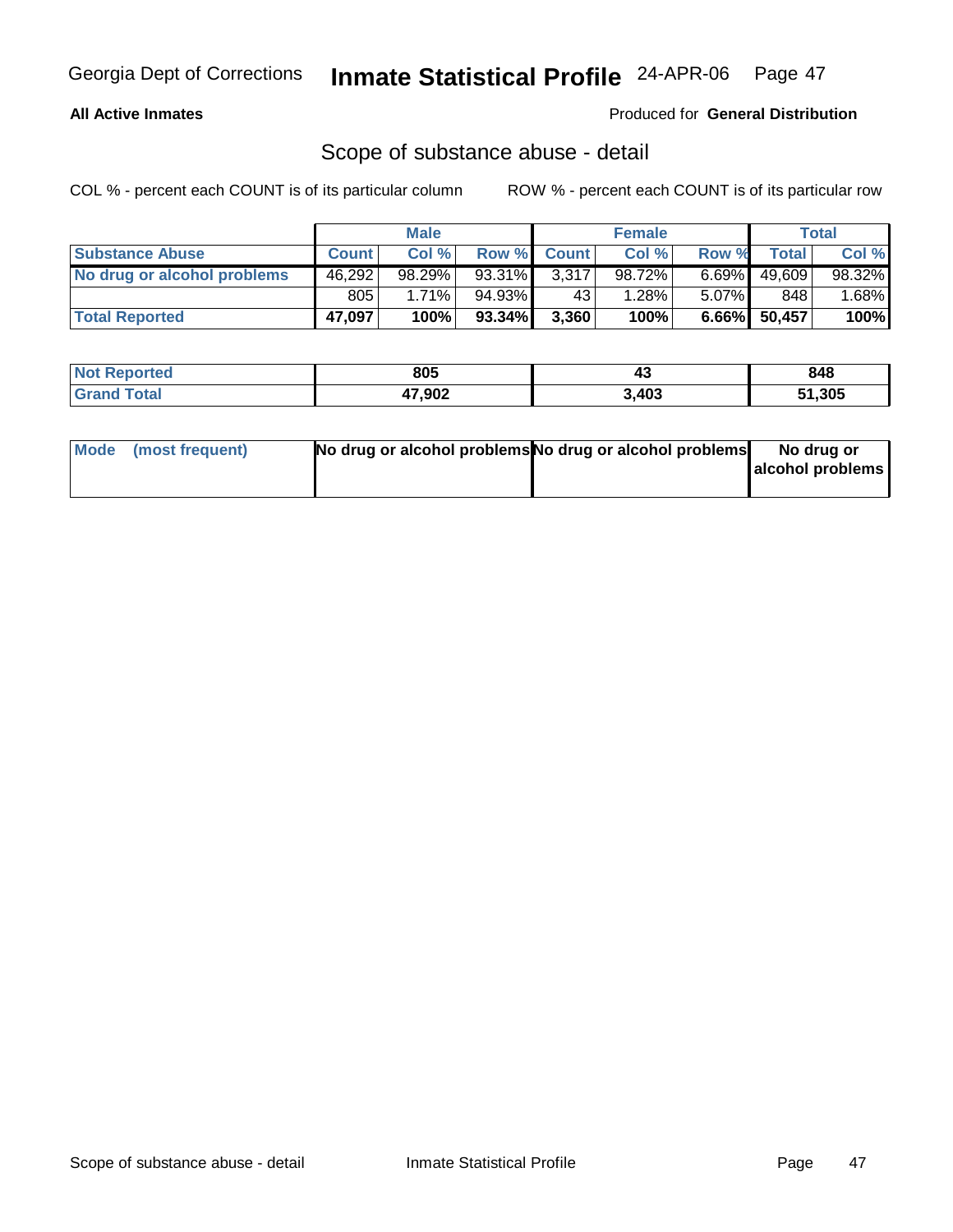Georgia Dept of Corrections **Inmate Statistical Profile** 24-APR-06

**All Active Inmates**

Produced for **General Distribution**

## Scope of substance abuse - detail

COL % - percent each COUNT is of its particular column

ROW % - percent each COUNT is of its particular row

| | Male | | | Female | | | Total | |
|---|---|---|---|---|---|---|---|---|
| **Substance Abuse** | **Count** | **Col %** | **Row %** | **Count** | **Col %** | **Row %** | **Total** | **Col %** |
| **No drug or alcohol problems** | 46,292 | 98.29% | 93.31% | 3,317 | 98.72% | 6.69% | 49,609 | 98.32% |
| | 805 | 1.71% | 94.93% | 43 | 1.28% | 5.07% | 848 | 1.68% |
| **Total Reported** | **47,097** | **100%** | **93.34%** | **3,360** | **100%** | **6.66%** | **50,457** | **100%** |

| | Male | Female | Total |
|---|---|---|---|
| **Not Reported** | **805** | **43** | **848** |
| **Grand Total** | **47,902** | **3,403** | **51,305** |

| | Male | Female | Total |
|---|---|---|---|
| **Mode (most frequent)** | **No drug or alcohol problems** | **No drug or alcohol problems** | **No drug or alcohol problems** |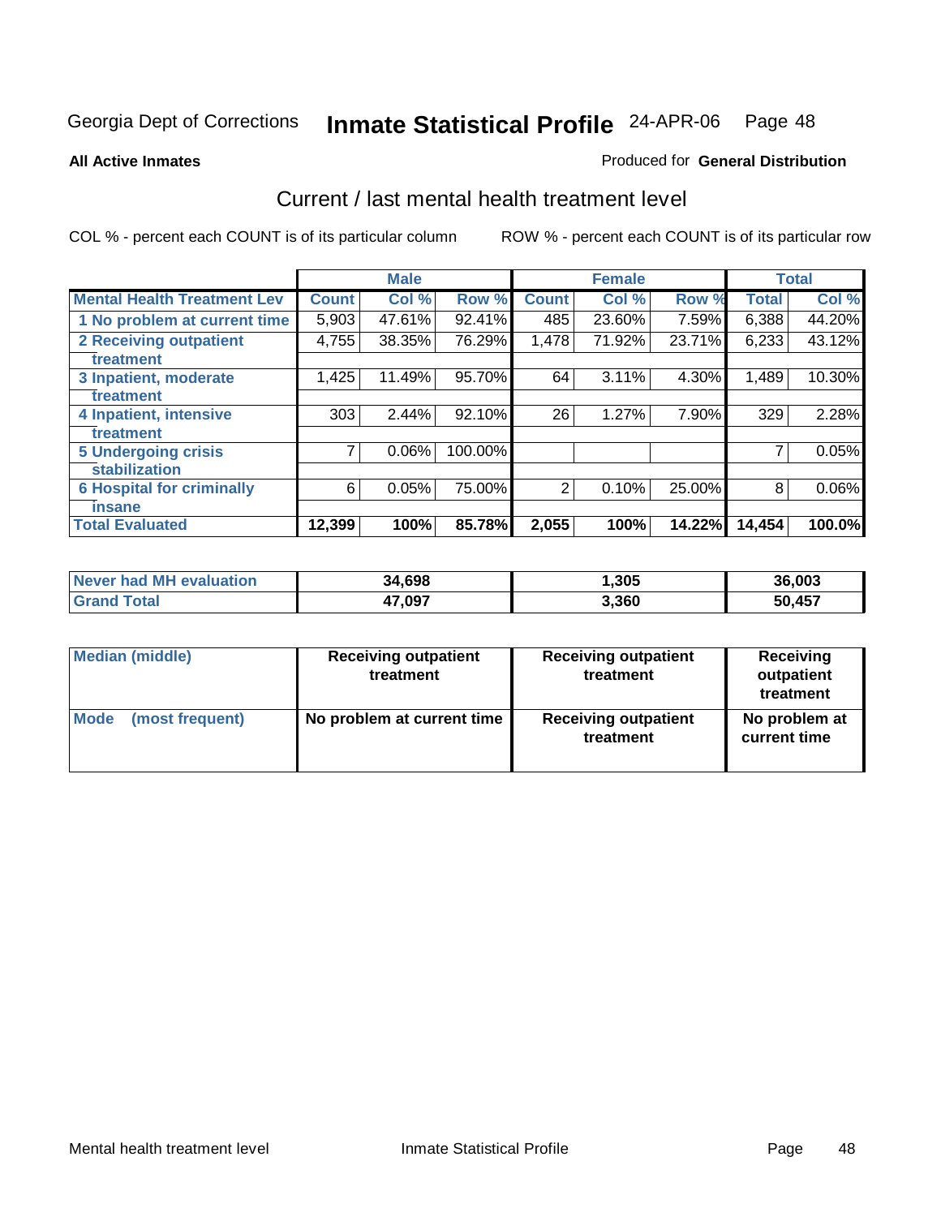Georgia Dept of Corrections **Inmate Statistical Profile** 24-APR-06 Page 48

**All Active Inmates**

Produced for **General Distribution**

## Current / last mental health treatment level

COL % - percent each COUNT is of its particular column

ROW % - percent each COUNT is of its particular row

| | Male | | | Female | | | Total | |
|---|---|---|---|---|---|---|---|---|
| **Mental Health Treatment Lev** | **Count** | **Col %** | **Row %** | **Count** | **Col %** | **Row %** | **Total** | **Col %** |
| 1 No problem at current time | 5,903 | 47.61% | 92.41% | 485 | 23.60% | 7.59% | 6,388 | 44.20% |
| 2 Receiving outpatient treatment | 4,755 | 38.35% | 76.29% | 1,478 | 71.92% | 23.71% | 6,233 | 43.12% |
| 3 Inpatient, moderate treatment | 1,425 | 11.49% | 95.70% | 64 | 3.11% | 4.30% | 1,489 | 10.30% |
| 4 Inpatient, intensive treatment | 303 | 2.44% | 92.10% | 26 | 1.27% | 7.90% | 329 | 2.28% |
| 5 Undergoing crisis stabilization | 7 | 0.06% | 100.00% | | | | 7 | 0.05% |
| 6 Hospital for criminally insane | 6 | 0.05% | 75.00% | 2 | 0.10% | 25.00% | 8 | 0.06% |
| **Total Evaluated** | **12,399** | **100%** | **85.78%** | **2,055** | **100%** | **14.22%** | **14,454** | **100.0%** |

| | Male | Female | Total |
|---|---|---|---|
| Never had MH evaluation | 34,698 | 1,305 | 36,003 |
| Grand Total | 47,097 | 3,360 | 50,457 |

| | Male | Female | Total |
|---|---|---|---|
| Median (middle) | Receiving outpatient treatment | Receiving outpatient treatment | Receiving outpatient treatment |
| Mode (most frequent) | No problem at current time | Receiving outpatient treatment | No problem at current time |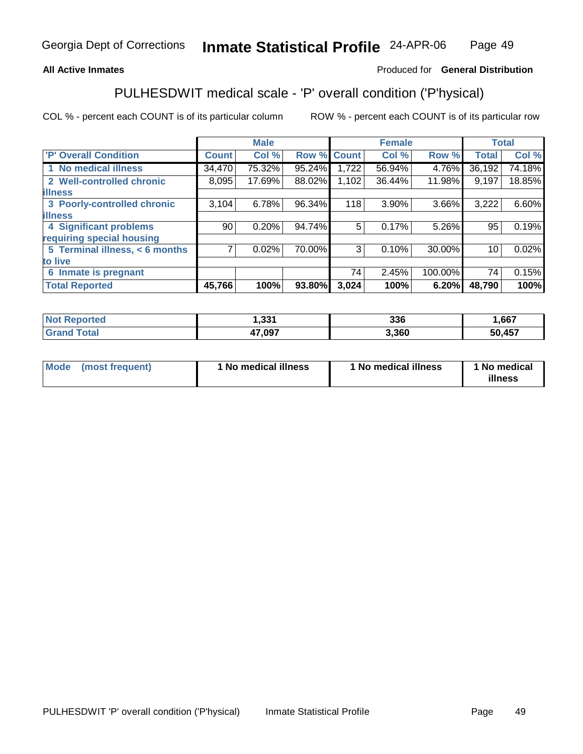Georgia Dept of Corrections **Inmate Statistical Profile** 24-APR-06

**All Active Inmates**

Produced for **General Distribution**

# PULHESDWIT medical scale - 'P' overall condition ('P'hysical)

COL % - percent each COUNT is of its particular column

ROW % - percent each COUNT is of its particular row

| | Male | | | Female | | | Total | |
|---|---|---|---|---|---|---|---|---|
| 'P' Overall Condition | Count | Col % | Row % | Count | Col % | Row % | Total | Col % |
| 1 No medical illness | 34,470 | 75.32% | 95.24% | 1,722 | 56.94% | 4.76% | 36,192 | 74.18% |
| 2 Well-controlled chronic illness | 8,095 | 17.69% | 88.02% | 1,102 | 36.44% | 11.98% | 9,197 | 18.85% |
| 3 Poorly-controlled chronic illness | 3,104 | 6.78% | 96.34% | 118 | 3.90% | 3.66% | 3,222 | 6.60% |
| 4 Significant problems requiring special housing | 90 | 0.20% | 94.74% | 5 | 0.17% | 5.26% | 95 | 0.19% |
| 5 Terminal illness, < 6 months to live | 7 | 0.02% | 70.00% | 3 | 0.10% | 30.00% | 10 | 0.02% |
| 6 Inmate is pregnant | | | | 74 | 2.45% | 100.00% | 74 | 0.15% |
| **Total Reported** | **45,766** | **100%** | **93.80%** | **3,024** | **100%** | **6.20%** | **48,790** | **100%** |

| | Male | Female | Total |
|---|---|---|---|
| Not Reported | 1,331 | 336 | 1,667 |
| Grand Total | 47,097 | 3,360 | 50,457 |

| | Male | Female | Total |
|---|---|---|---|
| Mode (most frequent) | 1 No medical illness | 1 No medical illness | 1 No medical illness |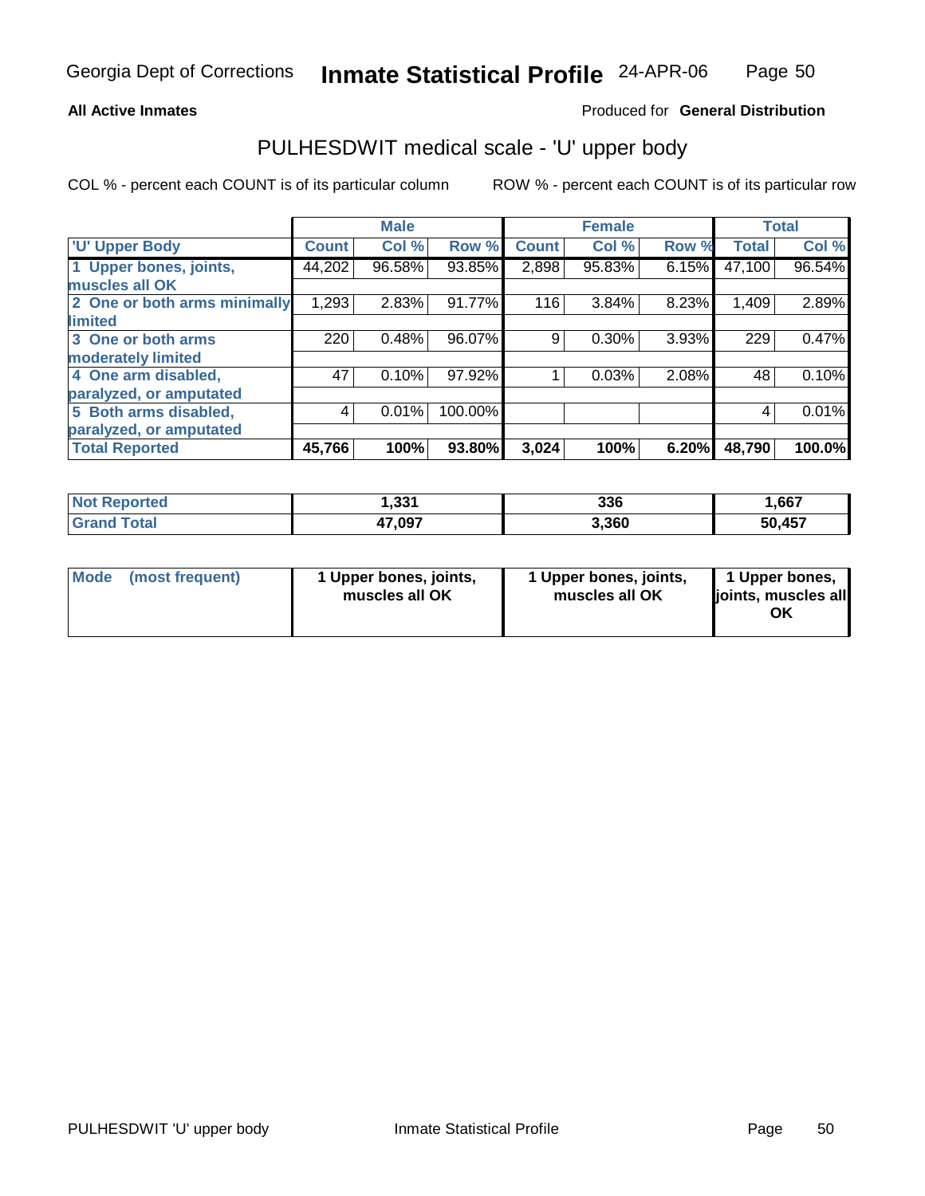**All Active Inmates** Produced for **General Distribution**

## PULHESDWIT medical scale - 'U' upper body

COL % - percent each COUNT is of its particular column ROW % - percent each COUNT is of its particular row

| | Male | | | Female | | | Total | |
|---|---|---|---|---|---|---|---|---|
| 'U' Upper Body | Count | Col % | Row % | Count | Col % | Row % | Total | Col % |
| 1 Upper bones, joints, muscles all OK | 44,202 | 96.58% | 93.85% | 2,898 | 95.83% | 6.15% | 47,100 | 96.54% |
| 2 One or both arms minimally limited | 1,293 | 2.83% | 91.77% | 116 | 3.84% | 8.23% | 1,409 | 2.89% |
| 3 One or both arms moderately limited | 220 | 0.48% | 96.07% | 9 | 0.30% | 3.93% | 229 | 0.47% |
| 4 One arm disabled, paralyzed, or amputated | 47 | 0.10% | 97.92% | 1 | 0.03% | 2.08% | 48 | 0.10% |
| 5 Both arms disabled, paralyzed, or amputated | 4 | 0.01% | 100.00% | | | | 4 | 0.01% |
| **Total Reported** | **45,766** | **100%** | **93.80%** | **3,024** | **100%** | **6.20%** | **48,790** | **100.0%** |

| | Male | Female | Total |
|---|---|---|---|
| Not Reported | 1,331 | 336 | 1,667 |
| Grand Total | 47,097 | 3,360 | 50,457 |

| | Male | Female | Total |
|---|---|---|---|
| Mode (most frequent) | 1 Upper bones, joints, muscles all OK | 1 Upper bones, joints, muscles all OK | 1 Upper bones, joints, muscles all OK |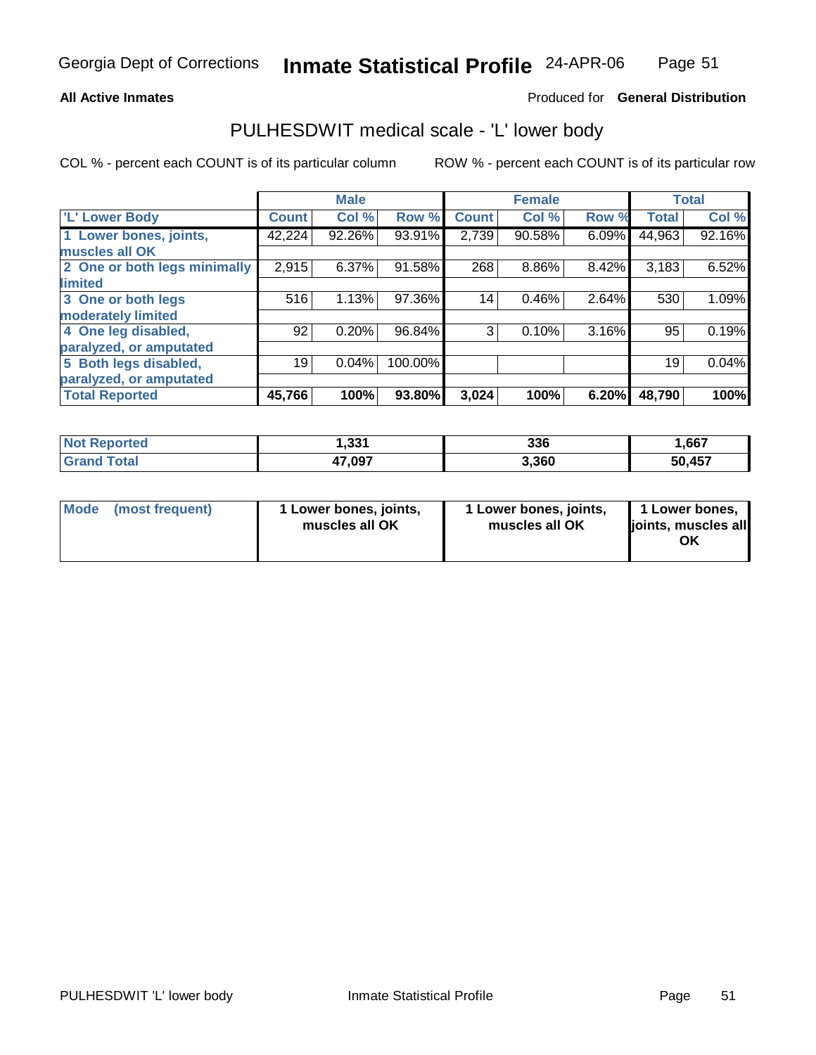Georgia Dept of Corrections **Inmate Statistical Profile** 24-APR-06

**All Active Inmates**

Produced for **General Distribution**

## PULHESDWIT medical scale - 'L' lower body

COL % - percent each COUNT is of its particular column

ROW % - percent each COUNT is of its particular row

| | Male | | | Female | | | Total | |
|---|---|---|---|---|---|---|---|---|
| 'L' Lower Body | Count | Col % | Row % | Count | Col % | Row % | Total | Col % |
| 1 Lower bones, joints, muscles all OK | 42,224 | 92.26% | 93.91% | 2,739 | 90.58% | 6.09% | 44,963 | 92.16% |
| 2 One or both legs minimally limited | 2,915 | 6.37% | 91.58% | 268 | 8.86% | 8.42% | 3,183 | 6.52% |
| 3 One or both legs moderately limited | 516 | 1.13% | 97.36% | 14 | 0.46% | 2.64% | 530 | 1.09% |
| 4 One leg disabled, paralyzed, or amputated | 92 | 0.20% | 96.84% | 3 | 0.10% | 3.16% | 95 | 0.19% |
| 5 Both legs disabled, paralyzed, or amputated | 19 | 0.04% | 100.00% | | | | 19 | 0.04% |
| **Total Reported** | **45,766** | **100%** | **93.80%** | **3,024** | **100%** | **6.20%** | **48,790** | **100%** |

| | Male | Female | Total |
|---|---|---|---|
| Not Reported | 1,331 | 336 | 1,667 |
| Grand Total | 47,097 | 3,360 | 50,457 |

| | Male | Female | Total |
|---|---|---|---|
| Mode (most frequent) | 1 Lower bones, joints, muscles all OK | 1 Lower bones, joints, muscles all OK | 1 Lower bones, joints, muscles all OK |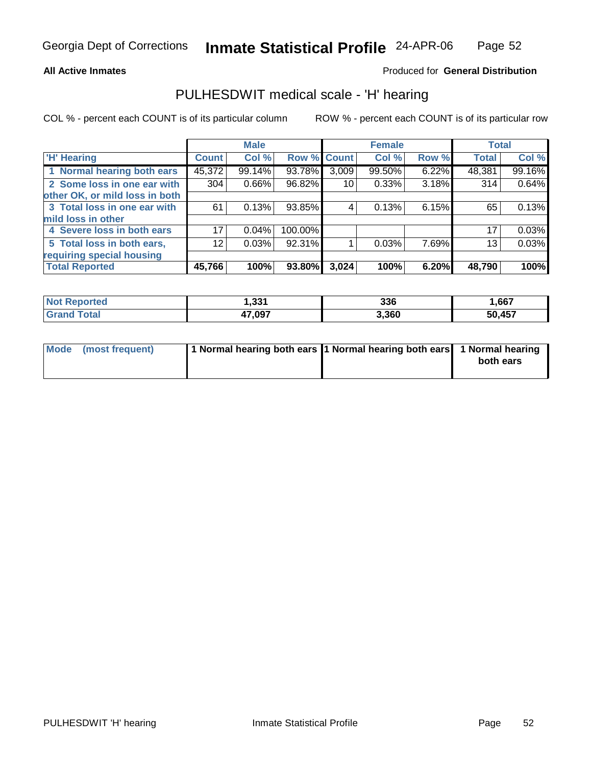Georgia Dept of Corrections **Inmate Statistical Profile** 24-APR-06

**All Active Inmates**

Produced for **General Distribution**

## PULHESDWIT medical scale - 'H' hearing

COL % - percent each COUNT is of its particular column

ROW % - percent each COUNT is of its particular row

| | Male | | | Female | | | Total | |
|---|---|---|---|---|---|---|---|---|
| 'H' Hearing | Count | Col % | Row % | Count | Col % | Row % | Total | Col % |
| 1 Normal hearing both ears | 45,372 | 99.14% | 93.78% | 3,009 | 99.50% | 6.22% | 48,381 | 99.16% |
| 2 Some loss in one ear with other OK, or mild loss in both | 304 | 0.66% | 96.82% | 10 | 0.33% | 3.18% | 314 | 0.64% |
| 3 Total loss in one ear with mild loss in other | 61 | 0.13% | 93.85% | 4 | 0.13% | 6.15% | 65 | 0.13% |
| 4 Severe loss in both ears | 17 | 0.04% | 100.00% | | | | 17 | 0.03% |
| 5 Total loss in both ears, requiring special housing | 12 | 0.03% | 92.31% | 1 | 0.03% | 7.69% | 13 | 0.03% |
| **Total Reported** | **45,766** | **100%** | **93.80%** | **3,024** | **100%** | **6.20%** | **48,790** | **100%** |

| | Male | Female | Total |
|---|---|---|---|
| Not Reported | 1,331 | 336 | 1,667 |
| Grand Total | 47,097 | 3,360 | 50,457 |

| | Male | Female | Total |
|---|---|---|---|
| Mode (most frequent) | 1 Normal hearing both ears | 1 Normal hearing both ears | 1 Normal hearing both ears |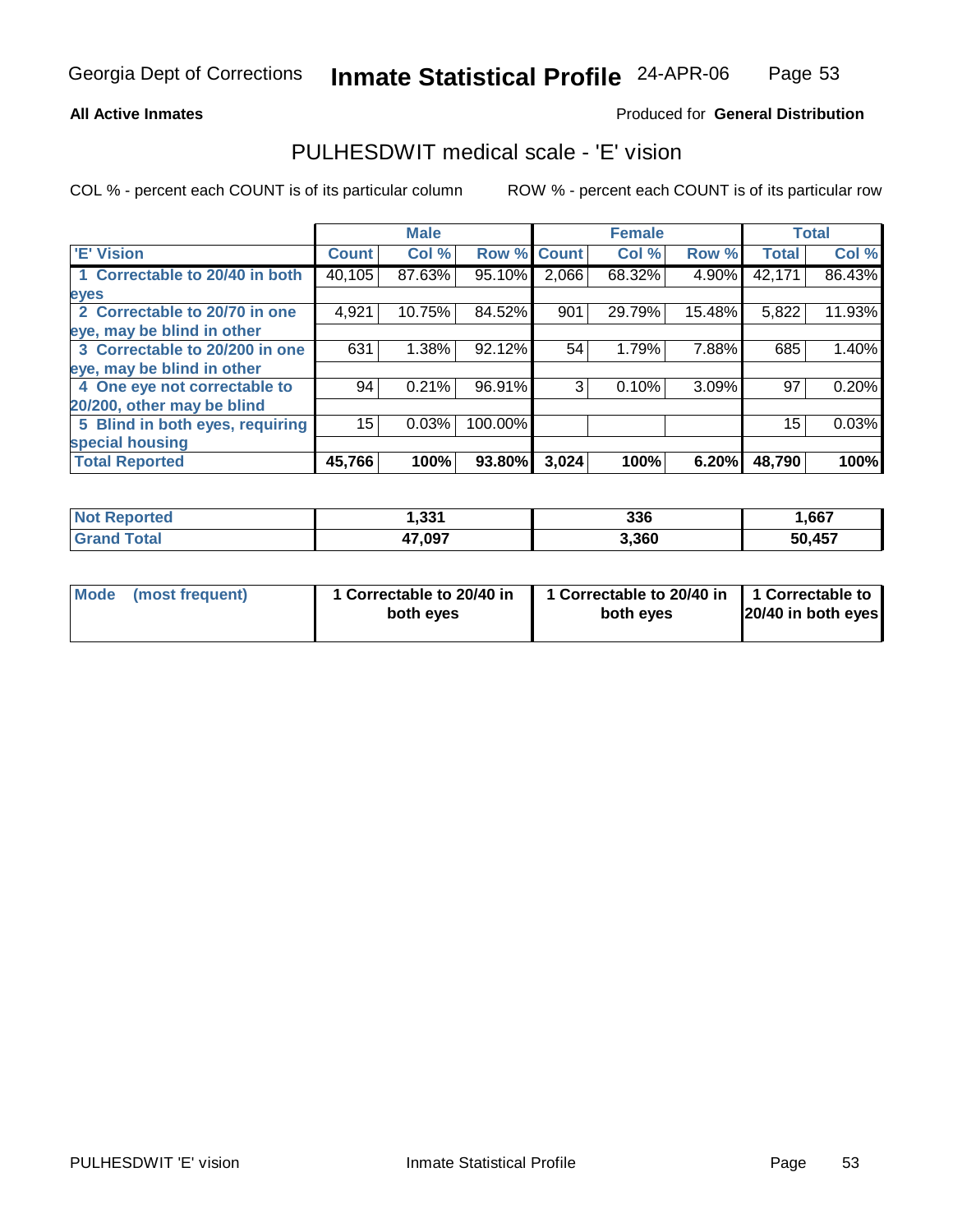Georgia Dept of Corrections **Inmate Statistical Profile** 24-APR-06

**All Active Inmates**

Produced for **General Distribution**

## PULHESDWIT medical scale - 'E' vision

COL % - percent each COUNT is of its particular column

ROW % - percent each COUNT is of its particular row

| | Male | | | Female | | | Total | |
|---|---|---|---|---|---|---|---|---|
| 'E' Vision | Count | Col % | Row % | Count | Col % | Row % | Total | Col % |
| 1 Correctable to 20/40 in both eyes | 40,105 | 87.63% | 95.10% | 2,066 | 68.32% | 4.90% | 42,171 | 86.43% |
| 2 Correctable to 20/70 in one eye, may be blind in other | 4,921 | 10.75% | 84.52% | 901 | 29.79% | 15.48% | 5,822 | 11.93% |
| 3 Correctable to 20/200 in one eye, may be blind in other | 631 | 1.38% | 92.12% | 54 | 1.79% | 7.88% | 685 | 1.40% |
| 4 One eye not correctable to 20/200, other may be blind | 94 | 0.21% | 96.91% | 3 | 0.10% | 3.09% | 97 | 0.20% |
| 5 Blind in both eyes, requiring special housing | 15 | 0.03% | 100.00% | | | | 15 | 0.03% |
| **Total Reported** | **45,766** | **100%** | **93.80%** | **3,024** | **100%** | **6.20%** | **48,790** | **100%** |

| | Male | Female | Total |
|---|---|---|---|
| **Not Reported** | **1,331** | **336** | **1,667** |
| **Grand Total** | **47,097** | **3,360** | **50,457** |

| | Male | Female | Total |
|---|---|---|---|
| **Mode (most frequent)** | **1 Correctable to 20/40 in both eyes** | **1 Correctable to 20/40 in both eyes** | **1 Correctable to 20/40 in both eyes** |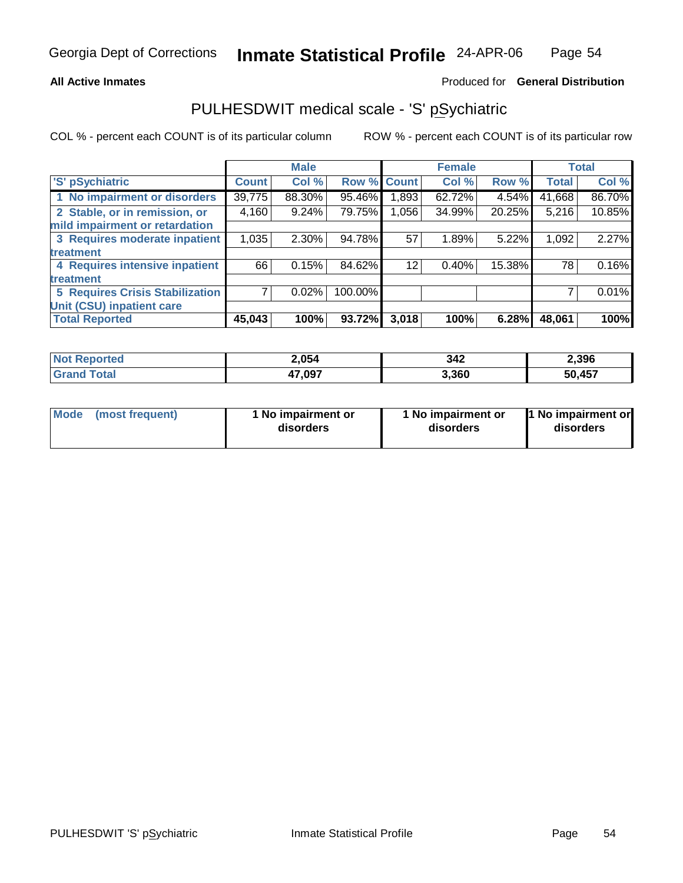**All Active Inmates**

Produced for **General Distribution**

## PULHESDWIT medical scale - 'S' pSychiatric

COL % - percent each COUNT is of its particular column

ROW % - percent each COUNT is of its particular row

| | Male | | | Female | | | Total | |
|---|---|---|---|---|---|---|---|---|
| 'S' pSychiatric | Count | Col % | Row % | Count | Col % | Row % | Total | Col % |
| 1 No impairment or disorders | 39,775 | 88.30% | 95.46% | 1,893 | 62.72% | 4.54% | 41,668 | 86.70% |
| 2 Stable, or in remission, or mild impairment or retardation | 4,160 | 9.24% | 79.75% | 1,056 | 34.99% | 20.25% | 5,216 | 10.85% |
| 3 Requires moderate inpatient treatment | 1,035 | 2.30% | 94.78% | 57 | 1.89% | 5.22% | 1,092 | 2.27% |
| 4 Requires intensive inpatient treatment | 66 | 0.15% | 84.62% | 12 | 0.40% | 15.38% | 78 | 0.16% |
| 5 Requires Crisis Stabilization Unit (CSU) inpatient care | 7 | 0.02% | 100.00% | | | | 7 | 0.01% |
| **Total Reported** | **45,043** | **100%** | **93.72%** | **3,018** | **100%** | **6.28%** | **48,061** | **100%** |

| | Male | Female | Total |
|---|---|---|---|
| Not Reported | 2,054 | 342 | 2,396 |
| Grand Total | 47,097 | 3,360 | 50,457 |

| | Male | Female | Total |
|---|---|---|---|
| Mode (most frequent) | 1 No impairment or disorders | 1 No impairment or disorders | 1 No impairment or disorders |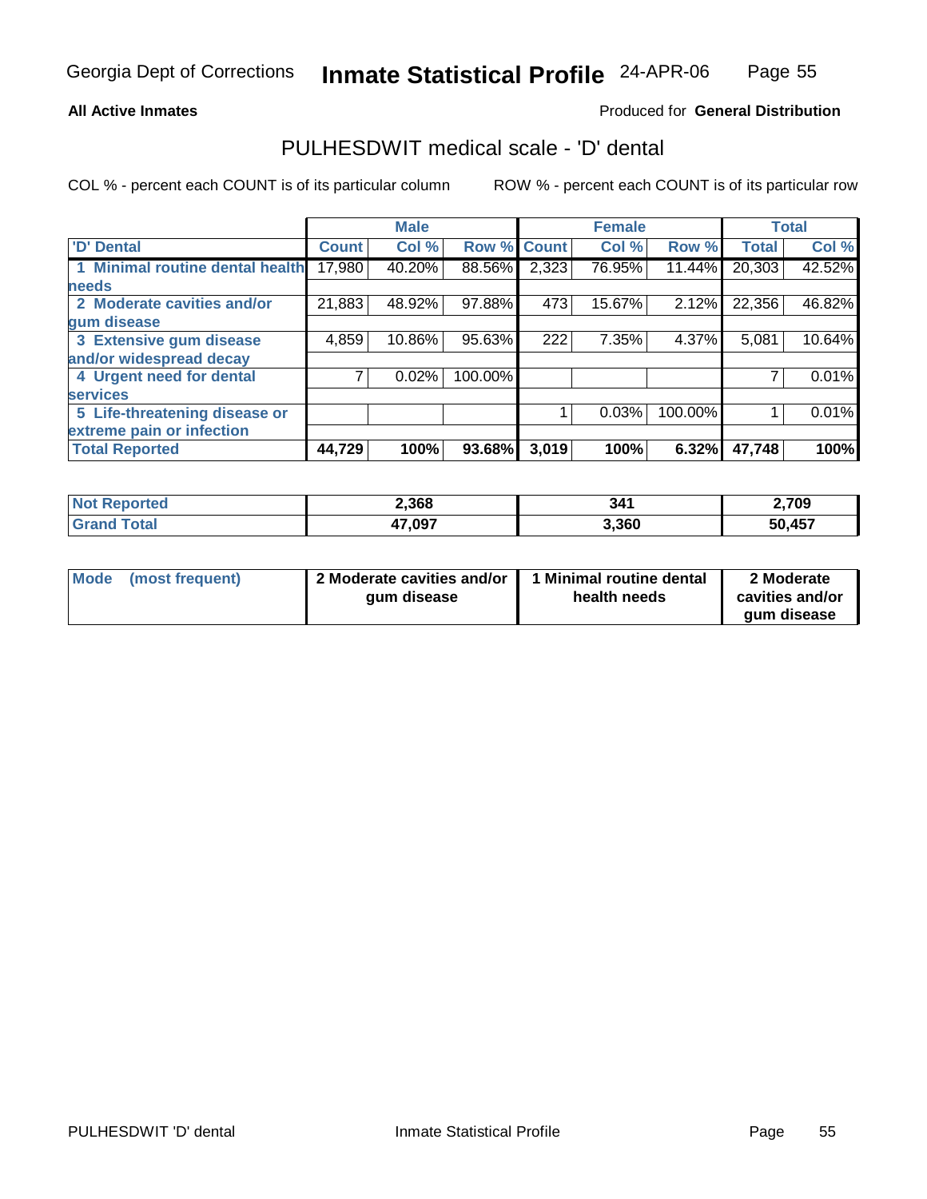Georgia Dept of Corrections **Inmate Statistical Profile** 24-APR-06

**All Active Inmates**

Produced for **General Distribution**

## PULHESDWIT medical scale - 'D' dental

COL % - percent each COUNT is of its particular column

ROW % - percent each COUNT is of its particular row

| | Male | | | Female | | | Total | |
|---|---|---|---|---|---|---|---|---|
| 'D' Dental | Count | Col % | Row % | Count | Col % | Row % | Total | Col % |
| 1 Minimal routine dental health needs | 17,980 | 40.20% | 88.56% | 2,323 | 76.95% | 11.44% | 20,303 | 42.52% |
| 2 Moderate cavities and/or gum disease | 21,883 | 48.92% | 97.88% | 473 | 15.67% | 2.12% | 22,356 | 46.82% |
| 3 Extensive gum disease and/or widespread decay | 4,859 | 10.86% | 95.63% | 222 | 7.35% | 4.37% | 5,081 | 10.64% |
| 4 Urgent need for dental services | 7 | 0.02% | 100.00% | | | | 7 | 0.01% |
| 5 Life-threatening disease or extreme pain or infection | | | | 1 | 0.03% | 100.00% | 1 | 0.01% |
| **Total Reported** | **44,729** | **100%** | **93.68%** | **3,019** | **100%** | **6.32%** | **47,748** | **100%** |

| | Male | Female | Total |
|---|---|---|---|
| Not Reported | **2,368** | **341** | **2,709** |
| Grand Total | **47,097** | **3,360** | **50,457** |

| | Male | Female | Total |
|---|---|---|---|
| Mode (most frequent) | **2 Moderate cavities and/or gum disease** | **1 Minimal routine dental health needs** | **2 Moderate cavities and/or gum disease** |

PULHESDWIT 'D' dental

Inmate Statistical Profile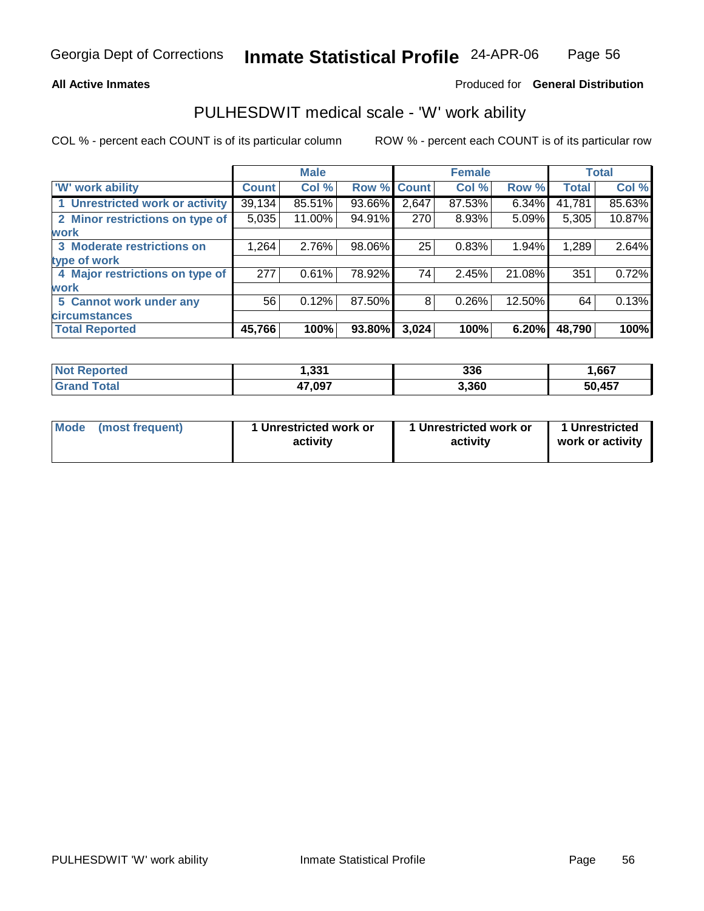Georgia Dept of Corrections **Inmate Statistical Profile** 24-APR-06

**All Active Inmates**

Produced for **General Distribution**

## PULHESDWIT medical scale - 'W' work ability

COL % - percent each COUNT is of its particular column

ROW % - percent each COUNT is of its particular row

| | Male | | | Female | | | Total | |
|---|---|---|---|---|---|---|---|---|
| 'W' work ability | Count | Col % | Row % | Count | Col % | Row % | Total | Col % |
| 1 Unrestricted work or activity | 39,134 | 85.51% | 93.66% | 2,647 | 87.53% | 6.34% | 41,781 | 85.63% |
| 2 Minor restrictions on type of work | 5,035 | 11.00% | 94.91% | 270 | 8.93% | 5.09% | 5,305 | 10.87% |
| 3 Moderate restrictions on type of work | 1,264 | 2.76% | 98.06% | 25 | 0.83% | 1.94% | 1,289 | 2.64% |
| 4 Major restrictions on type of work | 277 | 0.61% | 78.92% | 74 | 2.45% | 21.08% | 351 | 0.72% |
| 5 Cannot work under any circumstances | 56 | 0.12% | 87.50% | 8 | 0.26% | 12.50% | 64 | 0.13% |
| **Total Reported** | **45,766** | **100%** | **93.80%** | **3,024** | **100%** | **6.20%** | **48,790** | **100%** |

| | Male | Female | Total |
|---|---|---|---|
| Not Reported | 1,331 | 336 | 1,667 |
| Grand Total | 47,097 | 3,360 | 50,457 |

| | Male | Female | Total |
|---|---|---|---|
| Mode (most frequent) | 1 Unrestricted work or activity | 1 Unrestricted work or activity | 1 Unrestricted work or activity |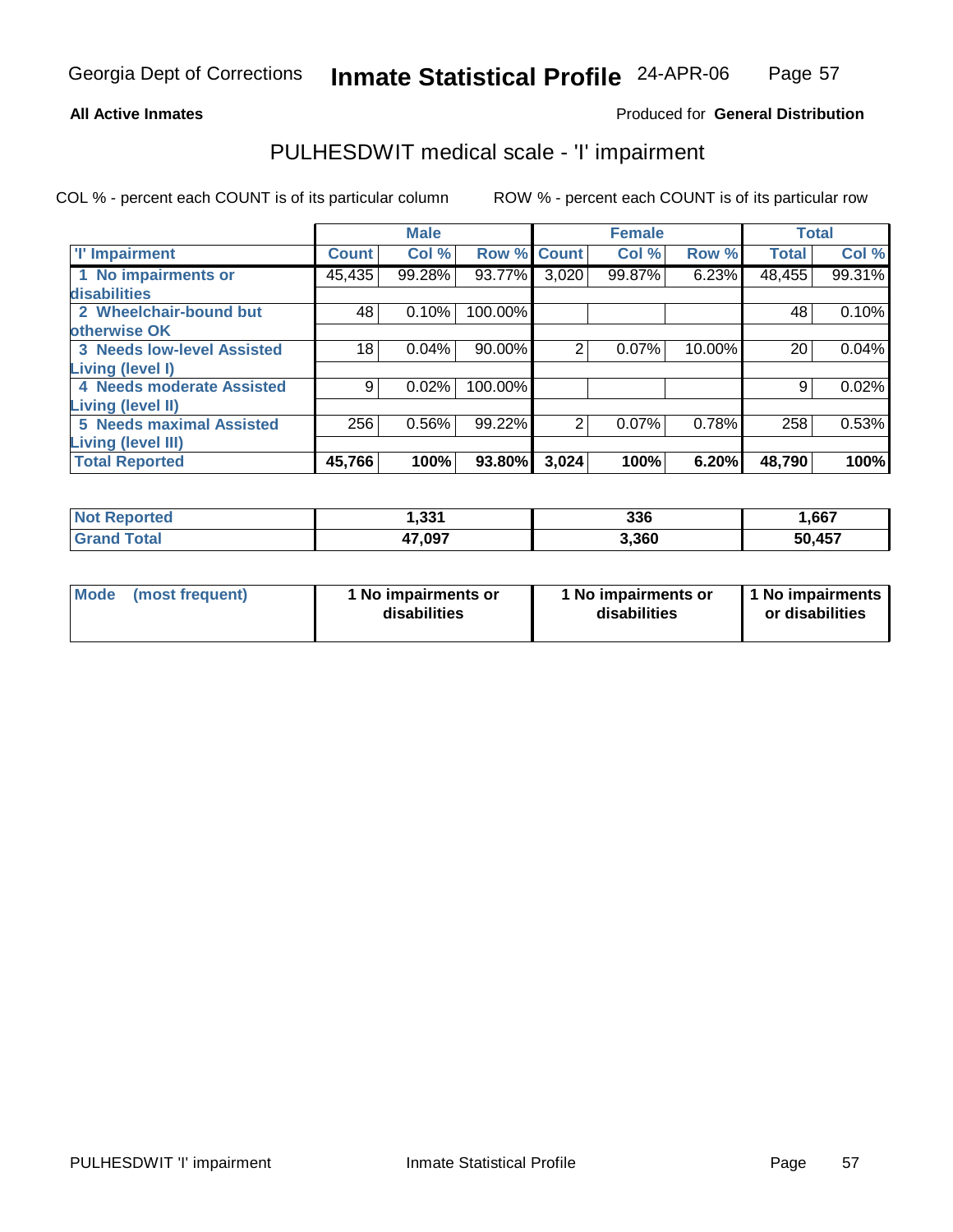**All Active Inmates** Produced for **General Distribution**

## PULHESDWIT medical scale - 'I' impairment

COL % - percent each COUNT is of its particular column ROW % - percent each COUNT is of its particular row

| | Male | | | Female | | | Total | |
|---|---|---|---|---|---|---|---|---|
| 'I' Impairment | Count | Col % | Row % | Count | Col % | Row % | Total | Col % |
| 1 No impairments or disabilities | 45,435 | 99.28% | 93.77% | 3,020 | 99.87% | 6.23% | 48,455 | 99.31% |
| 2 Wheelchair-bound but otherwise OK | 48 | 0.10% | 100.00% | | | | 48 | 0.10% |
| 3 Needs low-level Assisted Living (level I) | 18 | 0.04% | 90.00% | 2 | 0.07% | 10.00% | 20 | 0.04% |
| 4 Needs moderate Assisted Living (level II) | 9 | 0.02% | 100.00% | | | | 9 | 0.02% |
| 5 Needs maximal Assisted Living (level III) | 256 | 0.56% | 99.22% | 2 | 0.07% | 0.78% | 258 | 0.53% |
| **Total Reported** | **45,766** | **100%** | **93.80%** | **3,024** | **100%** | **6.20%** | **48,790** | **100%** |

| | Male | Female | Total |
|---|---|---|---|
| Not Reported | 1,331 | 336 | 1,667 |
| Grand Total | 47,097 | 3,360 | 50,457 |

| | Male | Female | Total |
|---|---|---|---|
| Mode (most frequent) | 1 No impairments or disabilities | 1 No impairments or disabilities | 1 No impairments or disabilities |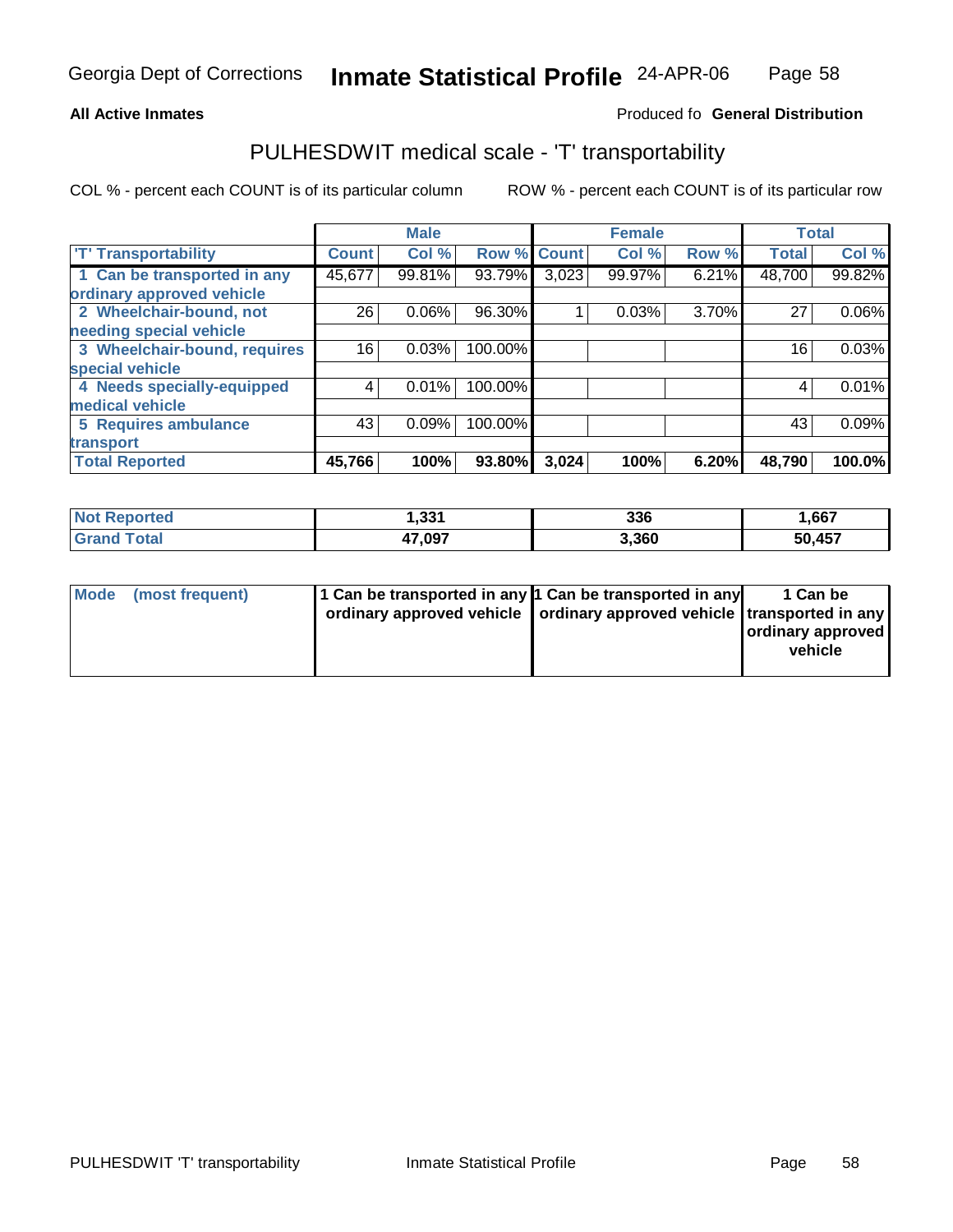Georgia Dept of Corrections **Inmate Statistical Profile** 24-APR-06

**All Active Inmates**

Produced fo **General Distribution**

## PULHESDWIT medical scale - 'T' transportability

COL % - percent each COUNT is of its particular column

ROW % - percent each COUNT is of its particular row

| | Male | | | Female | | | Total | |
|---|---|---|---|---|---|---|---|---|
| 'T' Transportability | Count | Col % | Row % | Count | Col % | Row % | Total | Col % |
| 1 Can be transported in any ordinary approved vehicle | 45,677 | 99.81% | 93.79% | 3,023 | 99.97% | 6.21% | 48,700 | 99.82% |
| 2 Wheelchair-bound, not needing special vehicle | 26 | 0.06% | 96.30% | 1 | 0.03% | 3.70% | 27 | 0.06% |
| 3 Wheelchair-bound, requires special vehicle | 16 | 0.03% | 100.00% | | | | 16 | 0.03% |
| 4 Needs specially-equipped medical vehicle | 4 | 0.01% | 100.00% | | | | 4 | 0.01% |
| 5 Requires ambulance transport | 43 | 0.09% | 100.00% | | | | 43 | 0.09% |
| **Total Reported** | **45,766** | **100%** | **93.80%** | **3,024** | **100%** | **6.20%** | **48,790** | **100.0%** |

| | Male | Female | Total |
|---|---|---|---|
| Not Reported | 1,331 | 336 | 1,667 |
| Grand Total | 47,097 | 3,360 | 50,457 |

| | Male | Female | Total |
|---|---|---|---|
| Mode (most frequent) | 1 Can be transported in any ordinary approved vehicle | 1 Can be transported in any ordinary approved vehicle | 1 Can be transported in any ordinary approved vehicle |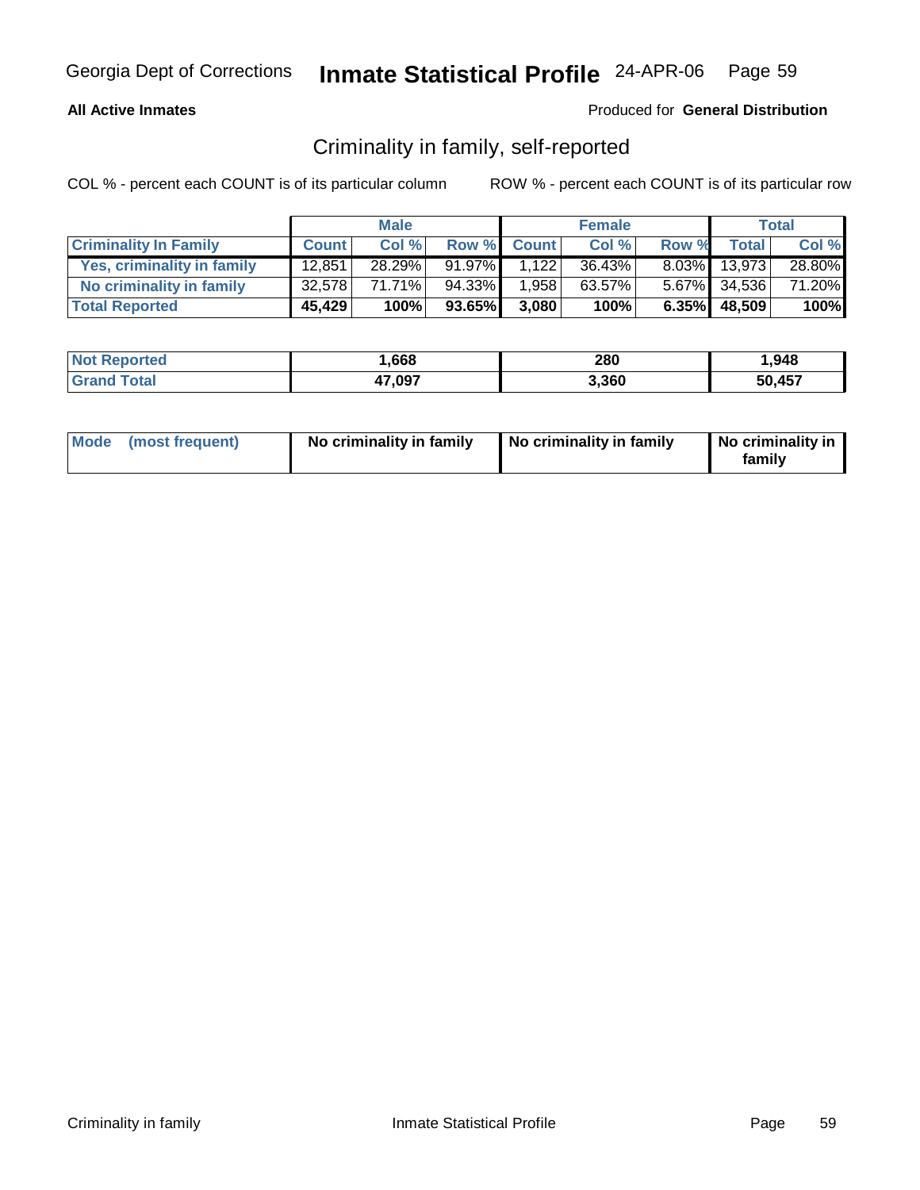Georgia Dept of Corrections **Inmate Statistical Profile** 24-APR-06

**All Active Inmates**

Produced for **General Distribution**

## Criminality in family, self-reported

COL % - percent each COUNT is of its particular column

ROW % - percent each COUNT is of its particular row

| | Male | | | Female | | | Total | |
|---|---|---|---|---|---|---|---|---|
| **Criminality In Family** | **Count** | **Col %** | **Row %** | **Count** | **Col %** | **Row %** | **Total** | **Col %** |
| **Yes, criminality in family** | 12,851 | 28.29% | 91.97% | 1,122 | 36.43% | 8.03% | 13,973 | 28.80% |
| **No criminality in family** | 32,578 | 71.71% | 94.33% | 1,958 | 63.57% | 5.67% | 34,536 | 71.20% |
| **Total Reported** | **45,429** | **100%** | **93.65%** | **3,080** | **100%** | **6.35%** | **48,509** | **100%** |

| | Male | Female | Total |
|---|---|---|---|
| **Not Reported** | **1,668** | **280** | **1,948** |
| **Grand Total** | **47,097** | **3,360** | **50,457** |

| | Male | Female | Total |
|---|---|---|---|
| **Mode (most frequent)** | **No criminality in family** | **No criminality in family** | **No criminality in family** |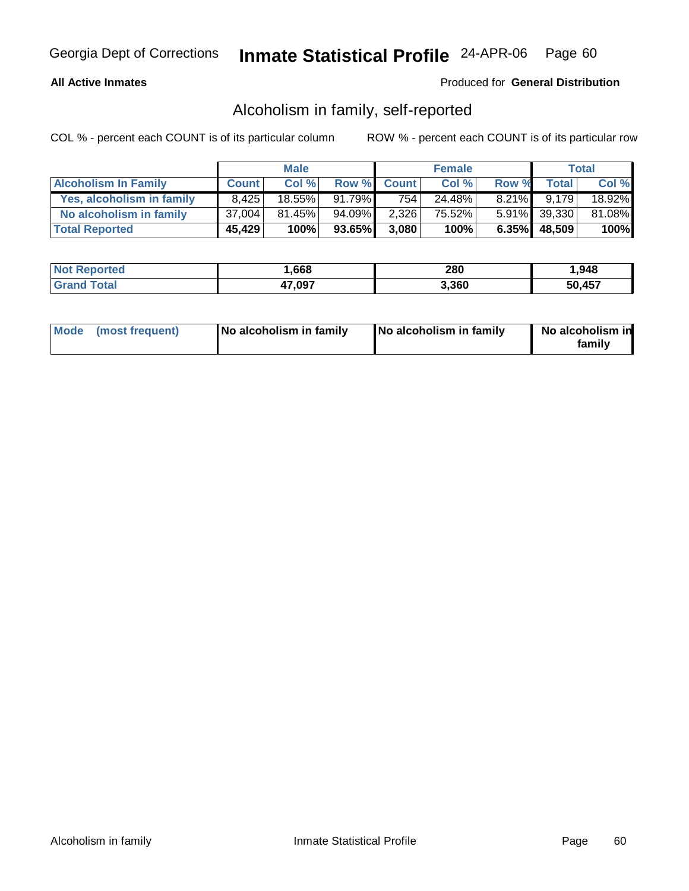**All Active Inmates** Produced for **General Distribution**

## Alcoholism in family, self-reported

COL % - percent each COUNT is of its particular column ROW % - percent each COUNT is of its particular row

| | Male | | | Female | | | Total | |
|---|---|---|---|---|---|---|---|---|
| **Alcoholism In Family** | **Count** | **Col %** | **Row %** | **Count** | **Col %** | **Row %** | **Total** | **Col %** |
| **Yes, alcoholism in family** | 8,425 | 18.55% | 91.79% | 754 | 24.48% | 8.21% | 9,179 | 18.92% |
| **No alcoholism in family** | 37,004 | 81.45% | 94.09% | 2,326 | 75.52% | 5.91% | 39,330 | 81.08% |
| **Total Reported** | **45,429** | **100%** | **93.65%** | **3,080** | **100%** | **6.35%** | **48,509** | **100%** |

| | Male | Female | Total |
|---|---|---|---|
| **Not Reported** | **1,668** | **280** | **1,948** |
| **Grand Total** | **47,097** | **3,360** | **50,457** |

| | Male | Female | Total |
|---|---|---|---|
| **Mode (most frequent)** | **No alcoholism in family** | **No alcoholism in family** | **No alcoholism in family** |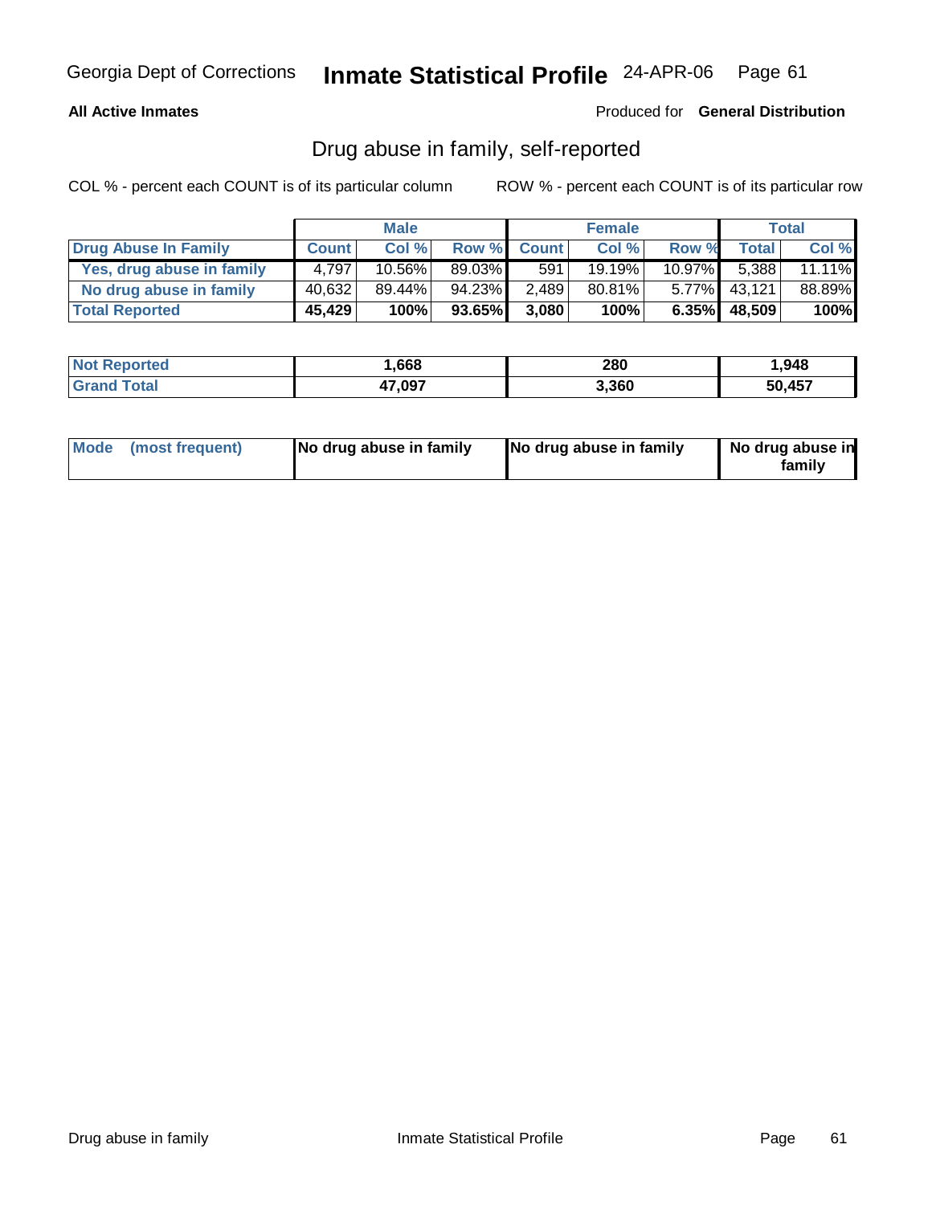Georgia Dept of Corrections **Inmate Statistical Profile** 24-APR-06

**All Active Inmates**

Produced for **General Distribution**

## Drug abuse in family, self-reported

COL % - percent each COUNT is of its particular column

ROW % - percent each COUNT is of its particular row

| | Male | | | Female | | | Total | |
|---|---|---|---|---|---|---|---|---|
| **Drug Abuse In Family** | **Count** | **Col %** | **Row %** | **Count** | **Col %** | **Row %** | **Total** | **Col %** |
| Yes, drug abuse in family | 4,797 | 10.56% | 89.03% | 591 | 19.19% | 10.97% | 5,388 | 11.11% |
| No drug abuse in family | 40,632 | 89.44% | 94.23% | 2,489 | 80.81% | 5.77% | 43,121 | 88.89% |
| **Total Reported** | **45,429** | **100%** | **93.65%** | **3,080** | **100%** | **6.35%** | **48,509** | **100%** |

| | Male | Female | Total |
|---|---|---|---|
| **Not Reported** | **1,668** | **280** | **1,948** |
| **Grand Total** | **47,097** | **3,360** | **50,457** |

| | Male | Female | Total |
|---|---|---|---|
| **Mode (most frequent)** | **No drug abuse in family** | **No drug abuse in family** | **No drug abuse in family** |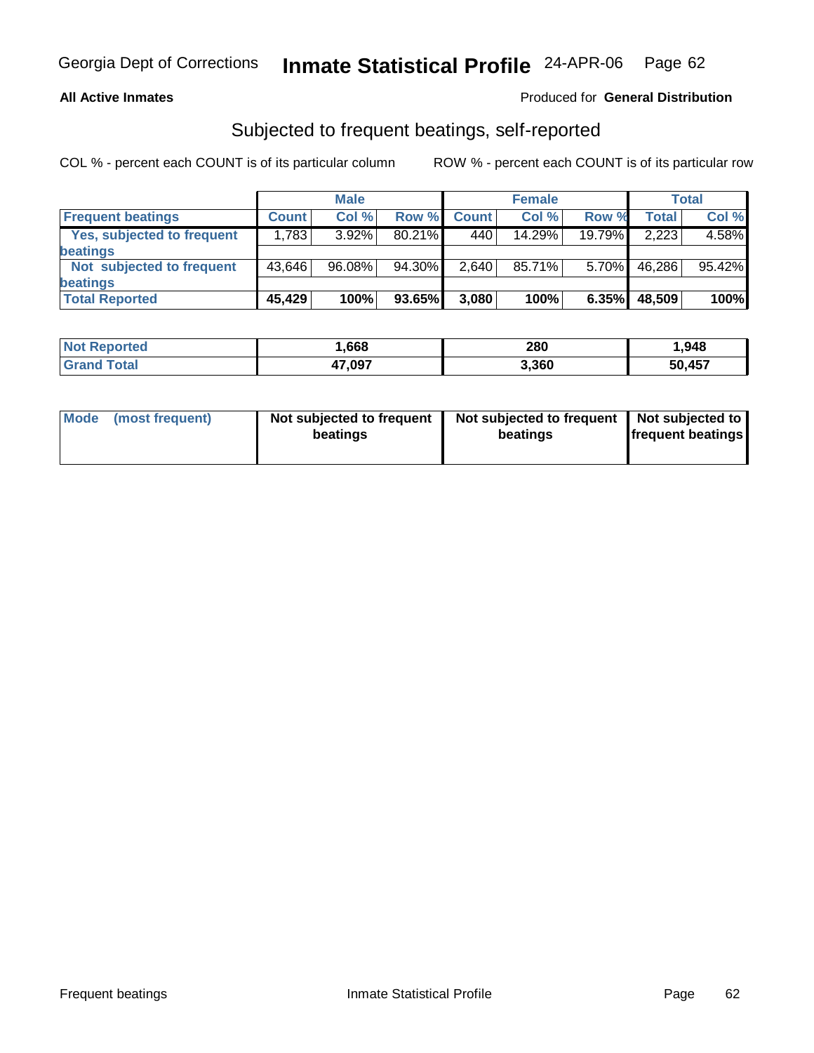Georgia Dept of Corrections **Inmate Statistical Profile** 24-APR-06

**All Active Inmates**

Produced for **General Distribution**

## Subjected to frequent beatings, self-reported

COL % - percent each COUNT is of its particular column ROW % - percent each COUNT is of its particular row

| | Male | | | Female | | | Total | |
|---|---|---|---|---|---|---|---|---|
| **Frequent beatings** | **Count** | **Col %** | **Row %** | **Count** | **Col %** | **Row %** | **Total** | **Col %** |
| **Yes, subjected to frequent beatings** | 1,783 | 3.92% | 80.21% | 440 | 14.29% | 19.79% | 2,223 | 4.58% |
| **Not subjected to frequent beatings** | 43,646 | 96.08% | 94.30% | 2,640 | 85.71% | 5.70% | 46,286 | 95.42% |
| **Total Reported** | **45,429** | **100%** | **93.65%** | **3,080** | **100%** | **6.35%** | **48,509** | **100%** |

| | Male | Female | Total |
|---|---|---|---|
| **Not Reported** | **1,668** | **280** | **1,948** |
| **Grand Total** | **47,097** | **3,360** | **50,457** |

| | Male | Female | Total |
|---|---|---|---|
| **Mode (most frequent)** | **Not subjected to frequent beatings** | **Not subjected to frequent beatings** | **Not subjected to frequent beatings** |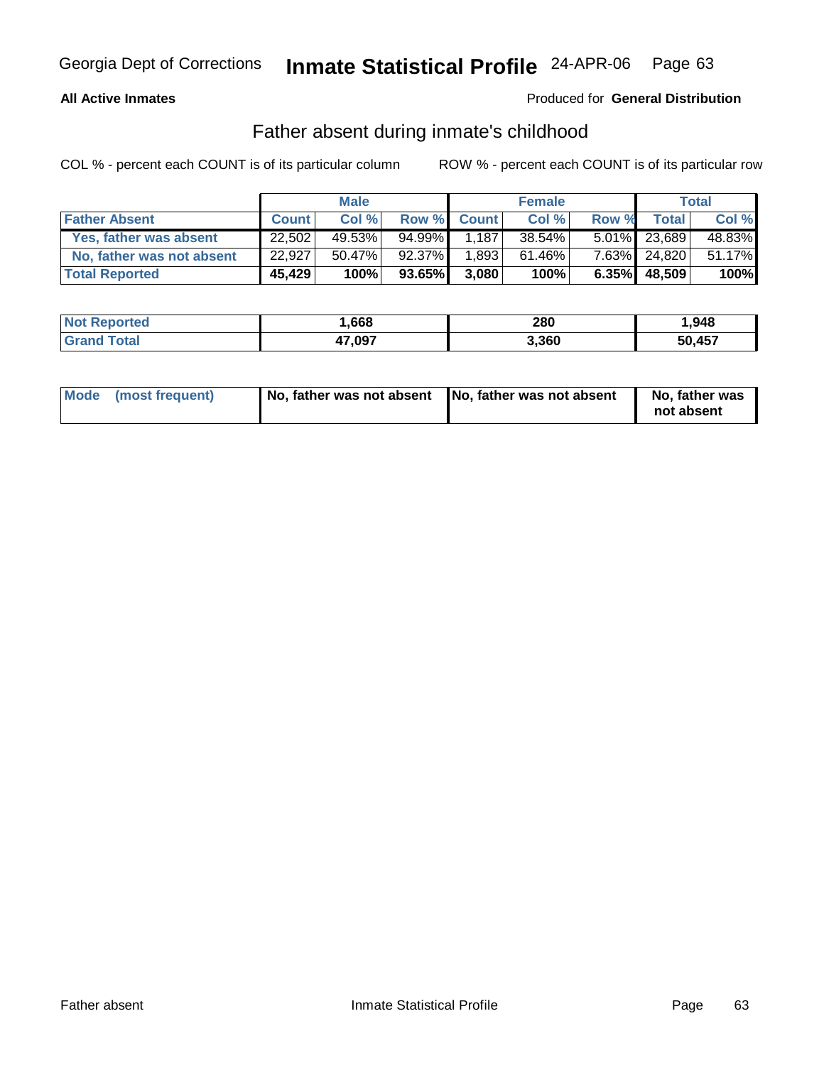Georgia Dept of Corrections **Inmate Statistical Profile** 24-APR-06

**All Active Inmates**

Produced for **General Distribution**

## Father absent during inmate's childhood

COL % - percent each COUNT is of its particular column ROW % - percent each COUNT is of its particular row

| | Male | | | Female | | | Total | |
|---|---|---|---|---|---|---|---|---|
| **Father Absent** | **Count** | **Col %** | **Row %** | **Count** | **Col %** | **Row %** | **Total** | **Col %** |
| Yes, father was absent | 22,502 | 49.53% | 94.99% | 1,187 | 38.54% | 5.01% | 23,689 | 48.83% |
| No, father was not absent | 22,927 | 50.47% | 92.37% | 1,893 | 61.46% | 7.63% | 24,820 | 51.17% |
| **Total Reported** | **45,429** | **100%** | **93.65%** | **3,080** | **100%** | **6.35%** | **48,509** | **100%** |

| | Male | Female | Total |
|---|---|---|---|
| **Not Reported** | **1,668** | **280** | **1,948** |
| **Grand Total** | **47,097** | **3,360** | **50,457** |

| | Male | Female | Total |
|---|---|---|---|
| **Mode (most frequent)** | **No, father was not absent** | **No, father was not absent** | **No, father was not absent** |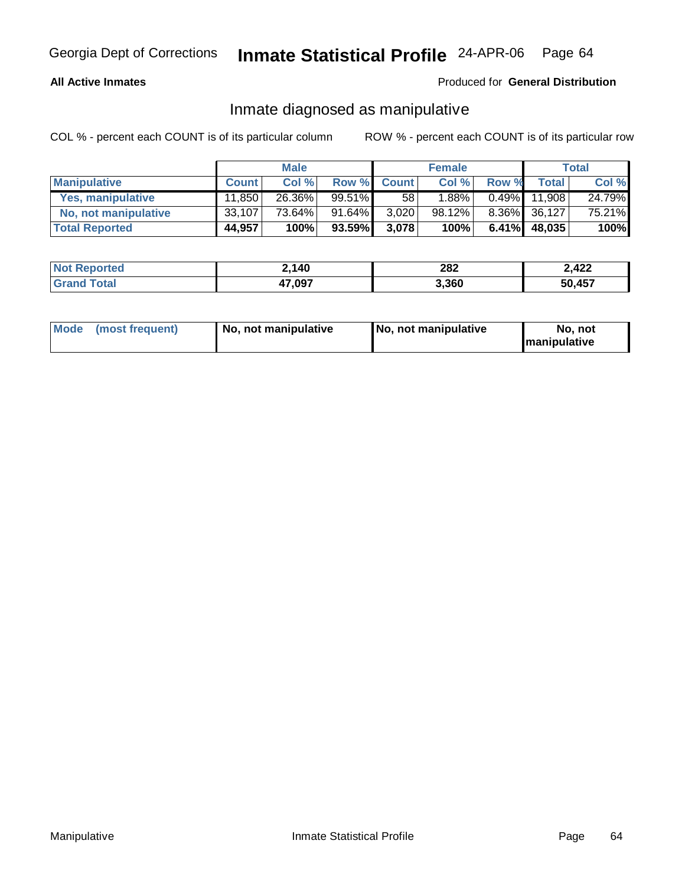Georgia Dept of Corrections **Inmate Statistical Profile** 24-APR-06

**All Active Inmates**

Produced for **General Distribution**

## Inmate diagnosed as manipulative

COL % - percent each COUNT is of its particular column ROW % - percent each COUNT is of its particular row

| | Male | | | Female | | | Total | |
|---|---|---|---|---|---|---|---|---|
| **Manipulative** | **Count** | **Col %** | **Row %** | **Count** | **Col %** | **Row %** | **Total** | **Col %** |
| **Yes, manipulative** | 11,850 | 26.36% | 99.51% | 58 | 1.88% | 0.49% | 11,908 | 24.79% |
| **No, not manipulative** | 33,107 | 73.64% | 91.64% | 3,020 | 98.12% | 8.36% | 36,127 | 75.21% |
| **Total Reported** | **44,957** | **100%** | **93.59%** | **3,078** | **100%** | **6.41%** | **48,035** | **100%** |

| | Male | Female | Total |
|---|---|---|---|
| **Not Reported** | **2,140** | **282** | **2,422** |
| **Grand Total** | **47,097** | **3,360** | **50,457** |

| | Male | Female | Total |
|---|---|---|---|
| **Mode (most frequent)** | **No, not manipulative** | **No, not manipulative** | **No, not manipulative** |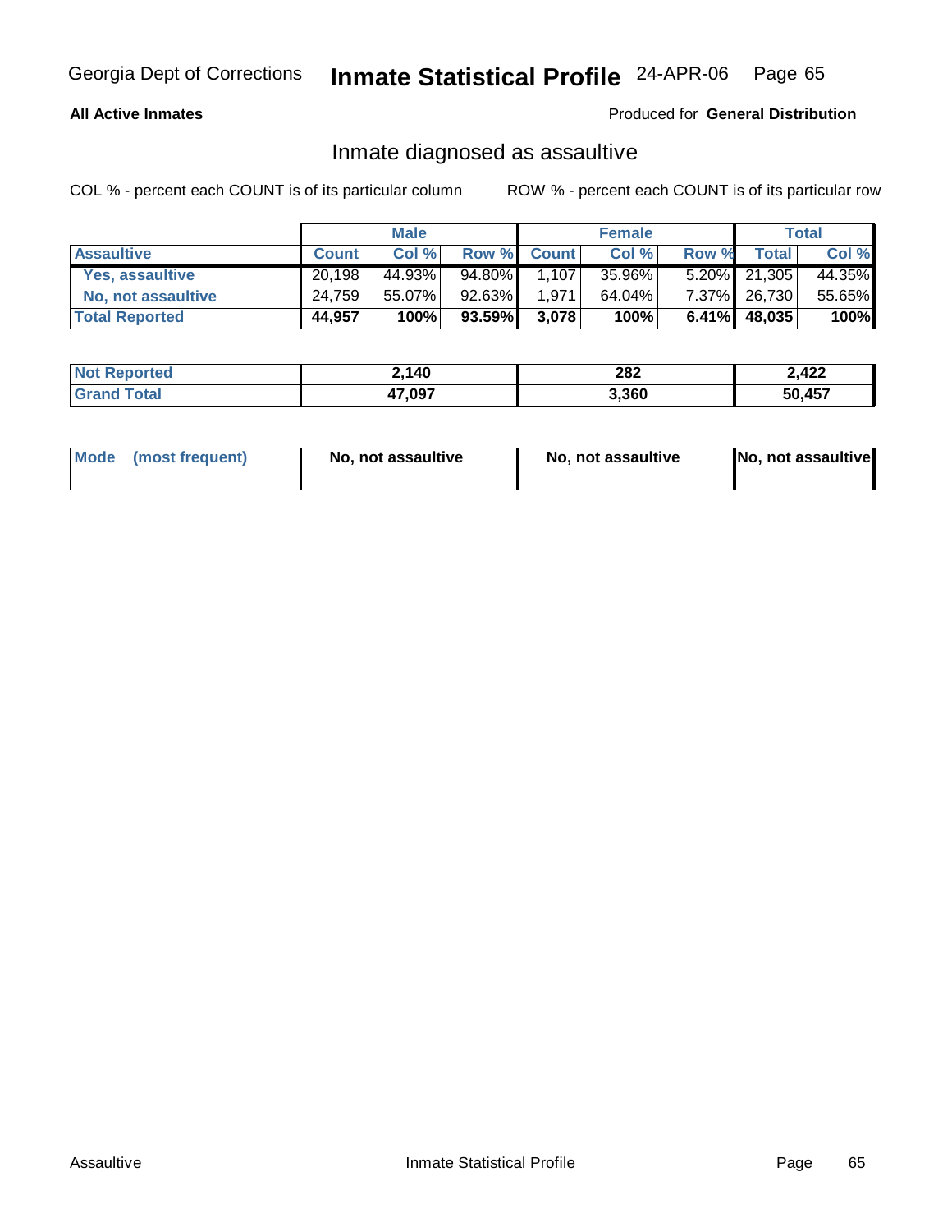Georgia Dept of Corrections **Inmate Statistical Profile** 24-APR-06

**All Active Inmates**

Produced for **General Distribution**

## Inmate diagnosed as assaultive

COL % - percent each COUNT is of its particular column ROW % - percent each COUNT is of its particular row

| | Male | | | Female | | | Total | |
|---|---|---|---|---|---|---|---|---|
| **Assaultive** | **Count** | **Col %** | **Row %** | **Count** | **Col %** | **Row %** | **Total** | **Col %** |
| Yes, assaultive | 20,198 | 44.93% | 94.80% | 1,107 | 35.96% | 5.20% | 21,305 | 44.35% |
| No, not assaultive | 24,759 | 55.07% | 92.63% | 1,971 | 64.04% | 7.37% | 26,730 | 55.65% |
| **Total Reported** | **44,957** | **100%** | **93.59%** | **3,078** | **100%** | **6.41%** | **48,035** | **100%** |

| | Male | Female | Total |
|---|---|---|---|
| **Not Reported** | **2,140** | **282** | **2,422** |
| **Grand Total** | **47,097** | **3,360** | **50,457** |

| | Male | Female | Total |
|---|---|---|---|
| **Mode (most frequent)** | **No, not assaultive** | **No, not assaultive** | **No, not assaultive** |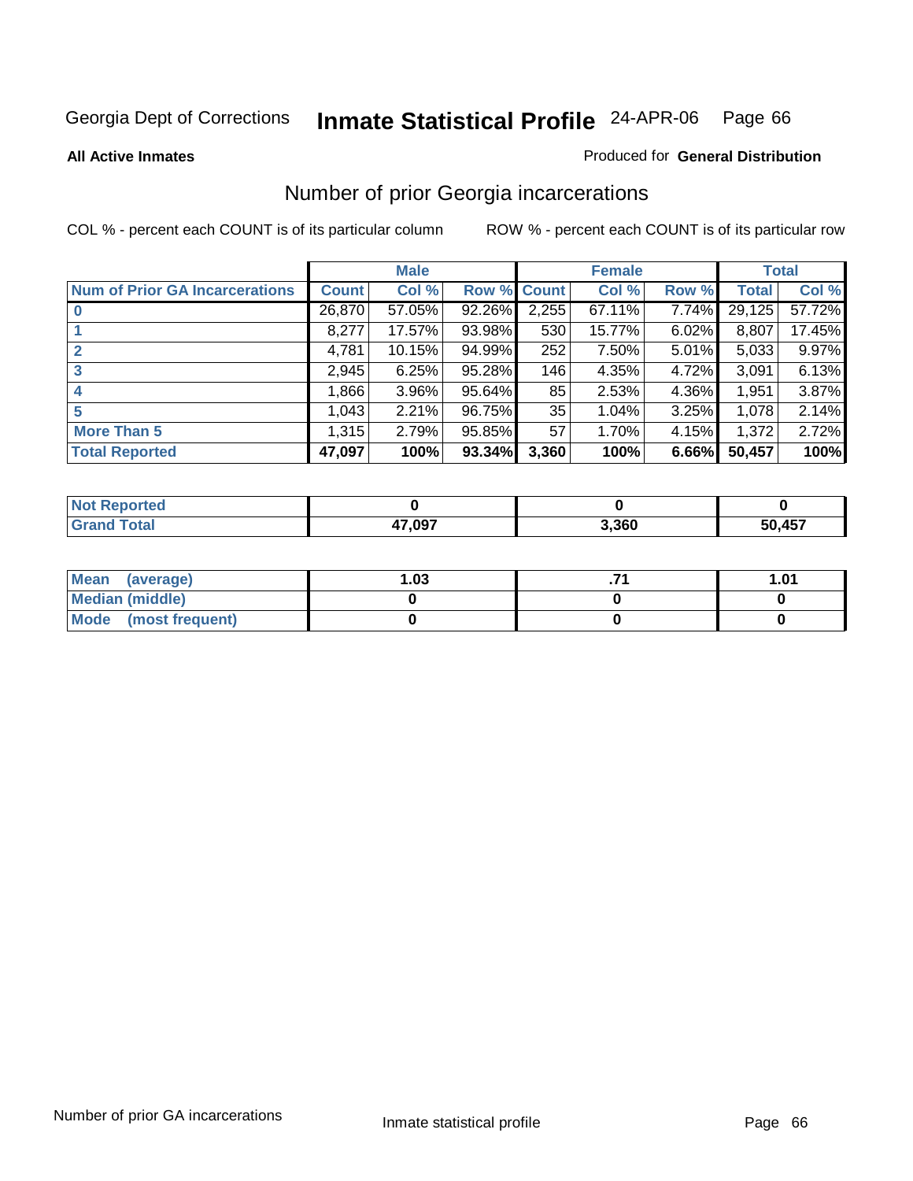Georgia Dept of Corrections **Inmate Statistical Profile** 24-APR-06

**All Active Inmates**

Produced for **General Distribution**

## Number of prior Georgia incarcerations

COL % - percent each COUNT is of its particular column

ROW % - percent each COUNT is of its particular row

| | Male | | | Female | | | Total | |
|---|---|---|---|---|---|---|---|---|
| **Num of Prior GA Incarcerations** | **Count** | **Col %** | **Row %** | **Count** | **Col %** | **Row %** | **Total** | **Col %** |
| **0** | 26,870 | 57.05% | 92.26% | 2,255 | 67.11% | 7.74% | 29,125 | 57.72% |
| **1** | 8,277 | 17.57% | 93.98% | 530 | 15.77% | 6.02% | 8,807 | 17.45% |
| **2** | 4,781 | 10.15% | 94.99% | 252 | 7.50% | 5.01% | 5,033 | 9.97% |
| **3** | 2,945 | 6.25% | 95.28% | 146 | 4.35% | 4.72% | 3,091 | 6.13% |
| **4** | 1,866 | 3.96% | 95.64% | 85 | 2.53% | 4.36% | 1,951 | 3.87% |
| **5** | 1,043 | 2.21% | 96.75% | 35 | 1.04% | 3.25% | 1,078 | 2.14% |
| **More Than 5** | 1,315 | 2.79% | 95.85% | 57 | 1.70% | 4.15% | 1,372 | 2.72% |
| **Total Reported** | **47,097** | **100%** | **93.34%** | **3,360** | **100%** | **6.66%** | **50,457** | **100%** |

| | Male | Female | Total |
|---|---|---|---|
| **Not Reported** | **0** | **0** | **0** |
| **Grand Total** | **47,097** | **3,360** | **50,457** |

| | Male | Female | Total |
|---|---|---|---|
| **Mean (average)** | **1.03** | **.71** | **1.01** |
| **Median (middle)** | **0** | **0** | **0** |
| **Mode (most frequent)** | **0** | **0** | **0** |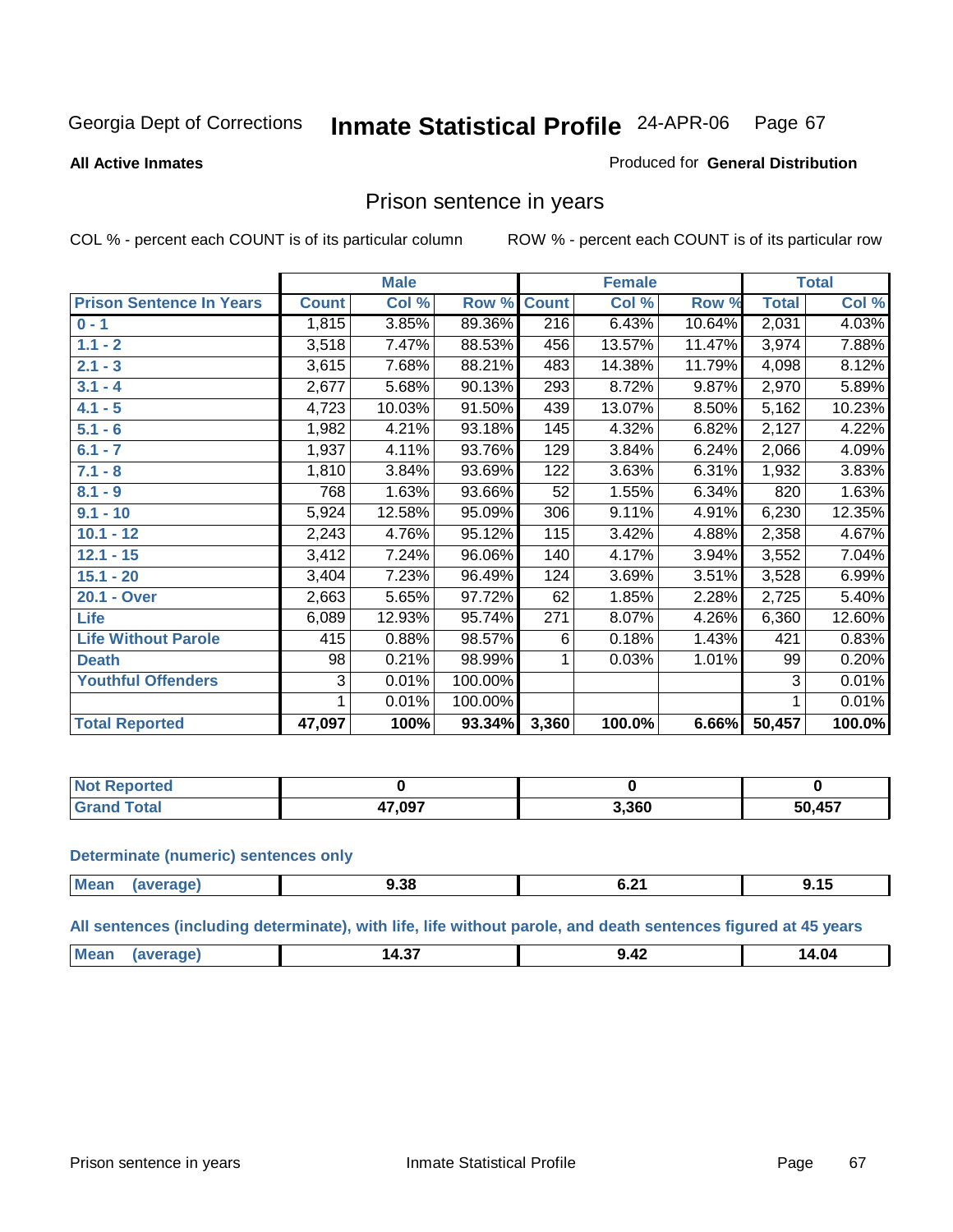Georgia Dept of Corrections **Inmate Statistical Profile** 24-APR-06

**All Active Inmates**

Produced for **General Distribution**

## Prison sentence in years

COL % - percent each COUNT is of its particular column ROW % - percent each COUNT is of its particular row

| | Male | | | Female | | | Total | |
|---|---|---|---|---|---|---|---|---|
| **Prison Sentence In Years** | **Count** | **Col %** | **Row %** | **Count** | **Col %** | **Row %** | **Total** | **Col %** |
| **0 - 1** | 1,815 | 3.85% | 89.36% | 216 | 6.43% | 10.64% | 2,031 | 4.03% |
| **1.1 - 2** | 3,518 | 7.47% | 88.53% | 456 | 13.57% | 11.47% | 3,974 | 7.88% |
| **2.1 - 3** | 3,615 | 7.68% | 88.21% | 483 | 14.38% | 11.79% | 4,098 | 8.12% |
| **3.1 - 4** | 2,677 | 5.68% | 90.13% | 293 | 8.72% | 9.87% | 2,970 | 5.89% |
| **4.1 - 5** | 4,723 | 10.03% | 91.50% | 439 | 13.07% | 8.50% | 5,162 | 10.23% |
| **5.1 - 6** | 1,982 | 4.21% | 93.18% | 145 | 4.32% | 6.82% | 2,127 | 4.22% |
| **6.1 - 7** | 1,937 | 4.11% | 93.76% | 129 | 3.84% | 6.24% | 2,066 | 4.09% |
| **7.1 - 8** | 1,810 | 3.84% | 93.69% | 122 | 3.63% | 6.31% | 1,932 | 3.83% |
| **8.1 - 9** | 768 | 1.63% | 93.66% | 52 | 1.55% | 6.34% | 820 | 1.63% |
| **9.1 - 10** | 5,924 | 12.58% | 95.09% | 306 | 9.11% | 4.91% | 6,230 | 12.35% |
| **10.1 - 12** | 2,243 | 4.76% | 95.12% | 115 | 3.42% | 4.88% | 2,358 | 4.67% |
| **12.1 - 15** | 3,412 | 7.24% | 96.06% | 140 | 4.17% | 3.94% | 3,552 | 7.04% |
| **15.1 - 20** | 3,404 | 7.23% | 96.49% | 124 | 3.69% | 3.51% | 3,528 | 6.99% |
| **20.1 - Over** | 2,663 | 5.65% | 97.72% | 62 | 1.85% | 2.28% | 2,725 | 5.40% |
| **Life** | 6,089 | 12.93% | 95.74% | 271 | 8.07% | 4.26% | 6,360 | 12.60% |
| **Life Without Parole** | 415 | 0.88% | 98.57% | 6 | 0.18% | 1.43% | 421 | 0.83% |
| **Death** | 98 | 0.21% | 98.99% | 1 | 0.03% | 1.01% | 99 | 0.20% |
| **Youthful Offenders** | 3 | 0.01% | 100.00% | | | | 3 | 0.01% |
| | 1 | 0.01% | 100.00% | | | | 1 | 0.01% |
| **Total Reported** | **47,097** | **100%** | **93.34%** | **3,360** | **100.0%** | **6.66%** | **50,457** | **100.0%** |

| | Male | Female | Total |
|---|---|---|---|
| **Not Reported** | **0** | **0** | **0** |
| **Grand Total** | **47,097** | **3,360** | **50,457** |

**Determinate (numeric) sentences only**

| | Male | Female | Total |
|---|---|---|---|
| **Mean (average)** | **9.38** | **6.21** | **9.15** |

**All sentences (including determinate), with life, life without parole, and death sentences figured at 45 years**

| | Male | Female | Total |
|---|---|---|---|
| **Mean (average)** | **14.37** | **9.42** | **14.04** |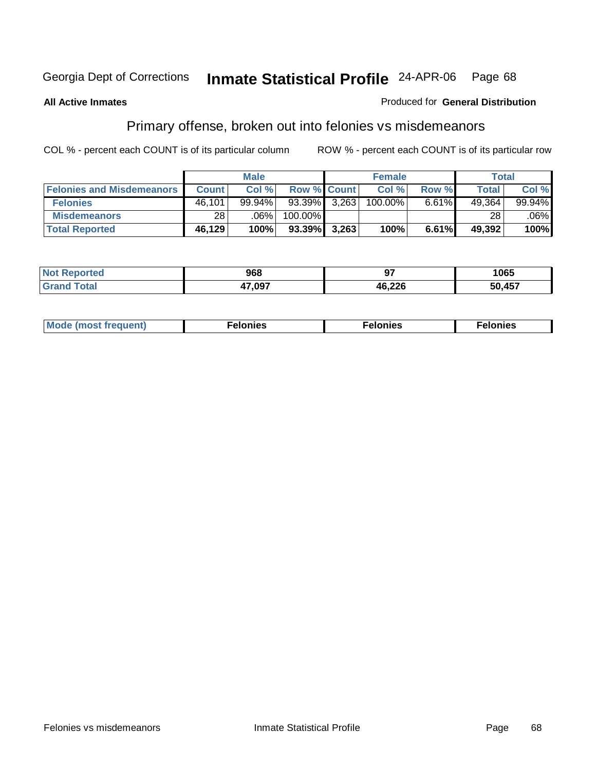Georgia Dept of Corrections **Inmate Statistical Profile** 24-APR-06

**All Active Inmates**

Produced for **General Distribution**

## Primary offense, broken out into felonies vs misdemeanors

COL % - percent each COUNT is of its particular column

ROW % - percent each COUNT is of its particular row

| | Male | | | Female | | | Total | |
|---|---|---|---|---|---|---|---|---|
| **Felonies and Misdemeanors** | **Count** | **Col %** | **Row %** | **Count** | **Col %** | **Row %** | **Total** | **Col %** |
| **Felonies** | 46,101 | 99.94% | 93.39% | 3,263 | 100.00% | 6.61% | 49,364 | 99.94% |
| **Misdemeanors** | 28 | .06% | 100.00% | | | | 28 | .06% |
| **Total Reported** | **46,129** | **100%** | **93.39%** | **3,263** | **100%** | **6.61%** | **49,392** | **100%** |

| | Male | Female | Total |
|---|---|---|---|
| **Not Reported** | **968** | **97** | **1065** |
| **Grand Total** | **47,097** | **46,226** | **50,457** |

| | Male | Female | Total |
|---|---|---|---|
| **Mode (most frequent)** | **Felonies** | **Felonies** | **Felonies** |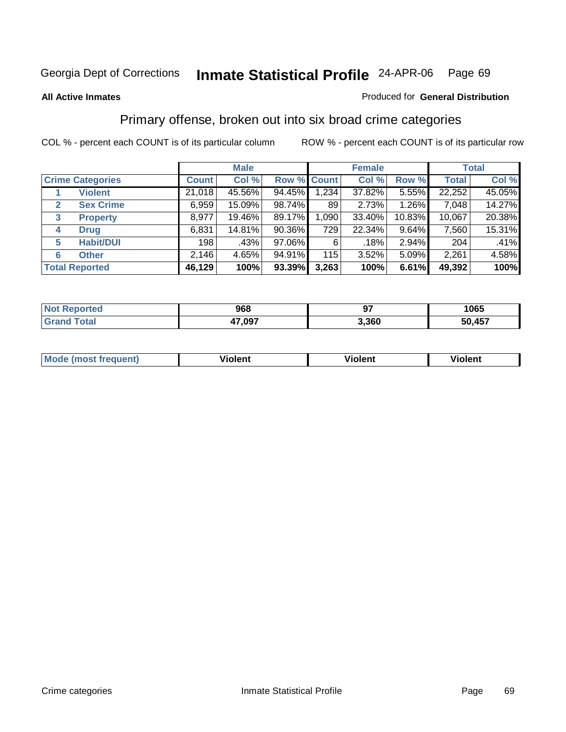Georgia Dept of Corrections **Inmate Statistical Profile** 24-APR-06

**All Active Inmates**

Produced for **General Distribution**

## Primary offense, broken out into six broad crime categories

COL % - percent each COUNT is of its particular column

ROW % - percent each COUNT is of its particular row

| | | Male | | | Female | | | Total | |
|---|---|---|---|---|---|---|---|---|---|
| **Crime Categories** | | **Count** | **Col %** | **Row %** | **Count** | **Col %** | **Row %** | **Total** | **Col %** |
| 1 | **Violent** | 21,018 | 45.56% | 94.45% | 1,234 | 37.82% | 5.55% | 22,252 | 45.05% |
| 2 | **Sex Crime** | 6,959 | 15.09% | 98.74% | 89 | 2.73% | 1.26% | 7,048 | 14.27% |
| 3 | **Property** | 8,977 | 19.46% | 89.17% | 1,090 | 33.40% | 10.83% | 10,067 | 20.38% |
| 4 | **Drug** | 6,831 | 14.81% | 90.36% | 729 | 22.34% | 9.64% | 7,560 | 15.31% |
| 5 | **Habit/DUI** | 198 | .43% | 97.06% | 6 | .18% | 2.94% | 204 | .41% |
| 6 | **Other** | 2,146 | 4.65% | 94.91% | 115 | 3.52% | 5.09% | 2,261 | 4.58% |
| **Total Reported** | | **46,129** | **100%** | **93.39%** | **3,263** | **100%** | **6.61%** | **49,392** | **100%** |

| | Male | Female | Total |
|---|---|---|---|
| **Not Reported** | **968** | **97** | **1065** |
| **Grand Total** | **47,097** | **3,360** | **50,457** |

| | Male | Female | Total |
|---|---|---|---|
| **Mode (most frequent)** | **Violent** | **Violent** | **Violent** |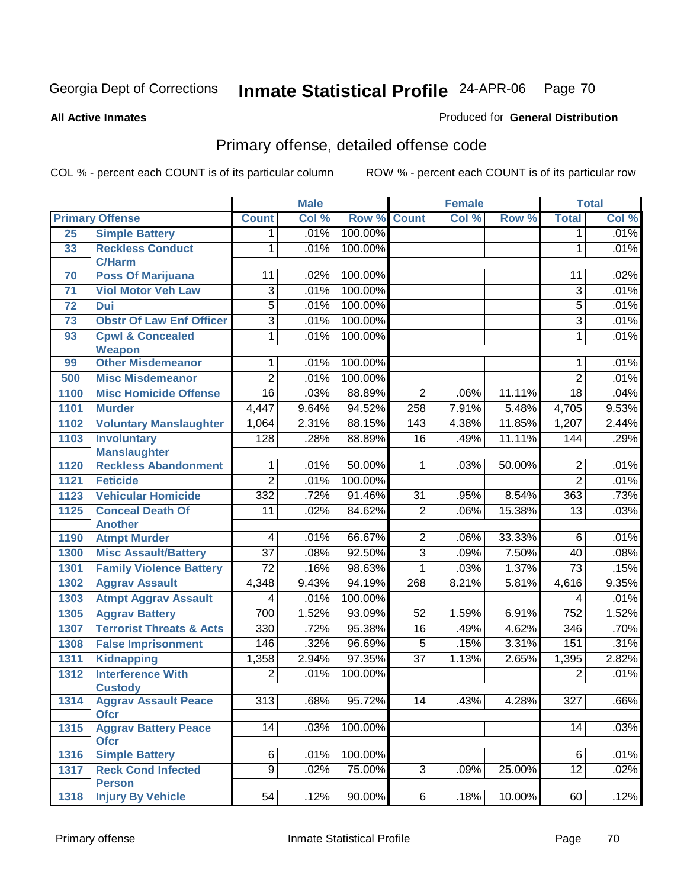Georgia Dept of Corrections **Inmate Statistical Profile** 24-APR-06

**All Active Inmates**

Produced for **General Distribution**

## Primary offense, detailed offense code

COL % - percent each COUNT is of its particular column

ROW % - percent each COUNT is of its particular row

| Primary Offense | | Male | | | Female | | | Total | |
|---|---|---|---|---|---|---|---|---|---|
| | | Count | Col % | Row % | Count | Col % | Row % | Total | Col % |
| 25 | Simple Battery | 1 | .01% | 100.00% | | | | 1 | .01% |
| 33 | Reckless Conduct C/Harm | 1 | .01% | 100.00% | | | | 1 | .01% |
| 70 | Poss Of Marijuana | 11 | .02% | 100.00% | | | | 11 | .02% |
| 71 | Viol Motor Veh Law | 3 | .01% | 100.00% | | | | 3 | .01% |
| 72 | Dui | 5 | .01% | 100.00% | | | | 5 | .01% |
| 73 | Obstr Of Law Enf Officer | 3 | .01% | 100.00% | | | | 3 | .01% |
| 93 | Cpwl & Concealed Weapon | 1 | .01% | 100.00% | | | | 1 | .01% |
| 99 | Other Misdemeanor | 1 | .01% | 100.00% | | | | 1 | .01% |
| 500 | Misc Misdemeanor | 2 | .01% | 100.00% | | | | 2 | .01% |
| 1100 | Misc Homicide Offense | 16 | .03% | 88.89% | 2 | .06% | 11.11% | 18 | .04% |
| 1101 | Murder | 4,447 | 9.64% | 94.52% | 258 | 7.91% | 5.48% | 4,705 | 9.53% |
| 1102 | Voluntary Manslaughter | 1,064 | 2.31% | 88.15% | 143 | 4.38% | 11.85% | 1,207 | 2.44% |
| 1103 | Involuntary Manslaughter | 128 | .28% | 88.89% | 16 | .49% | 11.11% | 144 | .29% |
| 1120 | Reckless Abandonment | 1 | .01% | 50.00% | 1 | .03% | 50.00% | 2 | .01% |
| 1121 | Feticide | 2 | .01% | 100.00% | | | | 2 | .01% |
| 1123 | Vehicular Homicide | 332 | .72% | 91.46% | 31 | .95% | 8.54% | 363 | .73% |
| 1125 | Conceal Death Of Another | 11 | .02% | 84.62% | 2 | .06% | 15.38% | 13 | .03% |
| 1190 | Atmpt Murder | 4 | .01% | 66.67% | 2 | .06% | 33.33% | 6 | .01% |
| 1300 | Misc Assault/Battery | 37 | .08% | 92.50% | 3 | .09% | 7.50% | 40 | .08% |
| 1301 | Family Violence Battery | 72 | .16% | 98.63% | 1 | .03% | 1.37% | 73 | .15% |
| 1302 | Aggrav Assault | 4,348 | 9.43% | 94.19% | 268 | 8.21% | 5.81% | 4,616 | 9.35% |
| 1303 | Atmpt Aggrav Assault | 4 | .01% | 100.00% | | | | 4 | .01% |
| 1305 | Aggrav Battery | 700 | 1.52% | 93.09% | 52 | 1.59% | 6.91% | 752 | 1.52% |
| 1307 | Terrorist Threats & Acts | 330 | .72% | 95.38% | 16 | .49% | 4.62% | 346 | .70% |
| 1308 | False Imprisonment | 146 | .32% | 96.69% | 5 | .15% | 3.31% | 151 | .31% |
| 1311 | Kidnapping | 1,358 | 2.94% | 97.35% | 37 | 1.13% | 2.65% | 1,395 | 2.82% |
| 1312 | Interference With Custody | 2 | .01% | 100.00% | | | | 2 | .01% |
| 1314 | Aggrav Assault Peace Ofcr | 313 | .68% | 95.72% | 14 | .43% | 4.28% | 327 | .66% |
| 1315 | Aggrav Battery Peace Ofcr | 14 | .03% | 100.00% | | | | 14 | .03% |
| 1316 | Simple Battery | 6 | .01% | 100.00% | | | | 6 | .01% |
| 1317 | Reck Cond Infected Person | 9 | .02% | 75.00% | 3 | .09% | 25.00% | 12 | .02% |
| 1318 | Injury By Vehicle | 54 | .12% | 90.00% | 6 | .18% | 10.00% | 60 | .12% |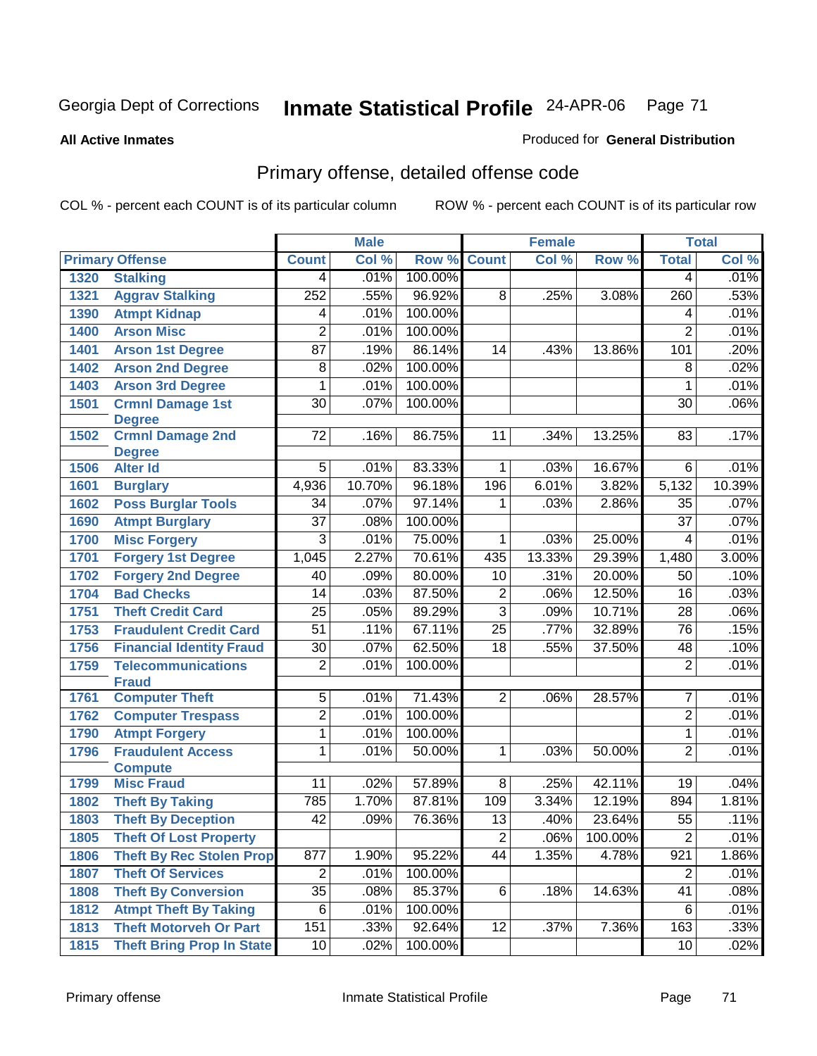Georgia Dept of Corrections **Inmate Statistical Profile** 24-APR-06

**All Active Inmates** Produced for **General Distribution**

## Primary offense, detailed offense code

COL % - percent each COUNT is of its particular column ROW % - percent each COUNT is of its particular row

| Primary Offense | | Male | | | Female | | | Total | |
|---|---|---|---|---|---|---|---|---|---|
| | | Count | Col % | Row % | Count | Col % | Row % | Total | Col % |
| 1320 | Stalking | 4 | .01% | 100.00% | | | | 4 | .01% |
| 1321 | Aggrav Stalking | 252 | .55% | 96.92% | 8 | .25% | 3.08% | 260 | .53% |
| 1390 | Atmpt Kidnap | 4 | .01% | 100.00% | | | | 4 | .01% |
| 1400 | Arson Misc | 2 | .01% | 100.00% | | | | 2 | .01% |
| 1401 | Arson 1st Degree | 87 | .19% | 86.14% | 14 | .43% | 13.86% | 101 | .20% |
| 1402 | Arson 2nd Degree | 8 | .02% | 100.00% | | | | 8 | .02% |
| 1403 | Arson 3rd Degree | 1 | .01% | 100.00% | | | | 1 | .01% |
| 1501 | Crmnl Damage 1st Degree | 30 | .07% | 100.00% | | | | 30 | .06% |
| 1502 | Crmnl Damage 2nd Degree | 72 | .16% | 86.75% | 11 | .34% | 13.25% | 83 | .17% |
| 1506 | Alter Id | 5 | .01% | 83.33% | 1 | .03% | 16.67% | 6 | .01% |
| 1601 | Burglary | 4,936 | 10.70% | 96.18% | 196 | 6.01% | 3.82% | 5,132 | 10.39% |
| 1602 | Poss Burglar Tools | 34 | .07% | 97.14% | 1 | .03% | 2.86% | 35 | .07% |
| 1690 | Atmpt Burglary | 37 | .08% | 100.00% | | | | 37 | .07% |
| 1700 | Misc Forgery | 3 | .01% | 75.00% | 1 | .03% | 25.00% | 4 | .01% |
| 1701 | Forgery 1st Degree | 1,045 | 2.27% | 70.61% | 435 | 13.33% | 29.39% | 1,480 | 3.00% |
| 1702 | Forgery 2nd Degree | 40 | .09% | 80.00% | 10 | .31% | 20.00% | 50 | .10% |
| 1704 | Bad Checks | 14 | .03% | 87.50% | 2 | .06% | 12.50% | 16 | .03% |
| 1751 | Theft Credit Card | 25 | .05% | 89.29% | 3 | .09% | 10.71% | 28 | .06% |
| 1753 | Fraudulent Credit Card | 51 | .11% | 67.11% | 25 | .77% | 32.89% | 76 | .15% |
| 1756 | Financial Identity Fraud | 30 | .07% | 62.50% | 18 | .55% | 37.50% | 48 | .10% |
| 1759 | Telecommunications Fraud | 2 | .01% | 100.00% | | | | 2 | .01% |
| 1761 | Computer Theft | 5 | .01% | 71.43% | 2 | .06% | 28.57% | 7 | .01% |
| 1762 | Computer Trespass | 2 | .01% | 100.00% | | | | 2 | .01% |
| 1790 | Atmpt Forgery | 1 | .01% | 100.00% | | | | 1 | .01% |
| 1796 | Fraudulent Access Compute | 1 | .01% | 50.00% | 1 | .03% | 50.00% | 2 | .01% |
| 1799 | Misc Fraud | 11 | .02% | 57.89% | 8 | .25% | 42.11% | 19 | .04% |
| 1802 | Theft By Taking | 785 | 1.70% | 87.81% | 109 | 3.34% | 12.19% | 894 | 1.81% |
| 1803 | Theft By Deception | 42 | .09% | 76.36% | 13 | .40% | 23.64% | 55 | .11% |
| 1805 | Theft Of Lost Property | | | | 2 | .06% | 100.00% | 2 | .01% |
| 1806 | Theft By Rec Stolen Prop | 877 | 1.90% | 95.22% | 44 | 1.35% | 4.78% | 921 | 1.86% |
| 1807 | Theft Of Services | 2 | .01% | 100.00% | | | | 2 | .01% |
| 1808 | Theft By Conversion | 35 | .08% | 85.37% | 6 | .18% | 14.63% | 41 | .08% |
| 1812 | Atmpt Theft By Taking | 6 | .01% | 100.00% | | | | 6 | .01% |
| 1813 | Theft Motorveh Or Part | 151 | .33% | 92.64% | 12 | .37% | 7.36% | 163 | .33% |
| 1815 | Theft Bring Prop In State | 10 | .02% | 100.00% | | | | 10 | .02% |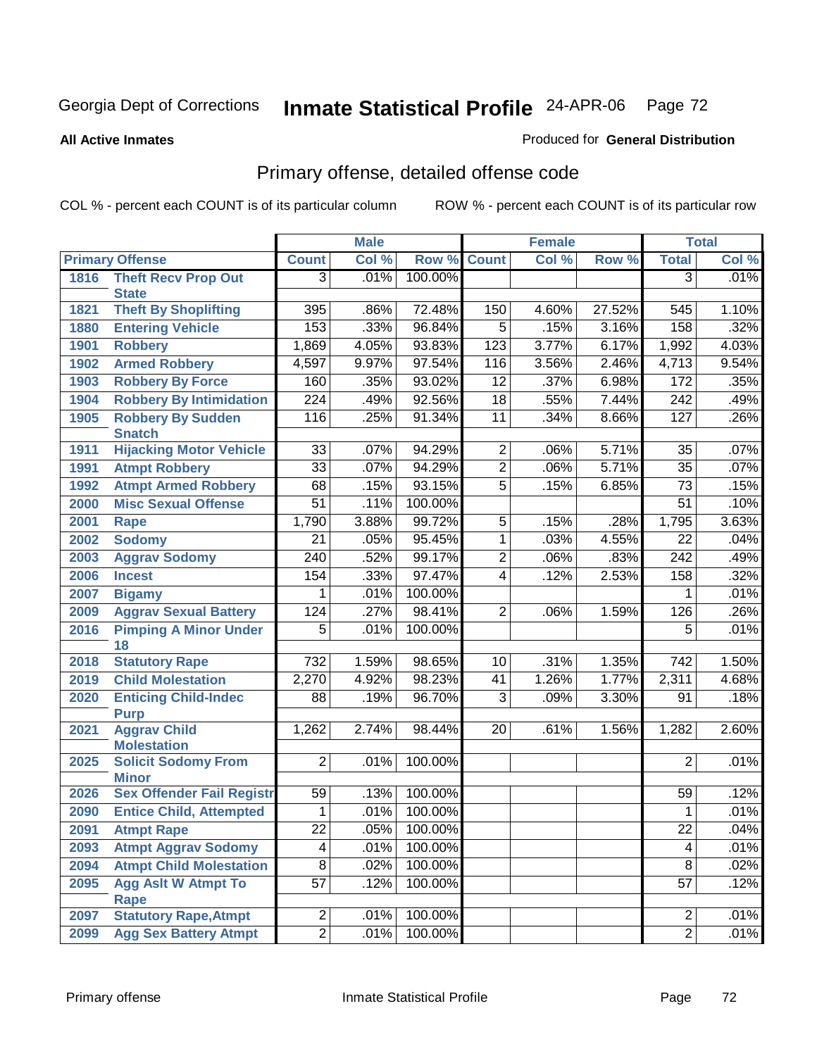Georgia Dept of Corrections **Inmate Statistical Profile** 24-APR-06

**All Active Inmates**

Produced for **General Distribution**

## Primary offense, detailed offense code

COL % - percent each COUNT is of its particular column

ROW % - percent each COUNT is of its particular row

| Primary Offense | | Male | | | Female | | | Total | |
|---|---|---|---|---|---|---|---|---|---|
| | | Count | Col % | Row % | Count | Col % | Row % | Total | Col % |
| 1816 | Theft Recv Prop Out State | 3 | .01% | 100.00% | | | | 3 | .01% |
| 1821 | Theft By Shoplifting | 395 | .86% | 72.48% | 150 | 4.60% | 27.52% | 545 | 1.10% |
| 1880 | Entering Vehicle | 153 | .33% | 96.84% | 5 | .15% | 3.16% | 158 | .32% |
| 1901 | Robbery | 1,869 | 4.05% | 93.83% | 123 | 3.77% | 6.17% | 1,992 | 4.03% |
| 1902 | Armed Robbery | 4,597 | 9.97% | 97.54% | 116 | 3.56% | 2.46% | 4,713 | 9.54% |
| 1903 | Robbery By Force | 160 | .35% | 93.02% | 12 | .37% | 6.98% | 172 | .35% |
| 1904 | Robbery By Intimidation | 224 | .49% | 92.56% | 18 | .55% | 7.44% | 242 | .49% |
| 1905 | Robbery By Sudden Snatch | 116 | .25% | 91.34% | 11 | .34% | 8.66% | 127 | .26% |
| 1911 | Hijacking Motor Vehicle | 33 | .07% | 94.29% | 2 | .06% | 5.71% | 35 | .07% |
| 1991 | Atmpt Robbery | 33 | .07% | 94.29% | 2 | .06% | 5.71% | 35 | .07% |
| 1992 | Atmpt Armed Robbery | 68 | .15% | 93.15% | 5 | .15% | 6.85% | 73 | .15% |
| 2000 | Misc Sexual Offense | 51 | .11% | 100.00% | | | | 51 | .10% |
| 2001 | Rape | 1,790 | 3.88% | 99.72% | 5 | .15% | .28% | 1,795 | 3.63% |
| 2002 | Sodomy | 21 | .05% | 95.45% | 1 | .03% | 4.55% | 22 | .04% |
| 2003 | Aggrav Sodomy | 240 | .52% | 99.17% | 2 | .06% | .83% | 242 | .49% |
| 2006 | Incest | 154 | .33% | 97.47% | 4 | .12% | 2.53% | 158 | .32% |
| 2007 | Bigamy | 1 | .01% | 100.00% | | | | 1 | .01% |
| 2009 | Aggrav Sexual Battery | 124 | .27% | 98.41% | 2 | .06% | 1.59% | 126 | .26% |
| 2016 | Pimping A Minor Under 18 | 5 | .01% | 100.00% | | | | 5 | .01% |
| 2018 | Statutory Rape | 732 | 1.59% | 98.65% | 10 | .31% | 1.35% | 742 | 1.50% |
| 2019 | Child Molestation | 2,270 | 4.92% | 98.23% | 41 | 1.26% | 1.77% | 2,311 | 4.68% |
| 2020 | Enticing Child-Indec Purp | 88 | .19% | 96.70% | 3 | .09% | 3.30% | 91 | .18% |
| 2021 | Aggrav Child Molestation | 1,262 | 2.74% | 98.44% | 20 | .61% | 1.56% | 1,282 | 2.60% |
| 2025 | Solicit Sodomy From Minor | 2 | .01% | 100.00% | | | | 2 | .01% |
| 2026 | Sex Offender Fail Registr | 59 | .13% | 100.00% | | | | 59 | .12% |
| 2090 | Entice Child, Attempted | 1 | .01% | 100.00% | | | | 1 | .01% |
| 2091 | Atmpt Rape | 22 | .05% | 100.00% | | | | 22 | .04% |
| 2093 | Atmpt Aggrav Sodomy | 4 | .01% | 100.00% | | | | 4 | .01% |
| 2094 | Atmpt Child Molestation | 8 | .02% | 100.00% | | | | 8 | .02% |
| 2095 | Agg Aslt W Atmpt To Rape | 57 | .12% | 100.00% | | | | 57 | .12% |
| 2097 | Statutory Rape,Atmpt | 2 | .01% | 100.00% | | | | 2 | .01% |
| 2099 | Agg Sex Battery Atmpt | 2 | .01% | 100.00% | | | | 2 | .01% |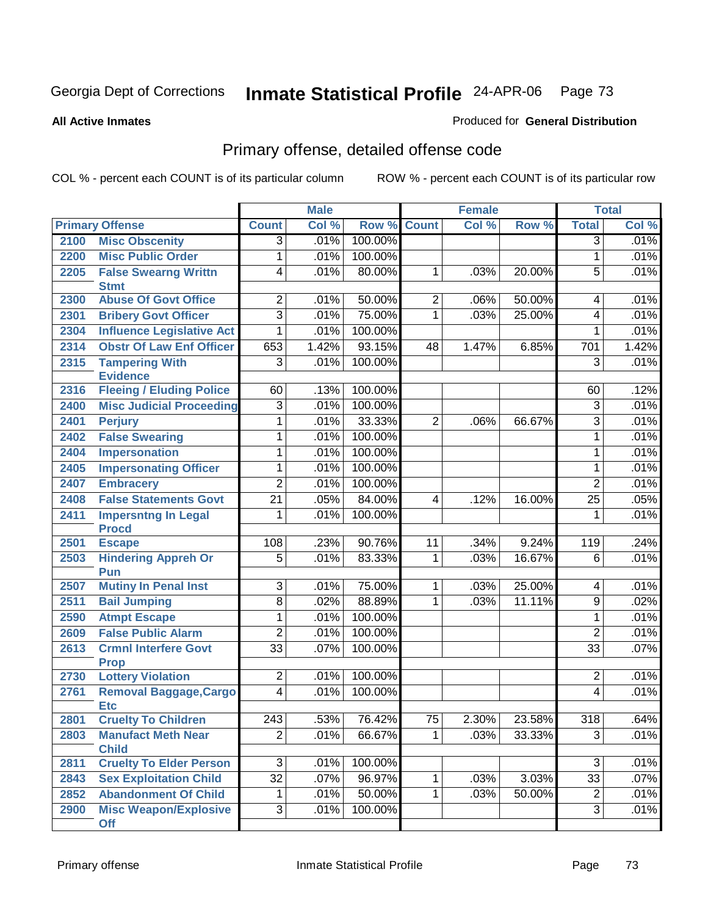Georgia Dept of Corrections **Inmate Statistical Profile** 24-APR-06

**All Active Inmates** Produced for **General Distribution**

## Primary offense, detailed offense code

COL % - percent each COUNT is of its particular column ROW % - percent each COUNT is of its particular row

| Primary Offense | | Male | | | Female | | | Total | |
|---|---|---|---|---|---|---|---|---|---|
| | | Count | Col % | Row % | Count | Col % | Row % | Total | Col % |
| 2100 | Misc Obscenity | 3 | .01% | 100.00% | | | | 3 | .01% |
| 2200 | Misc Public Order | 1 | .01% | 100.00% | | | | 1 | .01% |
| 2205 | False Swearng Writtn Stmt | 4 | .01% | 80.00% | 1 | .03% | 20.00% | 5 | .01% |
| 2300 | Abuse Of Govt Office | 2 | .01% | 50.00% | 2 | .06% | 50.00% | 4 | .01% |
| 2301 | Bribery Govt Officer | 3 | .01% | 75.00% | 1 | .03% | 25.00% | 4 | .01% |
| 2304 | Influence Legislative Act | 1 | .01% | 100.00% | | | | 1 | .01% |
| 2314 | Obstr Of Law Enf Officer | 653 | 1.42% | 93.15% | 48 | 1.47% | 6.85% | 701 | 1.42% |
| 2315 | Tampering With Evidence | 3 | .01% | 100.00% | | | | 3 | .01% |
| 2316 | Fleeing / Eluding Police | 60 | .13% | 100.00% | | | | 60 | .12% |
| 2400 | Misc Judicial Proceeding | 3 | .01% | 100.00% | | | | 3 | .01% |
| 2401 | Perjury | 1 | .01% | 33.33% | 2 | .06% | 66.67% | 3 | .01% |
| 2402 | False Swearing | 1 | .01% | 100.00% | | | | 1 | .01% |
| 2404 | Impersonation | 1 | .01% | 100.00% | | | | 1 | .01% |
| 2405 | Impersonating Officer | 1 | .01% | 100.00% | | | | 1 | .01% |
| 2407 | Embracery | 2 | .01% | 100.00% | | | | 2 | .01% |
| 2408 | False Statements Govt | 21 | .05% | 84.00% | 4 | .12% | 16.00% | 25 | .05% |
| 2411 | Impersntng In Legal Procd | 1 | .01% | 100.00% | | | | 1 | .01% |
| 2501 | Escape | 108 | .23% | 90.76% | 11 | .34% | 9.24% | 119 | .24% |
| 2503 | Hindering Appreh Or Pun | 5 | .01% | 83.33% | 1 | .03% | 16.67% | 6 | .01% |
| 2507 | Mutiny In Penal Inst | 3 | .01% | 75.00% | 1 | .03% | 25.00% | 4 | .01% |
| 2511 | Bail Jumping | 8 | .02% | 88.89% | 1 | .03% | 11.11% | 9 | .02% |
| 2590 | Atmpt Escape | 1 | .01% | 100.00% | | | | 1 | .01% |
| 2609 | False Public Alarm | 2 | .01% | 100.00% | | | | 2 | .01% |
| 2613 | Crmnl Interfere Govt Prop | 33 | .07% | 100.00% | | | | 33 | .07% |
| 2730 | Lottery Violation | 2 | .01% | 100.00% | | | | 2 | .01% |
| 2761 | Removal Baggage,Cargo Etc | 4 | .01% | 100.00% | | | | 4 | .01% |
| 2801 | Cruelty To Children | 243 | .53% | 76.42% | 75 | 2.30% | 23.58% | 318 | .64% |
| 2803 | Manufact Meth Near Child | 2 | .01% | 66.67% | 1 | .03% | 33.33% | 3 | .01% |
| 2811 | Cruelty To Elder Person | 3 | .01% | 100.00% | | | | 3 | .01% |
| 2843 | Sex Exploitation Child | 32 | .07% | 96.97% | 1 | .03% | 3.03% | 33 | .07% |
| 2852 | Abandonment Of Child | 1 | .01% | 50.00% | 1 | .03% | 50.00% | 2 | .01% |
| 2900 | Misc Weapon/Explosive Off | 3 | .01% | 100.00% | | | | 3 | .01% |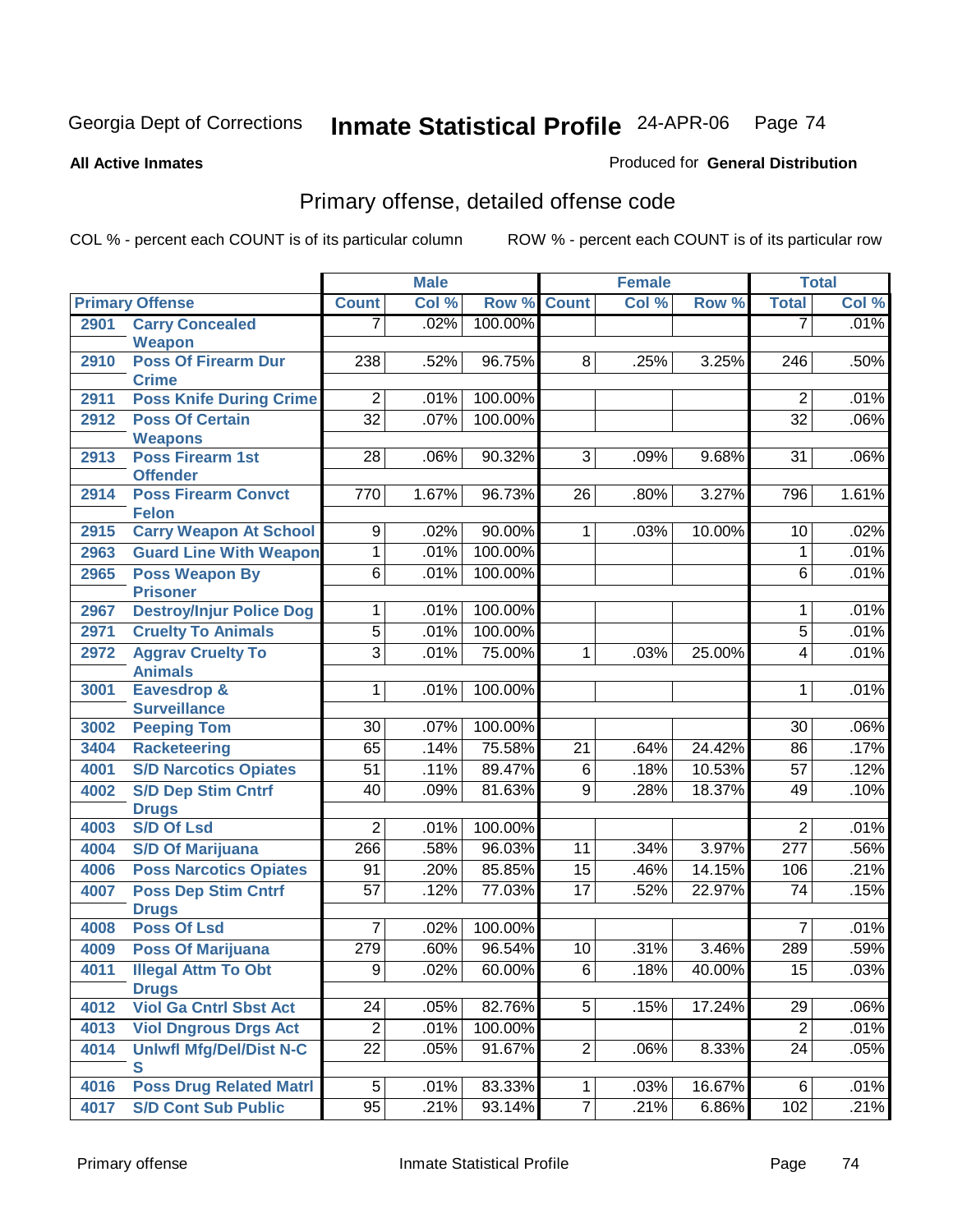Georgia Dept of Corrections **Inmate Statistical Profile** 24-APR-06

**All Active Inmates**

Produced for **General Distribution**

## Primary offense, detailed offense code

COL % - percent each COUNT is of its particular column ROW % - percent each COUNT is of its particular row

| Primary Offense | | Male | | | Female | | | Total | |
|---|---|---|---|---|---|---|---|---|---|
| | | Count | Col % | Row % | Count | Col % | Row % | Total | Col % |
| 2901 | Carry Concealed Weapon | 7 | .02% | 100.00% | | | | 7 | .01% |
| 2910 | Poss Of Firearm Dur Crime | 238 | .52% | 96.75% | 8 | .25% | 3.25% | 246 | .50% |
| 2911 | Poss Knife During Crime | 2 | .01% | 100.00% | | | | 2 | .01% |
| 2912 | Poss Of Certain Weapons | 32 | .07% | 100.00% | | | | 32 | .06% |
| 2913 | Poss Firearm 1st Offender | 28 | .06% | 90.32% | 3 | .09% | 9.68% | 31 | .06% |
| 2914 | Poss Firearm Convct Felon | 770 | 1.67% | 96.73% | 26 | .80% | 3.27% | 796 | 1.61% |
| 2915 | Carry Weapon At School | 9 | .02% | 90.00% | 1 | .03% | 10.00% | 10 | .02% |
| 2963 | Guard Line With Weapon | 1 | .01% | 100.00% | | | | 1 | .01% |
| 2965 | Poss Weapon By Prisoner | 6 | .01% | 100.00% | | | | 6 | .01% |
| 2967 | Destroy/Injur Police Dog | 1 | .01% | 100.00% | | | | 1 | .01% |
| 2971 | Cruelty To Animals | 5 | .01% | 100.00% | | | | 5 | .01% |
| 2972 | Aggrav Cruelty To Animals | 3 | .01% | 75.00% | 1 | .03% | 25.00% | 4 | .01% |
| 3001 | Eavesdrop & Surveillance | 1 | .01% | 100.00% | | | | 1 | .01% |
| 3002 | Peeping Tom | 30 | .07% | 100.00% | | | | 30 | .06% |
| 3404 | Racketeering | 65 | .14% | 75.58% | 21 | .64% | 24.42% | 86 | .17% |
| 4001 | S/D Narcotics Opiates | 51 | .11% | 89.47% | 6 | .18% | 10.53% | 57 | .12% |
| 4002 | S/D Dep Stim Cntrf Drugs | 40 | .09% | 81.63% | 9 | .28% | 18.37% | 49 | .10% |
| 4003 | S/D Of Lsd | 2 | .01% | 100.00% | | | | 2 | .01% |
| 4004 | S/D Of Marijuana | 266 | .58% | 96.03% | 11 | .34% | 3.97% | 277 | .56% |
| 4006 | Poss Narcotics Opiates | 91 | .20% | 85.85% | 15 | .46% | 14.15% | 106 | .21% |
| 4007 | Poss Dep Stim Cntrf Drugs | 57 | .12% | 77.03% | 17 | .52% | 22.97% | 74 | .15% |
| 4008 | Poss Of Lsd | 7 | .02% | 100.00% | | | | 7 | .01% |
| 4009 | Poss Of Marijuana | 279 | .60% | 96.54% | 10 | .31% | 3.46% | 289 | .59% |
| 4011 | Illegal Attm To Obt Drugs | 9 | .02% | 60.00% | 6 | .18% | 40.00% | 15 | .03% |
| 4012 | Viol Ga Cntrl Sbst Act | 24 | .05% | 82.76% | 5 | .15% | 17.24% | 29 | .06% |
| 4013 | Viol Dngrous Drgs Act | 2 | .01% | 100.00% | | | | 2 | .01% |
| 4014 | Unlwfl Mfg/Del/Dist N-C S | 22 | .05% | 91.67% | 2 | .06% | 8.33% | 24 | .05% |
| 4016 | Poss Drug Related Matrl | 5 | .01% | 83.33% | 1 | .03% | 16.67% | 6 | .01% |
| 4017 | S/D Cont Sub Public | 95 | .21% | 93.14% | 7 | .21% | 6.86% | 102 | .21% |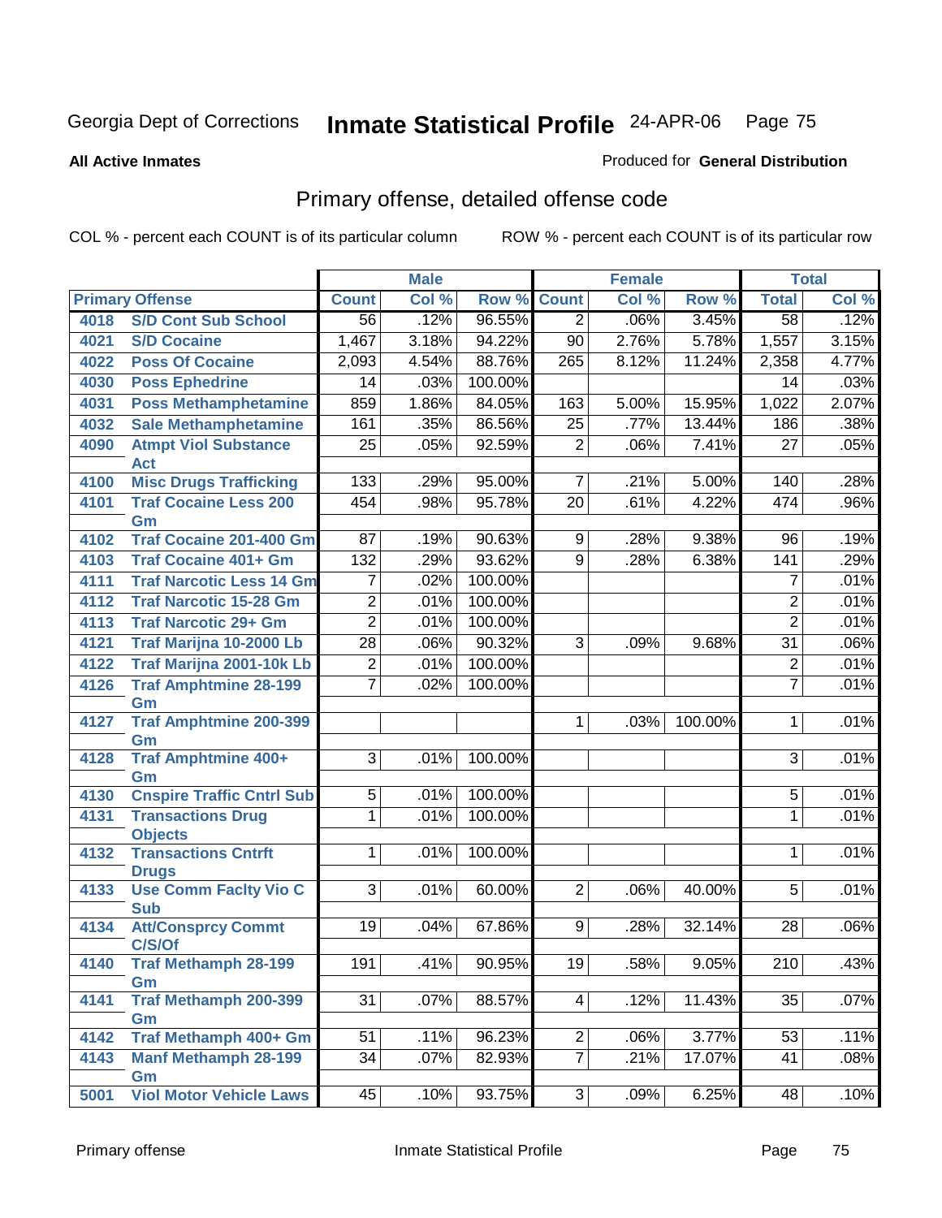Georgia Dept of Corrections

# Inmate Statistical Profile 24-APR-06

**All Active Inmates**

Produced for **General Distribution**

## Primary offense, detailed offense code

COL % - percent each COUNT is of its particular column

ROW % - percent each COUNT is of its particular row

| Primary Offense | | Male | | | Female | | | Total | |
|---|---|---|---|---|---|---|---|---|---|
| | | Count | Col % | Row % | Count | Col % | Row % | Total | Col % |
| 4018 | S/D Cont Sub School | 56 | .12% | 96.55% | 2 | .06% | 3.45% | 58 | .12% |
| 4021 | S/D Cocaine | 1,467 | 3.18% | 94.22% | 90 | 2.76% | 5.78% | 1,557 | 3.15% |
| 4022 | Poss Of Cocaine | 2,093 | 4.54% | 88.76% | 265 | 8.12% | 11.24% | 2,358 | 4.77% |
| 4030 | Poss Ephedrine | 14 | .03% | 100.00% | | | | 14 | .03% |
| 4031 | Poss Methamphetamine | 859 | 1.86% | 84.05% | 163 | 5.00% | 15.95% | 1,022 | 2.07% |
| 4032 | Sale Methamphetamine | 161 | .35% | 86.56% | 25 | .77% | 13.44% | 186 | .38% |
| 4090 | Atmpt Viol Substance Act | 25 | .05% | 92.59% | 2 | .06% | 7.41% | 27 | .05% |
| 4100 | Misc Drugs Trafficking | 133 | .29% | 95.00% | 7 | .21% | 5.00% | 140 | .28% |
| 4101 | Traf Cocaine Less 200 Gm | 454 | .98% | 95.78% | 20 | .61% | 4.22% | 474 | .96% |
| 4102 | Traf Cocaine 201-400 Gm | 87 | .19% | 90.63% | 9 | .28% | 9.38% | 96 | .19% |
| 4103 | Traf Cocaine 401+ Gm | 132 | .29% | 93.62% | 9 | .28% | 6.38% | 141 | .29% |
| 4111 | Traf Narcotic Less 14 Gm | 7 | .02% | 100.00% | | | | 7 | .01% |
| 4112 | Traf Narcotic 15-28 Gm | 2 | .01% | 100.00% | | | | 2 | .01% |
| 4113 | Traf Narcotic 29+ Gm | 2 | .01% | 100.00% | | | | 2 | .01% |
| 4121 | Traf Marijna 10-2000 Lb | 28 | .06% | 90.32% | 3 | .09% | 9.68% | 31 | .06% |
| 4122 | Traf Marijna 2001-10k Lb | 2 | .01% | 100.00% | | | | 2 | .01% |
| 4126 | Traf Amphtmine 28-199 Gm | 7 | .02% | 100.00% | | | | 7 | .01% |
| 4127 | Traf Amphtmine 200-399 Gm | | | | 1 | .03% | 100.00% | 1 | .01% |
| 4128 | Traf Amphtmine 400+ Gm | 3 | .01% | 100.00% | | | | 3 | .01% |
| 4130 | Cnspire Traffic Cntrl Sub | 5 | .01% | 100.00% | | | | 5 | .01% |
| 4131 | Transactions Drug Objects | 1 | .01% | 100.00% | | | | 1 | .01% |
| 4132 | Transactions Cntrft Drugs | 1 | .01% | 100.00% | | | | 1 | .01% |
| 4133 | Use Comm Faclty Vio C Sub | 3 | .01% | 60.00% | 2 | .06% | 40.00% | 5 | .01% |
| 4134 | Att/Consprcy Commt C/S/Of | 19 | .04% | 67.86% | 9 | .28% | 32.14% | 28 | .06% |
| 4140 | Traf Methamph 28-199 Gm | 191 | .41% | 90.95% | 19 | .58% | 9.05% | 210 | .43% |
| 4141 | Traf Methamph 200-399 Gm | 31 | .07% | 88.57% | 4 | .12% | 11.43% | 35 | .07% |
| 4142 | Traf Methamph 400+ Gm | 51 | .11% | 96.23% | 2 | .06% | 3.77% | 53 | .11% |
| 4143 | Manf Methamph 28-199 Gm | 34 | .07% | 82.93% | 7 | .21% | 17.07% | 41 | .08% |
| 5001 | Viol Motor Vehicle Laws | 45 | .10% | 93.75% | 3 | .09% | 6.25% | 48 | .10% |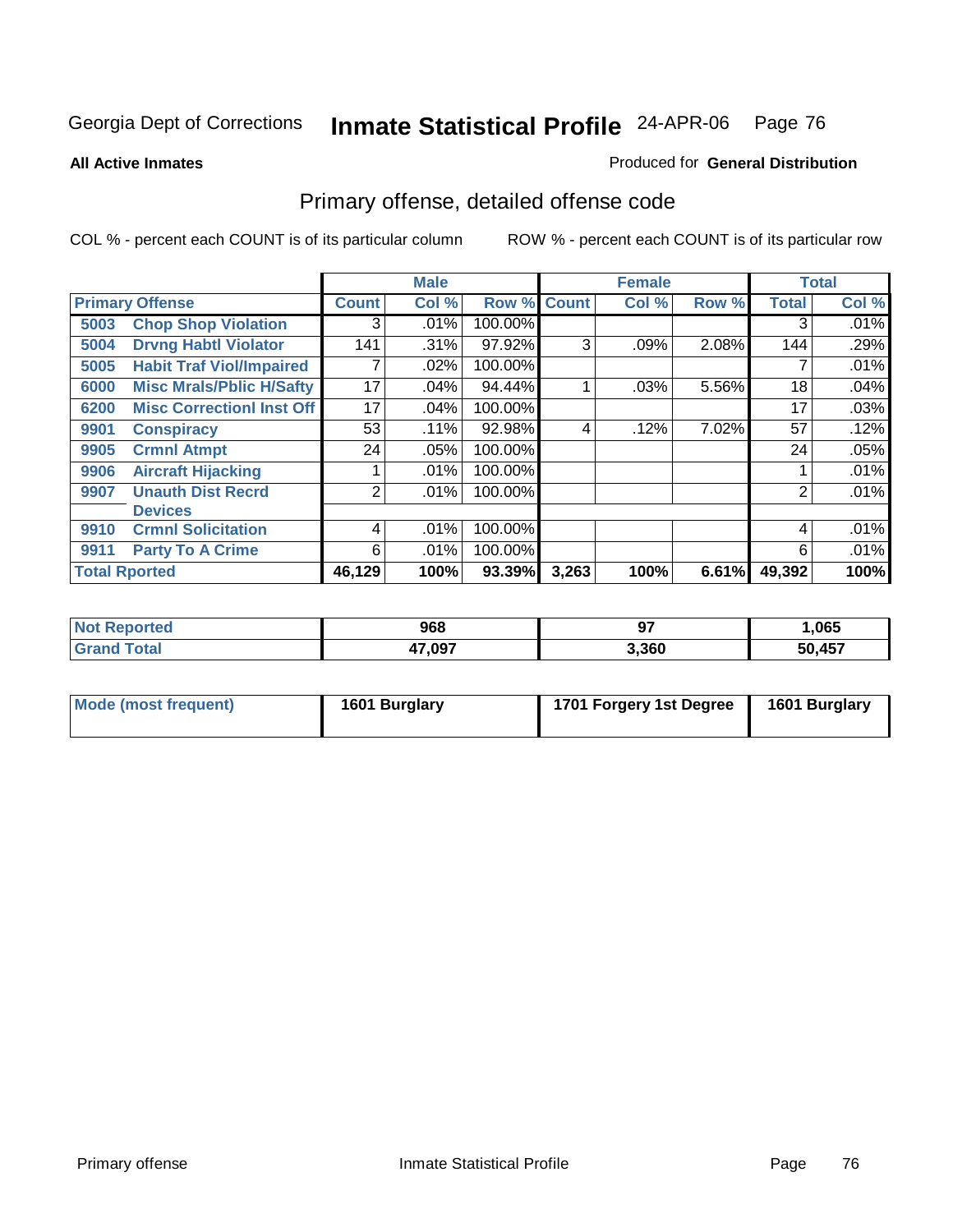Georgia Dept of Corrections **Inmate Statistical Profile** 24-APR-06

**All Active Inmates**

Produced for **General Distribution**

## Primary offense, detailed offense code

COL % - percent each COUNT is of its particular column

ROW % - percent each COUNT is of its particular row

| Primary Offense | | Male | | | Female | | | Total | |
|---|---|---|---|---|---|---|---|---|---|
| | | Count | Col % | Row % | Count | Col % | Row % | Total | Col % |
| 5003 | Chop Shop Violation | 3 | .01% | 100.00% | | | | 3 | .01% |
| 5004 | Drvng Habtl Violator | 141 | .31% | 97.92% | 3 | .09% | 2.08% | 144 | .29% |
| 5005 | Habit Traf Viol/Impaired | 7 | .02% | 100.00% | | | | 7 | .01% |
| 6000 | Misc Mrals/Pblic H/Safty | 17 | .04% | 94.44% | 1 | .03% | 5.56% | 18 | .04% |
| 6200 | Misc Correctionl Inst Off | 17 | .04% | 100.00% | | | | 17 | .03% |
| 9901 | Conspiracy | 53 | .11% | 92.98% | 4 | .12% | 7.02% | 57 | .12% |
| 9905 | Crmnl Atmpt | 24 | .05% | 100.00% | | | | 24 | .05% |
| 9906 | Aircraft Hijacking | 1 | .01% | 100.00% | | | | 1 | .01% |
| 9907 | Unauth Dist Recrd Devices | 2 | .01% | 100.00% | | | | 2 | .01% |
| 9910 | Crmnl Solicitation | 4 | .01% | 100.00% | | | | 4 | .01% |
| 9911 | Party To A Crime | 6 | .01% | 100.00% | | | | 6 | .01% |
| Total Rported | | 46,129 | 100% | 93.39% | 3,263 | 100% | 6.61% | 49,392 | 100% |

| | Male | Female | Total |
|---|---|---|---|
| Not Reported | 968 | 97 | 1,065 |
| Grand Total | 47,097 | 3,360 | 50,457 |

| | Male | Female | Total |
|---|---|---|---|
| Mode (most frequent) | 1601 Burglary | 1701 Forgery 1st Degree | 1601 Burglary |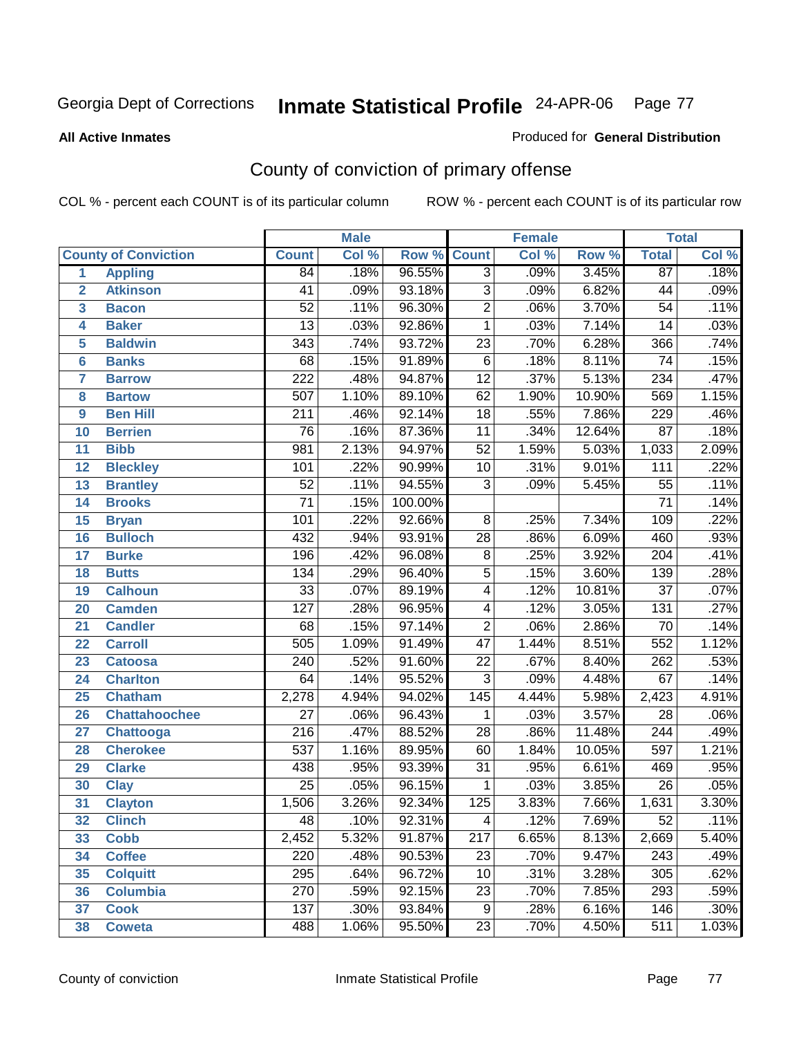Georgia Dept of Corrections **Inmate Statistical Profile** 24-APR-06

**All Active Inmates**

Produced for **General Distribution**

## County of conviction of primary offense

COL % - percent each COUNT is of its particular column

ROW % - percent each COUNT is of its particular row

| | | Male | | | Female | | | Total | |
|---|---|---|---|---|---|---|---|---|---|
| **County of Conviction** | | **Count** | **Col %** | **Row %** | **Count** | **Col %** | **Row %** | **Total** | **Col %** |
| 1 | Appling | 84 | .18% | 96.55% | 3 | .09% | 3.45% | 87 | .18% |
| 2 | Atkinson | 41 | .09% | 93.18% | 3 | .09% | 6.82% | 44 | .09% |
| 3 | Bacon | 52 | .11% | 96.30% | 2 | .06% | 3.70% | 54 | .11% |
| 4 | Baker | 13 | .03% | 92.86% | 1 | .03% | 7.14% | 14 | .03% |
| 5 | Baldwin | 343 | .74% | 93.72% | 23 | .70% | 6.28% | 366 | .74% |
| 6 | Banks | 68 | .15% | 91.89% | 6 | .18% | 8.11% | 74 | .15% |
| 7 | Barrow | 222 | .48% | 94.87% | 12 | .37% | 5.13% | 234 | .47% |
| 8 | Bartow | 507 | 1.10% | 89.10% | 62 | 1.90% | 10.90% | 569 | 1.15% |
| 9 | Ben Hill | 211 | .46% | 92.14% | 18 | .55% | 7.86% | 229 | .46% |
| 10 | Berrien | 76 | .16% | 87.36% | 11 | .34% | 12.64% | 87 | .18% |
| 11 | Bibb | 981 | 2.13% | 94.97% | 52 | 1.59% | 5.03% | 1,033 | 2.09% |
| 12 | Bleckley | 101 | .22% | 90.99% | 10 | .31% | 9.01% | 111 | .22% |
| 13 | Brantley | 52 | .11% | 94.55% | 3 | .09% | 5.45% | 55 | .11% |
| 14 | Brooks | 71 | .15% | 100.00% | | | | 71 | .14% |
| 15 | Bryan | 101 | .22% | 92.66% | 8 | .25% | 7.34% | 109 | .22% |
| 16 | Bulloch | 432 | .94% | 93.91% | 28 | .86% | 6.09% | 460 | .93% |
| 17 | Burke | 196 | .42% | 96.08% | 8 | .25% | 3.92% | 204 | .41% |
| 18 | Butts | 134 | .29% | 96.40% | 5 | .15% | 3.60% | 139 | .28% |
| 19 | Calhoun | 33 | .07% | 89.19% | 4 | .12% | 10.81% | 37 | .07% |
| 20 | Camden | 127 | .28% | 96.95% | 4 | .12% | 3.05% | 131 | .27% |
| 21 | Candler | 68 | .15% | 97.14% | 2 | .06% | 2.86% | 70 | .14% |
| 22 | Carroll | 505 | 1.09% | 91.49% | 47 | 1.44% | 8.51% | 552 | 1.12% |
| 23 | Catoosa | 240 | .52% | 91.60% | 22 | .67% | 8.40% | 262 | .53% |
| 24 | Charlton | 64 | .14% | 95.52% | 3 | .09% | 4.48% | 67 | .14% |
| 25 | Chatham | 2,278 | 4.94% | 94.02% | 145 | 4.44% | 5.98% | 2,423 | 4.91% |
| 26 | Chattahoochee | 27 | .06% | 96.43% | 1 | .03% | 3.57% | 28 | .06% |
| 27 | Chattooga | 216 | .47% | 88.52% | 28 | .86% | 11.48% | 244 | .49% |
| 28 | Cherokee | 537 | 1.16% | 89.95% | 60 | 1.84% | 10.05% | 597 | 1.21% |
| 29 | Clarke | 438 | .95% | 93.39% | 31 | .95% | 6.61% | 469 | .95% |
| 30 | Clay | 25 | .05% | 96.15% | 1 | .03% | 3.85% | 26 | .05% |
| 31 | Clayton | 1,506 | 3.26% | 92.34% | 125 | 3.83% | 7.66% | 1,631 | 3.30% |
| 32 | Clinch | 48 | .10% | 92.31% | 4 | .12% | 7.69% | 52 | .11% |
| 33 | Cobb | 2,452 | 5.32% | 91.87% | 217 | 6.65% | 8.13% | 2,669 | 5.40% |
| 34 | Coffee | 220 | .48% | 90.53% | 23 | .70% | 9.47% | 243 | .49% |
| 35 | Colquitt | 295 | .64% | 96.72% | 10 | .31% | 3.28% | 305 | .62% |
| 36 | Columbia | 270 | .59% | 92.15% | 23 | .70% | 7.85% | 293 | .59% |
| 37 | Cook | 137 | .30% | 93.84% | 9 | .28% | 6.16% | 146 | .30% |
| 38 | Coweta | 488 | 1.06% | 95.50% | 23 | .70% | 4.50% | 511 | 1.03% |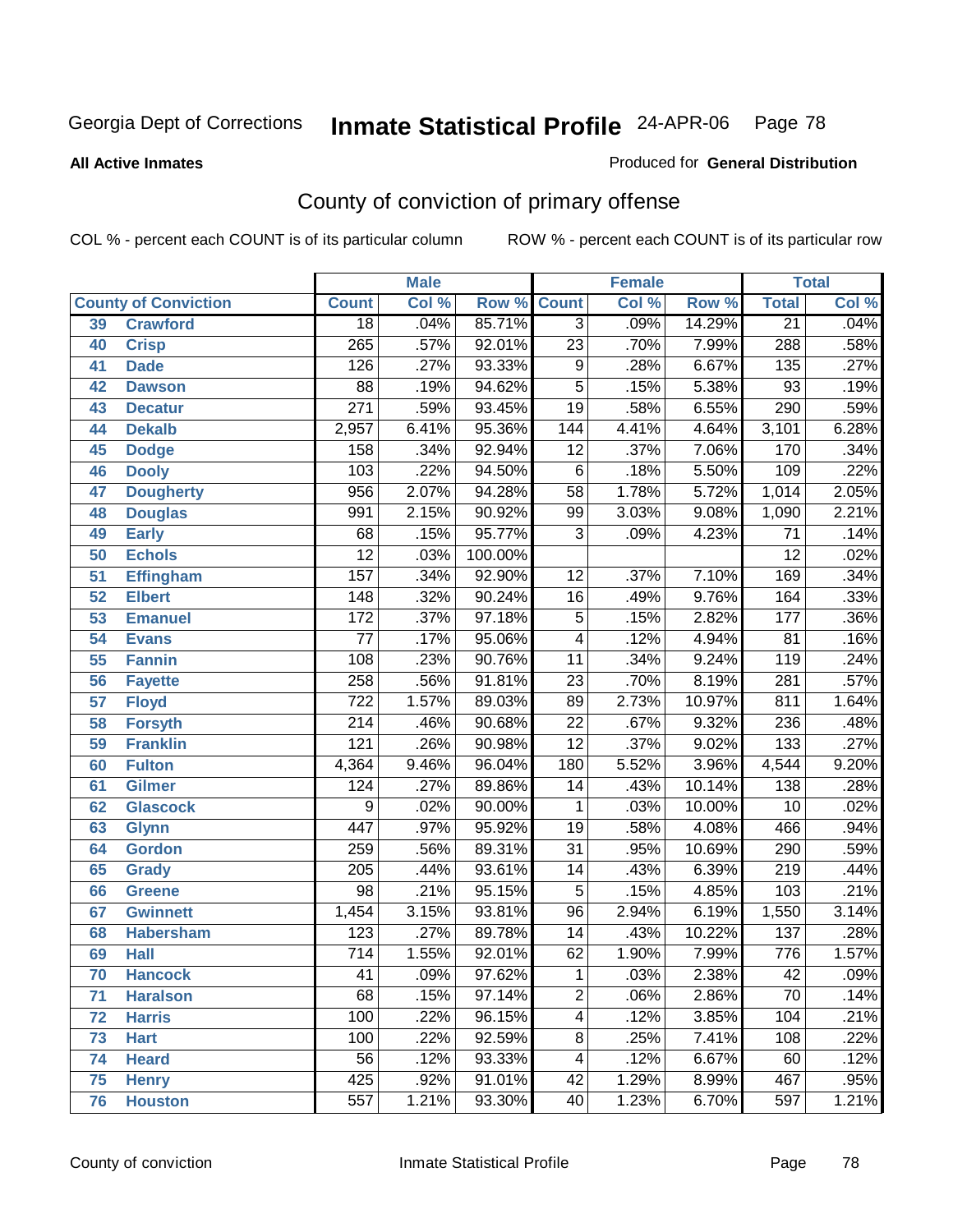Georgia Dept of Corrections **Inmate Statistical Profile** 24-APR-06

**All Active Inmates**

Produced for **General Distribution**

## County of conviction of primary offense

COL % - percent each COUNT is of its particular column     ROW % - percent each COUNT is of its particular row

| County of Conviction | | Male Count | Male Col % | Male Row % | Female Count | Female Col % | Female Row % | Total | Total Col % |
|---|---|---|---|---|---|---|---|---|---|
| 39 | Crawford | 18 | .04% | 85.71% | 3 | .09% | 14.29% | 21 | .04% |
| 40 | Crisp | 265 | .57% | 92.01% | 23 | .70% | 7.99% | 288 | .58% |
| 41 | Dade | 126 | .27% | 93.33% | 9 | .28% | 6.67% | 135 | .27% |
| 42 | Dawson | 88 | .19% | 94.62% | 5 | .15% | 5.38% | 93 | .19% |
| 43 | Decatur | 271 | .59% | 93.45% | 19 | .58% | 6.55% | 290 | .59% |
| 44 | Dekalb | 2,957 | 6.41% | 95.36% | 144 | 4.41% | 4.64% | 3,101 | 6.28% |
| 45 | Dodge | 158 | .34% | 92.94% | 12 | .37% | 7.06% | 170 | .34% |
| 46 | Dooly | 103 | .22% | 94.50% | 6 | .18% | 5.50% | 109 | .22% |
| 47 | Dougherty | 956 | 2.07% | 94.28% | 58 | 1.78% | 5.72% | 1,014 | 2.05% |
| 48 | Douglas | 991 | 2.15% | 90.92% | 99 | 3.03% | 9.08% | 1,090 | 2.21% |
| 49 | Early | 68 | .15% | 95.77% | 3 | .09% | 4.23% | 71 | .14% |
| 50 | Echols | 12 | .03% | 100.00% | | | | 12 | .02% |
| 51 | Effingham | 157 | .34% | 92.90% | 12 | .37% | 7.10% | 169 | .34% |
| 52 | Elbert | 148 | .32% | 90.24% | 16 | .49% | 9.76% | 164 | .33% |
| 53 | Emanuel | 172 | .37% | 97.18% | 5 | .15% | 2.82% | 177 | .36% |
| 54 | Evans | 77 | .17% | 95.06% | 4 | .12% | 4.94% | 81 | .16% |
| 55 | Fannin | 108 | .23% | 90.76% | 11 | .34% | 9.24% | 119 | .24% |
| 56 | Fayette | 258 | .56% | 91.81% | 23 | .70% | 8.19% | 281 | .57% |
| 57 | Floyd | 722 | 1.57% | 89.03% | 89 | 2.73% | 10.97% | 811 | 1.64% |
| 58 | Forsyth | 214 | .46% | 90.68% | 22 | .67% | 9.32% | 236 | .48% |
| 59 | Franklin | 121 | .26% | 90.98% | 12 | .37% | 9.02% | 133 | .27% |
| 60 | Fulton | 4,364 | 9.46% | 96.04% | 180 | 5.52% | 3.96% | 4,544 | 9.20% |
| 61 | Gilmer | 124 | .27% | 89.86% | 14 | .43% | 10.14% | 138 | .28% |
| 62 | Glascock | 9 | .02% | 90.00% | 1 | .03% | 10.00% | 10 | .02% |
| 63 | Glynn | 447 | .97% | 95.92% | 19 | .58% | 4.08% | 466 | .94% |
| 64 | Gordon | 259 | .56% | 89.31% | 31 | .95% | 10.69% | 290 | .59% |
| 65 | Grady | 205 | .44% | 93.61% | 14 | .43% | 6.39% | 219 | .44% |
| 66 | Greene | 98 | .21% | 95.15% | 5 | .15% | 4.85% | 103 | .21% |
| 67 | Gwinnett | 1,454 | 3.15% | 93.81% | 96 | 2.94% | 6.19% | 1,550 | 3.14% |
| 68 | Habersham | 123 | .27% | 89.78% | 14 | .43% | 10.22% | 137 | .28% |
| 69 | Hall | 714 | 1.55% | 92.01% | 62 | 1.90% | 7.99% | 776 | 1.57% |
| 70 | Hancock | 41 | .09% | 97.62% | 1 | .03% | 2.38% | 42 | .09% |
| 71 | Haralson | 68 | .15% | 97.14% | 2 | .06% | 2.86% | 70 | .14% |
| 72 | Harris | 100 | .22% | 96.15% | 4 | .12% | 3.85% | 104 | .21% |
| 73 | Hart | 100 | .22% | 92.59% | 8 | .25% | 7.41% | 108 | .22% |
| 74 | Heard | 56 | .12% | 93.33% | 4 | .12% | 6.67% | 60 | .12% |
| 75 | Henry | 425 | .92% | 91.01% | 42 | 1.29% | 8.99% | 467 | .95% |
| 76 | Houston | 557 | 1.21% | 93.30% | 40 | 1.23% | 6.70% | 597 | 1.21% |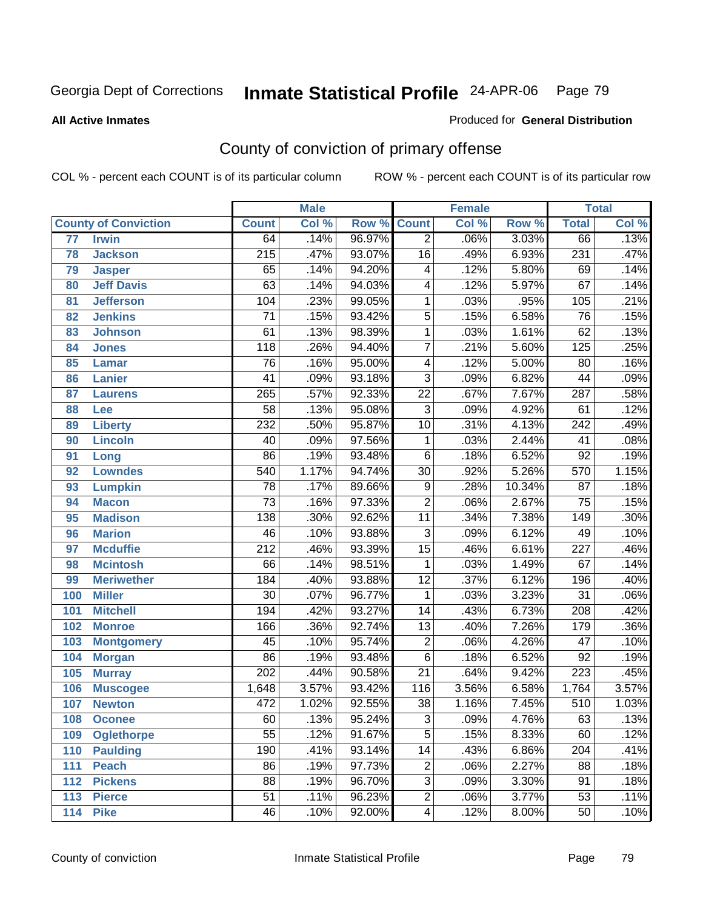Georgia Dept of Corrections **Inmate Statistical Profile** 24-APR-06

**All Active Inmates**

Produced for **General Distribution**

## County of conviction of primary offense

COL % - percent each COUNT is of its particular column ROW % - percent each COUNT is of its particular row

| County of Conviction | | Male | | | Female | | | Total | |
|---|---|---|---|---|---|---|---|---|---|
| | | Count | Col % | Row % | Count | Col % | Row % | Total | Col % |
| 77 | Irwin | 64 | .14% | 96.97% | 2 | .06% | 3.03% | 66 | .13% |
| 78 | Jackson | 215 | .47% | 93.07% | 16 | .49% | 6.93% | 231 | .47% |
| 79 | Jasper | 65 | .14% | 94.20% | 4 | .12% | 5.80% | 69 | .14% |
| 80 | Jeff Davis | 63 | .14% | 94.03% | 4 | .12% | 5.97% | 67 | .14% |
| 81 | Jefferson | 104 | .23% | 99.05% | 1 | .03% | .95% | 105 | .21% |
| 82 | Jenkins | 71 | .15% | 93.42% | 5 | .15% | 6.58% | 76 | .15% |
| 83 | Johnson | 61 | .13% | 98.39% | 1 | .03% | 1.61% | 62 | .13% |
| 84 | Jones | 118 | .26% | 94.40% | 7 | .21% | 5.60% | 125 | .25% |
| 85 | Lamar | 76 | .16% | 95.00% | 4 | .12% | 5.00% | 80 | .16% |
| 86 | Lanier | 41 | .09% | 93.18% | 3 | .09% | 6.82% | 44 | .09% |
| 87 | Laurens | 265 | .57% | 92.33% | 22 | .67% | 7.67% | 287 | .58% |
| 88 | Lee | 58 | .13% | 95.08% | 3 | .09% | 4.92% | 61 | .12% |
| 89 | Liberty | 232 | .50% | 95.87% | 10 | .31% | 4.13% | 242 | .49% |
| 90 | Lincoln | 40 | .09% | 97.56% | 1 | .03% | 2.44% | 41 | .08% |
| 91 | Long | 86 | .19% | 93.48% | 6 | .18% | 6.52% | 92 | .19% |
| 92 | Lowndes | 540 | 1.17% | 94.74% | 30 | .92% | 5.26% | 570 | 1.15% |
| 93 | Lumpkin | 78 | .17% | 89.66% | 9 | .28% | 10.34% | 87 | .18% |
| 94 | Macon | 73 | .16% | 97.33% | 2 | .06% | 2.67% | 75 | .15% |
| 95 | Madison | 138 | .30% | 92.62% | 11 | .34% | 7.38% | 149 | .30% |
| 96 | Marion | 46 | .10% | 93.88% | 3 | .09% | 6.12% | 49 | .10% |
| 97 | Mcduffie | 212 | .46% | 93.39% | 15 | .46% | 6.61% | 227 | .46% |
| 98 | Mcintosh | 66 | .14% | 98.51% | 1 | .03% | 1.49% | 67 | .14% |
| 99 | Meriwether | 184 | .40% | 93.88% | 12 | .37% | 6.12% | 196 | .40% |
| 100 | Miller | 30 | .07% | 96.77% | 1 | .03% | 3.23% | 31 | .06% |
| 101 | Mitchell | 194 | .42% | 93.27% | 14 | .43% | 6.73% | 208 | .42% |
| 102 | Monroe | 166 | .36% | 92.74% | 13 | .40% | 7.26% | 179 | .36% |
| 103 | Montgomery | 45 | .10% | 95.74% | 2 | .06% | 4.26% | 47 | .10% |
| 104 | Morgan | 86 | .19% | 93.48% | 6 | .18% | 6.52% | 92 | .19% |
| 105 | Murray | 202 | .44% | 90.58% | 21 | .64% | 9.42% | 223 | .45% |
| 106 | Muscogee | 1,648 | 3.57% | 93.42% | 116 | 3.56% | 6.58% | 1,764 | 3.57% |
| 107 | Newton | 472 | 1.02% | 92.55% | 38 | 1.16% | 7.45% | 510 | 1.03% |
| 108 | Oconee | 60 | .13% | 95.24% | 3 | .09% | 4.76% | 63 | .13% |
| 109 | Oglethorpe | 55 | .12% | 91.67% | 5 | .15% | 8.33% | 60 | .12% |
| 110 | Paulding | 190 | .41% | 93.14% | 14 | .43% | 6.86% | 204 | .41% |
| 111 | Peach | 86 | .19% | 97.73% | 2 | .06% | 2.27% | 88 | .18% |
| 112 | Pickens | 88 | .19% | 96.70% | 3 | .09% | 3.30% | 91 | .18% |
| 113 | Pierce | 51 | .11% | 96.23% | 2 | .06% | 3.77% | 53 | .11% |
| 114 | Pike | 46 | .10% | 92.00% | 4 | .12% | 8.00% | 50 | .10% |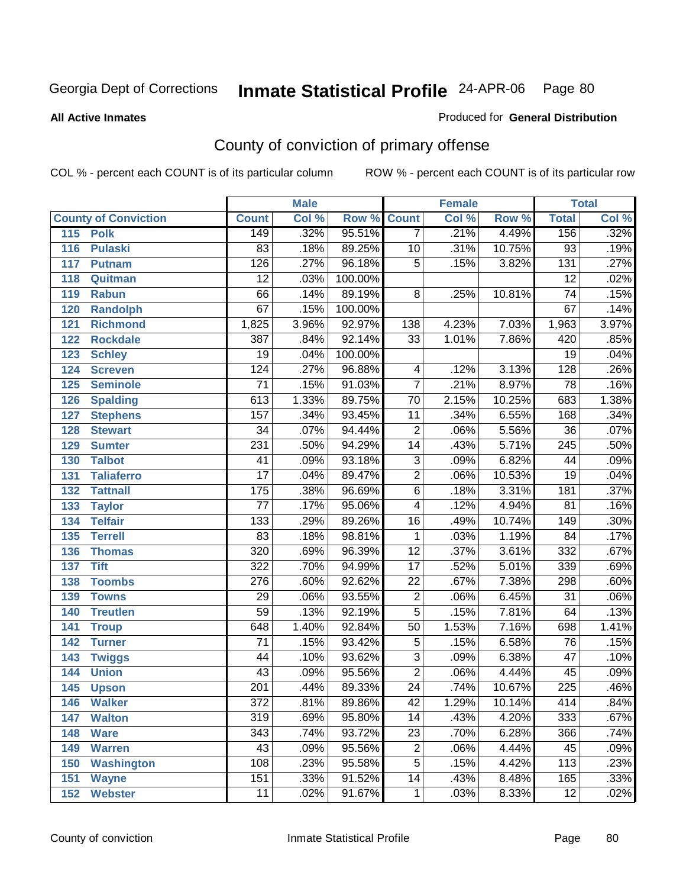Georgia Dept of Corrections **Inmate Statistical Profile** 24-APR-06 Page 80

**All Active Inmates**

Produced for **General Distribution**

## County of conviction of primary offense

COL % - percent each COUNT is of its particular column ROW % - percent each COUNT is of its particular row

| County of Conviction | | Male | | | Female | | | Total | |
|---|---|---|---|---|---|---|---|---|---|
| | | Count | Col % | Row % | Count | Col % | Row % | Total | Col % |
| 115 | Polk | 149 | .32% | 95.51% | 7 | .21% | 4.49% | 156 | .32% |
| 116 | Pulaski | 83 | .18% | 89.25% | 10 | .31% | 10.75% | 93 | .19% |
| 117 | Putnam | 126 | .27% | 96.18% | 5 | .15% | 3.82% | 131 | .27% |
| 118 | Quitman | 12 | .03% | 100.00% | | | | 12 | .02% |
| 119 | Rabun | 66 | .14% | 89.19% | 8 | .25% | 10.81% | 74 | .15% |
| 120 | Randolph | 67 | .15% | 100.00% | | | | 67 | .14% |
| 121 | Richmond | 1,825 | 3.96% | 92.97% | 138 | 4.23% | 7.03% | 1,963 | 3.97% |
| 122 | Rockdale | 387 | .84% | 92.14% | 33 | 1.01% | 7.86% | 420 | .85% |
| 123 | Schley | 19 | .04% | 100.00% | | | | 19 | .04% |
| 124 | Screven | 124 | .27% | 96.88% | 4 | .12% | 3.13% | 128 | .26% |
| 125 | Seminole | 71 | .15% | 91.03% | 7 | .21% | 8.97% | 78 | .16% |
| 126 | Spalding | 613 | 1.33% | 89.75% | 70 | 2.15% | 10.25% | 683 | 1.38% |
| 127 | Stephens | 157 | .34% | 93.45% | 11 | .34% | 6.55% | 168 | .34% |
| 128 | Stewart | 34 | .07% | 94.44% | 2 | .06% | 5.56% | 36 | .07% |
| 129 | Sumter | 231 | .50% | 94.29% | 14 | .43% | 5.71% | 245 | .50% |
| 130 | Talbot | 41 | .09% | 93.18% | 3 | .09% | 6.82% | 44 | .09% |
| 131 | Taliaferro | 17 | .04% | 89.47% | 2 | .06% | 10.53% | 19 | .04% |
| 132 | Tattnall | 175 | .38% | 96.69% | 6 | .18% | 3.31% | 181 | .37% |
| 133 | Taylor | 77 | .17% | 95.06% | 4 | .12% | 4.94% | 81 | .16% |
| 134 | Telfair | 133 | .29% | 89.26% | 16 | .49% | 10.74% | 149 | .30% |
| 135 | Terrell | 83 | .18% | 98.81% | 1 | .03% | 1.19% | 84 | .17% |
| 136 | Thomas | 320 | .69% | 96.39% | 12 | .37% | 3.61% | 332 | .67% |
| 137 | Tift | 322 | .70% | 94.99% | 17 | .52% | 5.01% | 339 | .69% |
| 138 | Toombs | 276 | .60% | 92.62% | 22 | .67% | 7.38% | 298 | .60% |
| 139 | Towns | 29 | .06% | 93.55% | 2 | .06% | 6.45% | 31 | .06% |
| 140 | Treutlen | 59 | .13% | 92.19% | 5 | .15% | 7.81% | 64 | .13% |
| 141 | Troup | 648 | 1.40% | 92.84% | 50 | 1.53% | 7.16% | 698 | 1.41% |
| 142 | Turner | 71 | .15% | 93.42% | 5 | .15% | 6.58% | 76 | .15% |
| 143 | Twiggs | 44 | .10% | 93.62% | 3 | .09% | 6.38% | 47 | .10% |
| 144 | Union | 43 | .09% | 95.56% | 2 | .06% | 4.44% | 45 | .09% |
| 145 | Upson | 201 | .44% | 89.33% | 24 | .74% | 10.67% | 225 | .46% |
| 146 | Walker | 372 | .81% | 89.86% | 42 | 1.29% | 10.14% | 414 | .84% |
| 147 | Walton | 319 | .69% | 95.80% | 14 | .43% | 4.20% | 333 | .67% |
| 148 | Ware | 343 | .74% | 93.72% | 23 | .70% | 6.28% | 366 | .74% |
| 149 | Warren | 43 | .09% | 95.56% | 2 | .06% | 4.44% | 45 | .09% |
| 150 | Washington | 108 | .23% | 95.58% | 5 | .15% | 4.42% | 113 | .23% |
| 151 | Wayne | 151 | .33% | 91.52% | 14 | .43% | 8.48% | 165 | .33% |
| 152 | Webster | 11 | .02% | 91.67% | 1 | .03% | 8.33% | 12 | .02% |

County of conviction Inmate Statistical Profile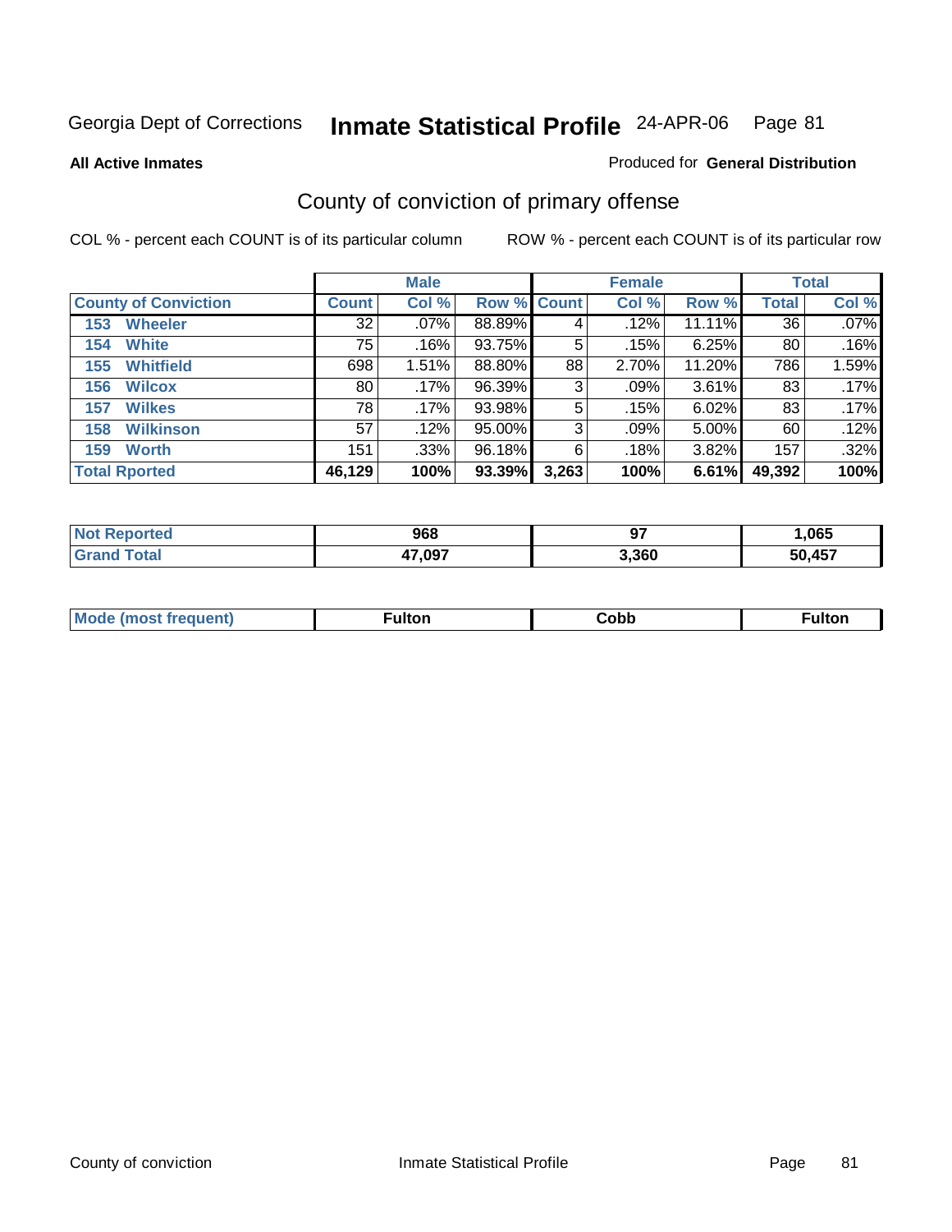# Georgia Dept of Corrections — Inmate Statistical Profile — 24-APR-06

**All Active Inmates**

Produced for **General Distribution**

## County of conviction of primary offense

COL % - percent each COUNT is of its particular column

ROW % - percent each COUNT is of its particular row

| | Male | | | Female | | | Total | |
|---|---|---|---|---|---|---|---|---|
| **County of Conviction** | **Count** | **Col %** | **Row %** | **Count** | **Col %** | **Row %** | **Total** | **Col %** |
| 153 Wheeler | 32 | .07% | 88.89% | 4 | .12% | 11.11% | 36 | .07% |
| 154 White | 75 | .16% | 93.75% | 5 | .15% | 6.25% | 80 | .16% |
| 155 Whitfield | 698 | 1.51% | 88.80% | 88 | 2.70% | 11.20% | 786 | 1.59% |
| 156 Wilcox | 80 | .17% | 96.39% | 3 | .09% | 3.61% | 83 | .17% |
| 157 Wilkes | 78 | .17% | 93.98% | 5 | .15% | 6.02% | 83 | .17% |
| 158 Wilkinson | 57 | .12% | 95.00% | 3 | .09% | 5.00% | 60 | .12% |
| 159 Worth | 151 | .33% | 96.18% | 6 | .18% | 3.82% | 157 | .32% |
| **Total Rported** | **46,129** | **100%** | **93.39%** | **3,263** | **100%** | **6.61%** | **49,392** | **100%** |

| | Male | Female | Total |
|---|---|---|---|
| **Not Reported** | **968** | **97** | **1,065** |
| **Grand Total** | **47,097** | **3,360** | **50,457** |

| | Male | Female | Total |
|---|---|---|---|
| **Mode (most frequent)** | **Fulton** | **Cobb** | **Fulton** |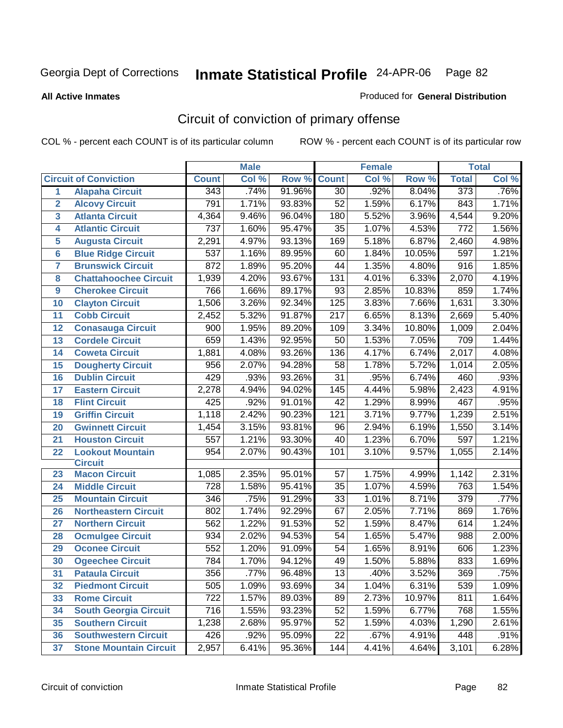Georgia Dept of Corrections **Inmate Statistical Profile** 24-APR-06 Page 82

**All Active Inmates**

Produced for **General Distribution**

## Circuit of conviction of primary offense

COL % - percent each COUNT is of its particular column ROW % - percent each COUNT is of its particular row

| | | Male | | | Female | | | Total | |
|---|---|---|---|---|---|---|---|---|---|
| **Circuit of Conviction** | | **Count** | **Col %** | **Row %** | **Count** | **Col %** | **Row %** | **Total** | **Col %** |
| 1 | Alapaha Circuit | 343 | .74% | 91.96% | 30 | .92% | 8.04% | 373 | .76% |
| 2 | Alcovy Circuit | 791 | 1.71% | 93.83% | 52 | 1.59% | 6.17% | 843 | 1.71% |
| 3 | Atlanta Circuit | 4,364 | 9.46% | 96.04% | 180 | 5.52% | 3.96% | 4,544 | 9.20% |
| 4 | Atlantic Circuit | 737 | 1.60% | 95.47% | 35 | 1.07% | 4.53% | 772 | 1.56% |
| 5 | Augusta Circuit | 2,291 | 4.97% | 93.13% | 169 | 5.18% | 6.87% | 2,460 | 4.98% |
| 6 | Blue Ridge Circuit | 537 | 1.16% | 89.95% | 60 | 1.84% | 10.05% | 597 | 1.21% |
| 7 | Brunswick Circuit | 872 | 1.89% | 95.20% | 44 | 1.35% | 4.80% | 916 | 1.85% |
| 8 | Chattahoochee Circuit | 1,939 | 4.20% | 93.67% | 131 | 4.01% | 6.33% | 2,070 | 4.19% |
| 9 | Cherokee Circuit | 766 | 1.66% | 89.17% | 93 | 2.85% | 10.83% | 859 | 1.74% |
| 10 | Clayton Circuit | 1,506 | 3.26% | 92.34% | 125 | 3.83% | 7.66% | 1,631 | 3.30% |
| 11 | Cobb Circuit | 2,452 | 5.32% | 91.87% | 217 | 6.65% | 8.13% | 2,669 | 5.40% |
| 12 | Conasauga Circuit | 900 | 1.95% | 89.20% | 109 | 3.34% | 10.80% | 1,009 | 2.04% |
| 13 | Cordele Circuit | 659 | 1.43% | 92.95% | 50 | 1.53% | 7.05% | 709 | 1.44% |
| 14 | Coweta Circuit | 1,881 | 4.08% | 93.26% | 136 | 4.17% | 6.74% | 2,017 | 4.08% |
| 15 | Dougherty Circuit | 956 | 2.07% | 94.28% | 58 | 1.78% | 5.72% | 1,014 | 2.05% |
| 16 | Dublin Circuit | 429 | .93% | 93.26% | 31 | .95% | 6.74% | 460 | .93% |
| 17 | Eastern Circuit | 2,278 | 4.94% | 94.02% | 145 | 4.44% | 5.98% | 2,423 | 4.91% |
| 18 | Flint Circuit | 425 | .92% | 91.01% | 42 | 1.29% | 8.99% | 467 | .95% |
| 19 | Griffin Circuit | 1,118 | 2.42% | 90.23% | 121 | 3.71% | 9.77% | 1,239 | 2.51% |
| 20 | Gwinnett Circuit | 1,454 | 3.15% | 93.81% | 96 | 2.94% | 6.19% | 1,550 | 3.14% |
| 21 | Houston Circuit | 557 | 1.21% | 93.30% | 40 | 1.23% | 6.70% | 597 | 1.21% |
| 22 | Lookout Mountain Circuit | 954 | 2.07% | 90.43% | 101 | 3.10% | 9.57% | 1,055 | 2.14% |
| 23 | Macon Circuit | 1,085 | 2.35% | 95.01% | 57 | 1.75% | 4.99% | 1,142 | 2.31% |
| 24 | Middle Circuit | 728 | 1.58% | 95.41% | 35 | 1.07% | 4.59% | 763 | 1.54% |
| 25 | Mountain Circuit | 346 | .75% | 91.29% | 33 | 1.01% | 8.71% | 379 | .77% |
| 26 | Northeastern Circuit | 802 | 1.74% | 92.29% | 67 | 2.05% | 7.71% | 869 | 1.76% |
| 27 | Northern Circuit | 562 | 1.22% | 91.53% | 52 | 1.59% | 8.47% | 614 | 1.24% |
| 28 | Ocmulgee Circuit | 934 | 2.02% | 94.53% | 54 | 1.65% | 5.47% | 988 | 2.00% |
| 29 | Oconee Circuit | 552 | 1.20% | 91.09% | 54 | 1.65% | 8.91% | 606 | 1.23% |
| 30 | Ogeechee Circuit | 784 | 1.70% | 94.12% | 49 | 1.50% | 5.88% | 833 | 1.69% |
| 31 | Pataula Circuit | 356 | .77% | 96.48% | 13 | .40% | 3.52% | 369 | .75% |
| 32 | Piedmont Circuit | 505 | 1.09% | 93.69% | 34 | 1.04% | 6.31% | 539 | 1.09% |
| 33 | Rome Circuit | 722 | 1.57% | 89.03% | 89 | 2.73% | 10.97% | 811 | 1.64% |
| 34 | South Georgia Circuit | 716 | 1.55% | 93.23% | 52 | 1.59% | 6.77% | 768 | 1.55% |
| 35 | Southern Circuit | 1,238 | 2.68% | 95.97% | 52 | 1.59% | 4.03% | 1,290 | 2.61% |
| 36 | Southwestern Circuit | 426 | .92% | 95.09% | 22 | .67% | 4.91% | 448 | .91% |
| 37 | Stone Mountain Circuit | 2,957 | 6.41% | 95.36% | 144 | 4.41% | 4.64% | 3,101 | 6.28% |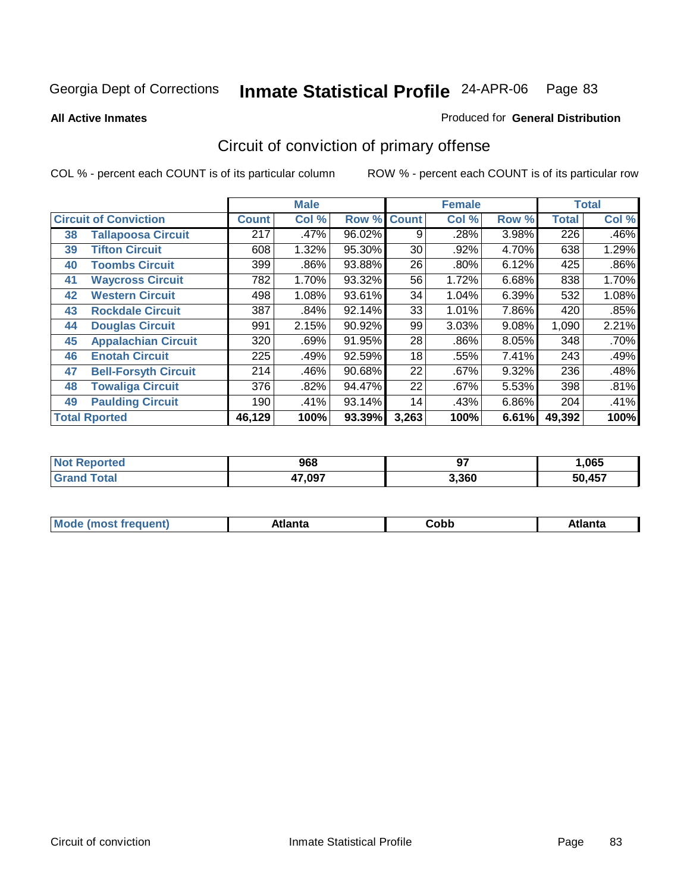Georgia Dept of Corrections **Inmate Statistical Profile** 24-APR-06

**All Active Inmates**

Produced for **General Distribution**

## Circuit of conviction of primary offense

COL % - percent each COUNT is of its particular column ROW % - percent each COUNT is of its particular row

| | | Male | | | Female | | | Total | |
|---|---|---|---|---|---|---|---|---|---|
| **Circuit of Conviction** | | **Count** | **Col %** | **Row %** | **Count** | **Col %** | **Row %** | **Total** | **Col %** |
| 38 | Tallapoosa Circuit | 217 | .47% | 96.02% | 9 | .28% | 3.98% | 226 | .46% |
| 39 | Tifton Circuit | 608 | 1.32% | 95.30% | 30 | .92% | 4.70% | 638 | 1.29% |
| 40 | Toombs Circuit | 399 | .86% | 93.88% | 26 | .80% | 6.12% | 425 | .86% |
| 41 | Waycross Circuit | 782 | 1.70% | 93.32% | 56 | 1.72% | 6.68% | 838 | 1.70% |
| 42 | Western Circuit | 498 | 1.08% | 93.61% | 34 | 1.04% | 6.39% | 532 | 1.08% |
| 43 | Rockdale Circuit | 387 | .84% | 92.14% | 33 | 1.01% | 7.86% | 420 | .85% |
| 44 | Douglas Circuit | 991 | 2.15% | 90.92% | 99 | 3.03% | 9.08% | 1,090 | 2.21% |
| 45 | Appalachian Circuit | 320 | .69% | 91.95% | 28 | .86% | 8.05% | 348 | .70% |
| 46 | Enotah Circuit | 225 | .49% | 92.59% | 18 | .55% | 7.41% | 243 | .49% |
| 47 | Bell-Forsyth Circuit | 214 | .46% | 90.68% | 22 | .67% | 9.32% | 236 | .48% |
| 48 | Towaliga Circuit | 376 | .82% | 94.47% | 22 | .67% | 5.53% | 398 | .81% |
| 49 | Paulding Circuit | 190 | .41% | 93.14% | 14 | .43% | 6.86% | 204 | .41% |
| **Total Rported** | | **46,129** | **100%** | **93.39%** | **3,263** | **100%** | **6.61%** | **49,392** | **100%** |

| | Male | Female | Total |
|---|---|---|---|
| Not Reported | 968 | 97 | 1,065 |
| Grand Total | 47,097 | 3,360 | 50,457 |

| | Male | Female | Total |
|---|---|---|---|
| Mode (most frequent) | Atlanta | Cobb | Atlanta |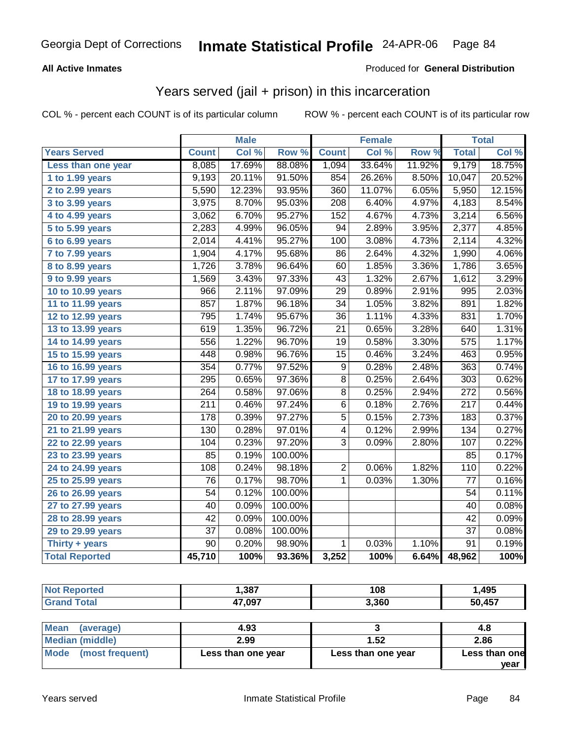Georgia Dept of Corrections **Inmate Statistical Profile** 24-APR-06

**All Active Inmates**

Produced for **General Distribution**

## Years served (jail + prison) in this incarceration

COL % - percent each COUNT is of its particular column ROW % - percent each COUNT is of its particular row

| | Male | | | Female | | | Total | |
|---|---|---|---|---|---|---|---|---|
| **Years Served** | **Count** | **Col %** | **Row %** | **Count** | **Col %** | **Row %** | **Total** | **Col %** |
| Less than one year | 8,085 | 17.69% | 88.08% | 1,094 | 33.64% | 11.92% | 9,179 | 18.75% |
| 1 to 1.99 years | 9,193 | 20.11% | 91.50% | 854 | 26.26% | 8.50% | 10,047 | 20.52% |
| 2 to 2.99 years | 5,590 | 12.23% | 93.95% | 360 | 11.07% | 6.05% | 5,950 | 12.15% |
| 3 to 3.99 years | 3,975 | 8.70% | 95.03% | 208 | 6.40% | 4.97% | 4,183 | 8.54% |
| 4 to 4.99 years | 3,062 | 6.70% | 95.27% | 152 | 4.67% | 4.73% | 3,214 | 6.56% |
| 5 to 5.99 years | 2,283 | 4.99% | 96.05% | 94 | 2.89% | 3.95% | 2,377 | 4.85% |
| 6 to 6.99 years | 2,014 | 4.41% | 95.27% | 100 | 3.08% | 4.73% | 2,114 | 4.32% |
| 7 to 7.99 years | 1,904 | 4.17% | 95.68% | 86 | 2.64% | 4.32% | 1,990 | 4.06% |
| 8 to 8.99 years | 1,726 | 3.78% | 96.64% | 60 | 1.85% | 3.36% | 1,786 | 3.65% |
| 9 to 9.99 years | 1,569 | 3.43% | 97.33% | 43 | 1.32% | 2.67% | 1,612 | 3.29% |
| 10 to 10.99 years | 966 | 2.11% | 97.09% | 29 | 0.89% | 2.91% | 995 | 2.03% |
| 11 to 11.99 years | 857 | 1.87% | 96.18% | 34 | 1.05% | 3.82% | 891 | 1.82% |
| 12 to 12.99 years | 795 | 1.74% | 95.67% | 36 | 1.11% | 4.33% | 831 | 1.70% |
| 13 to 13.99 years | 619 | 1.35% | 96.72% | 21 | 0.65% | 3.28% | 640 | 1.31% |
| 14 to 14.99 years | 556 | 1.22% | 96.70% | 19 | 0.58% | 3.30% | 575 | 1.17% |
| 15 to 15.99 years | 448 | 0.98% | 96.76% | 15 | 0.46% | 3.24% | 463 | 0.95% |
| 16 to 16.99 years | 354 | 0.77% | 97.52% | 9 | 0.28% | 2.48% | 363 | 0.74% |
| 17 to 17.99 years | 295 | 0.65% | 97.36% | 8 | 0.25% | 2.64% | 303 | 0.62% |
| 18 to 18.99 years | 264 | 0.58% | 97.06% | 8 | 0.25% | 2.94% | 272 | 0.56% |
| 19 to 19.99 years | 211 | 0.46% | 97.24% | 6 | 0.18% | 2.76% | 217 | 0.44% |
| 20 to 20.99 years | 178 | 0.39% | 97.27% | 5 | 0.15% | 2.73% | 183 | 0.37% |
| 21 to 21.99 years | 130 | 0.28% | 97.01% | 4 | 0.12% | 2.99% | 134 | 0.27% |
| 22 to 22.99 years | 104 | 0.23% | 97.20% | 3 | 0.09% | 2.80% | 107 | 0.22% |
| 23 to 23.99 years | 85 | 0.19% | 100.00% | | | | 85 | 0.17% |
| 24 to 24.99 years | 108 | 0.24% | 98.18% | 2 | 0.06% | 1.82% | 110 | 0.22% |
| 25 to 25.99 years | 76 | 0.17% | 98.70% | 1 | 0.03% | 1.30% | 77 | 0.16% |
| 26 to 26.99 years | 54 | 0.12% | 100.00% | | | | 54 | 0.11% |
| 27 to 27.99 years | 40 | 0.09% | 100.00% | | | | 40 | 0.08% |
| 28 to 28.99 years | 42 | 0.09% | 100.00% | | | | 42 | 0.09% |
| 29 to 29.99 years | 37 | 0.08% | 100.00% | | | | 37 | 0.08% |
| Thirty + years | 90 | 0.20% | 98.90% | 1 | 0.03% | 1.10% | 91 | 0.19% |
| **Total Reported** | **45,710** | **100%** | **93.36%** | **3,252** | **100%** | **6.64%** | **48,962** | **100%** |

| | Male | Female | Total |
|---|---|---|---|
| Not Reported | **1,387** | **108** | **1,495** |
| Grand Total | **47,097** | **3,360** | **50,457** |

| | Male | Female | Total |
|---|---|---|---|
| Mean (average) | **4.93** | **3** | **4.8** |
| Median (middle) | **2.99** | **1.52** | **2.86** |
| Mode (most frequent) | **Less than one year** | **Less than one year** | **Less than one year** |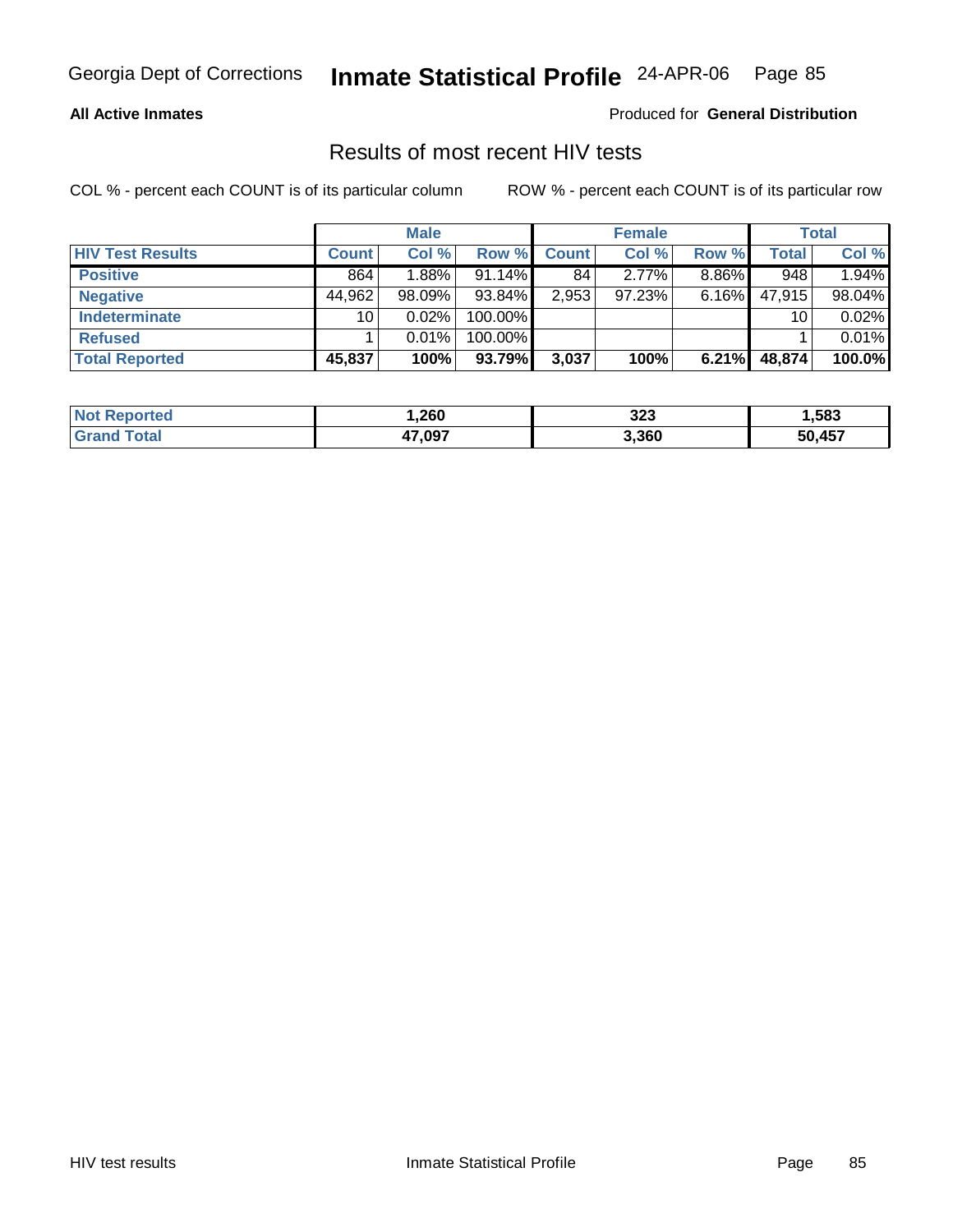**All Active Inmates** — Produced for **General Distribution**

## Results of most recent HIV tests

COL % - percent each COUNT is of its particular column — ROW % - percent each COUNT is of its particular row

| | Male | | | Female | | | Total | |
|---|---|---|---|---|---|---|---|---|
| **HIV Test Results** | **Count** | **Col %** | **Row %** | **Count** | **Col %** | **Row %** | **Total** | **Col %** |
| **Positive** | 864 | 1.88% | 91.14% | 84 | 2.77% | 8.86% | 948 | 1.94% |
| **Negative** | 44,962 | 98.09% | 93.84% | 2,953 | 97.23% | 6.16% | 47,915 | 98.04% |
| **Indeterminate** | 10 | 0.02% | 100.00% | | | | 10 | 0.02% |
| **Refused** | 1 | 0.01% | 100.00% | | | | 1 | 0.01% |
| **Total Reported** | **45,837** | **100%** | **93.79%** | **3,037** | **100%** | **6.21%** | **48,874** | **100.0%** |

| | Male | Female | Total |
|---|---|---|---|
| **Not Reported** | **1,260** | **323** | **1,583** |
| **Grand Total** | **47,097** | **3,360** | **50,457** |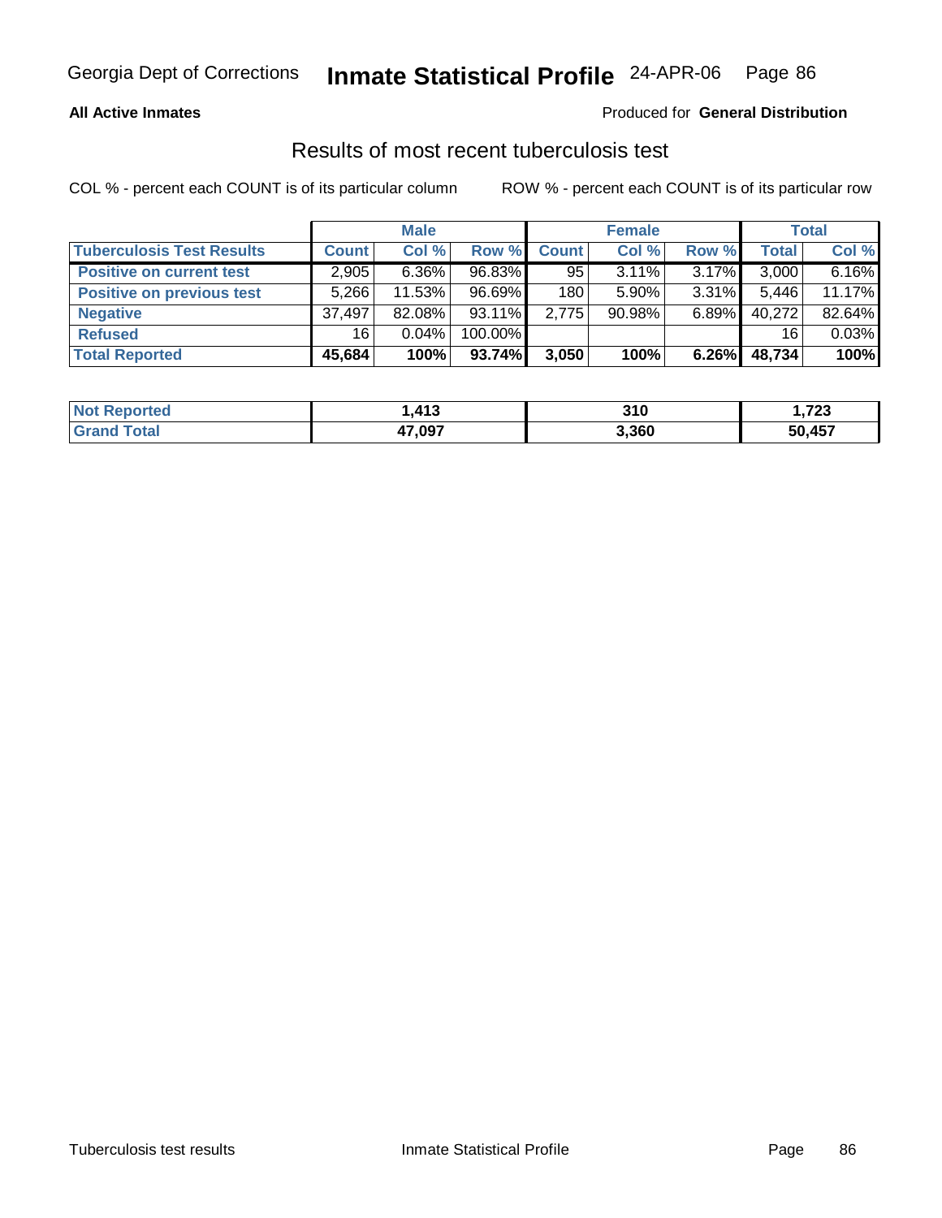**All Active Inmates** Produced for **General Distribution**

## Results of most recent tuberculosis test

COL % - percent each COUNT is of its particular column ROW % - percent each COUNT is of its particular row

| | Male | | | Female | | | Total | |
|---|---|---|---|---|---|---|---|---|
| **Tuberculosis Test Results** | **Count** | **Col %** | **Row %** | **Count** | **Col %** | **Row %** | **Total** | **Col %** |
| **Positive on current test** | 2,905 | 6.36% | 96.83% | 95 | 3.11% | 3.17% | 3,000 | 6.16% |
| **Positive on previous test** | 5,266 | 11.53% | 96.69% | 180 | 5.90% | 3.31% | 5,446 | 11.17% |
| **Negative** | 37,497 | 82.08% | 93.11% | 2,775 | 90.98% | 6.89% | 40,272 | 82.64% |
| **Refused** | 16 | 0.04% | 100.00% | | | | 16 | 0.03% |
| **Total Reported** | **45,684** | **100%** | **93.74%** | **3,050** | **100%** | **6.26%** | **48,734** | **100%** |

| | Male | Female | Total |
|---|---|---|---|
| **Not Reported** | **1,413** | **310** | **1,723** |
| **Grand Total** | **47,097** | **3,360** | **50,457** |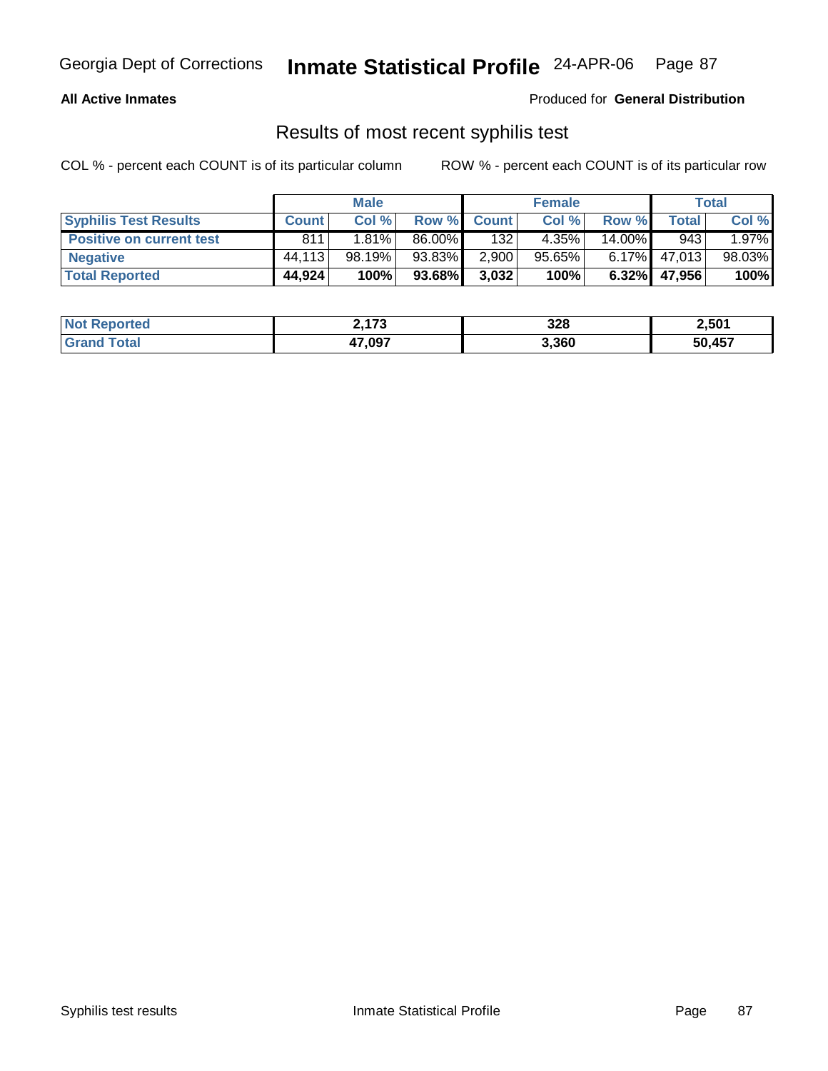**All Active Inmates**

Produced for **General Distribution**

## Results of most recent syphilis test

COL % - percent each COUNT is of its particular column

ROW % - percent each COUNT is of its particular row

| | Male | | | Female | | | Total | |
|---|---|---|---|---|---|---|---|---|
| **Syphilis Test Results** | **Count** | **Col %** | **Row %** | **Count** | **Col %** | **Row %** | **Total** | **Col %** |
| **Positive on current test** | 811 | 1.81% | 86.00% | 132 | 4.35% | 14.00% | 943 | 1.97% |
| **Negative** | 44,113 | 98.19% | 93.83% | 2,900 | 95.65% | 6.17% | 47,013 | 98.03% |
| **Total Reported** | **44,924** | **100%** | **93.68%** | **3,032** | **100%** | **6.32%** | **47,956** | **100%** |

| | Male | Female | Total |
|---|---|---|---|
| **Not Reported** | **2,173** | **328** | **2,501** |
| **Grand Total** | **47,097** | **3,360** | **50,457** |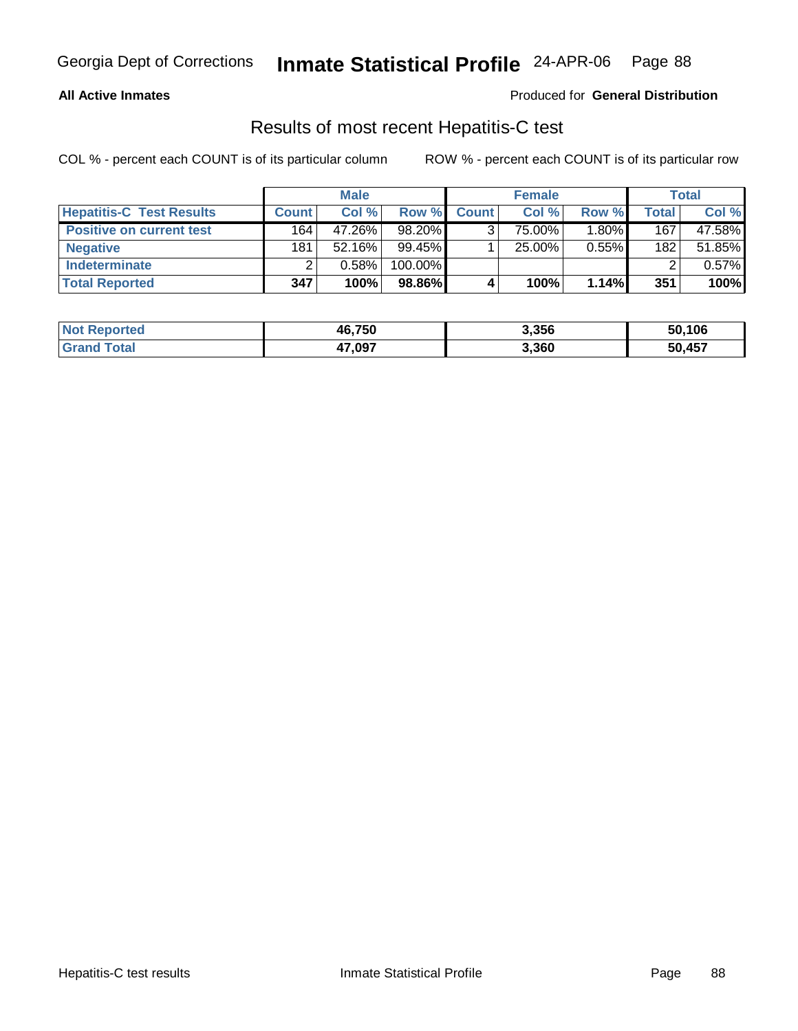**All Active Inmates** — Produced for **General Distribution**

## Results of most recent Hepatitis-C test

COL % - percent each COUNT is of its particular column    ROW % - percent each COUNT is of its particular row

| | Male | | | Female | | | Total | |
|---|---|---|---|---|---|---|---|---|
| **Hepatitis-C Test Results** | **Count** | **Col %** | **Row %** | **Count** | **Col %** | **Row %** | **Total** | **Col %** |
| **Positive on current test** | 164 | 47.26% | 98.20% | 3 | 75.00% | 1.80% | 167 | 47.58% |
| **Negative** | 181 | 52.16% | 99.45% | 1 | 25.00% | 0.55% | 182 | 51.85% |
| **Indeterminate** | 2 | 0.58% | 100.00% | | | | 2 | 0.57% |
| **Total Reported** | **347** | **100%** | **98.86%** | **4** | **100%** | **1.14%** | **351** | **100%** |

| | Male | Female | Total |
|---|---|---|---|
| **Not Reported** | **46,750** | **3,356** | **50,106** |
| **Grand Total** | **47,097** | **3,360** | **50,457** |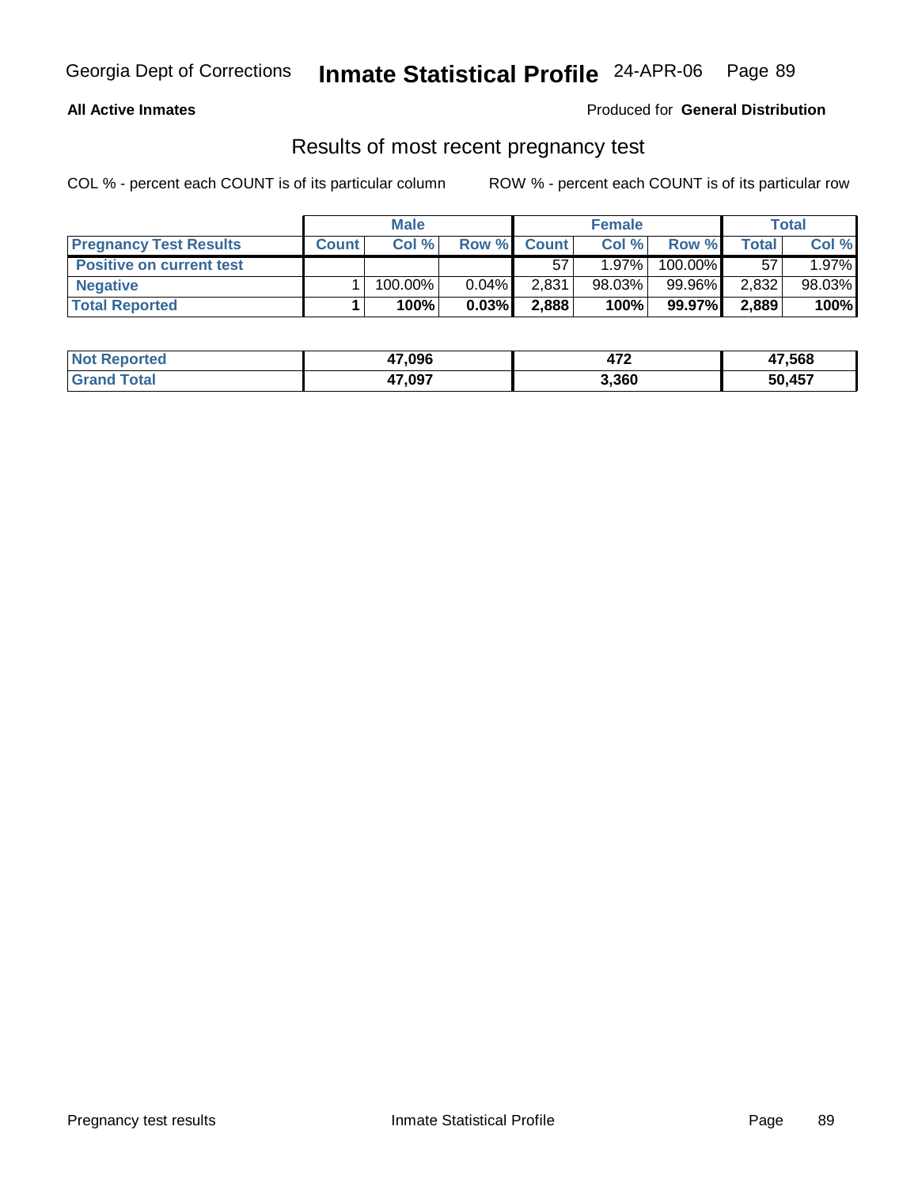**All Active Inmates**

Produced for **General Distribution**

## Results of most recent pregnancy test

COL % - percent each COUNT is of its particular column

ROW % - percent each COUNT is of its particular row

| | Male | | | Female | | | Total | |
|---|---|---|---|---|---|---|---|---|
| **Pregnancy Test Results** | **Count** | **Col %** | **Row %** | **Count** | **Col %** | **Row %** | **Total** | **Col %** |
| **Positive on current test** | | | | 57 | 1.97% | 100.00% | 57 | 1.97% |
| **Negative** | 1 | 100.00% | 0.04% | 2,831 | 98.03% | 99.96% | 2,832 | 98.03% |
| **Total Reported** | **1** | **100%** | **0.03%** | **2,888** | **100%** | **99.97%** | **2,889** | **100%** |

| | Male | Female | Total |
|---|---|---|---|
| **Not Reported** | **47,096** | **472** | **47,568** |
| **Grand Total** | **47,097** | **3,360** | **50,457** |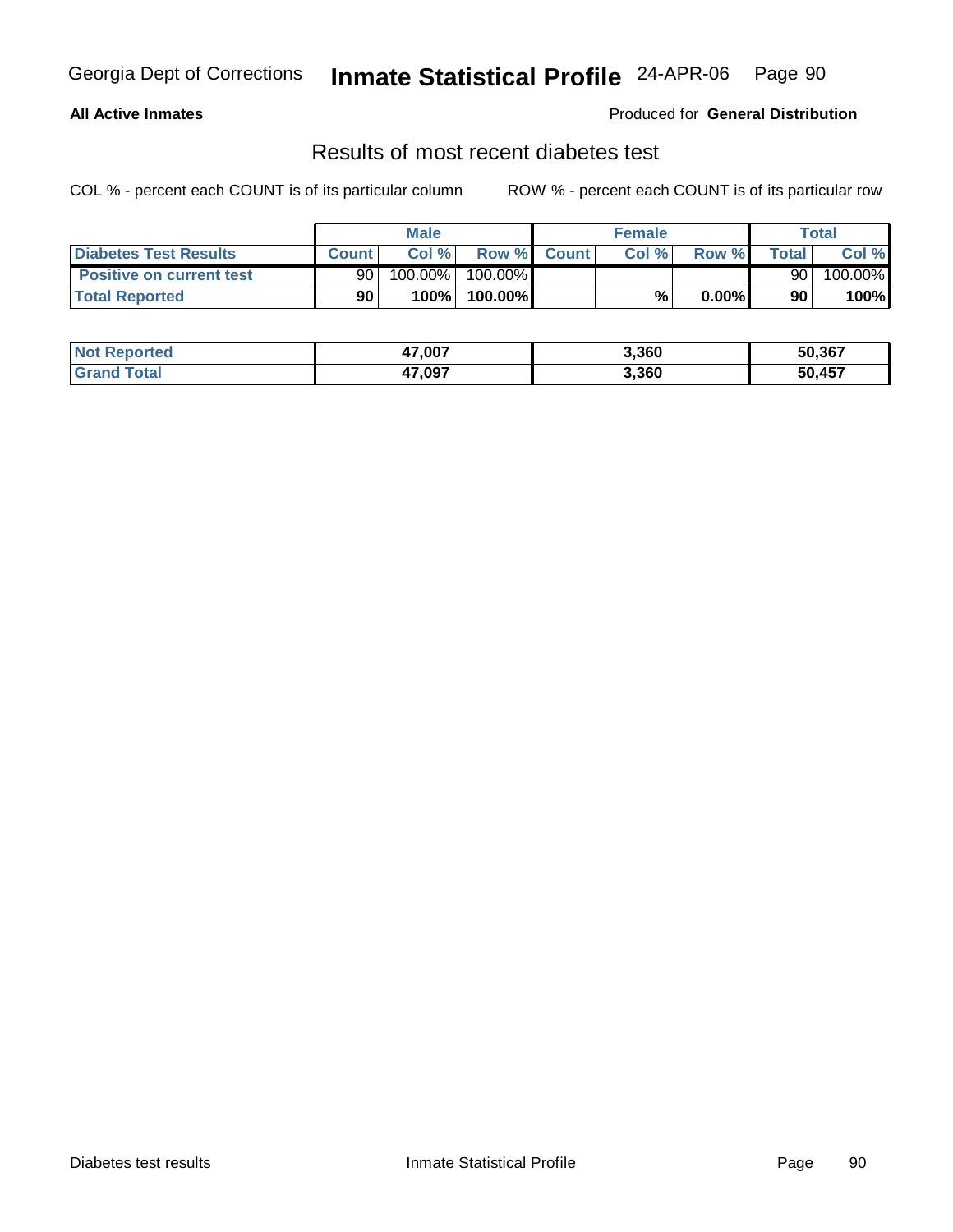Georgia Dept of Corrections **Inmate Statistical Profile** 24-APR-06 Page 90

**All Active Inmates**

Produced for **General Distribution**

## Results of most recent diabetes test

COL % - percent each COUNT is of its particular column

ROW % - percent each COUNT is of its particular row

| | Male | | | Female | | | Total | |
|---|---|---|---|---|---|---|---|---|
| **Diabetes Test Results** | **Count** | **Col %** | **Row %** | **Count** | **Col %** | **Row %** | **Total** | **Col %** |
| **Positive on current test** | 90 | 100.00% | 100.00% | | | | 90 | 100.00% |
| **Total Reported** | **90** | **100%** | **100.00%** | | **%** | **0.00%** | **90** | **100%** |

| | Male | Female | Total |
|---|---|---|---|
| **Not Reported** | **47,007** | **3,360** | **50,367** |
| **Grand Total** | **47,097** | **3,360** | **50,457** |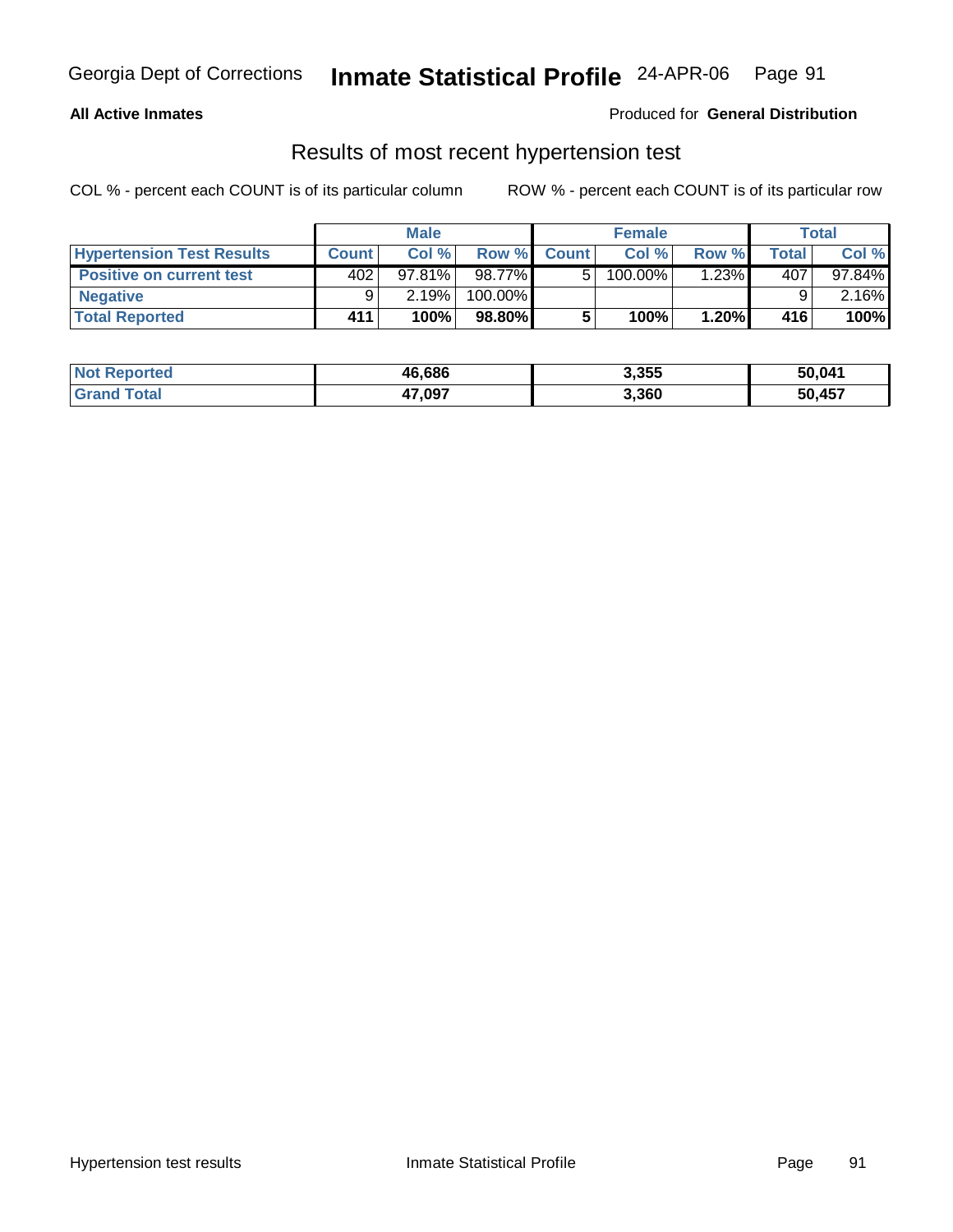**All Active Inmates**

Produced for **General Distribution**

## Results of most recent hypertension test

COL % - percent each COUNT is of its particular column    ROW % - percent each COUNT is of its particular row

| | Male | | | Female | | | Total | |
|---|---|---|---|---|---|---|---|---|
| **Hypertension Test Results** | **Count** | **Col %** | **Row %** | **Count** | **Col %** | **Row %** | **Total** | **Col %** |
| **Positive on current test** | 402 | 97.81% | 98.77% | 5 | 100.00% | 1.23% | 407 | 97.84% |
| **Negative** | 9 | 2.19% | 100.00% | | | | 9 | 2.16% |
| **Total Reported** | **411** | **100%** | **98.80%** | **5** | **100%** | **1.20%** | **416** | **100%** |

| | Male | Female | Total |
|---|---|---|---|
| **Not Reported** | **46,686** | **3,355** | **50,041** |
| **Grand Total** | **47,097** | **3,360** | **50,457** |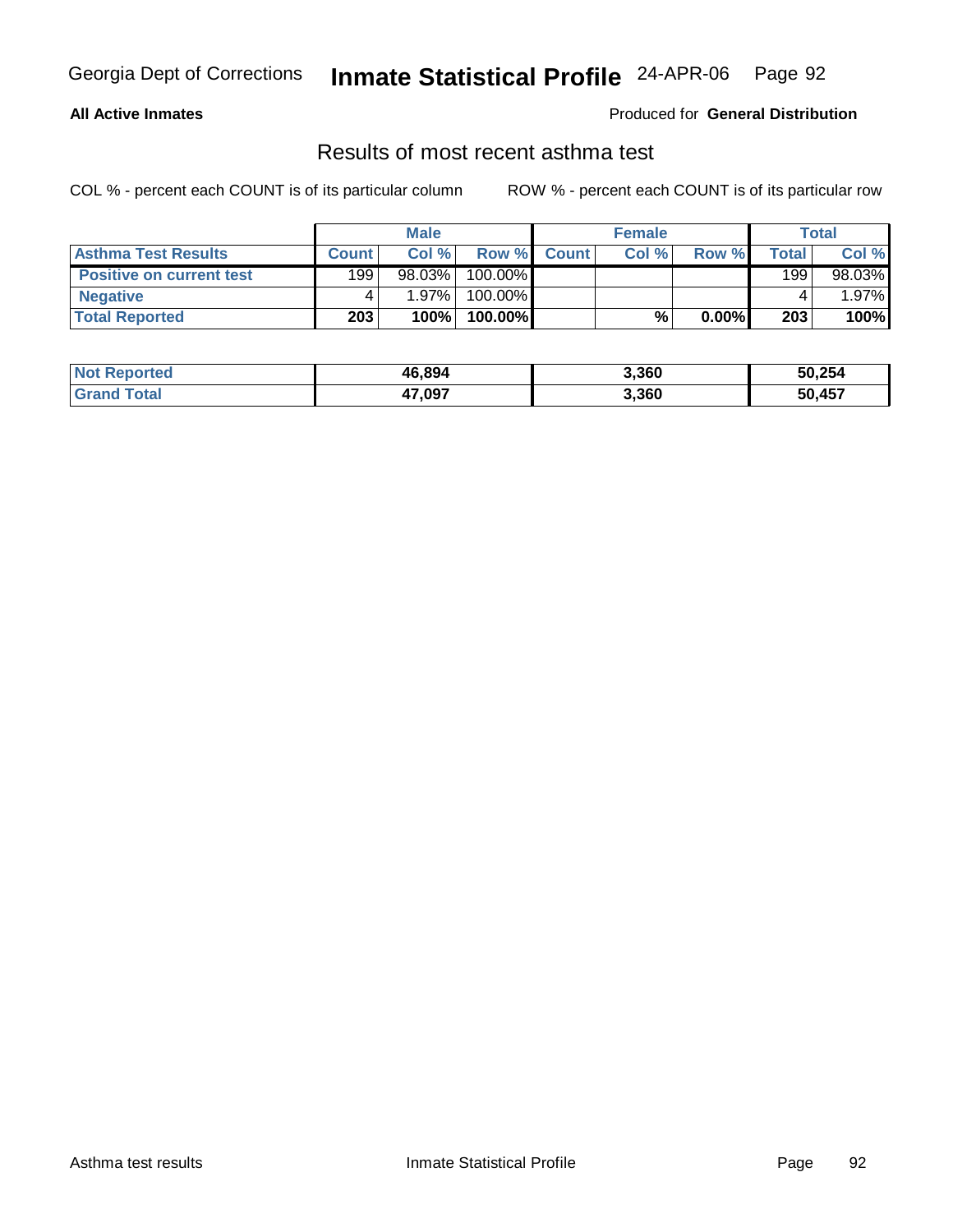Georgia Dept of Corrections **Inmate Statistical Profile** 24-APR-06

**All Active Inmates**

Produced for **General Distribution**

## Results of most recent asthma test

COL % - percent each COUNT is of its particular column

ROW % - percent each COUNT is of its particular row

| | Male | | | Female | | | Total | |
|---|---|---|---|---|---|---|---|---|
| **Asthma Test Results** | **Count** | **Col %** | **Row %** | **Count** | **Col %** | **Row %** | **Total** | **Col %** |
| **Positive on current test** | 199 | 98.03% | 100.00% | | | | 199 | 98.03% |
| **Negative** | 4 | 1.97% | 100.00% | | | | 4 | 1.97% |
| **Total Reported** | **203** | **100%** | **100.00%** | | **%** | **0.00%** | **203** | **100%** |

| | Male | Female | Total |
|---|---|---|---|
| **Not Reported** | **46,894** | **3,360** | **50,254** |
| **Grand Total** | **47,097** | **3,360** | **50,457** |